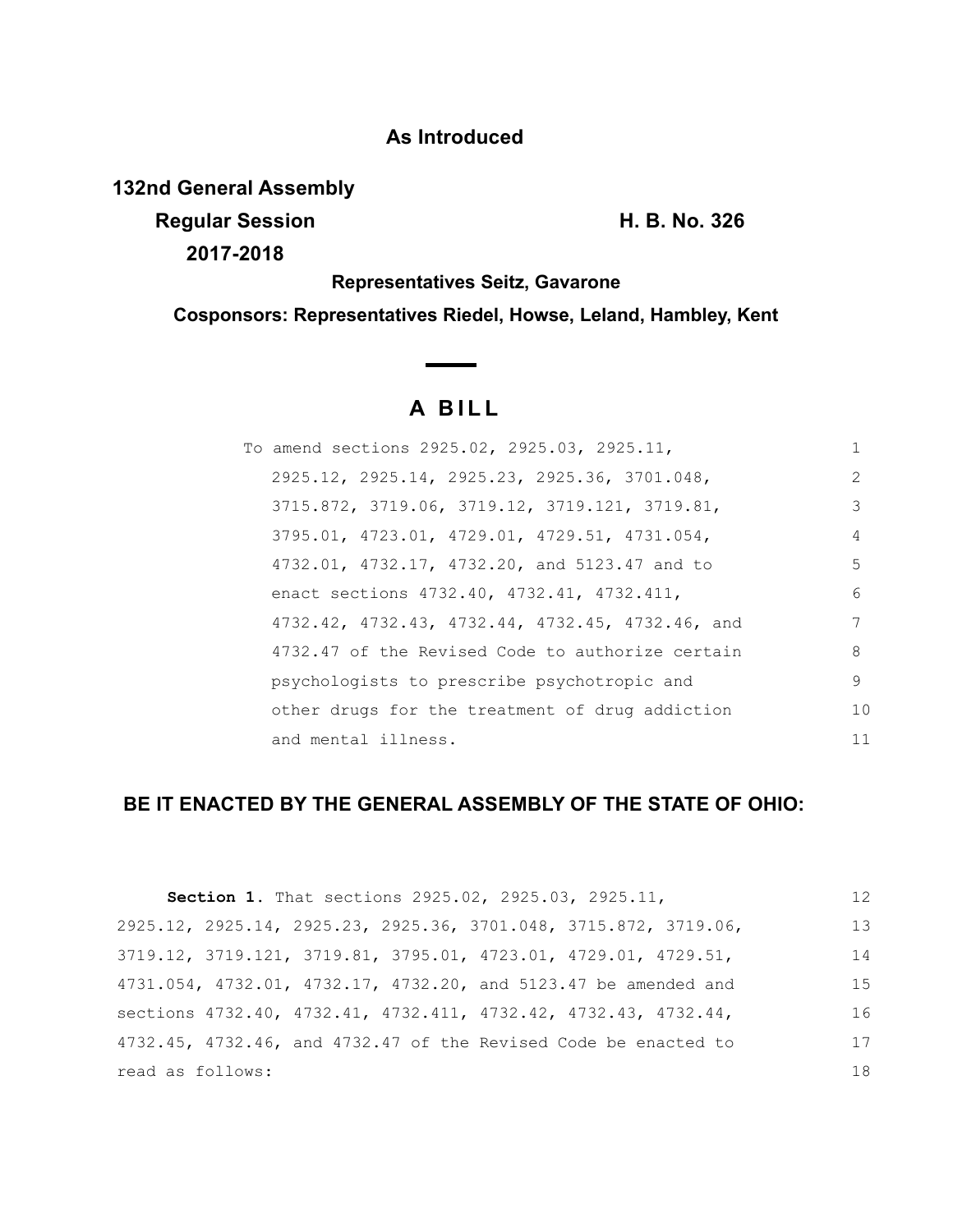**As Introduced**

**132nd General Assembly**
**Regular Session** **H. B. No. 326**
**2017-2018**

**Representatives Seitz, Gavarone**

**Cosponsors: Representatives Riedel, Howse, Leland, Hambley, Kent**

# A BILL

To amend sections 2925.02, 2925.03, 2925.11, 2925.12, 2925.14, 2925.23, 2925.36, 3701.048, 3715.872, 3719.06, 3719.12, 3719.121, 3719.81, 3795.01, 4723.01, 4729.01, 4729.51, 4731.054, 4732.01, 4732.17, 4732.20, and 5123.47 and to enact sections 4732.40, 4732.41, 4732.411, 4732.42, 4732.43, 4732.44, 4732.45, 4732.46, and 4732.47 of the Revised Code to authorize certain psychologists to prescribe psychotropic and other drugs for the treatment of drug addiction and mental illness.

## BE IT ENACTED BY THE GENERAL ASSEMBLY OF THE STATE OF OHIO:

**Section 1.** That sections 2925.02, 2925.03, 2925.11, 2925.12, 2925.14, 2925.23, 2925.36, 3701.048, 3715.872, 3719.06, 3719.12, 3719.121, 3719.81, 3795.01, 4723.01, 4729.01, 4729.51, 4731.054, 4732.01, 4732.17, 4732.20, and 5123.47 be amended and sections 4732.40, 4732.41, 4732.411, 4732.42, 4732.43, 4732.44, 4732.45, 4732.46, and 4732.47 of the Revised Code be enacted to read as follows: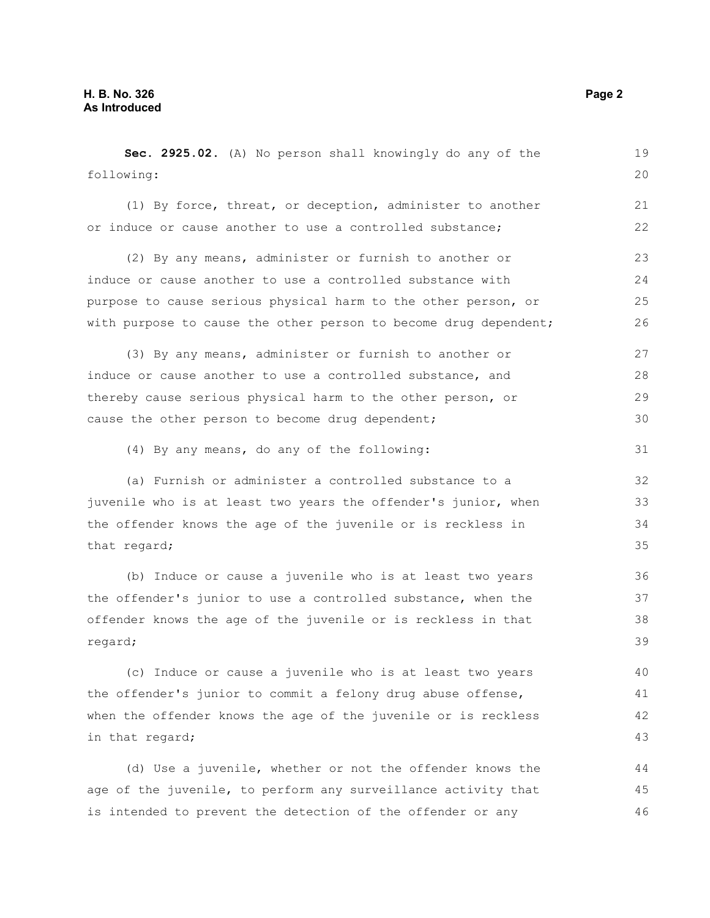**Sec. 2925.02.** (A) No person shall knowingly do any of the following:

(1) By force, threat, or deception, administer to another or induce or cause another to use a controlled substance;

(2) By any means, administer or furnish to another or induce or cause another to use a controlled substance with purpose to cause serious physical harm to the other person, or with purpose to cause the other person to become drug dependent;

(3) By any means, administer or furnish to another or induce or cause another to use a controlled substance, and thereby cause serious physical harm to the other person, or cause the other person to become drug dependent;

(4) By any means, do any of the following:

(a) Furnish or administer a controlled substance to a juvenile who is at least two years the offender's junior, when the offender knows the age of the juvenile or is reckless in that regard;

(b) Induce or cause a juvenile who is at least two years the offender's junior to use a controlled substance, when the offender knows the age of the juvenile or is reckless in that regard;

(c) Induce or cause a juvenile who is at least two years the offender's junior to commit a felony drug abuse offense, when the offender knows the age of the juvenile or is reckless in that regard;

(d) Use a juvenile, whether or not the offender knows the age of the juvenile, to perform any surveillance activity that is intended to prevent the detection of the offender or any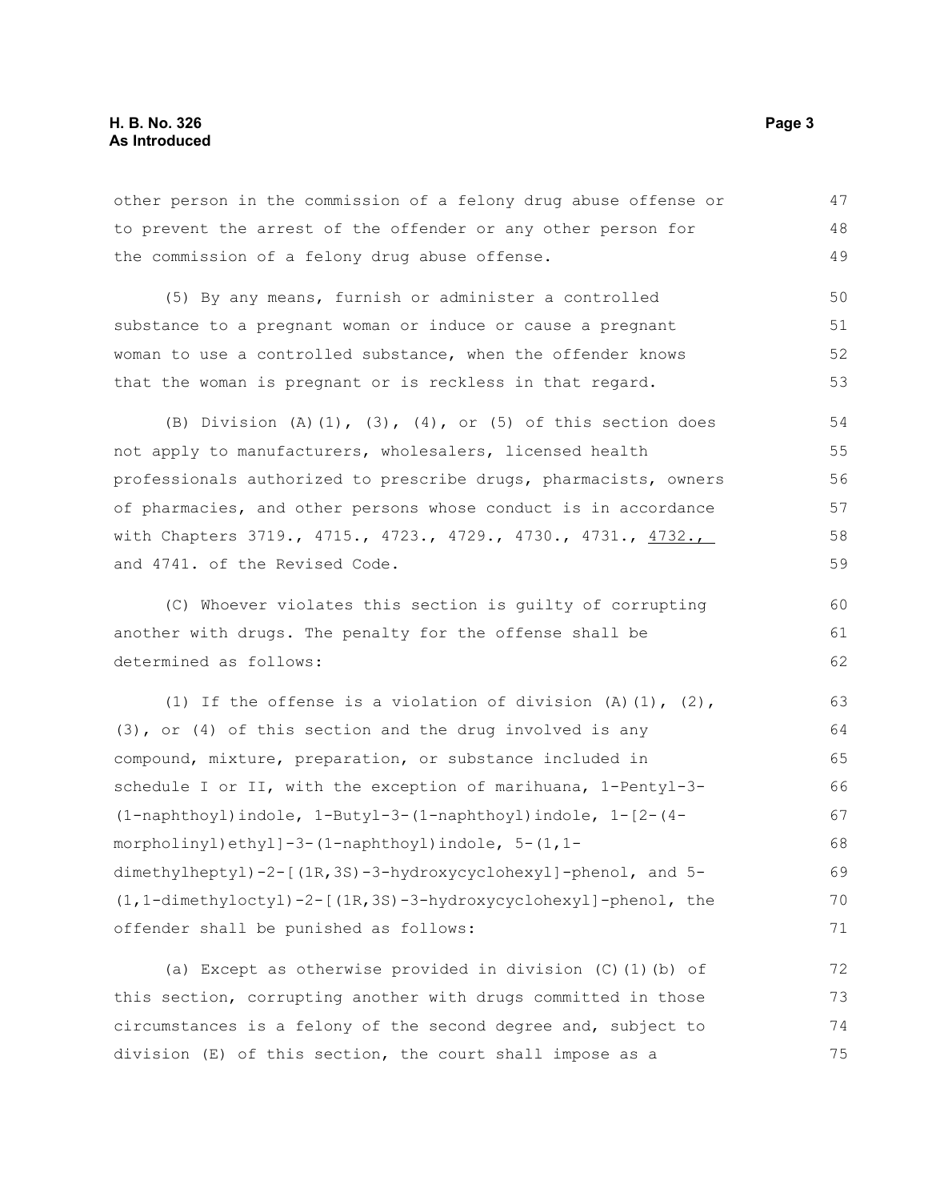other person in the commission of a felony drug abuse offense or to prevent the arrest of the offender or any other person for the commission of a felony drug abuse offense.

(5) By any means, furnish or administer a controlled substance to a pregnant woman or induce or cause a pregnant woman to use a controlled substance, when the offender knows that the woman is pregnant or is reckless in that regard.

(B) Division (A)(1), (3), (4), or (5) of this section does not apply to manufacturers, wholesalers, licensed health professionals authorized to prescribe drugs, pharmacists, owners of pharmacies, and other persons whose conduct is in accordance with Chapters 3719., 4715., 4723., 4729., 4730., 4731., 4732., and 4741. of the Revised Code.

(C) Whoever violates this section is guilty of corrupting another with drugs. The penalty for the offense shall be determined as follows:

(1) If the offense is a violation of division (A)(1), (2), (3), or (4) of this section and the drug involved is any compound, mixture, preparation, or substance included in schedule I or II, with the exception of marihuana, 1-Pentyl-3-(1-naphthoyl)indole, 1-Butyl-3-(1-naphthoyl)indole, 1-[2-(4-morpholinyl)ethyl]-3-(1-naphthoyl)indole, 5-(1,1-dimethylheptyl)-2-[(1R,3S)-3-hydroxycyclohexyl]-phenol, and 5-(1,1-dimethyloctyl)-2-[(1R,3S)-3-hydroxycyclohexyl]-phenol, the offender shall be punished as follows:

(a) Except as otherwise provided in division (C)(1)(b) of this section, corrupting another with drugs committed in those circumstances is a felony of the second degree and, subject to division (E) of this section, the court shall impose as a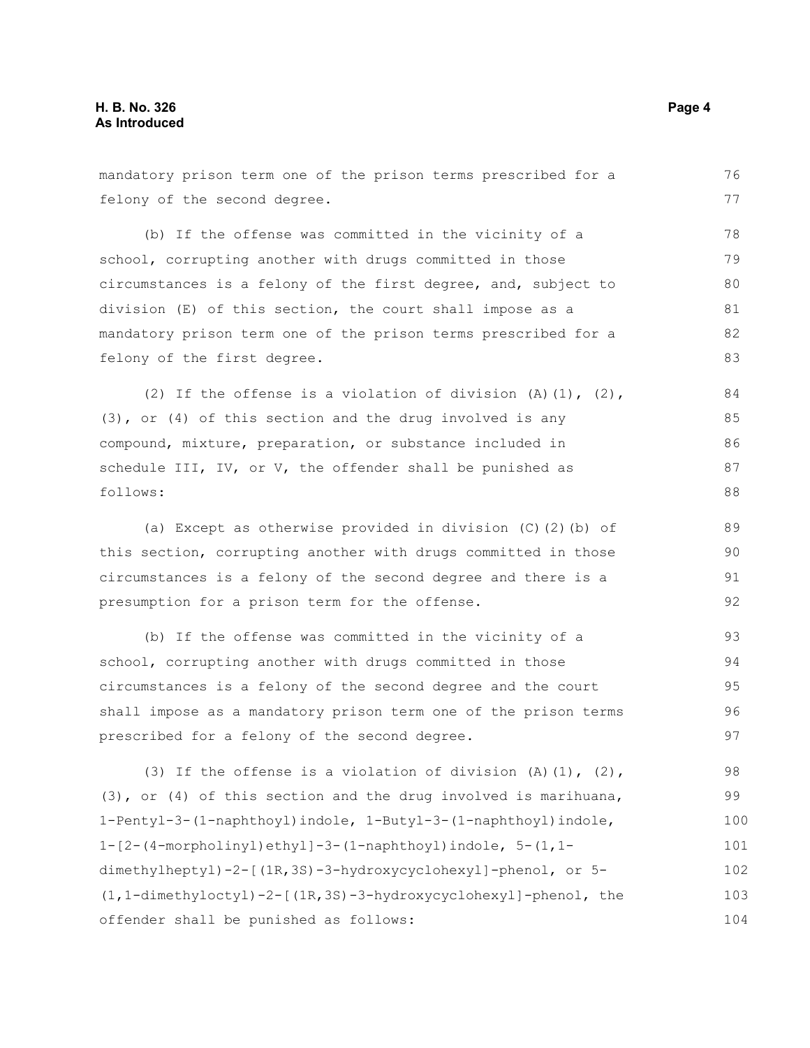mandatory prison term one of the prison terms prescribed for a felony of the second degree.

(b) If the offense was committed in the vicinity of a school, corrupting another with drugs committed in those circumstances is a felony of the first degree, and, subject to division (E) of this section, the court shall impose as a mandatory prison term one of the prison terms prescribed for a felony of the first degree.

(2) If the offense is a violation of division (A)(1), (2), (3), or (4) of this section and the drug involved is any compound, mixture, preparation, or substance included in schedule III, IV, or V, the offender shall be punished as follows:

(a) Except as otherwise provided in division (C)(2)(b) of this section, corrupting another with drugs committed in those circumstances is a felony of the second degree and there is a presumption for a prison term for the offense.

(b) If the offense was committed in the vicinity of a school, corrupting another with drugs committed in those circumstances is a felony of the second degree and the court shall impose as a mandatory prison term one of the prison terms prescribed for a felony of the second degree.

(3) If the offense is a violation of division (A)(1), (2), (3), or (4) of this section and the drug involved is marihuana, 1-Pentyl-3-(1-naphthoyl)indole, 1-Butyl-3-(1-naphthoyl)indole, 1-[2-(4-morpholinyl)ethyl]-3-(1-naphthoyl)indole, 5-(1,1-dimethylheptyl)-2-[(1R,3S)-3-hydroxycyclohexyl]-phenol, or 5-(1,1-dimethyloctyl)-2-[(1R,3S)-3-hydroxycyclohexyl]-phenol, the offender shall be punished as follows: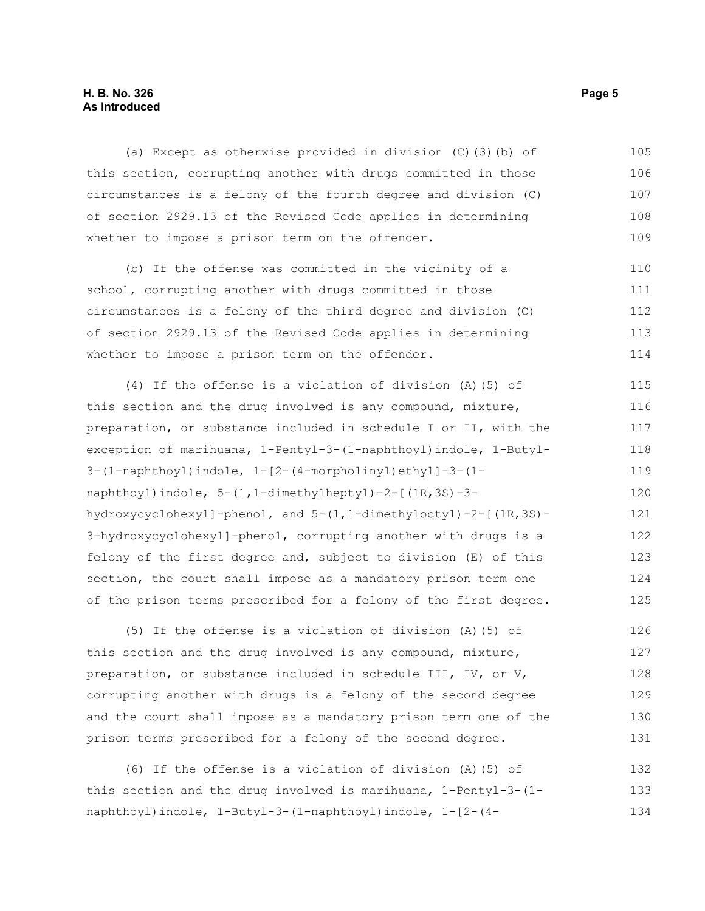(a) Except as otherwise provided in division (C)(3)(b) of this section, corrupting another with drugs committed in those circumstances is a felony of the fourth degree and division (C) of section 2929.13 of the Revised Code applies in determining whether to impose a prison term on the offender.

(b) If the offense was committed in the vicinity of a school, corrupting another with drugs committed in those circumstances is a felony of the third degree and division (C) of section 2929.13 of the Revised Code applies in determining whether to impose a prison term on the offender.

(4) If the offense is a violation of division (A)(5) of this section and the drug involved is any compound, mixture, preparation, or substance included in schedule I or II, with the exception of marihuana, 1-Pentyl-3-(1-naphthoyl)indole, 1-Butyl-3-(1-naphthoyl)indole, 1-[2-(4-morpholinyl)ethyl]-3-(1-naphthoyl)indole, 5-(1,1-dimethylheptyl)-2-[(1R,3S)-3-hydroxycyclohexyl]-phenol, and 5-(1,1-dimethyloctyl)-2-[(1R,3S)-3-hydroxycyclohexyl]-phenol, corrupting another with drugs is a felony of the first degree and, subject to division (E) of this section, the court shall impose as a mandatory prison term one of the prison terms prescribed for a felony of the first degree.

(5) If the offense is a violation of division (A)(5) of this section and the drug involved is any compound, mixture, preparation, or substance included in schedule III, IV, or V, corrupting another with drugs is a felony of the second degree and the court shall impose as a mandatory prison term one of the prison terms prescribed for a felony of the second degree.

(6) If the offense is a violation of division (A)(5) of this section and the drug involved is marihuana, 1-Pentyl-3-(1-naphthoyl)indole, 1-Butyl-3-(1-naphthoyl)indole, 1-[2-(4-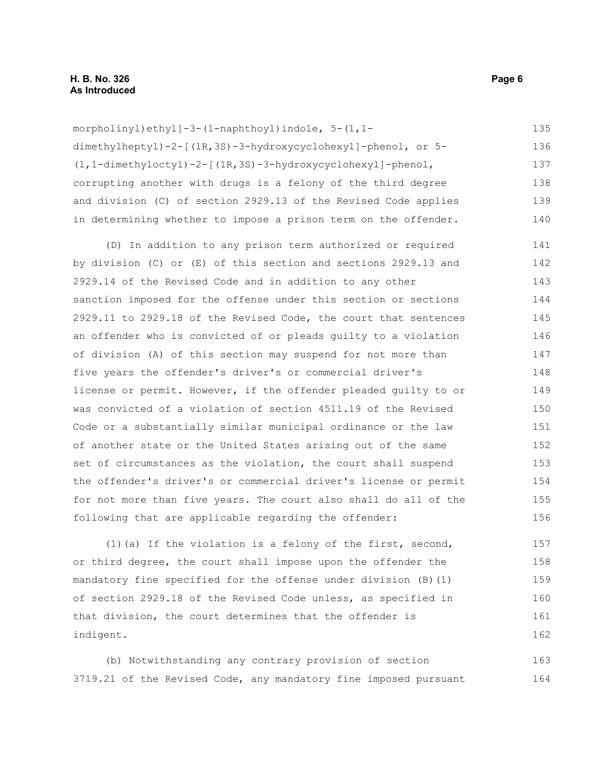morpholinyl)ethyl]-3-(1-naphthoyl)indole, 5-(1,1-dimethylheptyl)-2-[(1R,3S)-3-hydroxycyclohexyl]-phenol, or 5-(1,1-dimethyloctyl)-2-[(1R,3S)-3-hydroxycyclohexyl]-phenol, corrupting another with drugs is a felony of the third degree and division (C) of section 2929.13 of the Revised Code applies in determining whether to impose a prison term on the offender.

(D) In addition to any prison term authorized or required by division (C) or (E) of this section and sections 2929.13 and 2929.14 of the Revised Code and in addition to any other sanction imposed for the offense under this section or sections 2929.11 to 2929.18 of the Revised Code, the court that sentences an offender who is convicted of or pleads guilty to a violation of division (A) of this section may suspend for not more than five years the offender's driver's or commercial driver's license or permit. However, if the offender pleaded guilty to or was convicted of a violation of section 4511.19 of the Revised Code or a substantially similar municipal ordinance or the law of another state or the United States arising out of the same set of circumstances as the violation, the court shall suspend the offender's driver's or commercial driver's license or permit for not more than five years. The court also shall do all of the following that are applicable regarding the offender:

(1)(a) If the violation is a felony of the first, second, or third degree, the court shall impose upon the offender the mandatory fine specified for the offense under division (B)(1) of section 2929.18 of the Revised Code unless, as specified in that division, the court determines that the offender is indigent.

(b) Notwithstanding any contrary provision of section 3719.21 of the Revised Code, any mandatory fine imposed pursuant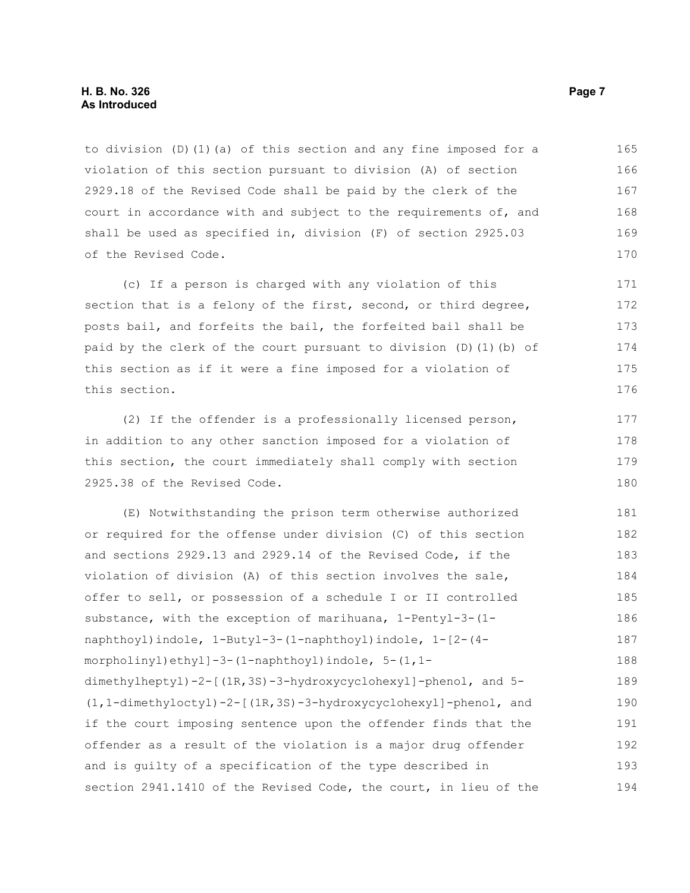to division (D)(1)(a) of this section and any fine imposed for a violation of this section pursuant to division (A) of section 2929.18 of the Revised Code shall be paid by the clerk of the court in accordance with and subject to the requirements of, and shall be used as specified in, division (F) of section 2925.03 of the Revised Code.

(c) If a person is charged with any violation of this section that is a felony of the first, second, or third degree, posts bail, and forfeits the bail, the forfeited bail shall be paid by the clerk of the court pursuant to division (D)(1)(b) of this section as if it were a fine imposed for a violation of this section.

(2) If the offender is a professionally licensed person, in addition to any other sanction imposed for a violation of this section, the court immediately shall comply with section 2925.38 of the Revised Code.

(E) Notwithstanding the prison term otherwise authorized or required for the offense under division (C) of this section and sections 2929.13 and 2929.14 of the Revised Code, if the violation of division (A) of this section involves the sale, offer to sell, or possession of a schedule I or II controlled substance, with the exception of marihuana, 1-Pentyl-3-(1-naphthoyl)indole, 1-Butyl-3-(1-naphthoyl)indole, 1-[2-(4-morpholinyl)ethyl]-3-(1-naphthoyl)indole, 5-(1,1-dimethylheptyl)-2-[(1R,3S)-3-hydroxycyclohexyl]-phenol, and 5-(1,1-dimethyloctyl)-2-[(1R,3S)-3-hydroxycyclohexyl]-phenol, and if the court imposing sentence upon the offender finds that the offender as a result of the violation is a major drug offender and is guilty of a specification of the type described in section 2941.1410 of the Revised Code, the court, in lieu of the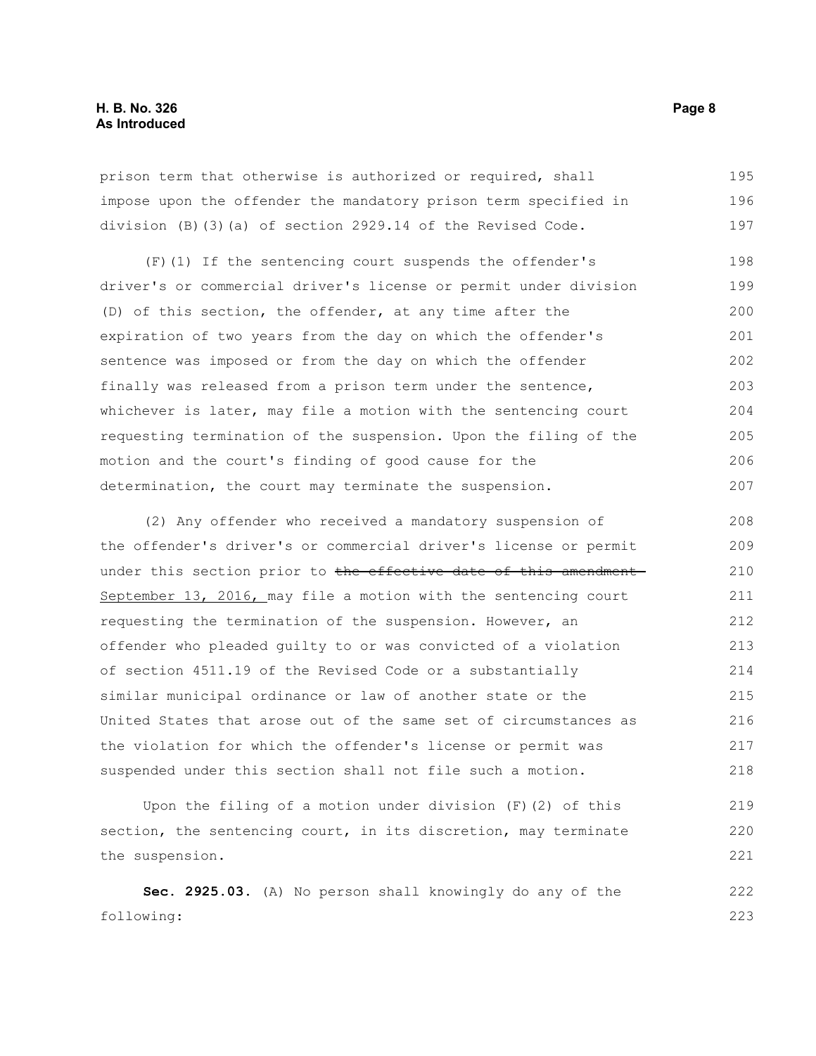prison term that otherwise is authorized or required, shall impose upon the offender the mandatory prison term specified in division (B)(3)(a) of section 2929.14 of the Revised Code.

(F)(1) If the sentencing court suspends the offender's driver's or commercial driver's license or permit under division (D) of this section, the offender, at any time after the expiration of two years from the day on which the offender's sentence was imposed or from the day on which the offender finally was released from a prison term under the sentence, whichever is later, may file a motion with the sentencing court requesting termination of the suspension. Upon the filing of the motion and the court's finding of good cause for the determination, the court may terminate the suspension.

(2) Any offender who received a mandatory suspension of the offender's driver's or commercial driver's license or permit under this section prior to ~~the effective date of this amendment~~ September 13, 2016, may file a motion with the sentencing court requesting the termination of the suspension. However, an offender who pleaded guilty to or was convicted of a violation of section 4511.19 of the Revised Code or a substantially similar municipal ordinance or law of another state or the United States that arose out of the same set of circumstances as the violation for which the offender's license or permit was suspended under this section shall not file such a motion.

Upon the filing of a motion under division (F)(2) of this section, the sentencing court, in its discretion, may terminate the suspension.

**Sec. 2925.03.** (A) No person shall knowingly do any of the following: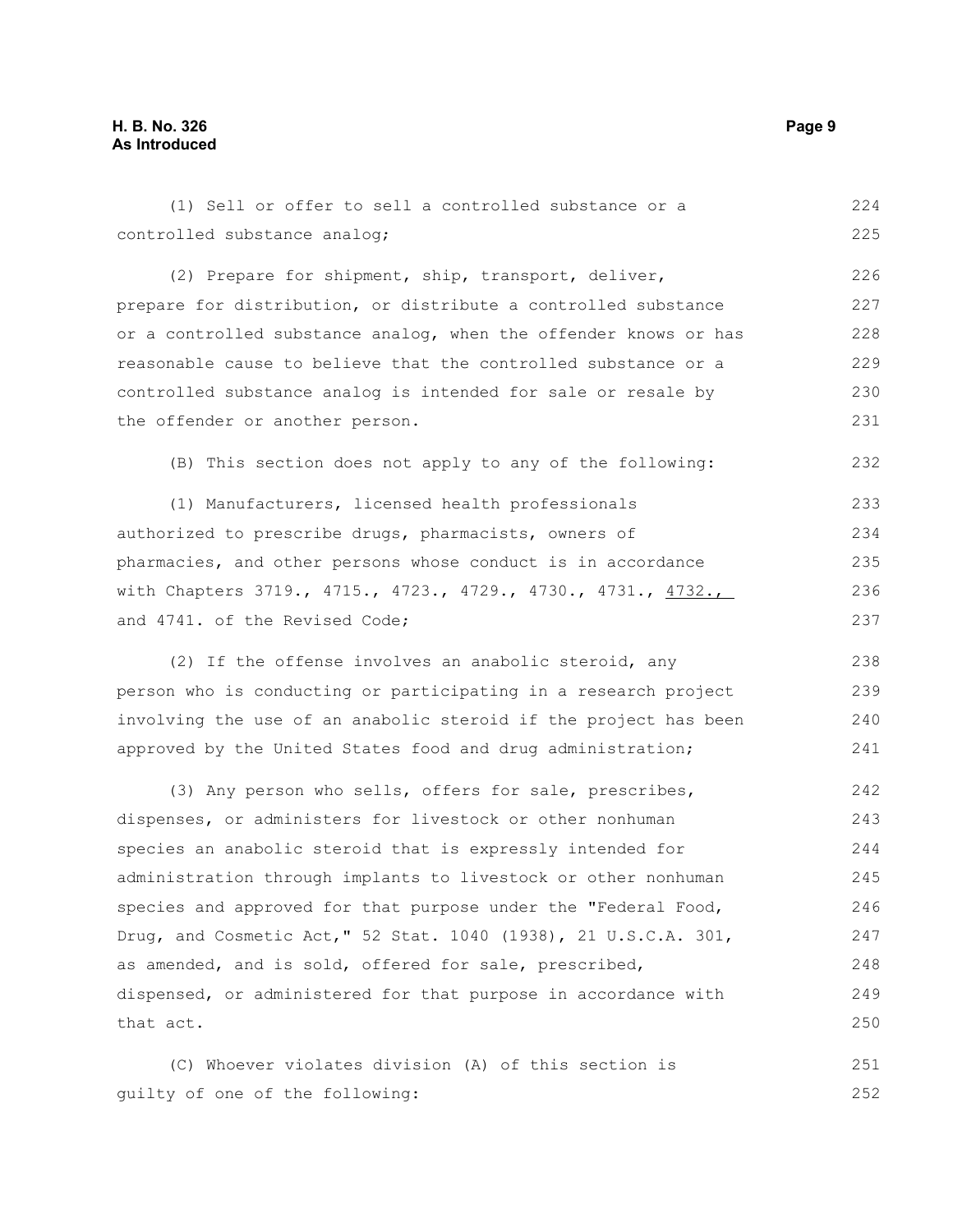(1) Sell or offer to sell a controlled substance or a controlled substance analog;

(2) Prepare for shipment, ship, transport, deliver, prepare for distribution, or distribute a controlled substance or a controlled substance analog, when the offender knows or has reasonable cause to believe that the controlled substance or a controlled substance analog is intended for sale or resale by the offender or another person.

(B) This section does not apply to any of the following:

(1) Manufacturers, licensed health professionals authorized to prescribe drugs, pharmacists, owners of pharmacies, and other persons whose conduct is in accordance with Chapters 3719., 4715., 4723., 4729., 4730., 4731., 4732., and 4741. of the Revised Code;

(2) If the offense involves an anabolic steroid, any person who is conducting or participating in a research project involving the use of an anabolic steroid if the project has been approved by the United States food and drug administration;

(3) Any person who sells, offers for sale, prescribes, dispenses, or administers for livestock or other nonhuman species an anabolic steroid that is expressly intended for administration through implants to livestock or other nonhuman species and approved for that purpose under the "Federal Food, Drug, and Cosmetic Act," 52 Stat. 1040 (1938), 21 U.S.C.A. 301, as amended, and is sold, offered for sale, prescribed, dispensed, or administered for that purpose in accordance with that act.

(C) Whoever violates division (A) of this section is guilty of one of the following: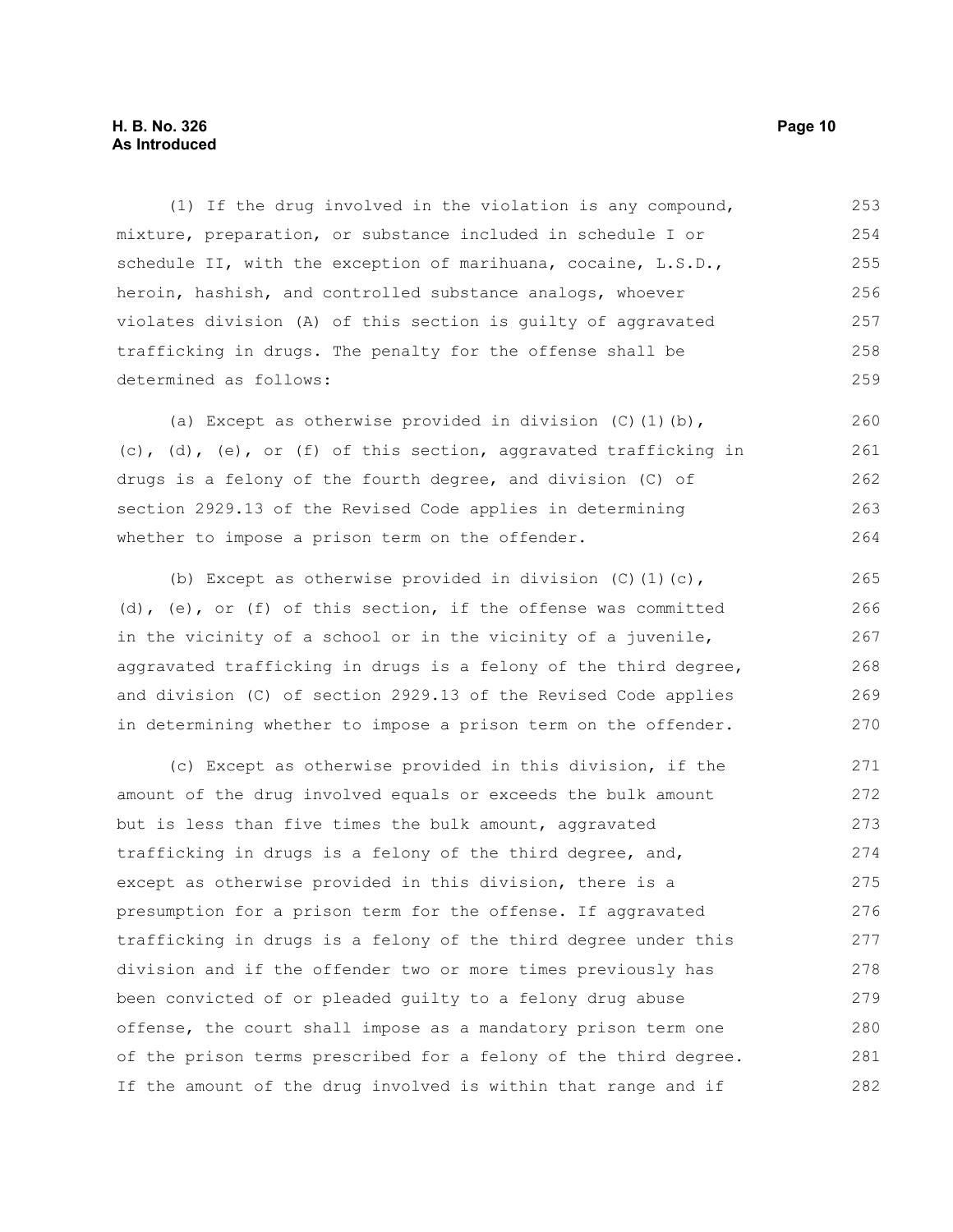(1) If the drug involved in the violation is any compound, mixture, preparation, or substance included in schedule I or schedule II, with the exception of marihuana, cocaine, L.S.D., heroin, hashish, and controlled substance analogs, whoever violates division (A) of this section is guilty of aggravated trafficking in drugs. The penalty for the offense shall be determined as follows:

(a) Except as otherwise provided in division (C)(1)(b), (c), (d), (e), or (f) of this section, aggravated trafficking in drugs is a felony of the fourth degree, and division (C) of section 2929.13 of the Revised Code applies in determining whether to impose a prison term on the offender.

(b) Except as otherwise provided in division (C)(1)(c), (d), (e), or (f) of this section, if the offense was committed in the vicinity of a school or in the vicinity of a juvenile, aggravated trafficking in drugs is a felony of the third degree, and division (C) of section 2929.13 of the Revised Code applies in determining whether to impose a prison term on the offender.

(c) Except as otherwise provided in this division, if the amount of the drug involved equals or exceeds the bulk amount but is less than five times the bulk amount, aggravated trafficking in drugs is a felony of the third degree, and, except as otherwise provided in this division, there is a presumption for a prison term for the offense. If aggravated trafficking in drugs is a felony of the third degree under this division and if the offender two or more times previously has been convicted of or pleaded guilty to a felony drug abuse offense, the court shall impose as a mandatory prison term one of the prison terms prescribed for a felony of the third degree. If the amount of the drug involved is within that range and if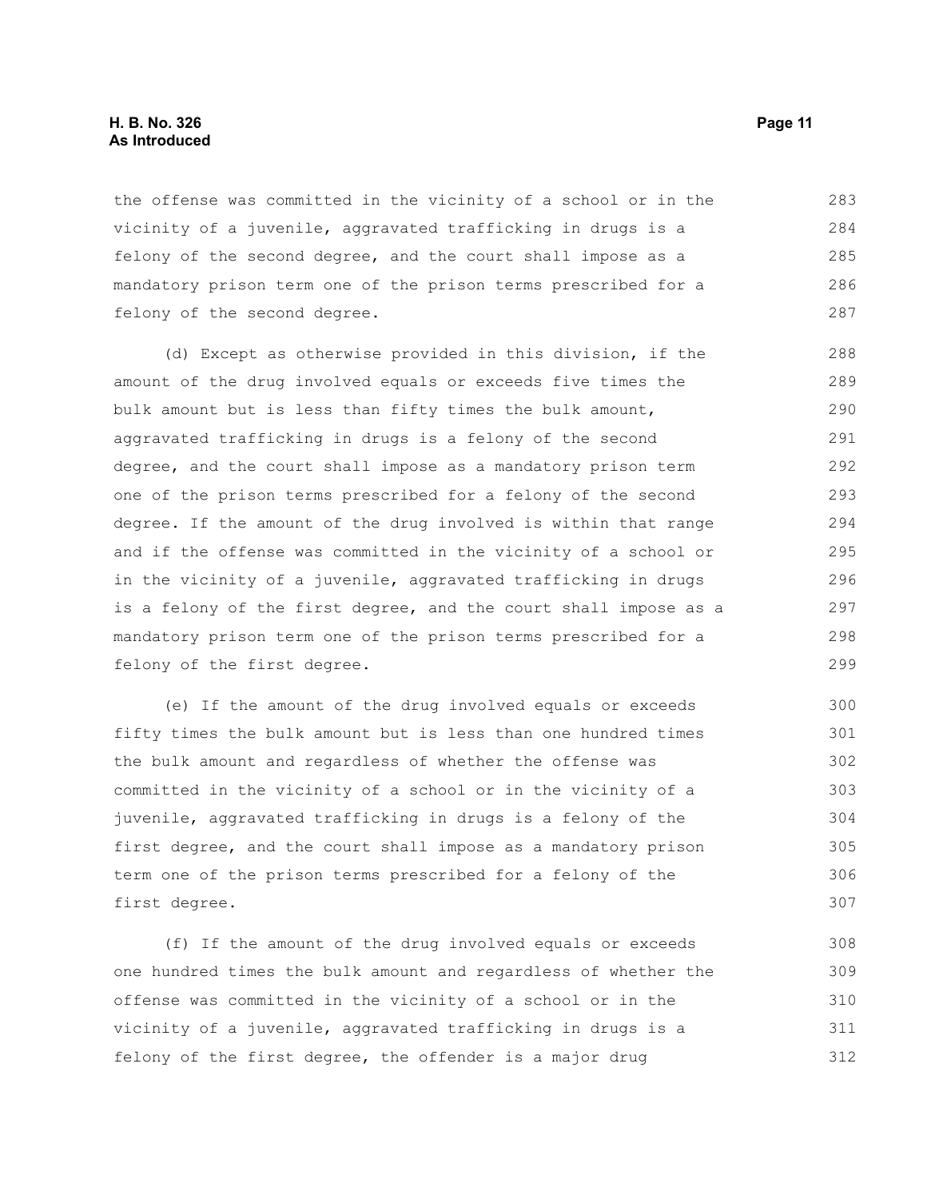the offense was committed in the vicinity of a school or in the vicinity of a juvenile, aggravated trafficking in drugs is a felony of the second degree, and the court shall impose as a mandatory prison term one of the prison terms prescribed for a felony of the second degree.

(d) Except as otherwise provided in this division, if the amount of the drug involved equals or exceeds five times the bulk amount but is less than fifty times the bulk amount, aggravated trafficking in drugs is a felony of the second degree, and the court shall impose as a mandatory prison term one of the prison terms prescribed for a felony of the second degree. If the amount of the drug involved is within that range and if the offense was committed in the vicinity of a school or in the vicinity of a juvenile, aggravated trafficking in drugs is a felony of the first degree, and the court shall impose as a mandatory prison term one of the prison terms prescribed for a felony of the first degree.

(e) If the amount of the drug involved equals or exceeds fifty times the bulk amount but is less than one hundred times the bulk amount and regardless of whether the offense was committed in the vicinity of a school or in the vicinity of a juvenile, aggravated trafficking in drugs is a felony of the first degree, and the court shall impose as a mandatory prison term one of the prison terms prescribed for a felony of the first degree.

(f) If the amount of the drug involved equals or exceeds one hundred times the bulk amount and regardless of whether the offense was committed in the vicinity of a school or in the vicinity of a juvenile, aggravated trafficking in drugs is a felony of the first degree, the offender is a major drug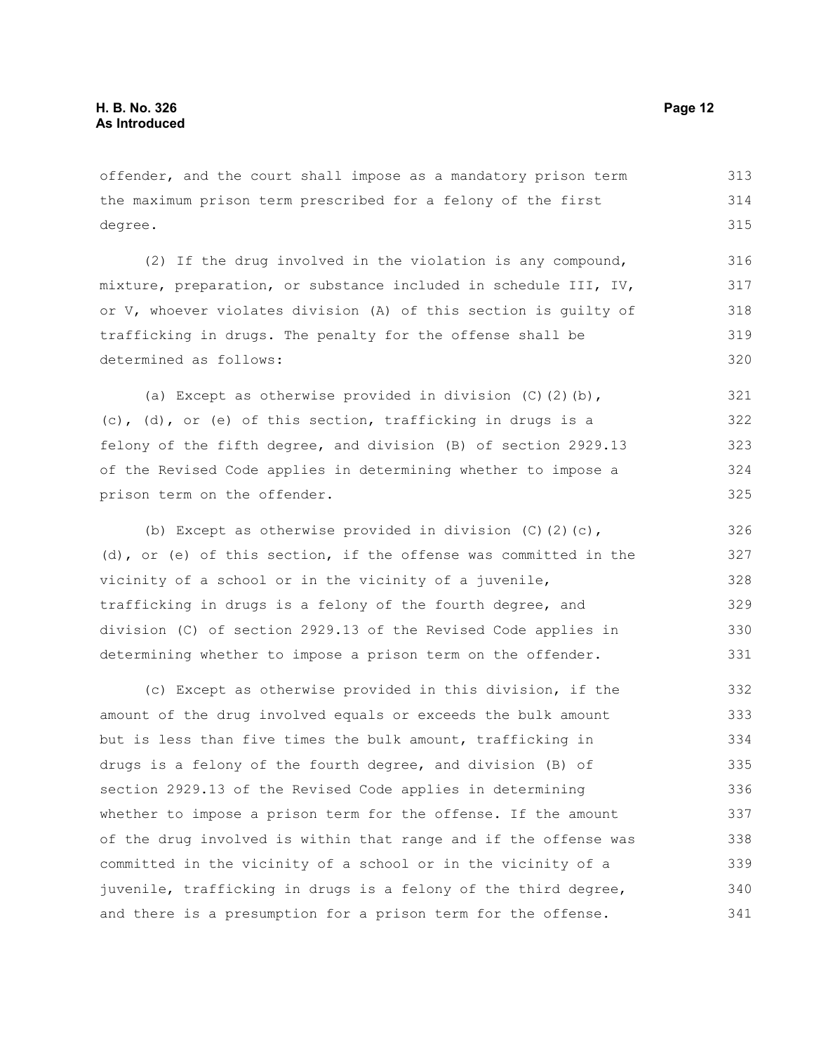offender, and the court shall impose as a mandatory prison term the maximum prison term prescribed for a felony of the first degree.

(2) If the drug involved in the violation is any compound, mixture, preparation, or substance included in schedule III, IV, or V, whoever violates division (A) of this section is guilty of trafficking in drugs. The penalty for the offense shall be determined as follows:

(a) Except as otherwise provided in division (C)(2)(b), (c), (d), or (e) of this section, trafficking in drugs is a felony of the fifth degree, and division (B) of section 2929.13 of the Revised Code applies in determining whether to impose a prison term on the offender.

(b) Except as otherwise provided in division (C)(2)(c), (d), or (e) of this section, if the offense was committed in the vicinity of a school or in the vicinity of a juvenile, trafficking in drugs is a felony of the fourth degree, and division (C) of section 2929.13 of the Revised Code applies in determining whether to impose a prison term on the offender.

(c) Except as otherwise provided in this division, if the amount of the drug involved equals or exceeds the bulk amount but is less than five times the bulk amount, trafficking in drugs is a felony of the fourth degree, and division (B) of section 2929.13 of the Revised Code applies in determining whether to impose a prison term for the offense. If the amount of the drug involved is within that range and if the offense was committed in the vicinity of a school or in the vicinity of a juvenile, trafficking in drugs is a felony of the third degree, and there is a presumption for a prison term for the offense.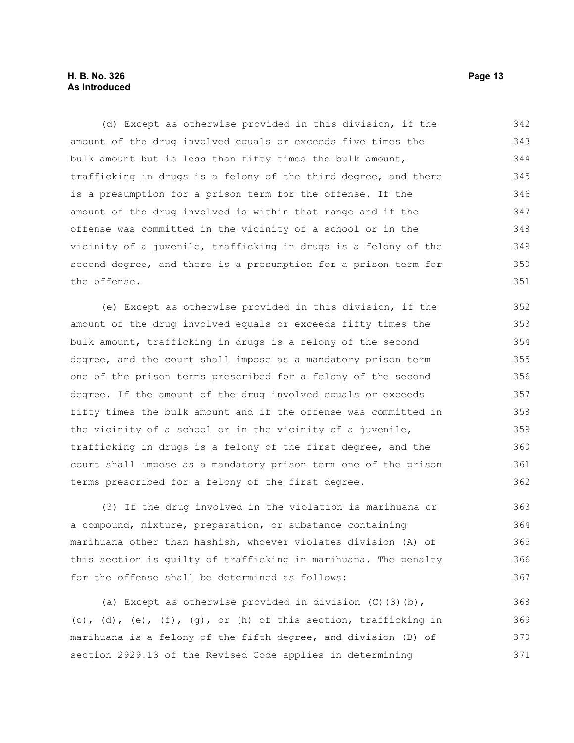(d) Except as otherwise provided in this division, if the amount of the drug involved equals or exceeds five times the bulk amount but is less than fifty times the bulk amount, trafficking in drugs is a felony of the third degree, and there is a presumption for a prison term for the offense. If the amount of the drug involved is within that range and if the offense was committed in the vicinity of a school or in the vicinity of a juvenile, trafficking in drugs is a felony of the second degree, and there is a presumption for a prison term for the offense.

(e) Except as otherwise provided in this division, if the amount of the drug involved equals or exceeds fifty times the bulk amount, trafficking in drugs is a felony of the second degree, and the court shall impose as a mandatory prison term one of the prison terms prescribed for a felony of the second degree. If the amount of the drug involved equals or exceeds fifty times the bulk amount and if the offense was committed in the vicinity of a school or in the vicinity of a juvenile, trafficking in drugs is a felony of the first degree, and the court shall impose as a mandatory prison term one of the prison terms prescribed for a felony of the first degree.

(3) If the drug involved in the violation is marihuana or a compound, mixture, preparation, or substance containing marihuana other than hashish, whoever violates division (A) of this section is guilty of trafficking in marihuana. The penalty for the offense shall be determined as follows:

(a) Except as otherwise provided in division (C)(3)(b), (c), (d), (e), (f), (g), or (h) of this section, trafficking in marihuana is a felony of the fifth degree, and division (B) of section 2929.13 of the Revised Code applies in determining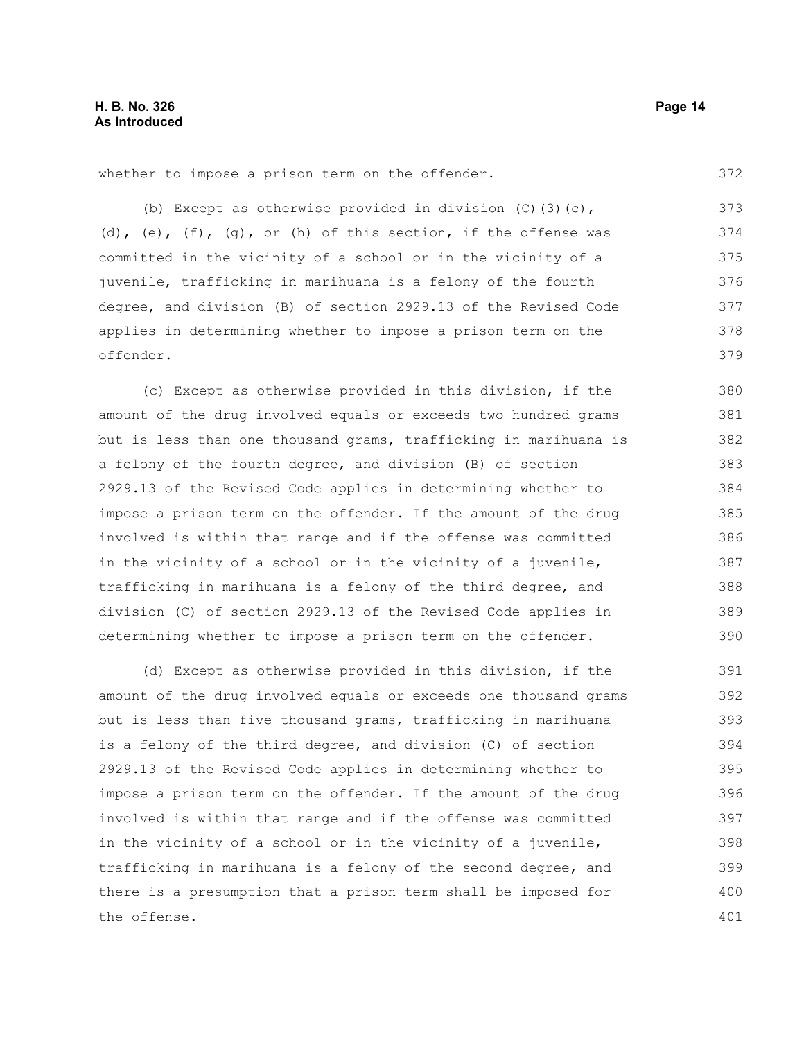whether to impose a prison term on the offender.

(b) Except as otherwise provided in division (C)(3)(c), (d), (e), (f), (g), or (h) of this section, if the offense was committed in the vicinity of a school or in the vicinity of a juvenile, trafficking in marihuana is a felony of the fourth degree, and division (B) of section 2929.13 of the Revised Code applies in determining whether to impose a prison term on the offender.

(c) Except as otherwise provided in this division, if the amount of the drug involved equals or exceeds two hundred grams but is less than one thousand grams, trafficking in marihuana is a felony of the fourth degree, and division (B) of section 2929.13 of the Revised Code applies in determining whether to impose a prison term on the offender. If the amount of the drug involved is within that range and if the offense was committed in the vicinity of a school or in the vicinity of a juvenile, trafficking in marihuana is a felony of the third degree, and division (C) of section 2929.13 of the Revised Code applies in determining whether to impose a prison term on the offender.

(d) Except as otherwise provided in this division, if the amount of the drug involved equals or exceeds one thousand grams but is less than five thousand grams, trafficking in marihuana is a felony of the third degree, and division (C) of section 2929.13 of the Revised Code applies in determining whether to impose a prison term on the offender. If the amount of the drug involved is within that range and if the offense was committed in the vicinity of a school or in the vicinity of a juvenile, trafficking in marihuana is a felony of the second degree, and there is a presumption that a prison term shall be imposed for the offense.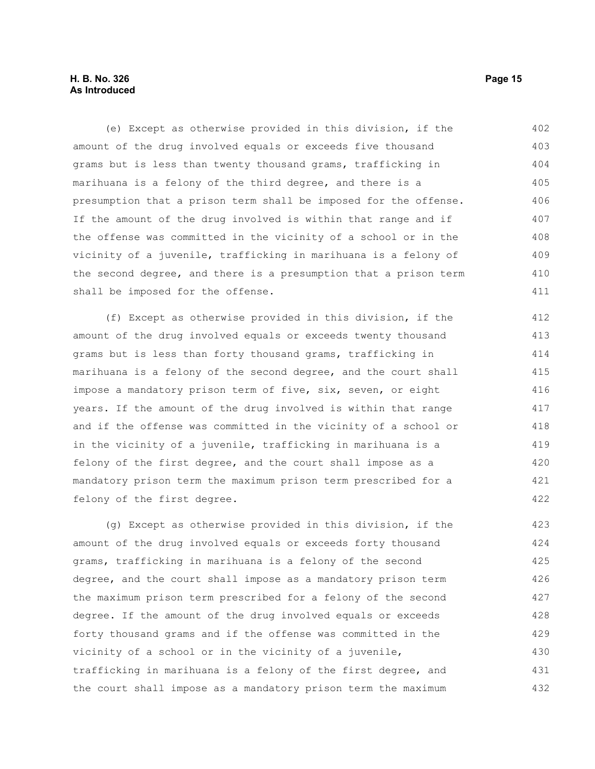(e) Except as otherwise provided in this division, if the amount of the drug involved equals or exceeds five thousand grams but is less than twenty thousand grams, trafficking in marihuana is a felony of the third degree, and there is a presumption that a prison term shall be imposed for the offense. If the amount of the drug involved is within that range and if the offense was committed in the vicinity of a school or in the vicinity of a juvenile, trafficking in marihuana is a felony of the second degree, and there is a presumption that a prison term shall be imposed for the offense.

(f) Except as otherwise provided in this division, if the amount of the drug involved equals or exceeds twenty thousand grams but is less than forty thousand grams, trafficking in marihuana is a felony of the second degree, and the court shall impose a mandatory prison term of five, six, seven, or eight years. If the amount of the drug involved is within that range and if the offense was committed in the vicinity of a school or in the vicinity of a juvenile, trafficking in marihuana is a felony of the first degree, and the court shall impose as a mandatory prison term the maximum prison term prescribed for a felony of the first degree.

(g) Except as otherwise provided in this division, if the amount of the drug involved equals or exceeds forty thousand grams, trafficking in marihuana is a felony of the second degree, and the court shall impose as a mandatory prison term the maximum prison term prescribed for a felony of the second degree. If the amount of the drug involved equals or exceeds forty thousand grams and if the offense was committed in the vicinity of a school or in the vicinity of a juvenile, trafficking in marihuana is a felony of the first degree, and the court shall impose as a mandatory prison term the maximum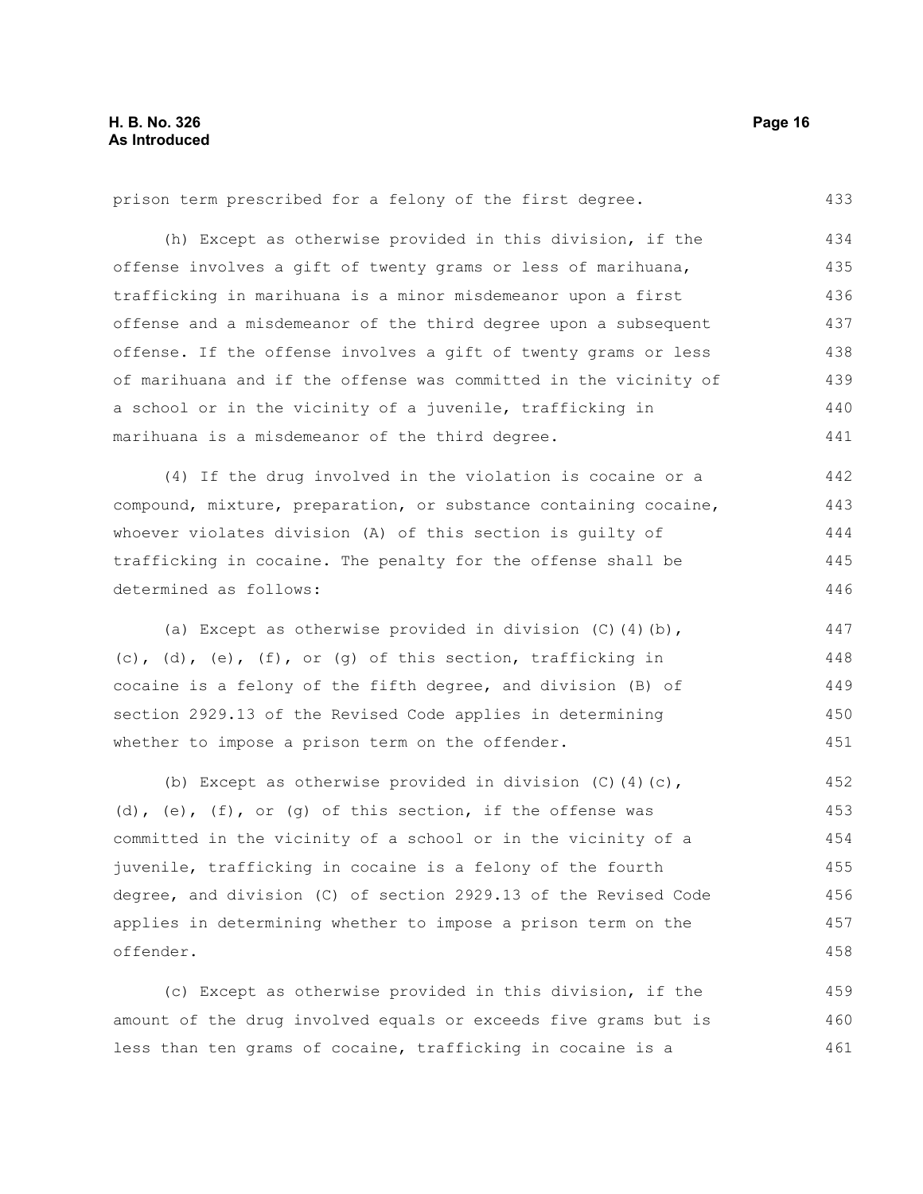prison term prescribed for a felony of the first degree.

(h) Except as otherwise provided in this division, if the offense involves a gift of twenty grams or less of marihuana, trafficking in marihuana is a minor misdemeanor upon a first offense and a misdemeanor of the third degree upon a subsequent offense. If the offense involves a gift of twenty grams or less of marihuana and if the offense was committed in the vicinity of a school or in the vicinity of a juvenile, trafficking in marihuana is a misdemeanor of the third degree.

(4) If the drug involved in the violation is cocaine or a compound, mixture, preparation, or substance containing cocaine, whoever violates division (A) of this section is guilty of trafficking in cocaine. The penalty for the offense shall be determined as follows:

(a) Except as otherwise provided in division (C)(4)(b), (c), (d), (e), (f), or (g) of this section, trafficking in cocaine is a felony of the fifth degree, and division (B) of section 2929.13 of the Revised Code applies in determining whether to impose a prison term on the offender.

(b) Except as otherwise provided in division (C)(4)(c), (d), (e), (f), or (g) of this section, if the offense was committed in the vicinity of a school or in the vicinity of a juvenile, trafficking in cocaine is a felony of the fourth degree, and division (C) of section 2929.13 of the Revised Code applies in determining whether to impose a prison term on the offender.

(c) Except as otherwise provided in this division, if the amount of the drug involved equals or exceeds five grams but is less than ten grams of cocaine, trafficking in cocaine is a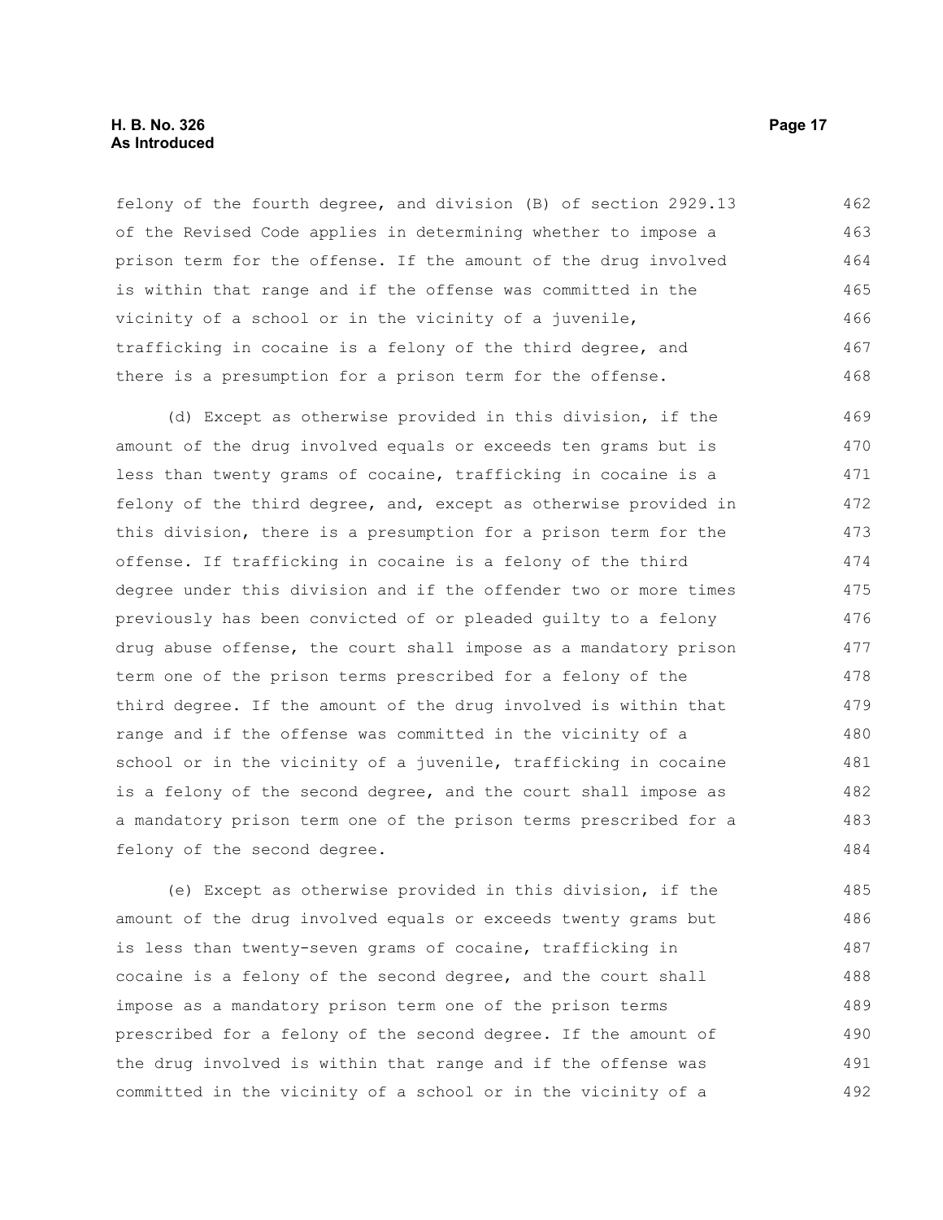felony of the fourth degree, and division (B) of section 2929.13 of the Revised Code applies in determining whether to impose a prison term for the offense. If the amount of the drug involved is within that range and if the offense was committed in the vicinity of a school or in the vicinity of a juvenile, trafficking in cocaine is a felony of the third degree, and there is a presumption for a prison term for the offense.

(d) Except as otherwise provided in this division, if the amount of the drug involved equals or exceeds ten grams but is less than twenty grams of cocaine, trafficking in cocaine is a felony of the third degree, and, except as otherwise provided in this division, there is a presumption for a prison term for the offense. If trafficking in cocaine is a felony of the third degree under this division and if the offender two or more times previously has been convicted of or pleaded guilty to a felony drug abuse offense, the court shall impose as a mandatory prison term one of the prison terms prescribed for a felony of the third degree. If the amount of the drug involved is within that range and if the offense was committed in the vicinity of a school or in the vicinity of a juvenile, trafficking in cocaine is a felony of the second degree, and the court shall impose as a mandatory prison term one of the prison terms prescribed for a felony of the second degree.

(e) Except as otherwise provided in this division, if the amount of the drug involved equals or exceeds twenty grams but is less than twenty-seven grams of cocaine, trafficking in cocaine is a felony of the second degree, and the court shall impose as a mandatory prison term one of the prison terms prescribed for a felony of the second degree. If the amount of the drug involved is within that range and if the offense was committed in the vicinity of a school or in the vicinity of a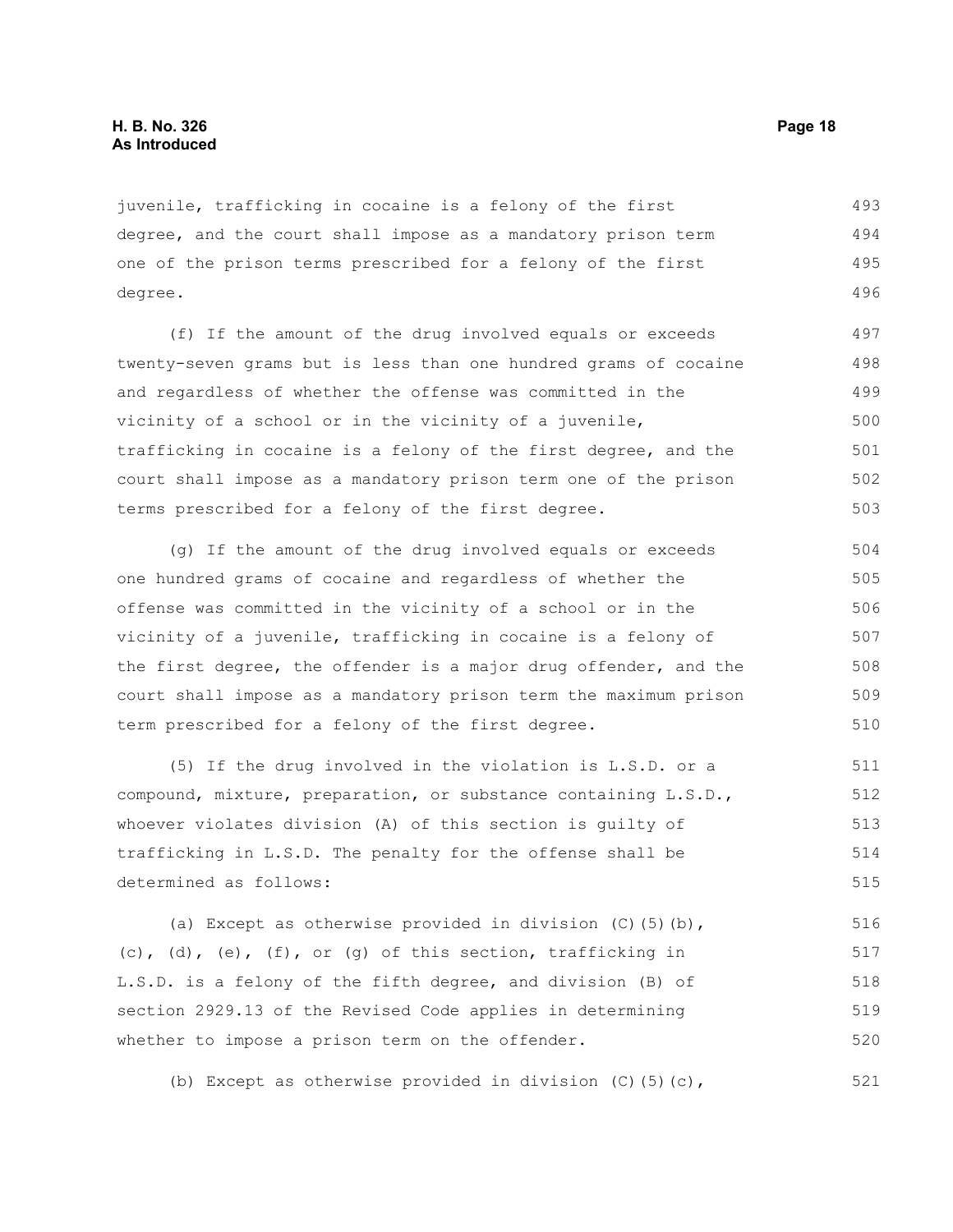juvenile, trafficking in cocaine is a felony of the first degree, and the court shall impose as a mandatory prison term one of the prison terms prescribed for a felony of the first degree.

(f) If the amount of the drug involved equals or exceeds twenty-seven grams but is less than one hundred grams of cocaine and regardless of whether the offense was committed in the vicinity of a school or in the vicinity of a juvenile, trafficking in cocaine is a felony of the first degree, and the court shall impose as a mandatory prison term one of the prison terms prescribed for a felony of the first degree.

(g) If the amount of the drug involved equals or exceeds one hundred grams of cocaine and regardless of whether the offense was committed in the vicinity of a school or in the vicinity of a juvenile, trafficking in cocaine is a felony of the first degree, the offender is a major drug offender, and the court shall impose as a mandatory prison term the maximum prison term prescribed for a felony of the first degree.

(5) If the drug involved in the violation is L.S.D. or a compound, mixture, preparation, or substance containing L.S.D., whoever violates division (A) of this section is guilty of trafficking in L.S.D. The penalty for the offense shall be determined as follows:

(a) Except as otherwise provided in division (C)(5)(b), (c), (d), (e), (f), or (g) of this section, trafficking in L.S.D. is a felony of the fifth degree, and division (B) of section 2929.13 of the Revised Code applies in determining whether to impose a prison term on the offender.

(b) Except as otherwise provided in division (C)(5)(c),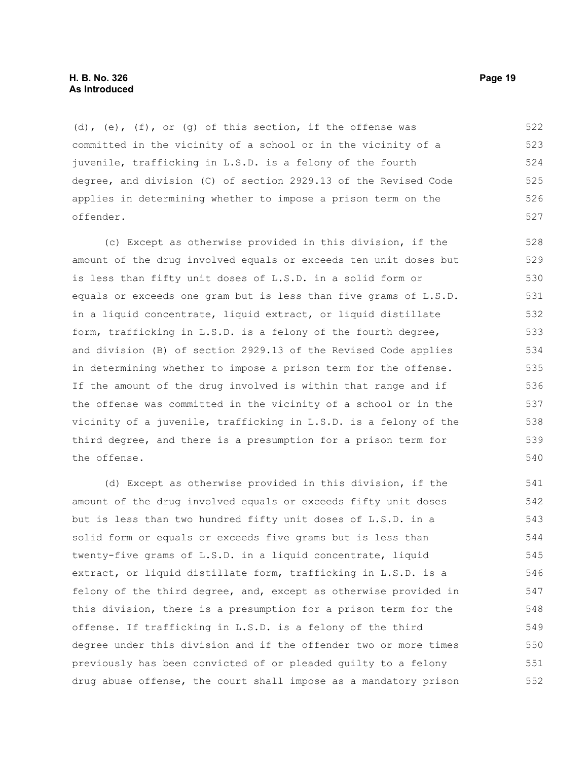(d), (e), (f), or (g) of this section, if the offense was committed in the vicinity of a school or in the vicinity of a juvenile, trafficking in L.S.D. is a felony of the fourth degree, and division (C) of section 2929.13 of the Revised Code applies in determining whether to impose a prison term on the offender.

(c) Except as otherwise provided in this division, if the amount of the drug involved equals or exceeds ten unit doses but is less than fifty unit doses of L.S.D. in a solid form or equals or exceeds one gram but is less than five grams of L.S.D. in a liquid concentrate, liquid extract, or liquid distillate form, trafficking in L.S.D. is a felony of the fourth degree, and division (B) of section 2929.13 of the Revised Code applies in determining whether to impose a prison term for the offense. If the amount of the drug involved is within that range and if the offense was committed in the vicinity of a school or in the vicinity of a juvenile, trafficking in L.S.D. is a felony of the third degree, and there is a presumption for a prison term for the offense.

(d) Except as otherwise provided in this division, if the amount of the drug involved equals or exceeds fifty unit doses but is less than two hundred fifty unit doses of L.S.D. in a solid form or equals or exceeds five grams but is less than twenty-five grams of L.S.D. in a liquid concentrate, liquid extract, or liquid distillate form, trafficking in L.S.D. is a felony of the third degree, and, except as otherwise provided in this division, there is a presumption for a prison term for the offense. If trafficking in L.S.D. is a felony of the third degree under this division and if the offender two or more times previously has been convicted of or pleaded guilty to a felony drug abuse offense, the court shall impose as a mandatory prison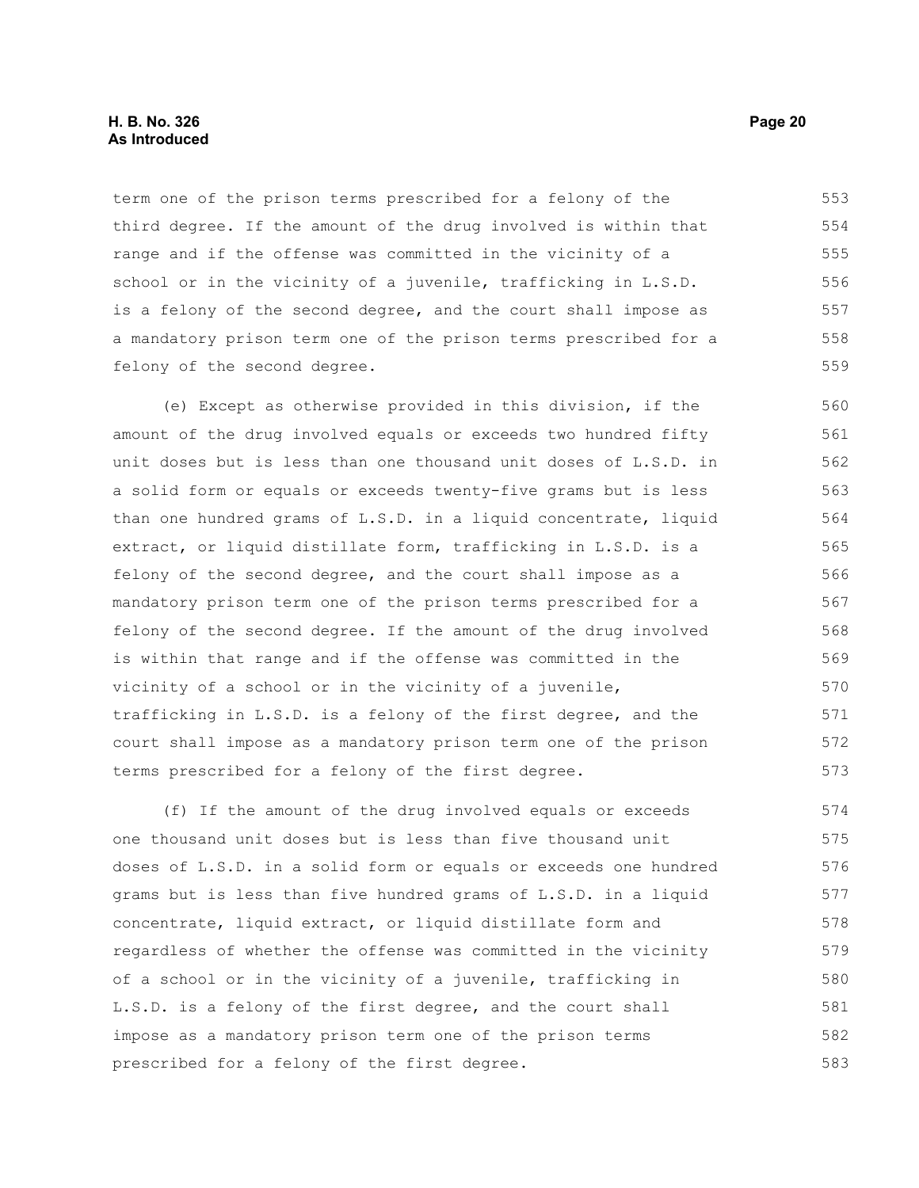term one of the prison terms prescribed for a felony of the third degree. If the amount of the drug involved is within that range and if the offense was committed in the vicinity of a school or in the vicinity of a juvenile, trafficking in L.S.D. is a felony of the second degree, and the court shall impose as a mandatory prison term one of the prison terms prescribed for a felony of the second degree.

(e) Except as otherwise provided in this division, if the amount of the drug involved equals or exceeds two hundred fifty unit doses but is less than one thousand unit doses of L.S.D. in a solid form or equals or exceeds twenty-five grams but is less than one hundred grams of L.S.D. in a liquid concentrate, liquid extract, or liquid distillate form, trafficking in L.S.D. is a felony of the second degree, and the court shall impose as a mandatory prison term one of the prison terms prescribed for a felony of the second degree. If the amount of the drug involved is within that range and if the offense was committed in the vicinity of a school or in the vicinity of a juvenile, trafficking in L.S.D. is a felony of the first degree, and the court shall impose as a mandatory prison term one of the prison terms prescribed for a felony of the first degree.

(f) If the amount of the drug involved equals or exceeds one thousand unit doses but is less than five thousand unit doses of L.S.D. in a solid form or equals or exceeds one hundred grams but is less than five hundred grams of L.S.D. in a liquid concentrate, liquid extract, or liquid distillate form and regardless of whether the offense was committed in the vicinity of a school or in the vicinity of a juvenile, trafficking in L.S.D. is a felony of the first degree, and the court shall impose as a mandatory prison term one of the prison terms prescribed for a felony of the first degree.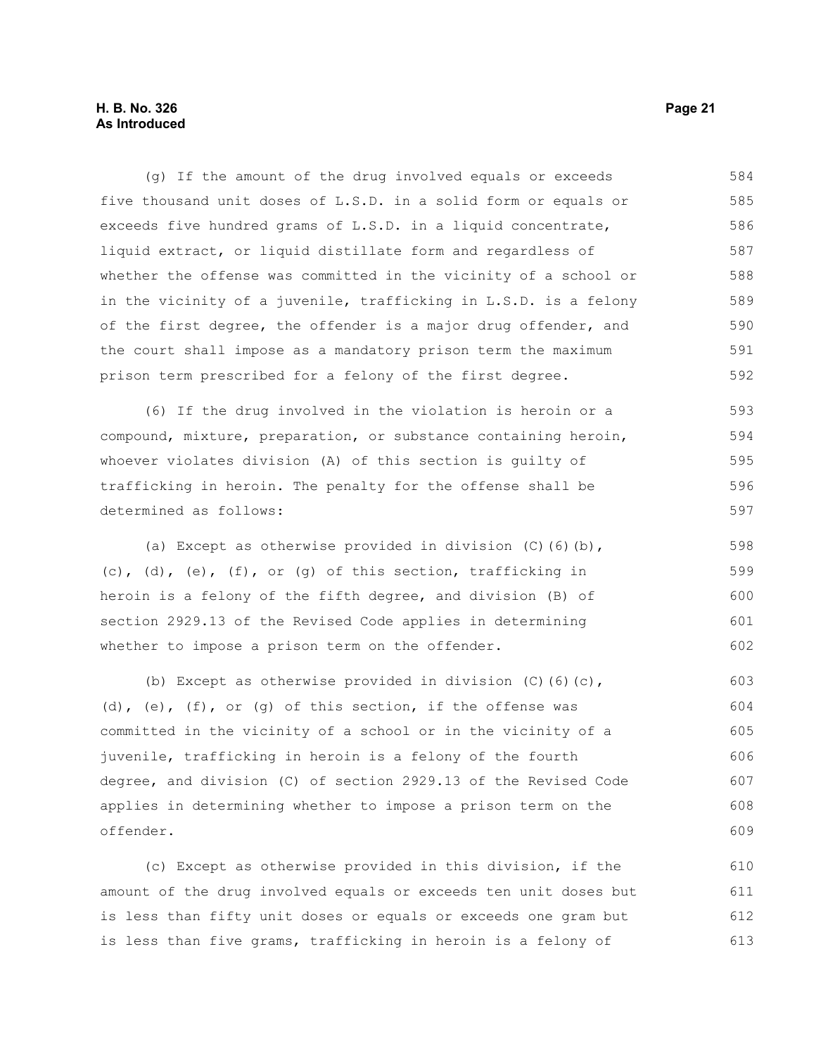(g) If the amount of the drug involved equals or exceeds five thousand unit doses of L.S.D. in a solid form or equals or exceeds five hundred grams of L.S.D. in a liquid concentrate, liquid extract, or liquid distillate form and regardless of whether the offense was committed in the vicinity of a school or in the vicinity of a juvenile, trafficking in L.S.D. is a felony of the first degree, the offender is a major drug offender, and the court shall impose as a mandatory prison term the maximum prison term prescribed for a felony of the first degree.

(6) If the drug involved in the violation is heroin or a compound, mixture, preparation, or substance containing heroin, whoever violates division (A) of this section is guilty of trafficking in heroin. The penalty for the offense shall be determined as follows:

(a) Except as otherwise provided in division (C)(6)(b), (c), (d), (e), (f), or (g) of this section, trafficking in heroin is a felony of the fifth degree, and division (B) of section 2929.13 of the Revised Code applies in determining whether to impose a prison term on the offender.

(b) Except as otherwise provided in division (C)(6)(c), (d), (e), (f), or (g) of this section, if the offense was committed in the vicinity of a school or in the vicinity of a juvenile, trafficking in heroin is a felony of the fourth degree, and division (C) of section 2929.13 of the Revised Code applies in determining whether to impose a prison term on the offender.

(c) Except as otherwise provided in this division, if the amount of the drug involved equals or exceeds ten unit doses but is less than fifty unit doses or equals or exceeds one gram but is less than five grams, trafficking in heroin is a felony of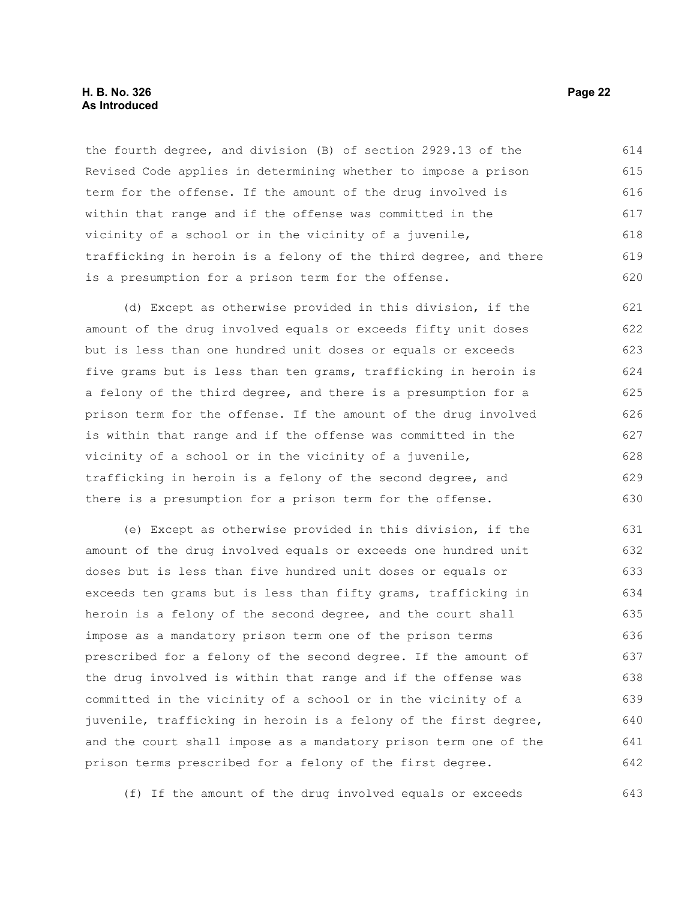the fourth degree, and division (B) of section 2929.13 of the Revised Code applies in determining whether to impose a prison term for the offense. If the amount of the drug involved is within that range and if the offense was committed in the vicinity of a school or in the vicinity of a juvenile, trafficking in heroin is a felony of the third degree, and there is a presumption for a prison term for the offense.

(d) Except as otherwise provided in this division, if the amount of the drug involved equals or exceeds fifty unit doses but is less than one hundred unit doses or equals or exceeds five grams but is less than ten grams, trafficking in heroin is a felony of the third degree, and there is a presumption for a prison term for the offense. If the amount of the drug involved is within that range and if the offense was committed in the vicinity of a school or in the vicinity of a juvenile, trafficking in heroin is a felony of the second degree, and there is a presumption for a prison term for the offense.

(e) Except as otherwise provided in this division, if the amount of the drug involved equals or exceeds one hundred unit doses but is less than five hundred unit doses or equals or exceeds ten grams but is less than fifty grams, trafficking in heroin is a felony of the second degree, and the court shall impose as a mandatory prison term one of the prison terms prescribed for a felony of the second degree. If the amount of the drug involved is within that range and if the offense was committed in the vicinity of a school or in the vicinity of a juvenile, trafficking in heroin is a felony of the first degree, and the court shall impose as a mandatory prison term one of the prison terms prescribed for a felony of the first degree.

(f) If the amount of the drug involved equals or exceeds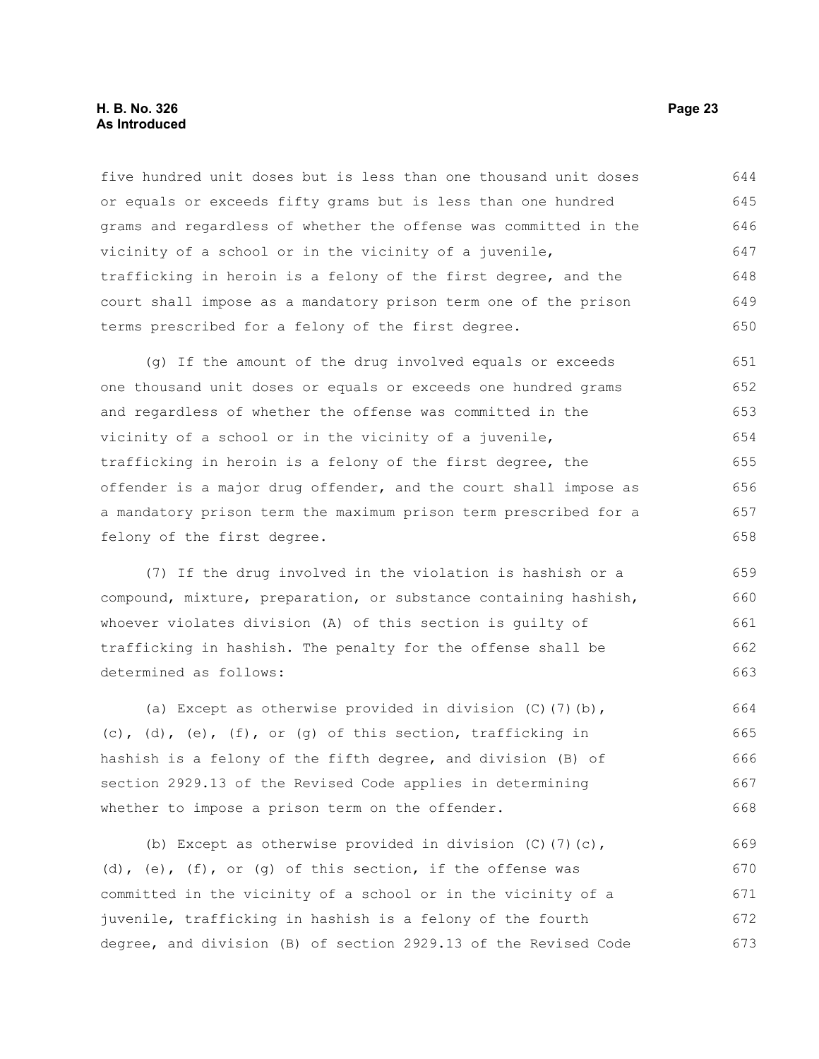five hundred unit doses but is less than one thousand unit doses or equals or exceeds fifty grams but is less than one hundred grams and regardless of whether the offense was committed in the vicinity of a school or in the vicinity of a juvenile, trafficking in heroin is a felony of the first degree, and the court shall impose as a mandatory prison term one of the prison terms prescribed for a felony of the first degree.

(g) If the amount of the drug involved equals or exceeds one thousand unit doses or equals or exceeds one hundred grams and regardless of whether the offense was committed in the vicinity of a school or in the vicinity of a juvenile, trafficking in heroin is a felony of the first degree, the offender is a major drug offender, and the court shall impose as a mandatory prison term the maximum prison term prescribed for a felony of the first degree.

(7) If the drug involved in the violation is hashish or a compound, mixture, preparation, or substance containing hashish, whoever violates division (A) of this section is guilty of trafficking in hashish. The penalty for the offense shall be determined as follows:

(a) Except as otherwise provided in division (C)(7)(b), (c), (d), (e), (f), or (g) of this section, trafficking in hashish is a felony of the fifth degree, and division (B) of section 2929.13 of the Revised Code applies in determining whether to impose a prison term on the offender.

(b) Except as otherwise provided in division (C)(7)(c), (d), (e), (f), or (g) of this section, if the offense was committed in the vicinity of a school or in the vicinity of a juvenile, trafficking in hashish is a felony of the fourth degree, and division (B) of section 2929.13 of the Revised Code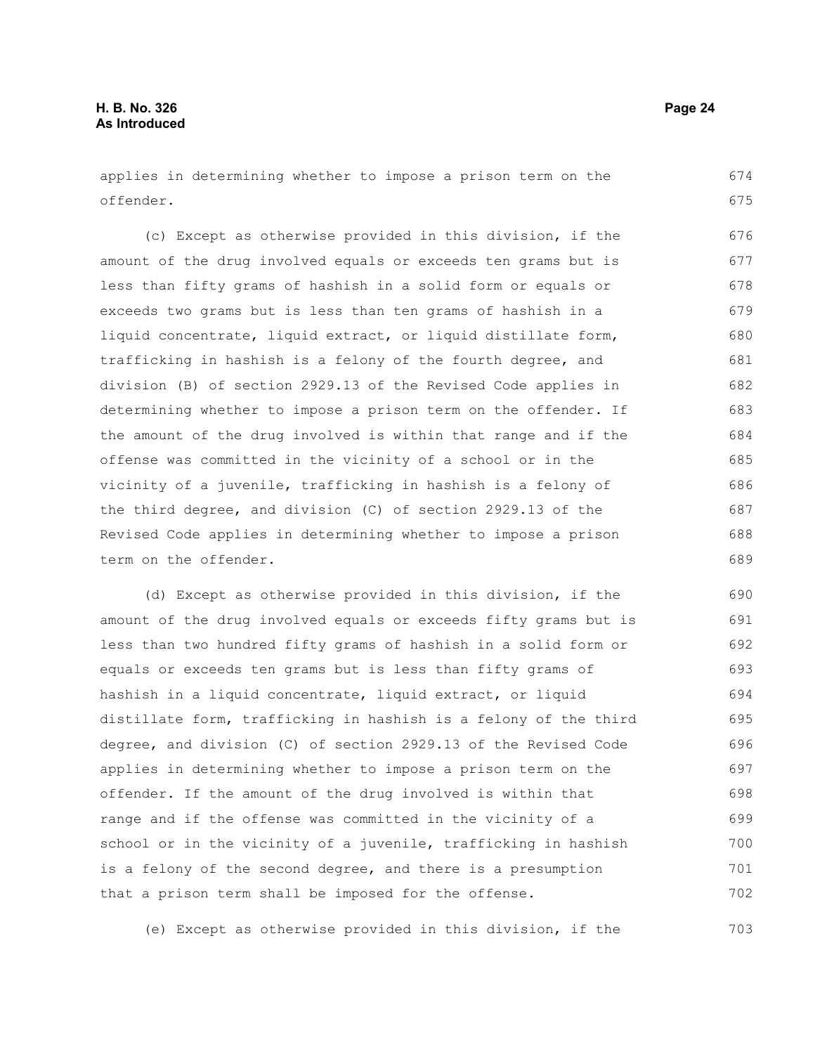applies in determining whether to impose a prison term on the offender.

(c) Except as otherwise provided in this division, if the amount of the drug involved equals or exceeds ten grams but is less than fifty grams of hashish in a solid form or equals or exceeds two grams but is less than ten grams of hashish in a liquid concentrate, liquid extract, or liquid distillate form, trafficking in hashish is a felony of the fourth degree, and division (B) of section 2929.13 of the Revised Code applies in determining whether to impose a prison term on the offender. If the amount of the drug involved is within that range and if the offense was committed in the vicinity of a school or in the vicinity of a juvenile, trafficking in hashish is a felony of the third degree, and division (C) of section 2929.13 of the Revised Code applies in determining whether to impose a prison term on the offender.

(d) Except as otherwise provided in this division, if the amount of the drug involved equals or exceeds fifty grams but is less than two hundred fifty grams of hashish in a solid form or equals or exceeds ten grams but is less than fifty grams of hashish in a liquid concentrate, liquid extract, or liquid distillate form, trafficking in hashish is a felony of the third degree, and division (C) of section 2929.13 of the Revised Code applies in determining whether to impose a prison term on the offender. If the amount of the drug involved is within that range and if the offense was committed in the vicinity of a school or in the vicinity of a juvenile, trafficking in hashish is a felony of the second degree, and there is a presumption that a prison term shall be imposed for the offense.

(e) Except as otherwise provided in this division, if the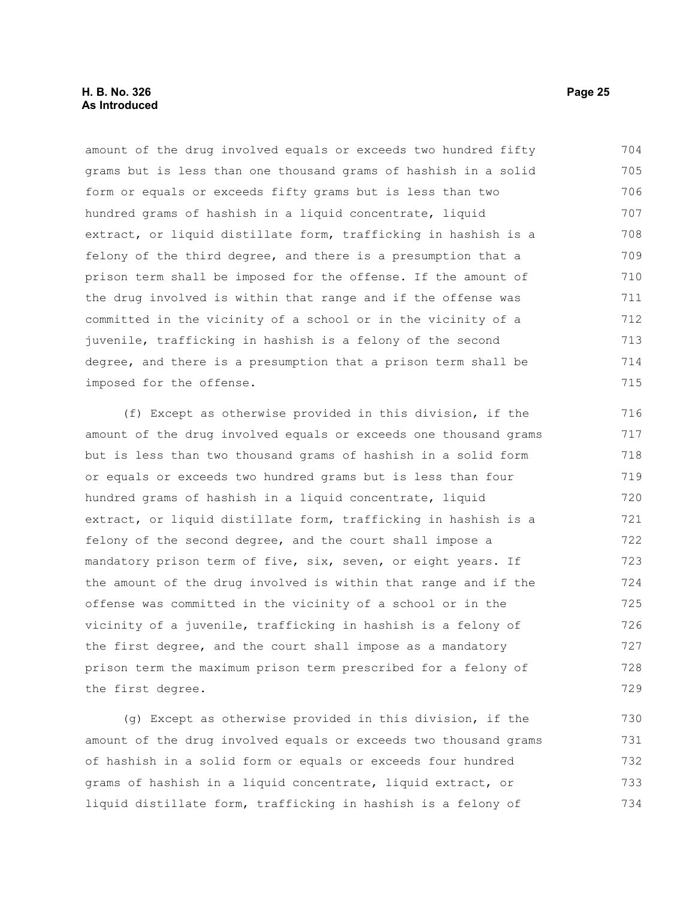amount of the drug involved equals or exceeds two hundred fifty grams but is less than one thousand grams of hashish in a solid form or equals or exceeds fifty grams but is less than two hundred grams of hashish in a liquid concentrate, liquid extract, or liquid distillate form, trafficking in hashish is a felony of the third degree, and there is a presumption that a prison term shall be imposed for the offense. If the amount of the drug involved is within that range and if the offense was committed in the vicinity of a school or in the vicinity of a juvenile, trafficking in hashish is a felony of the second degree, and there is a presumption that a prison term shall be imposed for the offense.

(f) Except as otherwise provided in this division, if the amount of the drug involved equals or exceeds one thousand grams but is less than two thousand grams of hashish in a solid form or equals or exceeds two hundred grams but is less than four hundred grams of hashish in a liquid concentrate, liquid extract, or liquid distillate form, trafficking in hashish is a felony of the second degree, and the court shall impose a mandatory prison term of five, six, seven, or eight years. If the amount of the drug involved is within that range and if the offense was committed in the vicinity of a school or in the vicinity of a juvenile, trafficking in hashish is a felony of the first degree, and the court shall impose as a mandatory prison term the maximum prison term prescribed for a felony of the first degree.

(g) Except as otherwise provided in this division, if the amount of the drug involved equals or exceeds two thousand grams of hashish in a solid form or equals or exceeds four hundred grams of hashish in a liquid concentrate, liquid extract, or liquid distillate form, trafficking in hashish is a felony of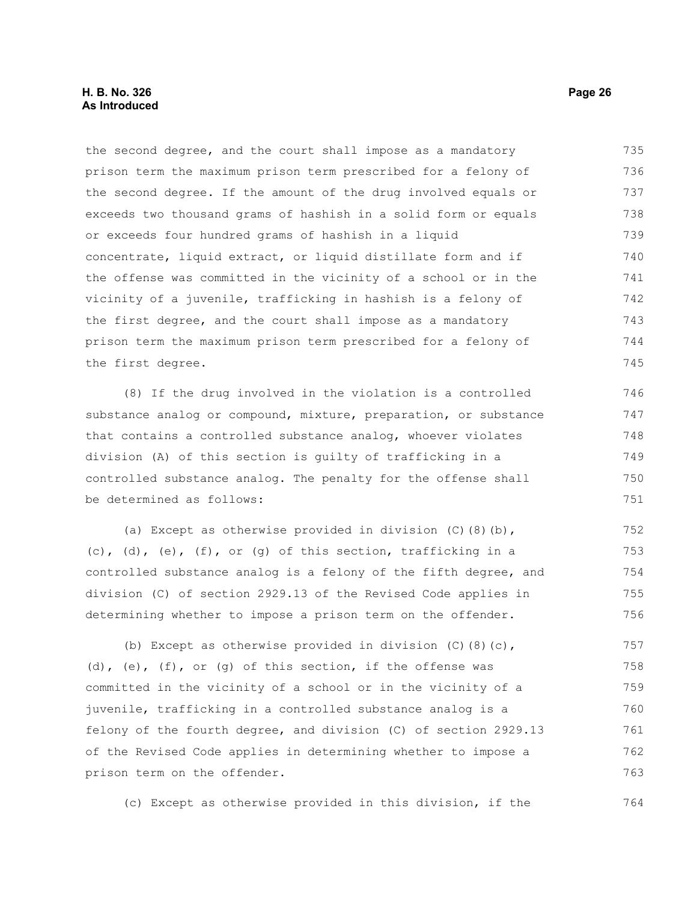the second degree, and the court shall impose as a mandatory prison term the maximum prison term prescribed for a felony of the second degree. If the amount of the drug involved equals or exceeds two thousand grams of hashish in a solid form or equals or exceeds four hundred grams of hashish in a liquid concentrate, liquid extract, or liquid distillate form and if the offense was committed in the vicinity of a school or in the vicinity of a juvenile, trafficking in hashish is a felony of the first degree, and the court shall impose as a mandatory prison term the maximum prison term prescribed for a felony of the first degree.

(8) If the drug involved in the violation is a controlled substance analog or compound, mixture, preparation, or substance that contains a controlled substance analog, whoever violates division (A) of this section is guilty of trafficking in a controlled substance analog. The penalty for the offense shall be determined as follows:

(a) Except as otherwise provided in division (C)(8)(b), (c), (d), (e), (f), or (g) of this section, trafficking in a controlled substance analog is a felony of the fifth degree, and division (C) of section 2929.13 of the Revised Code applies in determining whether to impose a prison term on the offender.

(b) Except as otherwise provided in division (C)(8)(c), (d), (e), (f), or (g) of this section, if the offense was committed in the vicinity of a school or in the vicinity of a juvenile, trafficking in a controlled substance analog is a felony of the fourth degree, and division (C) of section 2929.13 of the Revised Code applies in determining whether to impose a prison term on the offender.

(c) Except as otherwise provided in this division, if the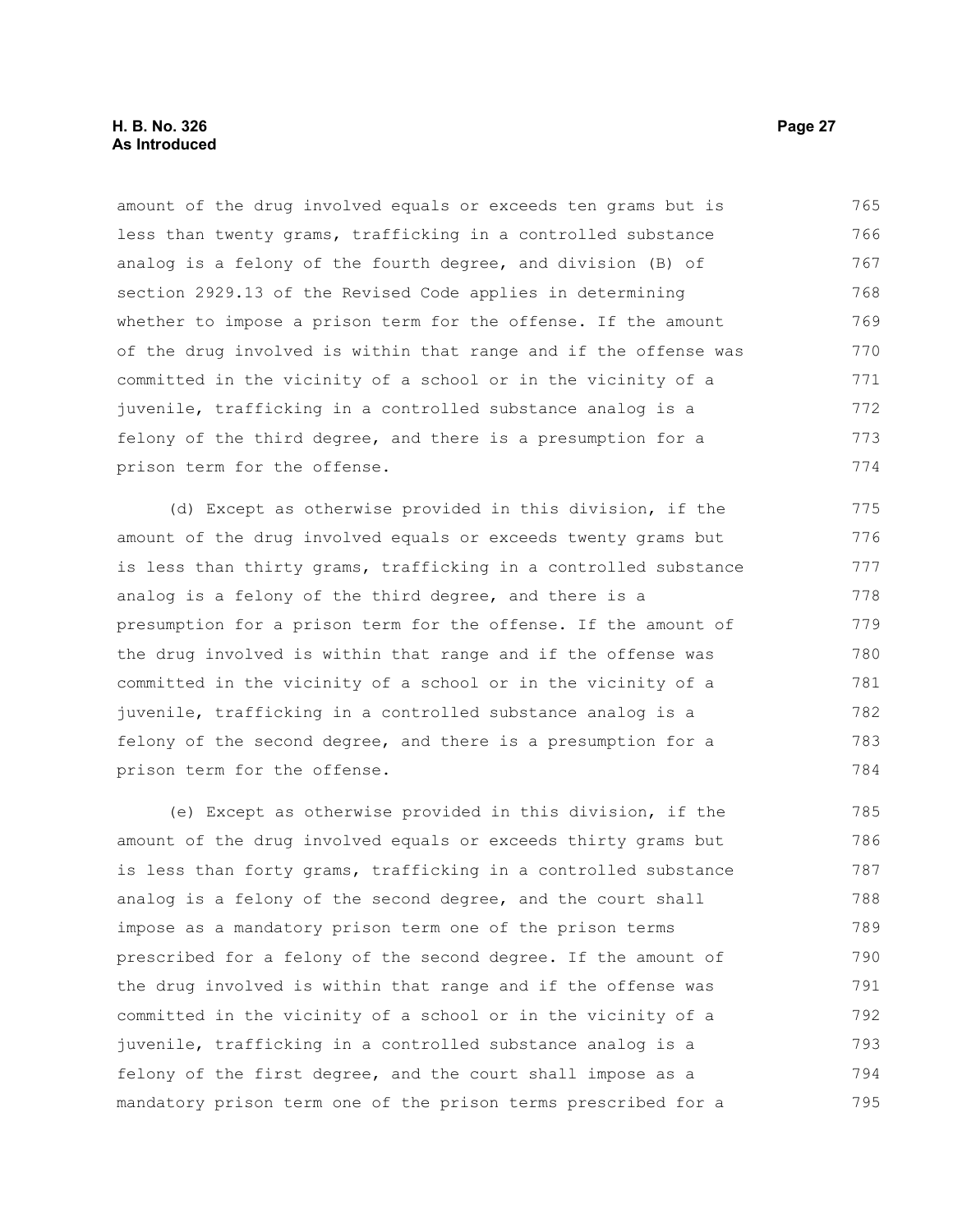amount of the drug involved equals or exceeds ten grams but is less than twenty grams, trafficking in a controlled substance analog is a felony of the fourth degree, and division (B) of section 2929.13 of the Revised Code applies in determining whether to impose a prison term for the offense. If the amount of the drug involved is within that range and if the offense was committed in the vicinity of a school or in the vicinity of a juvenile, trafficking in a controlled substance analog is a felony of the third degree, and there is a presumption for a prison term for the offense.

(d) Except as otherwise provided in this division, if the amount of the drug involved equals or exceeds twenty grams but is less than thirty grams, trafficking in a controlled substance analog is a felony of the third degree, and there is a presumption for a prison term for the offense. If the amount of the drug involved is within that range and if the offense was committed in the vicinity of a school or in the vicinity of a juvenile, trafficking in a controlled substance analog is a felony of the second degree, and there is a presumption for a prison term for the offense.

(e) Except as otherwise provided in this division, if the amount of the drug involved equals or exceeds thirty grams but is less than forty grams, trafficking in a controlled substance analog is a felony of the second degree, and the court shall impose as a mandatory prison term one of the prison terms prescribed for a felony of the second degree. If the amount of the drug involved is within that range and if the offense was committed in the vicinity of a school or in the vicinity of a juvenile, trafficking in a controlled substance analog is a felony of the first degree, and the court shall impose as a mandatory prison term one of the prison terms prescribed for a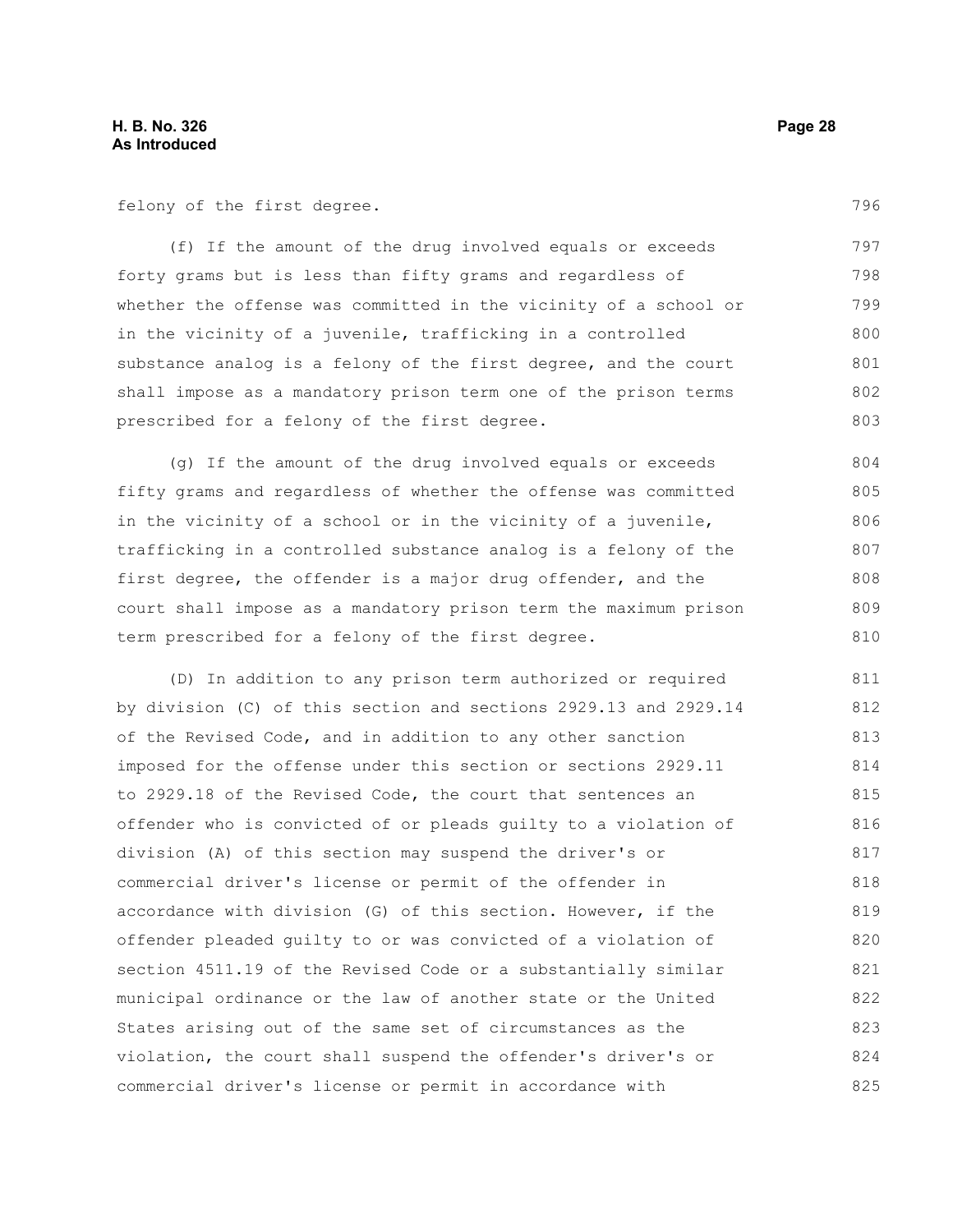felony of the first degree.

(f) If the amount of the drug involved equals or exceeds forty grams but is less than fifty grams and regardless of whether the offense was committed in the vicinity of a school or in the vicinity of a juvenile, trafficking in a controlled substance analog is a felony of the first degree, and the court shall impose as a mandatory prison term one of the prison terms prescribed for a felony of the first degree.

(g) If the amount of the drug involved equals or exceeds fifty grams and regardless of whether the offense was committed in the vicinity of a school or in the vicinity of a juvenile, trafficking in a controlled substance analog is a felony of the first degree, the offender is a major drug offender, and the court shall impose as a mandatory prison term the maximum prison term prescribed for a felony of the first degree.

(D) In addition to any prison term authorized or required by division (C) of this section and sections 2929.13 and 2929.14 of the Revised Code, and in addition to any other sanction imposed for the offense under this section or sections 2929.11 to 2929.18 of the Revised Code, the court that sentences an offender who is convicted of or pleads guilty to a violation of division (A) of this section may suspend the driver's or commercial driver's license or permit of the offender in accordance with division (G) of this section. However, if the offender pleaded guilty to or was convicted of a violation of section 4511.19 of the Revised Code or a substantially similar municipal ordinance or the law of another state or the United States arising out of the same set of circumstances as the violation, the court shall suspend the offender's driver's or commercial driver's license or permit in accordance with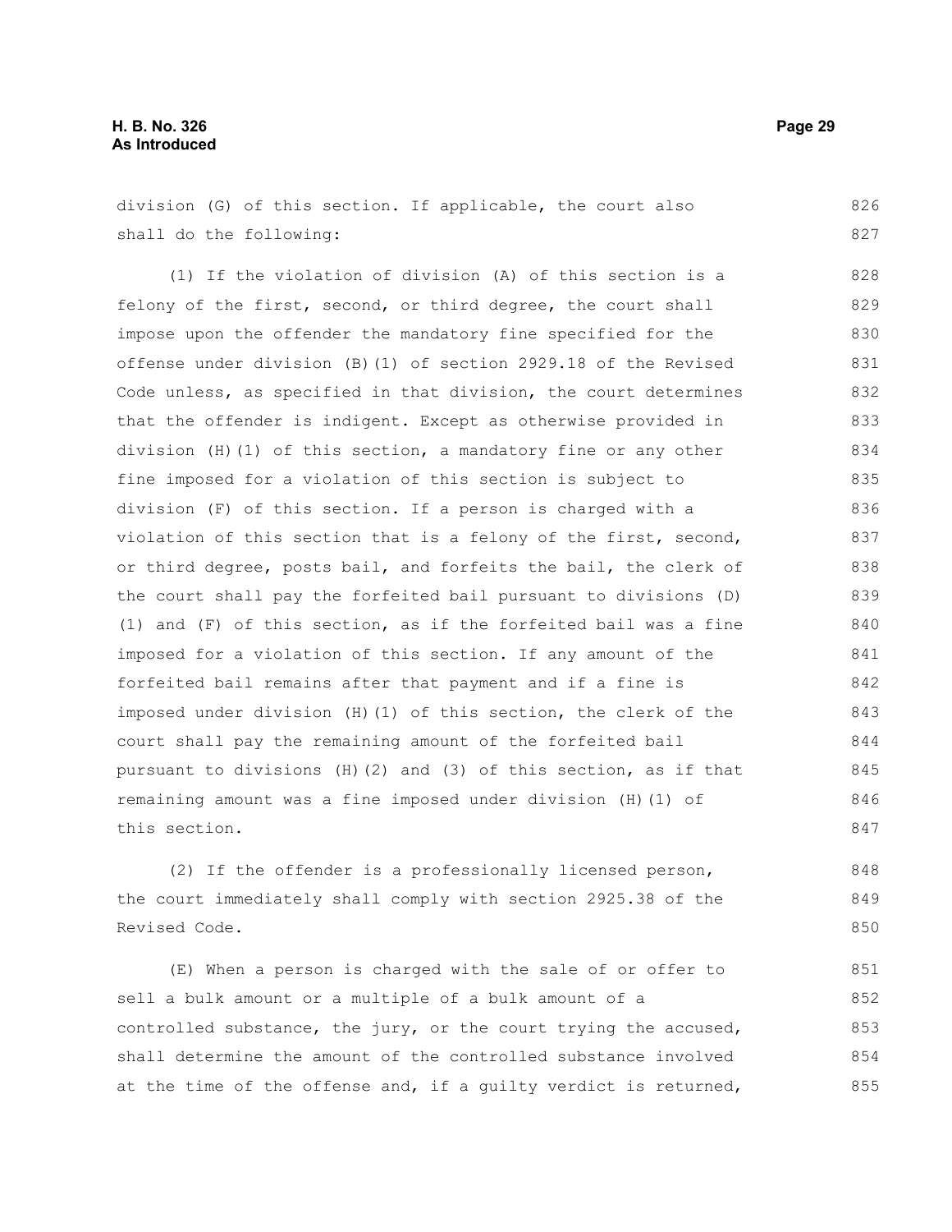division (G) of this section. If applicable, the court also shall do the following:

(1) If the violation of division (A) of this section is a felony of the first, second, or third degree, the court shall impose upon the offender the mandatory fine specified for the offense under division (B)(1) of section 2929.18 of the Revised Code unless, as specified in that division, the court determines that the offender is indigent. Except as otherwise provided in division (H)(1) of this section, a mandatory fine or any other fine imposed for a violation of this section is subject to division (F) of this section. If a person is charged with a violation of this section that is a felony of the first, second, or third degree, posts bail, and forfeits the bail, the clerk of the court shall pay the forfeited bail pursuant to divisions (D)(1) and (F) of this section, as if the forfeited bail was a fine imposed for a violation of this section. If any amount of the forfeited bail remains after that payment and if a fine is imposed under division (H)(1) of this section, the clerk of the court shall pay the remaining amount of the forfeited bail pursuant to divisions (H)(2) and (3) of this section, as if that remaining amount was a fine imposed under division (H)(1) of this section.

(2) If the offender is a professionally licensed person, the court immediately shall comply with section 2925.38 of the Revised Code.

(E) When a person is charged with the sale of or offer to sell a bulk amount or a multiple of a bulk amount of a controlled substance, the jury, or the court trying the accused, shall determine the amount of the controlled substance involved at the time of the offense and, if a guilty verdict is returned,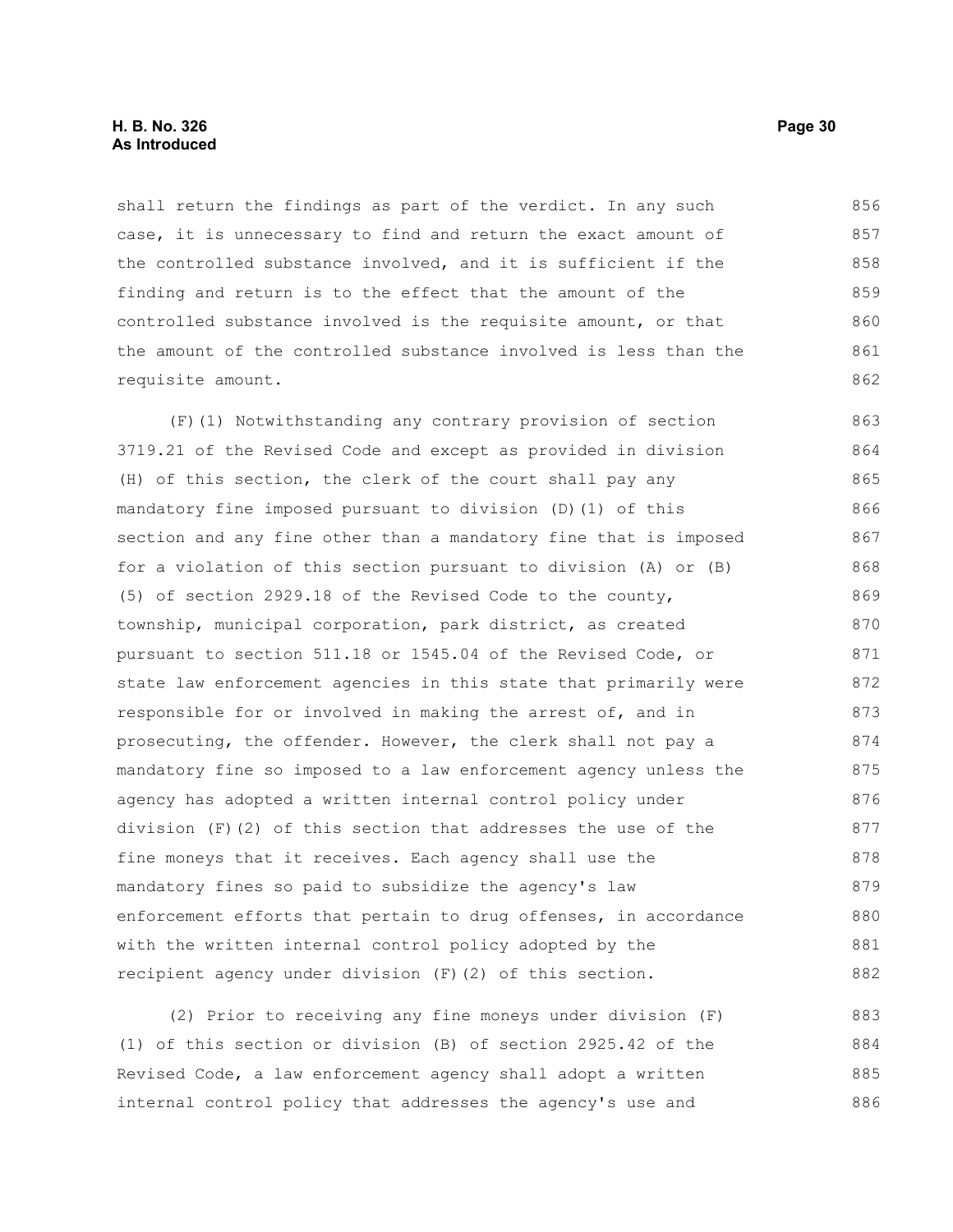shall return the findings as part of the verdict. In any such case, it is unnecessary to find and return the exact amount of the controlled substance involved, and it is sufficient if the finding and return is to the effect that the amount of the controlled substance involved is the requisite amount, or that the amount of the controlled substance involved is less than the requisite amount.

(F)(1) Notwithstanding any contrary provision of section 3719.21 of the Revised Code and except as provided in division (H) of this section, the clerk of the court shall pay any mandatory fine imposed pursuant to division (D)(1) of this section and any fine other than a mandatory fine that is imposed for a violation of this section pursuant to division (A) or (B)(5) of section 2929.18 of the Revised Code to the county, township, municipal corporation, park district, as created pursuant to section 511.18 or 1545.04 of the Revised Code, or state law enforcement agencies in this state that primarily were responsible for or involved in making the arrest of, and in prosecuting, the offender. However, the clerk shall not pay a mandatory fine so imposed to a law enforcement agency unless the agency has adopted a written internal control policy under division (F)(2) of this section that addresses the use of the fine moneys that it receives. Each agency shall use the mandatory fines so paid to subsidize the agency's law enforcement efforts that pertain to drug offenses, in accordance with the written internal control policy adopted by the recipient agency under division (F)(2) of this section.

(2) Prior to receiving any fine moneys under division (F)(1) of this section or division (B) of section 2925.42 of the Revised Code, a law enforcement agency shall adopt a written internal control policy that addresses the agency's use and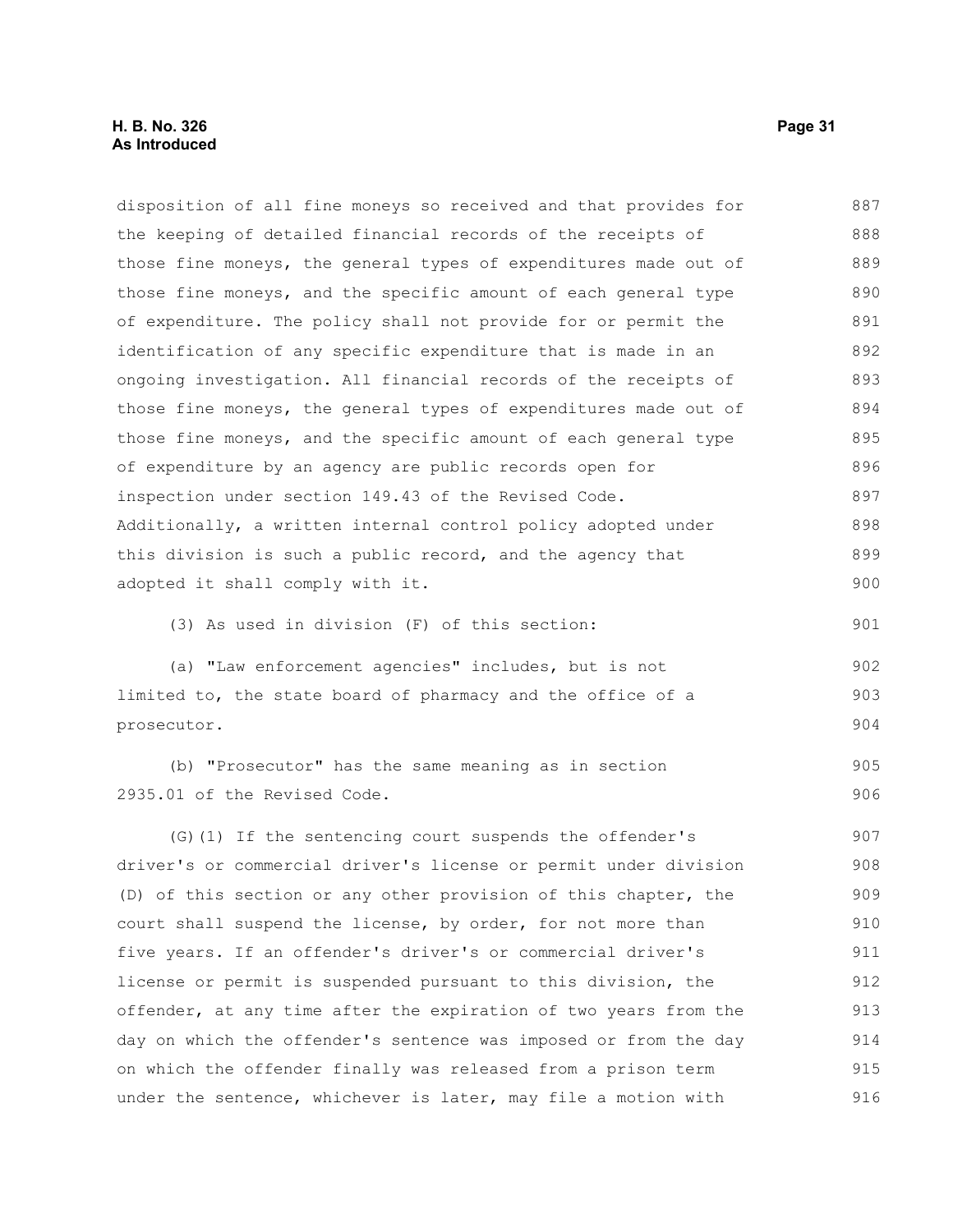disposition of all fine moneys so received and that provides for the keeping of detailed financial records of the receipts of those fine moneys, the general types of expenditures made out of those fine moneys, and the specific amount of each general type of expenditure. The policy shall not provide for or permit the identification of any specific expenditure that is made in an ongoing investigation. All financial records of the receipts of those fine moneys, the general types of expenditures made out of those fine moneys, and the specific amount of each general type of expenditure by an agency are public records open for inspection under section 149.43 of the Revised Code. Additionally, a written internal control policy adopted under this division is such a public record, and the agency that adopted it shall comply with it.

(3) As used in division (F) of this section:

(a) "Law enforcement agencies" includes, but is not limited to, the state board of pharmacy and the office of a prosecutor.

(b) "Prosecutor" has the same meaning as in section 2935.01 of the Revised Code.

(G)(1) If the sentencing court suspends the offender's driver's or commercial driver's license or permit under division (D) of this section or any other provision of this chapter, the court shall suspend the license, by order, for not more than five years. If an offender's driver's or commercial driver's license or permit is suspended pursuant to this division, the offender, at any time after the expiration of two years from the day on which the offender's sentence was imposed or from the day on which the offender finally was released from a prison term under the sentence, whichever is later, may file a motion with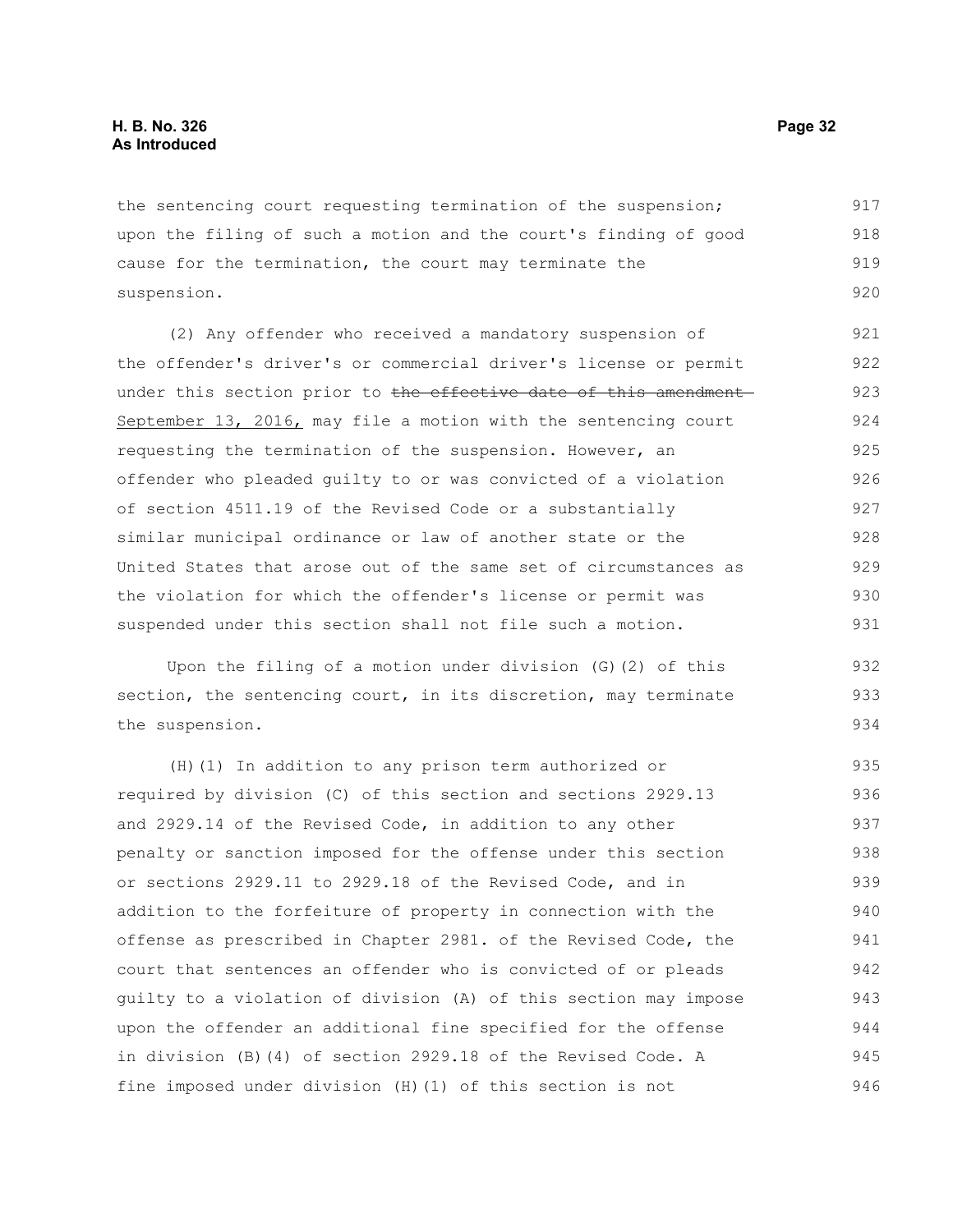the sentencing court requesting termination of the suspension; upon the filing of such a motion and the court's finding of good cause for the termination, the court may terminate the suspension.

(2) Any offender who received a mandatory suspension of the offender's driver's or commercial driver's license or permit under this section prior to ~~the effective date of this amendment~~ September 13, 2016, may file a motion with the sentencing court requesting the termination of the suspension. However, an offender who pleaded guilty to or was convicted of a violation of section 4511.19 of the Revised Code or a substantially similar municipal ordinance or law of another state or the United States that arose out of the same set of circumstances as the violation for which the offender's license or permit was suspended under this section shall not file such a motion.

Upon the filing of a motion under division (G)(2) of this section, the sentencing court, in its discretion, may terminate the suspension.

(H)(1) In addition to any prison term authorized or required by division (C) of this section and sections 2929.13 and 2929.14 of the Revised Code, in addition to any other penalty or sanction imposed for the offense under this section or sections 2929.11 to 2929.18 of the Revised Code, and in addition to the forfeiture of property in connection with the offense as prescribed in Chapter 2981. of the Revised Code, the court that sentences an offender who is convicted of or pleads guilty to a violation of division (A) of this section may impose upon the offender an additional fine specified for the offense in division (B)(4) of section 2929.18 of the Revised Code. A fine imposed under division (H)(1) of this section is not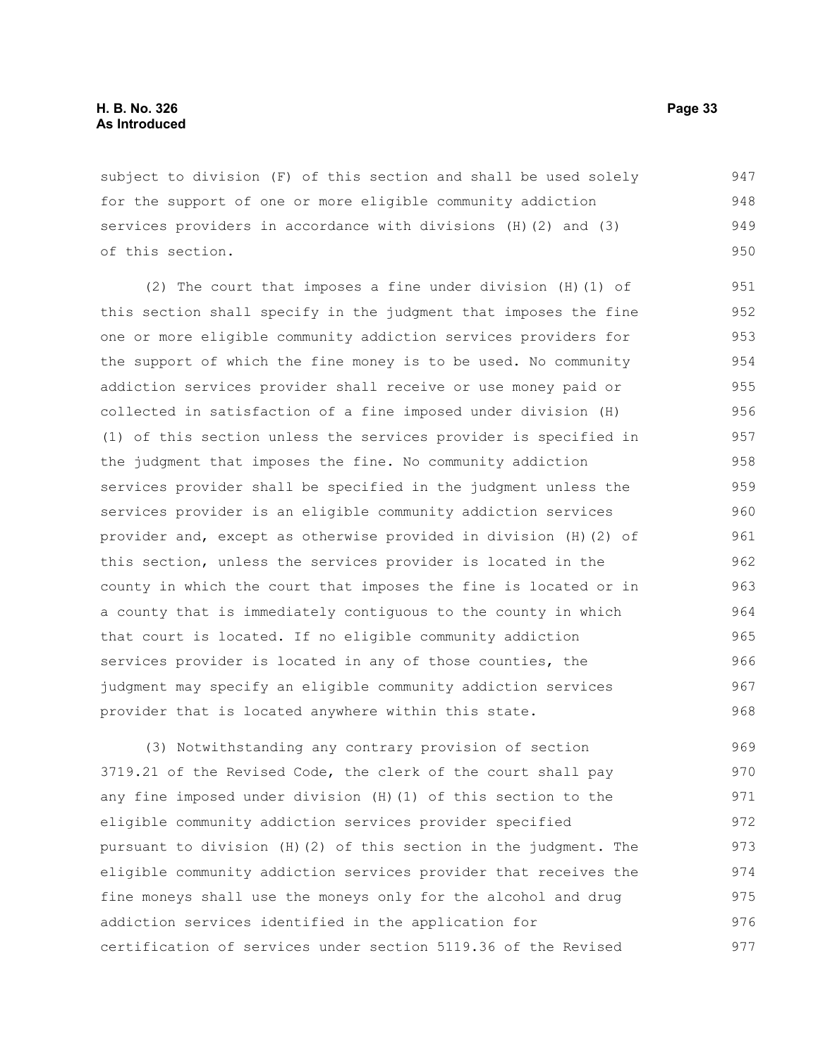subject to division (F) of this section and shall be used solely for the support of one or more eligible community addiction services providers in accordance with divisions (H)(2) and (3) of this section.

(2) The court that imposes a fine under division (H)(1) of this section shall specify in the judgment that imposes the fine one or more eligible community addiction services providers for the support of which the fine money is to be used. No community addiction services provider shall receive or use money paid or collected in satisfaction of a fine imposed under division (H)(1) of this section unless the services provider is specified in the judgment that imposes the fine. No community addiction services provider shall be specified in the judgment unless the services provider is an eligible community addiction services provider and, except as otherwise provided in division (H)(2) of this section, unless the services provider is located in the county in which the court that imposes the fine is located or in a county that is immediately contiguous to the county in which that court is located. If no eligible community addiction services provider is located in any of those counties, the judgment may specify an eligible community addiction services provider that is located anywhere within this state.

(3) Notwithstanding any contrary provision of section 3719.21 of the Revised Code, the clerk of the court shall pay any fine imposed under division (H)(1) of this section to the eligible community addiction services provider specified pursuant to division (H)(2) of this section in the judgment. The eligible community addiction services provider that receives the fine moneys shall use the moneys only for the alcohol and drug addiction services identified in the application for certification of services under section 5119.36 of the Revised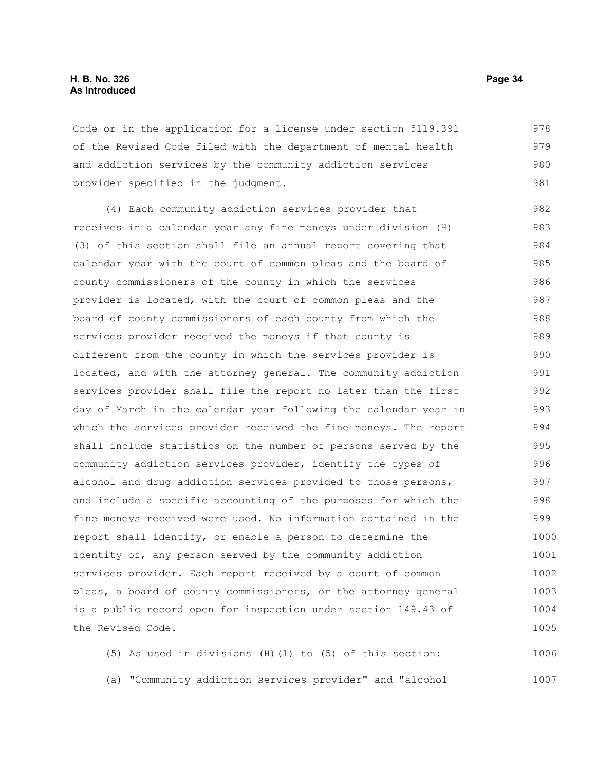Code or in the application for a license under section 5119.391 of the Revised Code filed with the department of mental health and addiction services by the community addiction services provider specified in the judgment.

(4) Each community addiction services provider that receives in a calendar year any fine moneys under division (H)(3) of this section shall file an annual report covering that calendar year with the court of common pleas and the board of county commissioners of the county in which the services provider is located, with the court of common pleas and the board of county commissioners of each county from which the services provider received the moneys if that county is different from the county in which the services provider is located, and with the attorney general. The community addiction services provider shall file the report no later than the first day of March in the calendar year following the calendar year in which the services provider received the fine moneys. The report shall include statistics on the number of persons served by the community addiction services provider, identify the types of alcohol and drug addiction services provided to those persons, and include a specific accounting of the purposes for which the fine moneys received were used. No information contained in the report shall identify, or enable a person to determine the identity of, any person served by the community addiction services provider. Each report received by a court of common pleas, a board of county commissioners, or the attorney general is a public record open for inspection under section 149.43 of the Revised Code.

(5) As used in divisions (H)(1) to (5) of this section:

(a) "Community addiction services provider" and "alcohol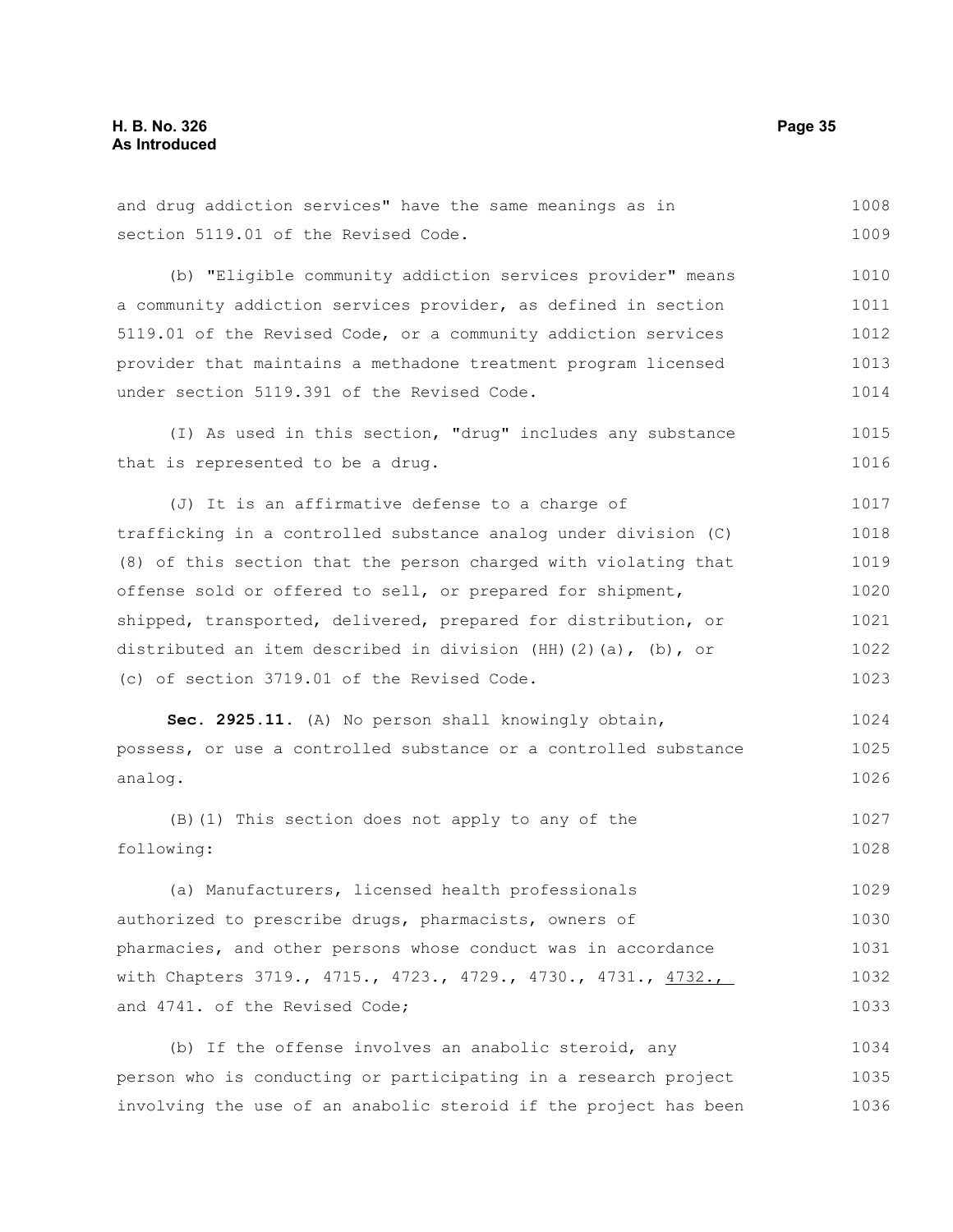and drug addiction services" have the same meanings as in section 5119.01 of the Revised Code.

(b) "Eligible community addiction services provider" means a community addiction services provider, as defined in section 5119.01 of the Revised Code, or a community addiction services provider that maintains a methadone treatment program licensed under section 5119.391 of the Revised Code.

(I) As used in this section, "drug" includes any substance that is represented to be a drug.

(J) It is an affirmative defense to a charge of trafficking in a controlled substance analog under division (C)(8) of this section that the person charged with violating that offense sold or offered to sell, or prepared for shipment, shipped, transported, delivered, prepared for distribution, or distributed an item described in division (HH)(2)(a), (b), or (c) of section 3719.01 of the Revised Code.

**Sec. 2925.11.** (A) No person shall knowingly obtain, possess, or use a controlled substance or a controlled substance analog.

(B)(1) This section does not apply to any of the following:

(a) Manufacturers, licensed health professionals authorized to prescribe drugs, pharmacists, owners of pharmacies, and other persons whose conduct was in accordance with Chapters 3719., 4715., 4723., 4729., 4730., 4731., <u>4732.,</u> and 4741. of the Revised Code;

(b) If the offense involves an anabolic steroid, any person who is conducting or participating in a research project involving the use of an anabolic steroid if the project has been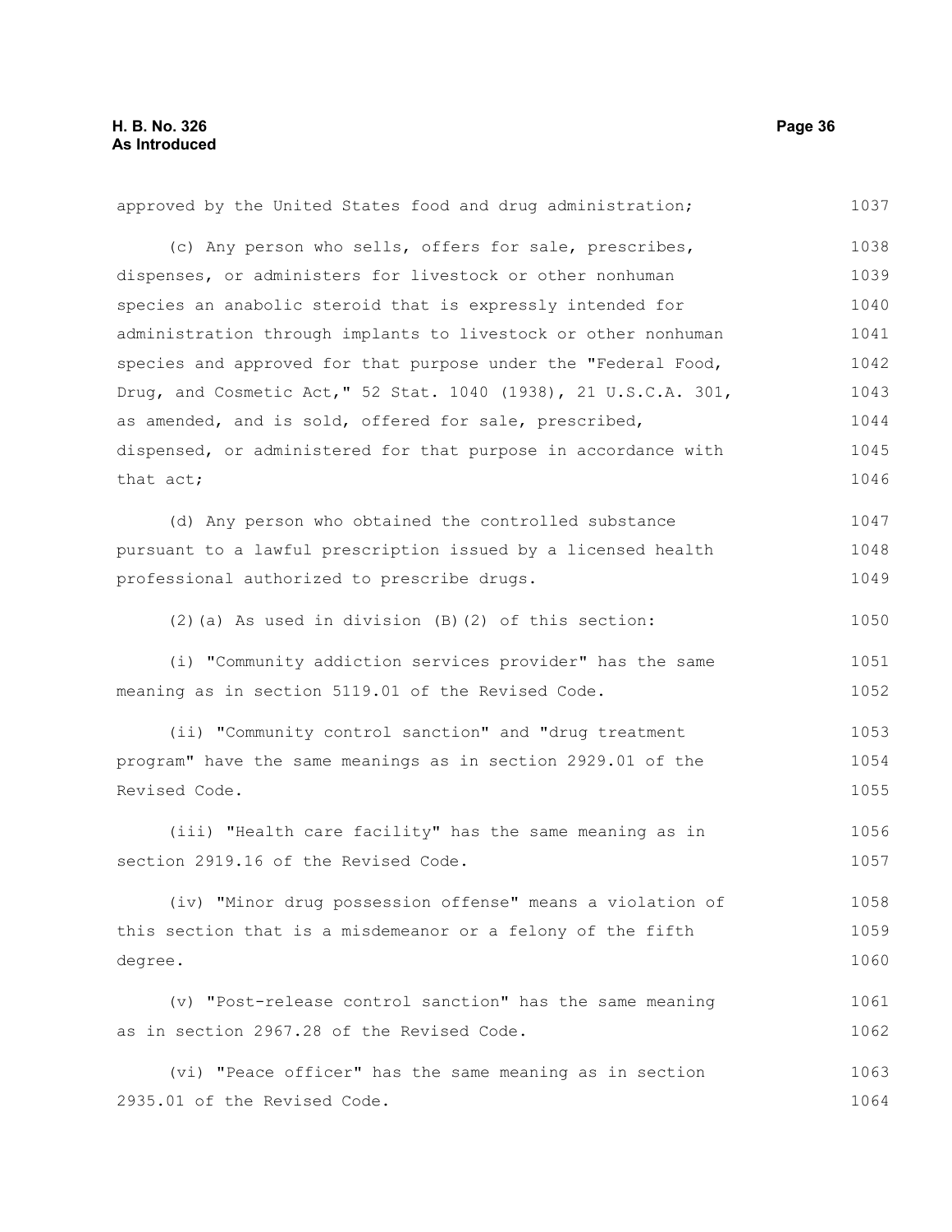approved by the United States food and drug administration;

(c) Any person who sells, offers for sale, prescribes, dispenses, or administers for livestock or other nonhuman species an anabolic steroid that is expressly intended for administration through implants to livestock or other nonhuman species and approved for that purpose under the "Federal Food, Drug, and Cosmetic Act," 52 Stat. 1040 (1938), 21 U.S.C.A. 301, as amended, and is sold, offered for sale, prescribed, dispensed, or administered for that purpose in accordance with that act;

(d) Any person who obtained the controlled substance pursuant to a lawful prescription issued by a licensed health professional authorized to prescribe drugs.

(2)(a) As used in division (B)(2) of this section:

(i) "Community addiction services provider" has the same meaning as in section 5119.01 of the Revised Code.

(ii) "Community control sanction" and "drug treatment program" have the same meanings as in section 2929.01 of the Revised Code.

(iii) "Health care facility" has the same meaning as in section 2919.16 of the Revised Code.

(iv) "Minor drug possession offense" means a violation of this section that is a misdemeanor or a felony of the fifth degree.

(v) "Post-release control sanction" has the same meaning as in section 2967.28 of the Revised Code.

(vi) "Peace officer" has the same meaning as in section 2935.01 of the Revised Code.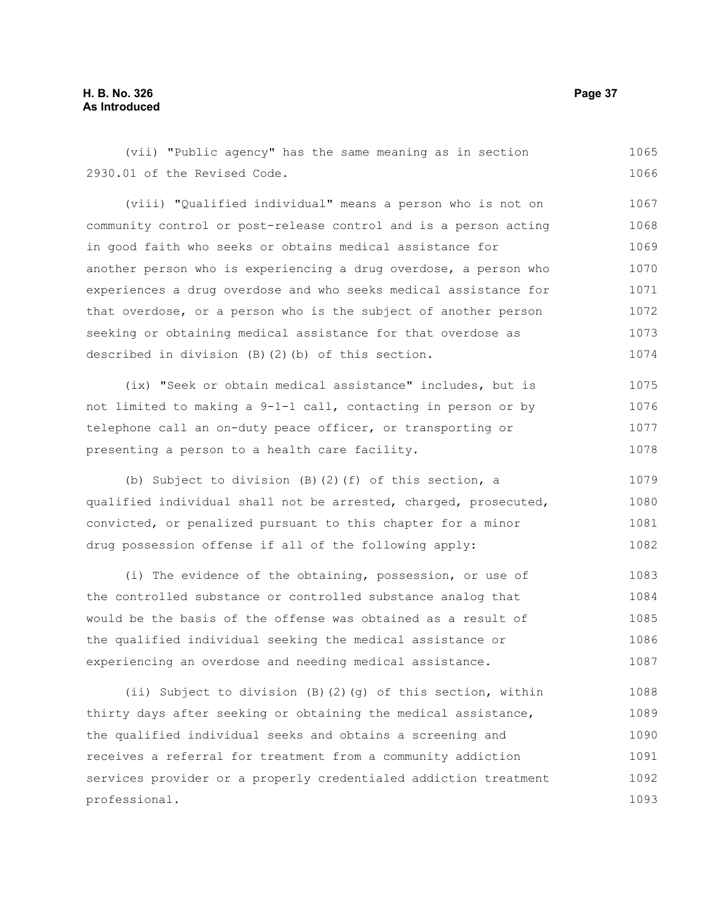(vii) "Public agency" has the same meaning as in section 2930.01 of the Revised Code.

(viii) "Qualified individual" means a person who is not on community control or post-release control and is a person acting in good faith who seeks or obtains medical assistance for another person who is experiencing a drug overdose, a person who experiences a drug overdose and who seeks medical assistance for that overdose, or a person who is the subject of another person seeking or obtaining medical assistance for that overdose as described in division (B)(2)(b) of this section.

(ix) "Seek or obtain medical assistance" includes, but is not limited to making a 9-1-1 call, contacting in person or by telephone call an on-duty peace officer, or transporting or presenting a person to a health care facility.

(b) Subject to division (B)(2)(f) of this section, a qualified individual shall not be arrested, charged, prosecuted, convicted, or penalized pursuant to this chapter for a minor drug possession offense if all of the following apply:

(i) The evidence of the obtaining, possession, or use of the controlled substance or controlled substance analog that would be the basis of the offense was obtained as a result of the qualified individual seeking the medical assistance or experiencing an overdose and needing medical assistance.

(ii) Subject to division (B)(2)(g) of this section, within thirty days after seeking or obtaining the medical assistance, the qualified individual seeks and obtains a screening and receives a referral for treatment from a community addiction services provider or a properly credentialed addiction treatment professional.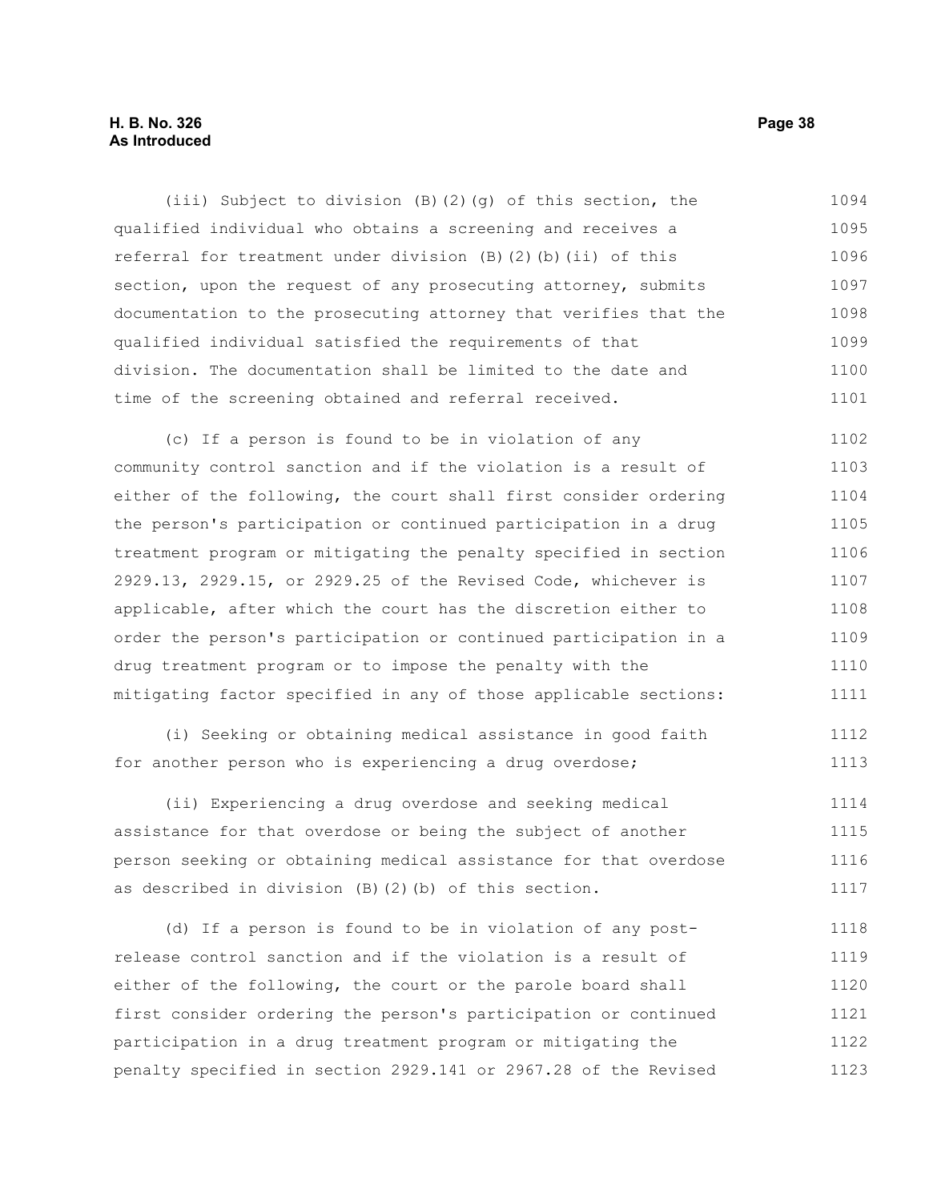(iii) Subject to division (B)(2)(g) of this section, the qualified individual who obtains a screening and receives a referral for treatment under division (B)(2)(b)(ii) of this section, upon the request of any prosecuting attorney, submits documentation to the prosecuting attorney that verifies that the qualified individual satisfied the requirements of that division. The documentation shall be limited to the date and time of the screening obtained and referral received.

(c) If a person is found to be in violation of any community control sanction and if the violation is a result of either of the following, the court shall first consider ordering the person's participation or continued participation in a drug treatment program or mitigating the penalty specified in section 2929.13, 2929.15, or 2929.25 of the Revised Code, whichever is applicable, after which the court has the discretion either to order the person's participation or continued participation in a drug treatment program or to impose the penalty with the mitigating factor specified in any of those applicable sections:

(i) Seeking or obtaining medical assistance in good faith for another person who is experiencing a drug overdose;

(ii) Experiencing a drug overdose and seeking medical assistance for that overdose or being the subject of another person seeking or obtaining medical assistance for that overdose as described in division (B)(2)(b) of this section.

(d) If a person is found to be in violation of any post-release control sanction and if the violation is a result of either of the following, the court or the parole board shall first consider ordering the person's participation or continued participation in a drug treatment program or mitigating the penalty specified in section 2929.141 or 2967.28 of the Revised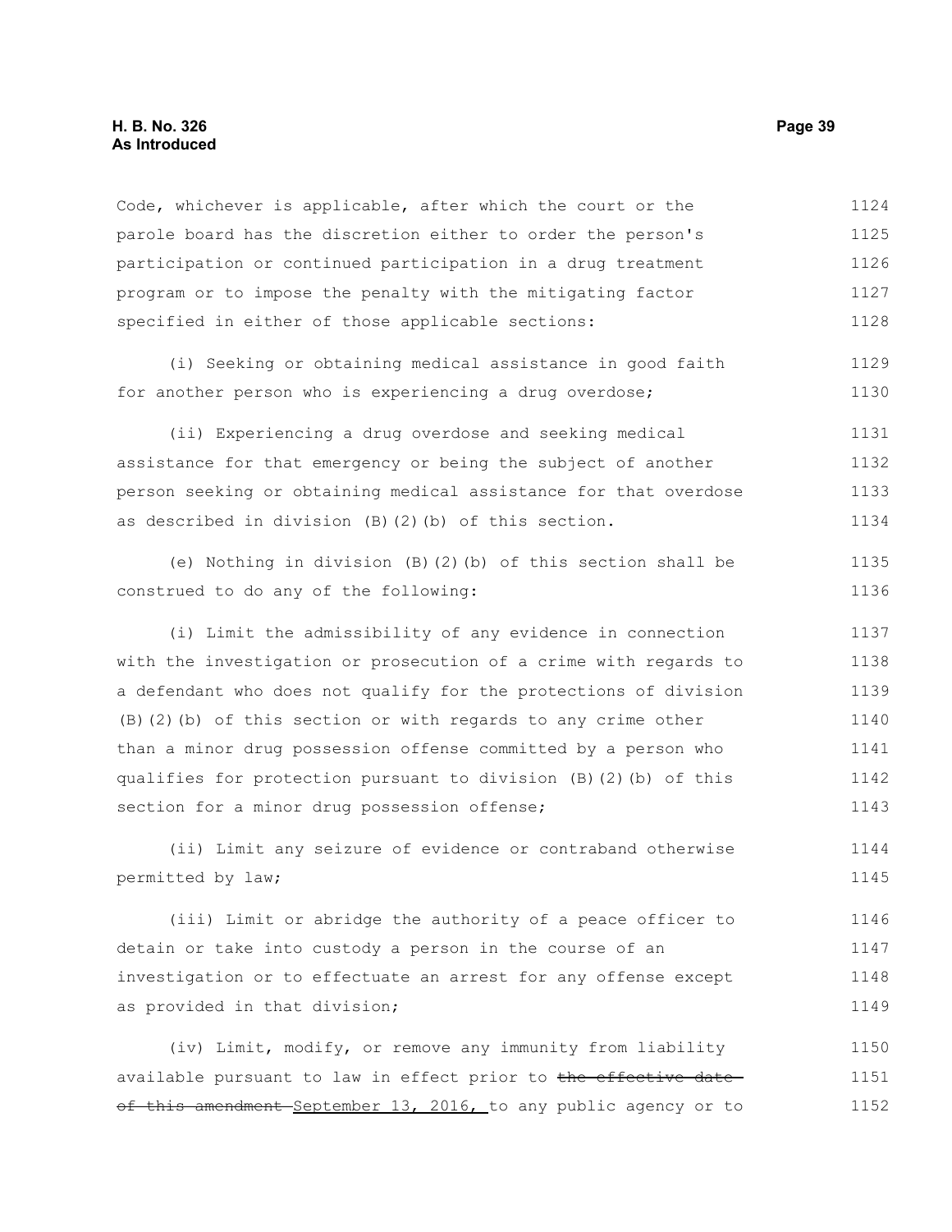Code, whichever is applicable, after which the court or the parole board has the discretion either to order the person's participation or continued participation in a drug treatment program or to impose the penalty with the mitigating factor specified in either of those applicable sections:

(i) Seeking or obtaining medical assistance in good faith for another person who is experiencing a drug overdose;

(ii) Experiencing a drug overdose and seeking medical assistance for that emergency or being the subject of another person seeking or obtaining medical assistance for that overdose as described in division (B)(2)(b) of this section.

(e) Nothing in division (B)(2)(b) of this section shall be construed to do any of the following:

(i) Limit the admissibility of any evidence in connection with the investigation or prosecution of a crime with regards to a defendant who does not qualify for the protections of division (B)(2)(b) of this section or with regards to any crime other than a minor drug possession offense committed by a person who qualifies for protection pursuant to division (B)(2)(b) of this section for a minor drug possession offense;

(ii) Limit any seizure of evidence or contraband otherwise permitted by law;

(iii) Limit or abridge the authority of a peace officer to detain or take into custody a person in the course of an investigation or to effectuate an arrest for any offense except as provided in that division;

(iv) Limit, modify, or remove any immunity from liability available pursuant to law in effect prior to ~~the effective date of this amendment~~ September 13, 2016, to any public agency or to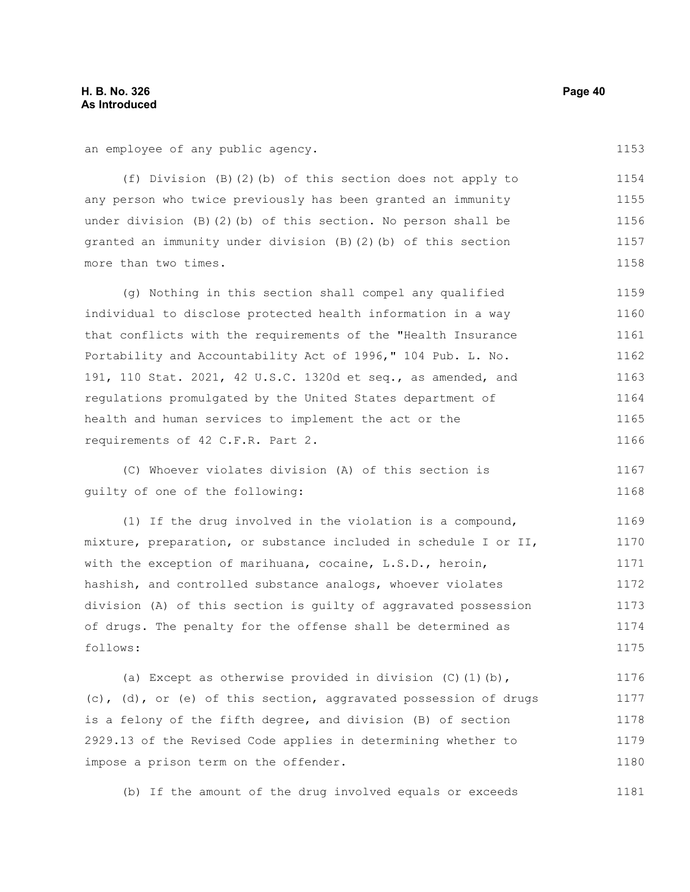an employee of any public agency.

(f) Division (B)(2)(b) of this section does not apply to any person who twice previously has been granted an immunity under division (B)(2)(b) of this section. No person shall be granted an immunity under division (B)(2)(b) of this section more than two times.

(g) Nothing in this section shall compel any qualified individual to disclose protected health information in a way that conflicts with the requirements of the "Health Insurance Portability and Accountability Act of 1996," 104 Pub. L. No. 191, 110 Stat. 2021, 42 U.S.C. 1320d et seq., as amended, and regulations promulgated by the United States department of health and human services to implement the act or the requirements of 42 C.F.R. Part 2.

(C) Whoever violates division (A) of this section is guilty of one of the following:

(1) If the drug involved in the violation is a compound, mixture, preparation, or substance included in schedule I or II, with the exception of marihuana, cocaine, L.S.D., heroin, hashish, and controlled substance analogs, whoever violates division (A) of this section is guilty of aggravated possession of drugs. The penalty for the offense shall be determined as follows:

(a) Except as otherwise provided in division (C)(1)(b), (c), (d), or (e) of this section, aggravated possession of drugs is a felony of the fifth degree, and division (B) of section 2929.13 of the Revised Code applies in determining whether to impose a prison term on the offender.

(b) If the amount of the drug involved equals or exceeds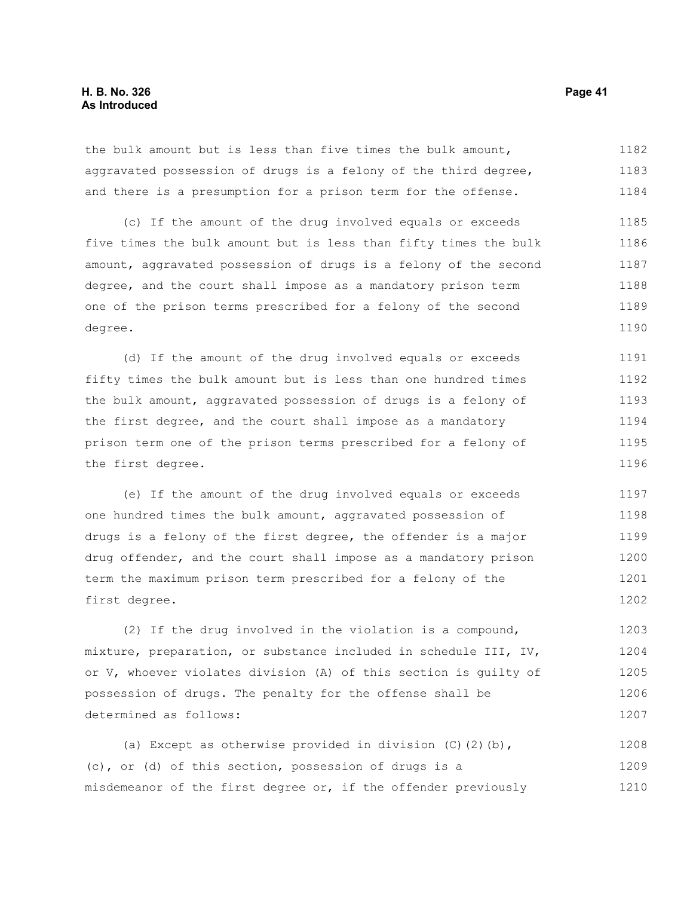the bulk amount but is less than five times the bulk amount, aggravated possession of drugs is a felony of the third degree, and there is a presumption for a prison term for the offense.

(c) If the amount of the drug involved equals or exceeds five times the bulk amount but is less than fifty times the bulk amount, aggravated possession of drugs is a felony of the second degree, and the court shall impose as a mandatory prison term one of the prison terms prescribed for a felony of the second degree.

(d) If the amount of the drug involved equals or exceeds fifty times the bulk amount but is less than one hundred times the bulk amount, aggravated possession of drugs is a felony of the first degree, and the court shall impose as a mandatory prison term one of the prison terms prescribed for a felony of the first degree.

(e) If the amount of the drug involved equals or exceeds one hundred times the bulk amount, aggravated possession of drugs is a felony of the first degree, the offender is a major drug offender, and the court shall impose as a mandatory prison term the maximum prison term prescribed for a felony of the first degree.

(2) If the drug involved in the violation is a compound, mixture, preparation, or substance included in schedule III, IV, or V, whoever violates division (A) of this section is guilty of possession of drugs. The penalty for the offense shall be determined as follows:

(a) Except as otherwise provided in division (C)(2)(b), (c), or (d) of this section, possession of drugs is a misdemeanor of the first degree or, if the offender previously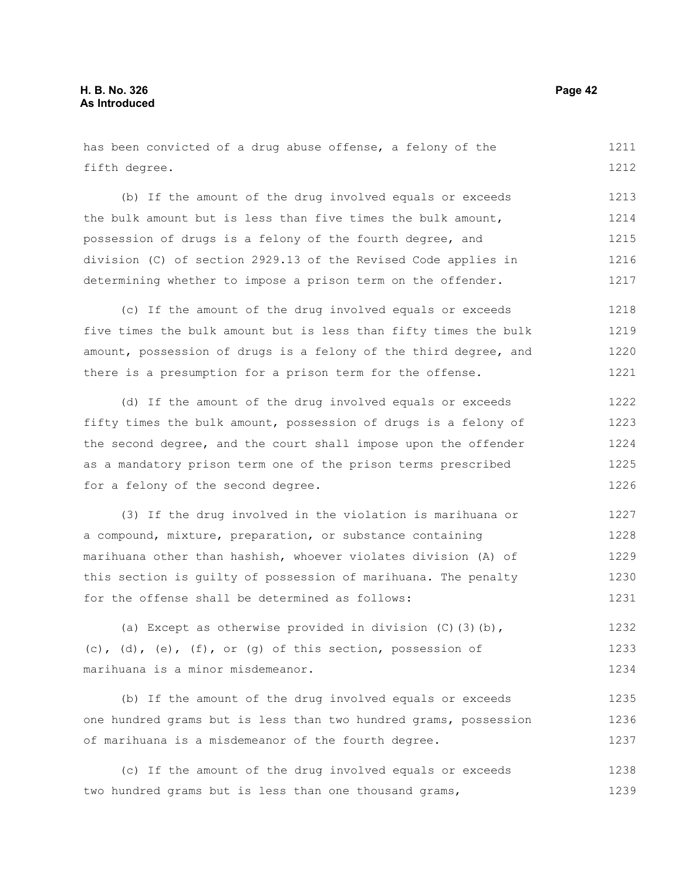has been convicted of a drug abuse offense, a felony of the fifth degree.

(b) If the amount of the drug involved equals or exceeds the bulk amount but is less than five times the bulk amount, possession of drugs is a felony of the fourth degree, and division (C) of section 2929.13 of the Revised Code applies in determining whether to impose a prison term on the offender.

(c) If the amount of the drug involved equals or exceeds five times the bulk amount but is less than fifty times the bulk amount, possession of drugs is a felony of the third degree, and there is a presumption for a prison term for the offense.

(d) If the amount of the drug involved equals or exceeds fifty times the bulk amount, possession of drugs is a felony of the second degree, and the court shall impose upon the offender as a mandatory prison term one of the prison terms prescribed for a felony of the second degree.

(3) If the drug involved in the violation is marihuana or a compound, mixture, preparation, or substance containing marihuana other than hashish, whoever violates division (A) of this section is guilty of possession of marihuana. The penalty for the offense shall be determined as follows:

(a) Except as otherwise provided in division (C)(3)(b), (c), (d), (e), (f), or (g) of this section, possession of marihuana is a minor misdemeanor.

(b) If the amount of the drug involved equals or exceeds one hundred grams but is less than two hundred grams, possession of marihuana is a misdemeanor of the fourth degree.

(c) If the amount of the drug involved equals or exceeds two hundred grams but is less than one thousand grams,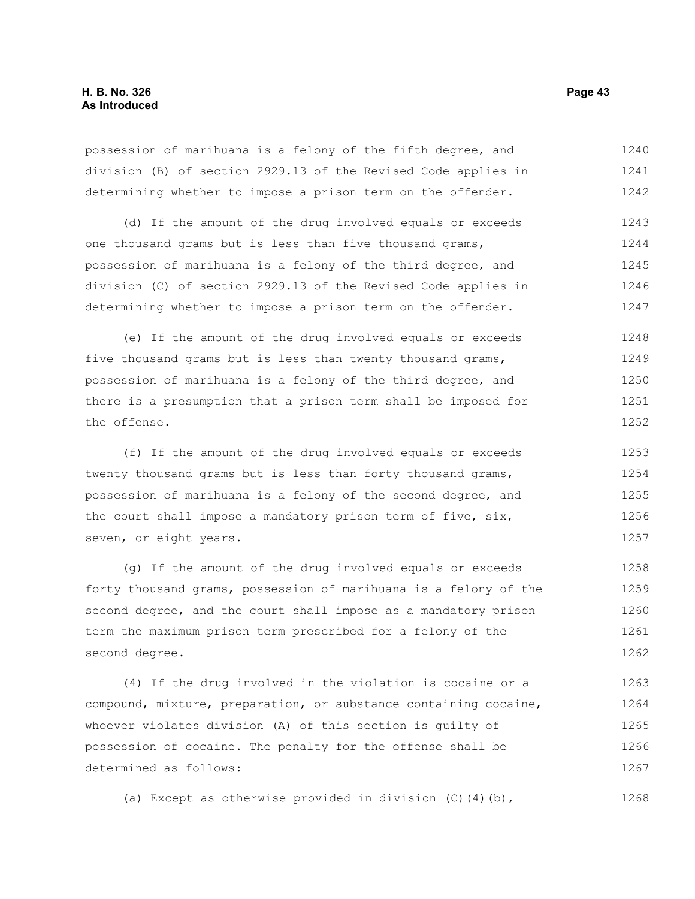possession of marihuana is a felony of the fifth degree, and division (B) of section 2929.13 of the Revised Code applies in determining whether to impose a prison term on the offender.

(d) If the amount of the drug involved equals or exceeds one thousand grams but is less than five thousand grams, possession of marihuana is a felony of the third degree, and division (C) of section 2929.13 of the Revised Code applies in determining whether to impose a prison term on the offender.

(e) If the amount of the drug involved equals or exceeds five thousand grams but is less than twenty thousand grams, possession of marihuana is a felony of the third degree, and there is a presumption that a prison term shall be imposed for the offense.

(f) If the amount of the drug involved equals or exceeds twenty thousand grams but is less than forty thousand grams, possession of marihuana is a felony of the second degree, and the court shall impose a mandatory prison term of five, six, seven, or eight years.

(g) If the amount of the drug involved equals or exceeds forty thousand grams, possession of marihuana is a felony of the second degree, and the court shall impose as a mandatory prison term the maximum prison term prescribed for a felony of the second degree.

(4) If the drug involved in the violation is cocaine or a compound, mixture, preparation, or substance containing cocaine, whoever violates division (A) of this section is guilty of possession of cocaine. The penalty for the offense shall be determined as follows:

(a) Except as otherwise provided in division (C)(4)(b),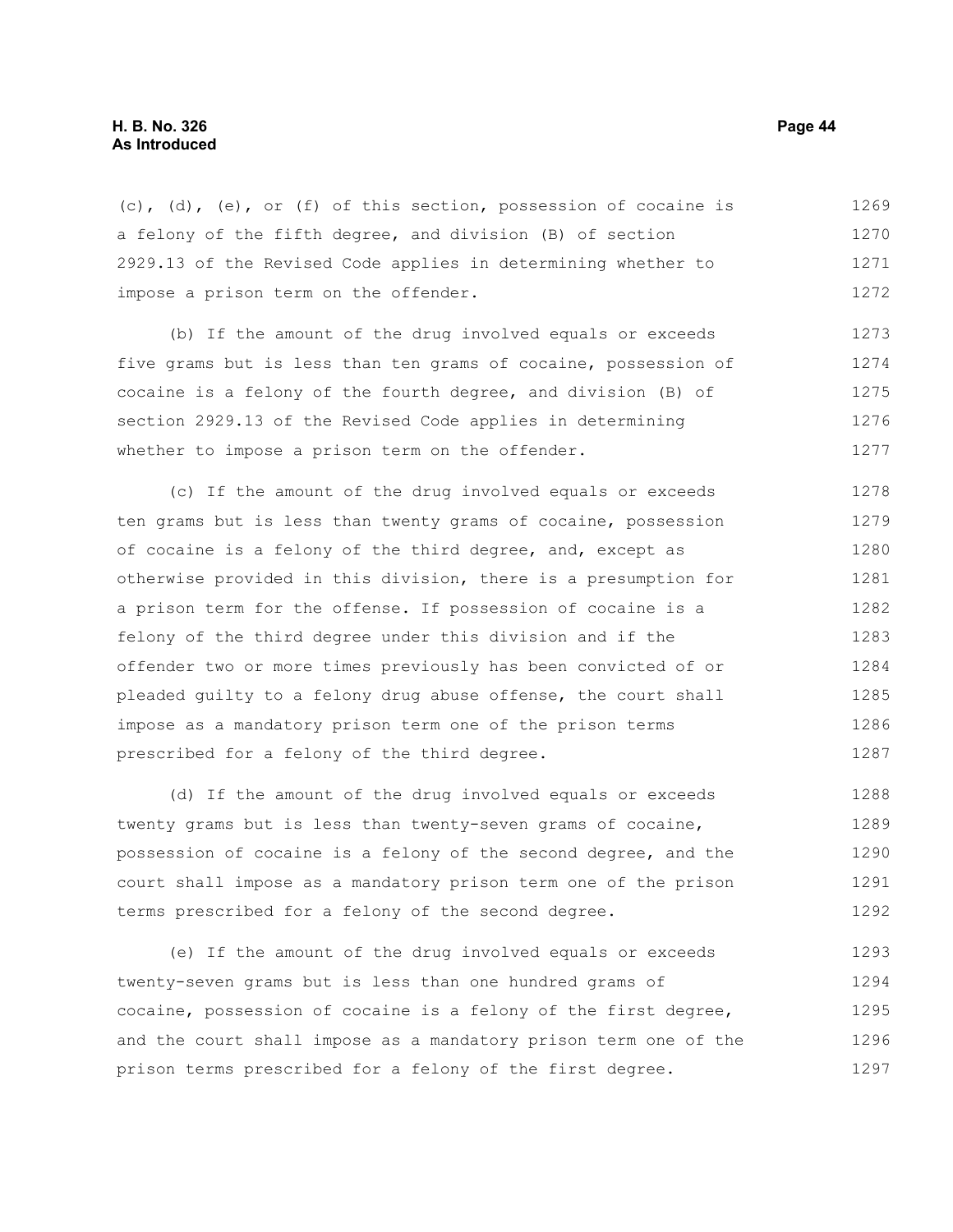(c), (d), (e), or (f) of this section, possession of cocaine is a felony of the fifth degree, and division (B) of section 2929.13 of the Revised Code applies in determining whether to impose a prison term on the offender.

(b) If the amount of the drug involved equals or exceeds five grams but is less than ten grams of cocaine, possession of cocaine is a felony of the fourth degree, and division (B) of section 2929.13 of the Revised Code applies in determining whether to impose a prison term on the offender.

(c) If the amount of the drug involved equals or exceeds ten grams but is less than twenty grams of cocaine, possession of cocaine is a felony of the third degree, and, except as otherwise provided in this division, there is a presumption for a prison term for the offense. If possession of cocaine is a felony of the third degree under this division and if the offender two or more times previously has been convicted of or pleaded guilty to a felony drug abuse offense, the court shall impose as a mandatory prison term one of the prison terms prescribed for a felony of the third degree.

(d) If the amount of the drug involved equals or exceeds twenty grams but is less than twenty-seven grams of cocaine, possession of cocaine is a felony of the second degree, and the court shall impose as a mandatory prison term one of the prison terms prescribed for a felony of the second degree.

(e) If the amount of the drug involved equals or exceeds twenty-seven grams but is less than one hundred grams of cocaine, possession of cocaine is a felony of the first degree, and the court shall impose as a mandatory prison term one of the prison terms prescribed for a felony of the first degree.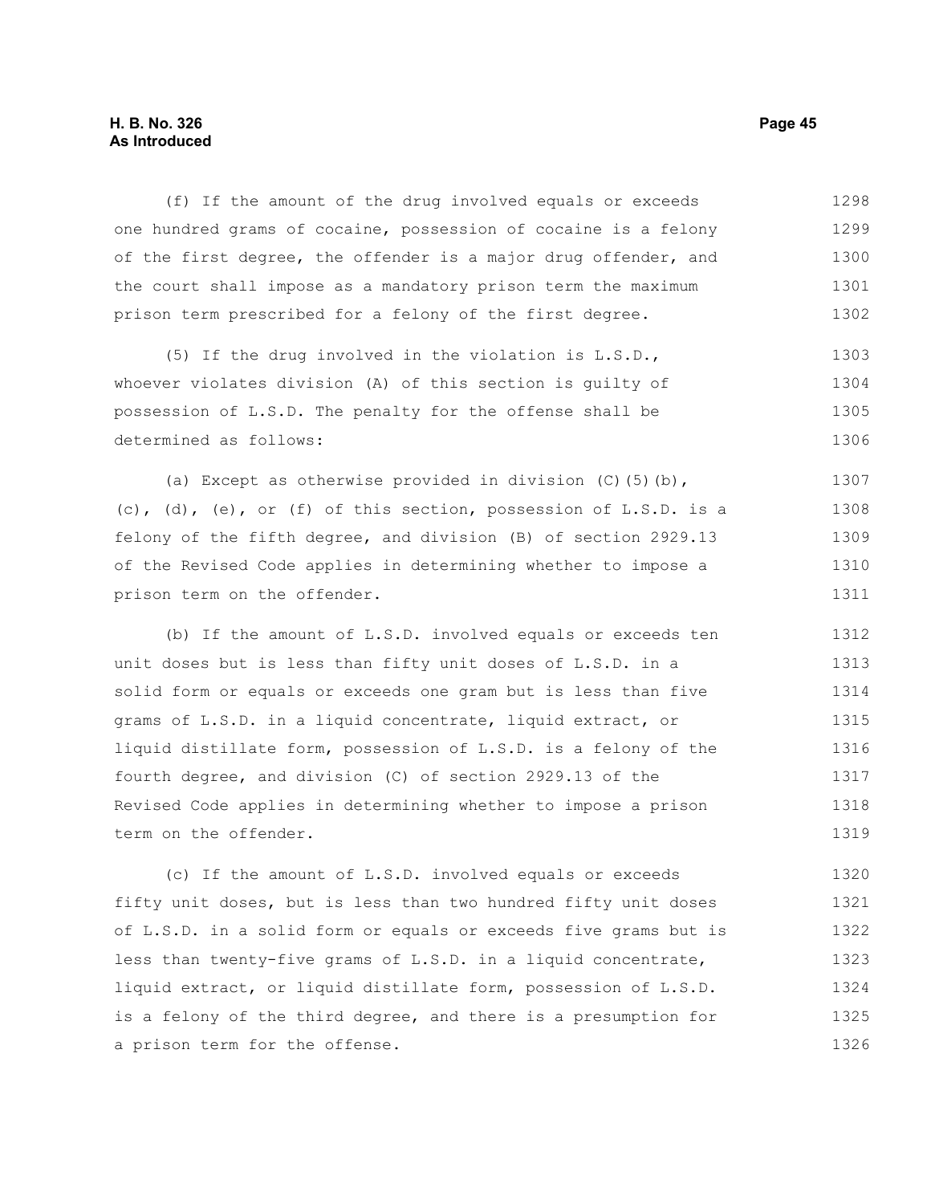(f) If the amount of the drug involved equals or exceeds one hundred grams of cocaine, possession of cocaine is a felony of the first degree, the offender is a major drug offender, and the court shall impose as a mandatory prison term the maximum prison term prescribed for a felony of the first degree.

(5) If the drug involved in the violation is L.S.D., whoever violates division (A) of this section is guilty of possession of L.S.D. The penalty for the offense shall be determined as follows:

(a) Except as otherwise provided in division (C)(5)(b), (c), (d), (e), or (f) of this section, possession of L.S.D. is a felony of the fifth degree, and division (B) of section 2929.13 of the Revised Code applies in determining whether to impose a prison term on the offender.

(b) If the amount of L.S.D. involved equals or exceeds ten unit doses but is less than fifty unit doses of L.S.D. in a solid form or equals or exceeds one gram but is less than five grams of L.S.D. in a liquid concentrate, liquid extract, or liquid distillate form, possession of L.S.D. is a felony of the fourth degree, and division (C) of section 2929.13 of the Revised Code applies in determining whether to impose a prison term on the offender.

(c) If the amount of L.S.D. involved equals or exceeds fifty unit doses, but is less than two hundred fifty unit doses of L.S.D. in a solid form or equals or exceeds five grams but is less than twenty-five grams of L.S.D. in a liquid concentrate, liquid extract, or liquid distillate form, possession of L.S.D. is a felony of the third degree, and there is a presumption for a prison term for the offense.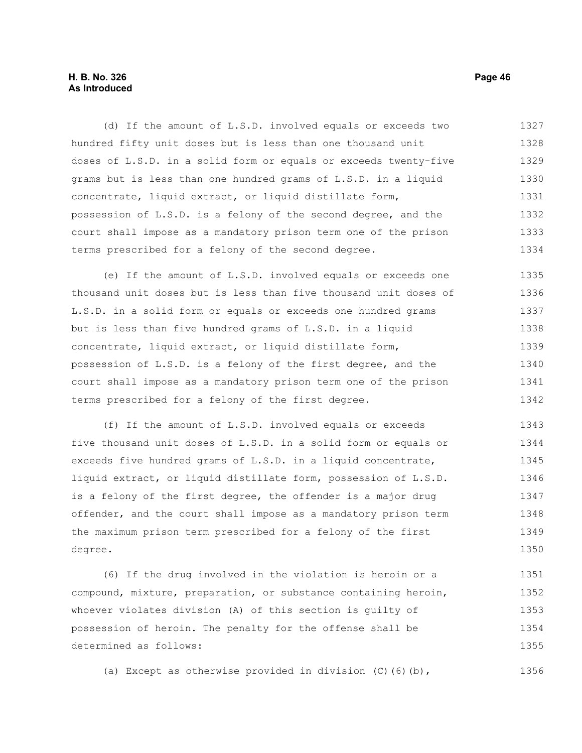(d) If the amount of L.S.D. involved equals or exceeds two hundred fifty unit doses but is less than one thousand unit doses of L.S.D. in a solid form or equals or exceeds twenty-five grams but is less than one hundred grams of L.S.D. in a liquid concentrate, liquid extract, or liquid distillate form, possession of L.S.D. is a felony of the second degree, and the court shall impose as a mandatory prison term one of the prison terms prescribed for a felony of the second degree.

(e) If the amount of L.S.D. involved equals or exceeds one thousand unit doses but is less than five thousand unit doses of L.S.D. in a solid form or equals or exceeds one hundred grams but is less than five hundred grams of L.S.D. in a liquid concentrate, liquid extract, or liquid distillate form, possession of L.S.D. is a felony of the first degree, and the court shall impose as a mandatory prison term one of the prison terms prescribed for a felony of the first degree.

(f) If the amount of L.S.D. involved equals or exceeds five thousand unit doses of L.S.D. in a solid form or equals or exceeds five hundred grams of L.S.D. in a liquid concentrate, liquid extract, or liquid distillate form, possession of L.S.D. is a felony of the first degree, the offender is a major drug offender, and the court shall impose as a mandatory prison term the maximum prison term prescribed for a felony of the first degree.

(6) If the drug involved in the violation is heroin or a compound, mixture, preparation, or substance containing heroin, whoever violates division (A) of this section is guilty of possession of heroin. The penalty for the offense shall be determined as follows:

(a) Except as otherwise provided in division (C)(6)(b),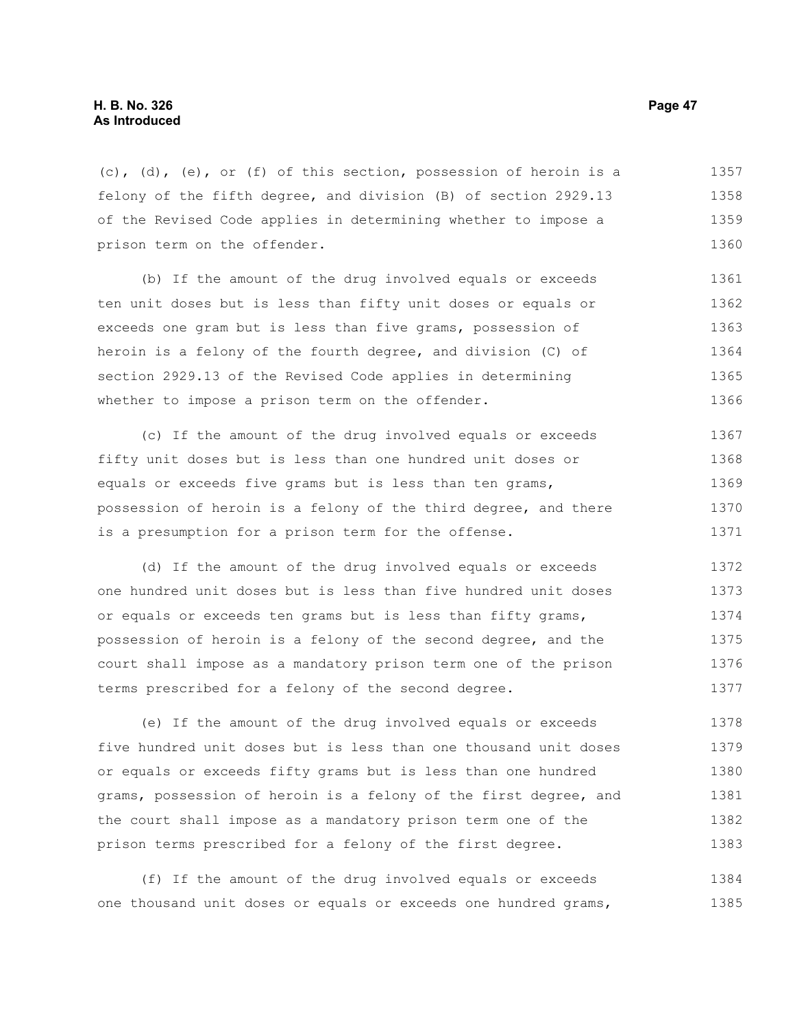(c), (d), (e), or (f) of this section, possession of heroin is a felony of the fifth degree, and division (B) of section 2929.13 of the Revised Code applies in determining whether to impose a prison term on the offender.

(b) If the amount of the drug involved equals or exceeds ten unit doses but is less than fifty unit doses or equals or exceeds one gram but is less than five grams, possession of heroin is a felony of the fourth degree, and division (C) of section 2929.13 of the Revised Code applies in determining whether to impose a prison term on the offender.

(c) If the amount of the drug involved equals or exceeds fifty unit doses but is less than one hundred unit doses or equals or exceeds five grams but is less than ten grams, possession of heroin is a felony of the third degree, and there is a presumption for a prison term for the offense.

(d) If the amount of the drug involved equals or exceeds one hundred unit doses but is less than five hundred unit doses or equals or exceeds ten grams but is less than fifty grams, possession of heroin is a felony of the second degree, and the court shall impose as a mandatory prison term one of the prison terms prescribed for a felony of the second degree.

(e) If the amount of the drug involved equals or exceeds five hundred unit doses but is less than one thousand unit doses or equals or exceeds fifty grams but is less than one hundred grams, possession of heroin is a felony of the first degree, and the court shall impose as a mandatory prison term one of the prison terms prescribed for a felony of the first degree.

(f) If the amount of the drug involved equals or exceeds one thousand unit doses or equals or exceeds one hundred grams,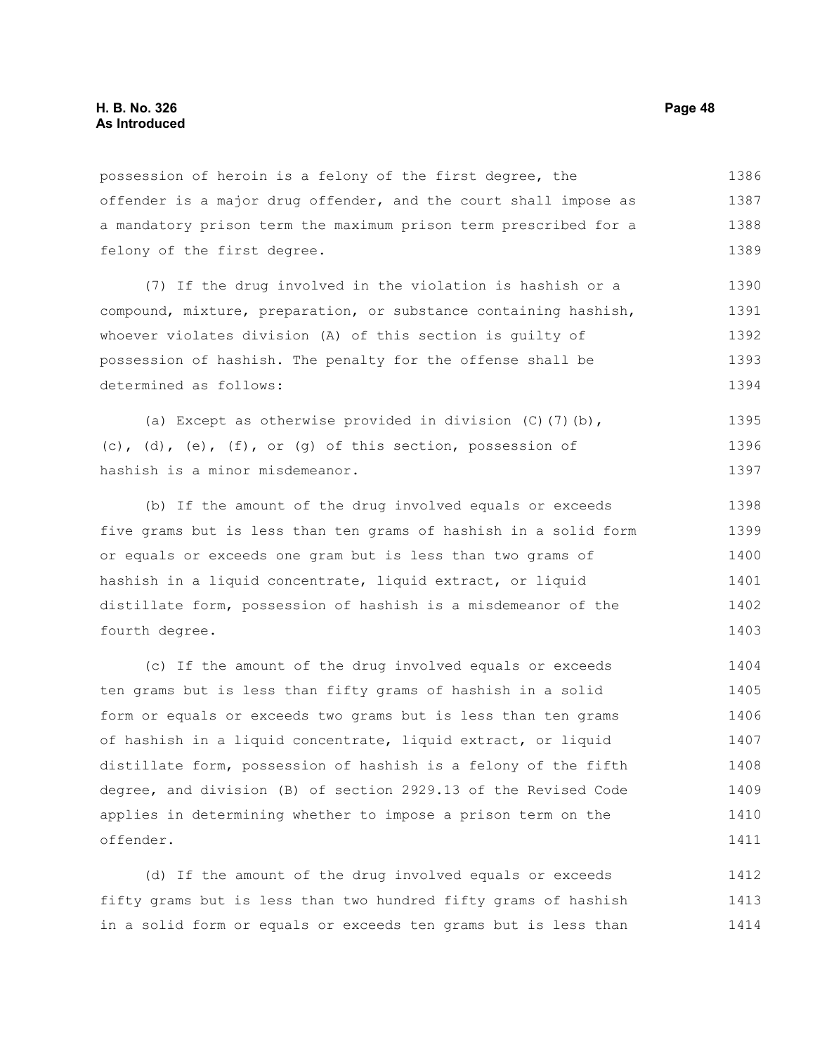possession of heroin is a felony of the first degree, the offender is a major drug offender, and the court shall impose as a mandatory prison term the maximum prison term prescribed for a felony of the first degree.

(7) If the drug involved in the violation is hashish or a compound, mixture, preparation, or substance containing hashish, whoever violates division (A) of this section is guilty of possession of hashish. The penalty for the offense shall be determined as follows:

(a) Except as otherwise provided in division (C)(7)(b), (c), (d), (e), (f), or (g) of this section, possession of hashish is a minor misdemeanor.

(b) If the amount of the drug involved equals or exceeds five grams but is less than ten grams of hashish in a solid form or equals or exceeds one gram but is less than two grams of hashish in a liquid concentrate, liquid extract, or liquid distillate form, possession of hashish is a misdemeanor of the fourth degree.

(c) If the amount of the drug involved equals or exceeds ten grams but is less than fifty grams of hashish in a solid form or equals or exceeds two grams but is less than ten grams of hashish in a liquid concentrate, liquid extract, or liquid distillate form, possession of hashish is a felony of the fifth degree, and division (B) of section 2929.13 of the Revised Code applies in determining whether to impose a prison term on the offender.

(d) If the amount of the drug involved equals or exceeds fifty grams but is less than two hundred fifty grams of hashish in a solid form or equals or exceeds ten grams but is less than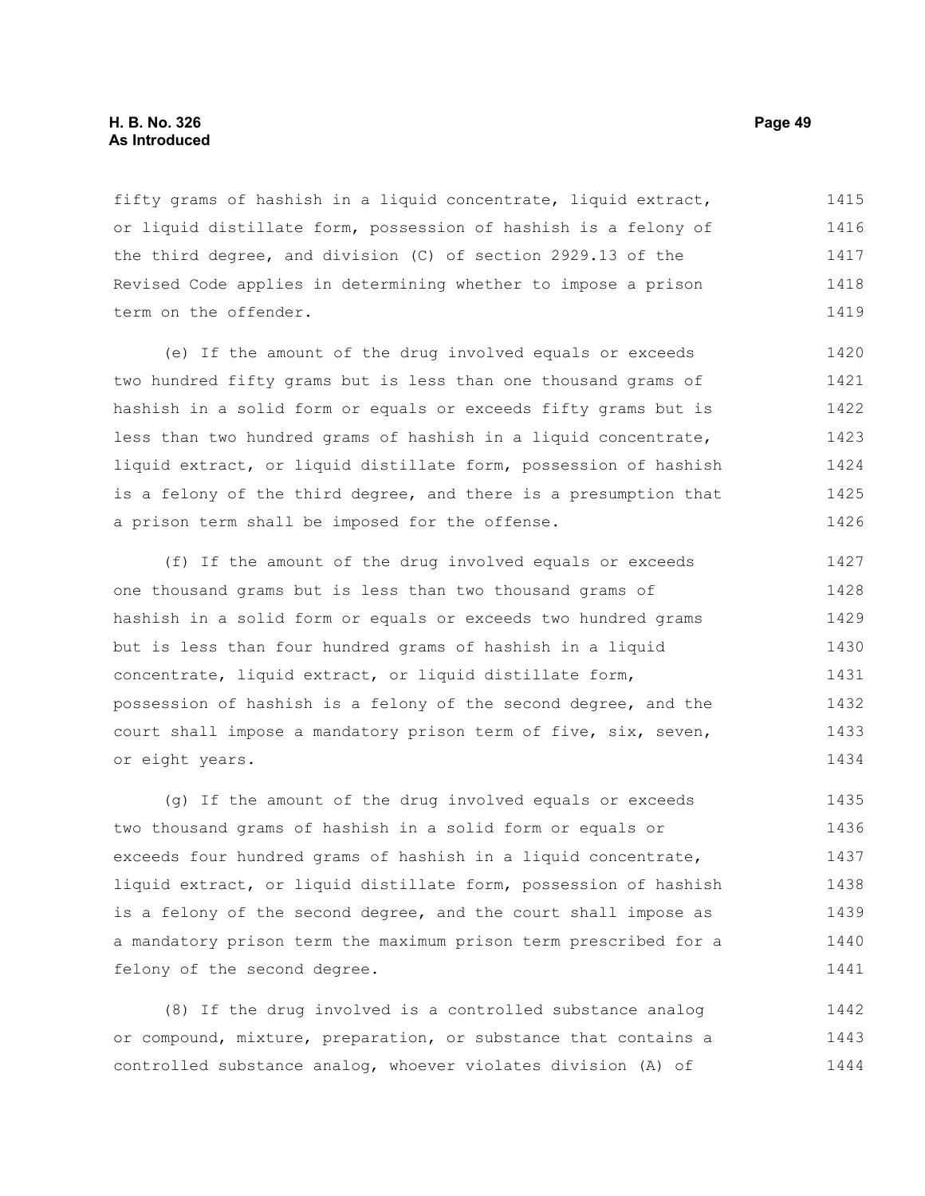fifty grams of hashish in a liquid concentrate, liquid extract, or liquid distillate form, possession of hashish is a felony of the third degree, and division (C) of section 2929.13 of the Revised Code applies in determining whether to impose a prison term on the offender.

(e) If the amount of the drug involved equals or exceeds two hundred fifty grams but is less than one thousand grams of hashish in a solid form or equals or exceeds fifty grams but is less than two hundred grams of hashish in a liquid concentrate, liquid extract, or liquid distillate form, possession of hashish is a felony of the third degree, and there is a presumption that a prison term shall be imposed for the offense.

(f) If the amount of the drug involved equals or exceeds one thousand grams but is less than two thousand grams of hashish in a solid form or equals or exceeds two hundred grams but is less than four hundred grams of hashish in a liquid concentrate, liquid extract, or liquid distillate form, possession of hashish is a felony of the second degree, and the court shall impose a mandatory prison term of five, six, seven, or eight years.

(g) If the amount of the drug involved equals or exceeds two thousand grams of hashish in a solid form or equals or exceeds four hundred grams of hashish in a liquid concentrate, liquid extract, or liquid distillate form, possession of hashish is a felony of the second degree, and the court shall impose as a mandatory prison term the maximum prison term prescribed for a felony of the second degree.

(8) If the drug involved is a controlled substance analog or compound, mixture, preparation, or substance that contains a controlled substance analog, whoever violates division (A) of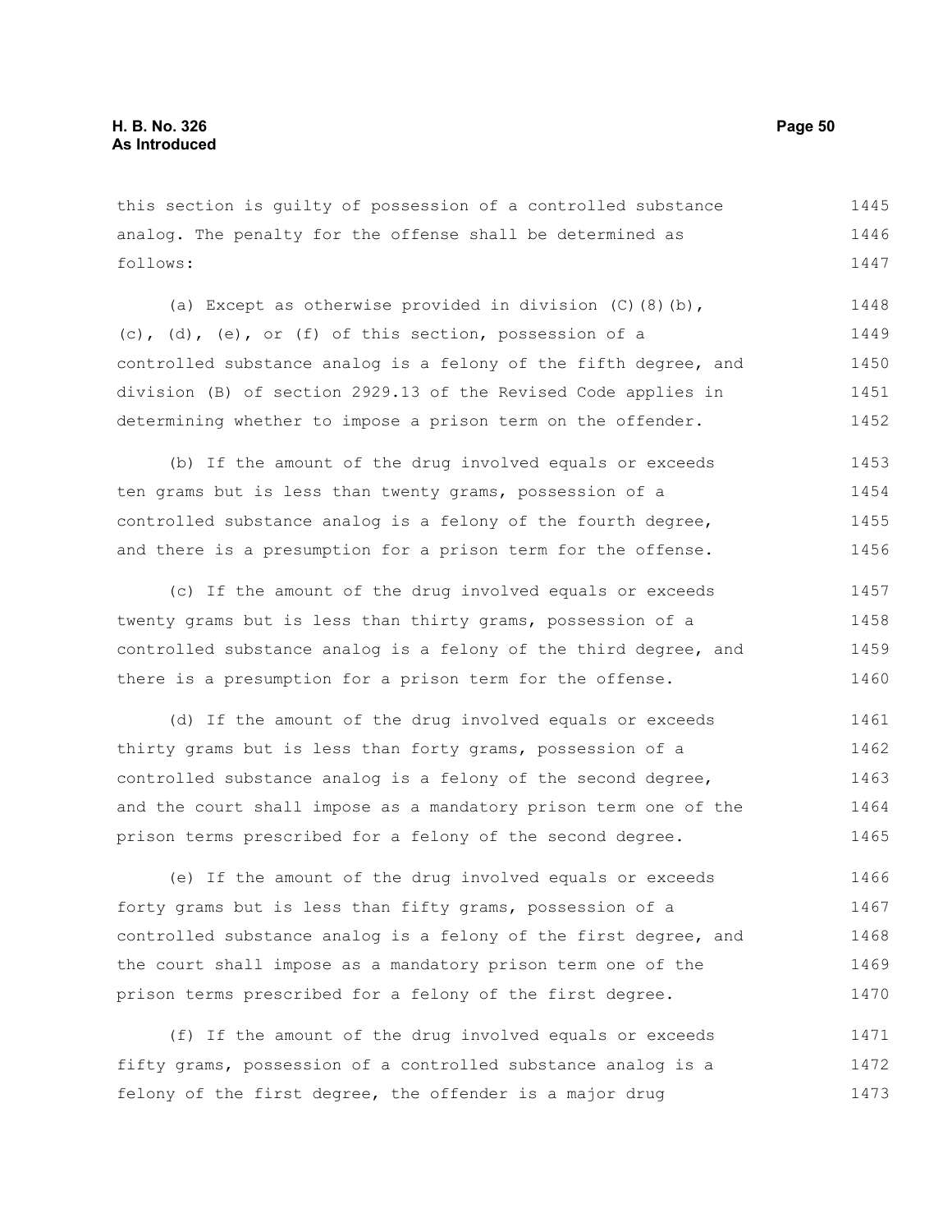this section is guilty of possession of a controlled substance analog. The penalty for the offense shall be determined as follows:

(a) Except as otherwise provided in division (C)(8)(b), (c), (d), (e), or (f) of this section, possession of a controlled substance analog is a felony of the fifth degree, and division (B) of section 2929.13 of the Revised Code applies in determining whether to impose a prison term on the offender.

(b) If the amount of the drug involved equals or exceeds ten grams but is less than twenty grams, possession of a controlled substance analog is a felony of the fourth degree, and there is a presumption for a prison term for the offense.

(c) If the amount of the drug involved equals or exceeds twenty grams but is less than thirty grams, possession of a controlled substance analog is a felony of the third degree, and there is a presumption for a prison term for the offense.

(d) If the amount of the drug involved equals or exceeds thirty grams but is less than forty grams, possession of a controlled substance analog is a felony of the second degree, and the court shall impose as a mandatory prison term one of the prison terms prescribed for a felony of the second degree.

(e) If the amount of the drug involved equals or exceeds forty grams but is less than fifty grams, possession of a controlled substance analog is a felony of the first degree, and the court shall impose as a mandatory prison term one of the prison terms prescribed for a felony of the first degree.

(f) If the amount of the drug involved equals or exceeds fifty grams, possession of a controlled substance analog is a felony of the first degree, the offender is a major drug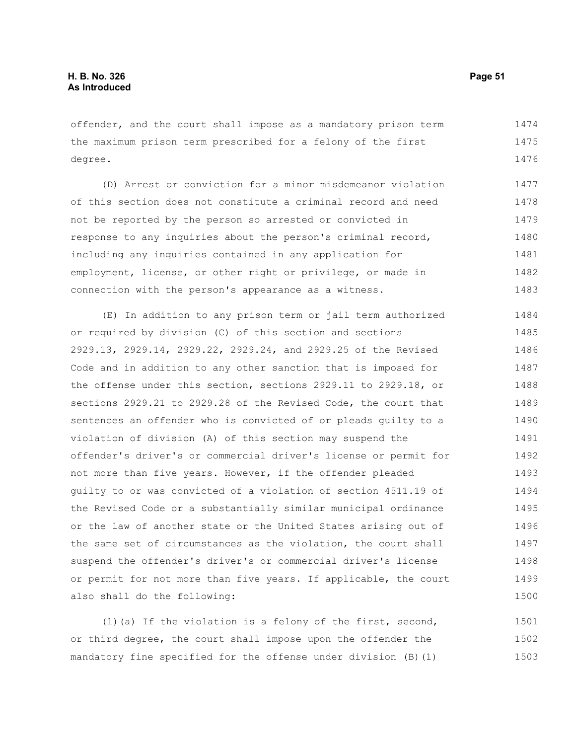offender, and the court shall impose as a mandatory prison term the maximum prison term prescribed for a felony of the first degree.

(D) Arrest or conviction for a minor misdemeanor violation of this section does not constitute a criminal record and need not be reported by the person so arrested or convicted in response to any inquiries about the person's criminal record, including any inquiries contained in any application for employment, license, or other right or privilege, or made in connection with the person's appearance as a witness.

(E) In addition to any prison term or jail term authorized or required by division (C) of this section and sections 2929.13, 2929.14, 2929.22, 2929.24, and 2929.25 of the Revised Code and in addition to any other sanction that is imposed for the offense under this section, sections 2929.11 to 2929.18, or sections 2929.21 to 2929.28 of the Revised Code, the court that sentences an offender who is convicted of or pleads guilty to a violation of division (A) of this section may suspend the offender's driver's or commercial driver's license or permit for not more than five years. However, if the offender pleaded guilty to or was convicted of a violation of section 4511.19 of the Revised Code or a substantially similar municipal ordinance or the law of another state or the United States arising out of the same set of circumstances as the violation, the court shall suspend the offender's driver's or commercial driver's license or permit for not more than five years. If applicable, the court also shall do the following:

(1)(a) If the violation is a felony of the first, second, or third degree, the court shall impose upon the offender the mandatory fine specified for the offense under division (B)(1)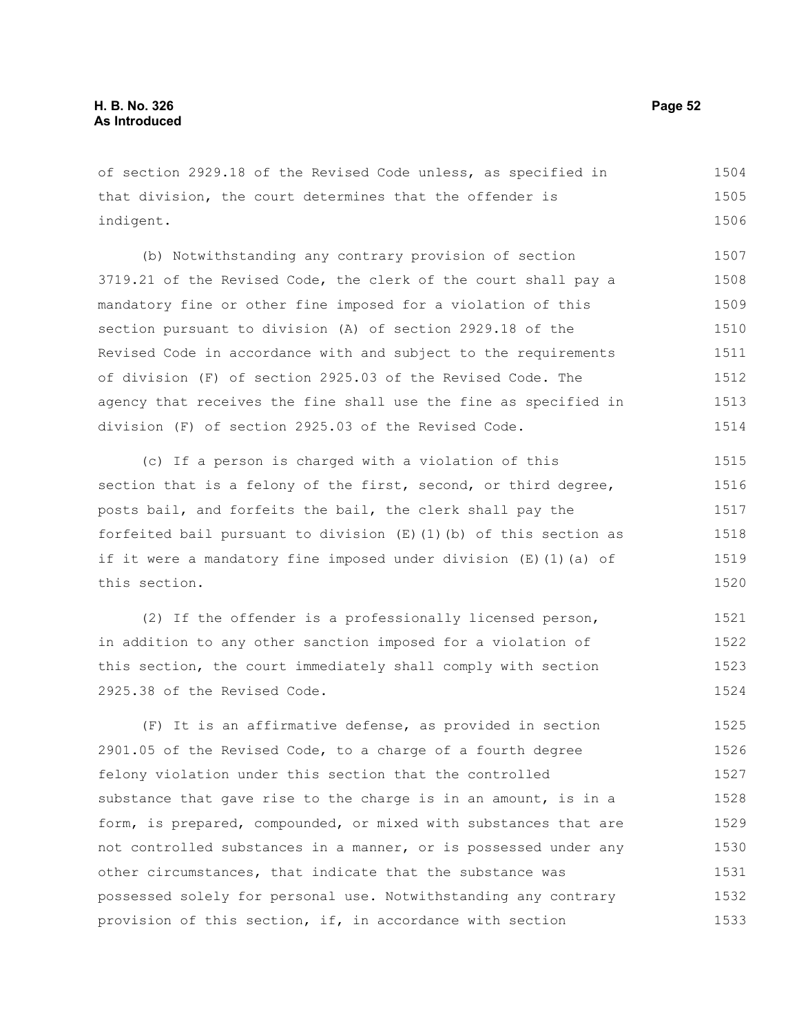of section 2929.18 of the Revised Code unless, as specified in that division, the court determines that the offender is indigent.

(b) Notwithstanding any contrary provision of section 3719.21 of the Revised Code, the clerk of the court shall pay a mandatory fine or other fine imposed for a violation of this section pursuant to division (A) of section 2929.18 of the Revised Code in accordance with and subject to the requirements of division (F) of section 2925.03 of the Revised Code. The agency that receives the fine shall use the fine as specified in division (F) of section 2925.03 of the Revised Code.

(c) If a person is charged with a violation of this section that is a felony of the first, second, or third degree, posts bail, and forfeits the bail, the clerk shall pay the forfeited bail pursuant to division (E)(1)(b) of this section as if it were a mandatory fine imposed under division (E)(1)(a) of this section.

(2) If the offender is a professionally licensed person, in addition to any other sanction imposed for a violation of this section, the court immediately shall comply with section 2925.38 of the Revised Code.

(F) It is an affirmative defense, as provided in section 2901.05 of the Revised Code, to a charge of a fourth degree felony violation under this section that the controlled substance that gave rise to the charge is in an amount, is in a form, is prepared, compounded, or mixed with substances that are not controlled substances in a manner, or is possessed under any other circumstances, that indicate that the substance was possessed solely for personal use. Notwithstanding any contrary provision of this section, if, in accordance with section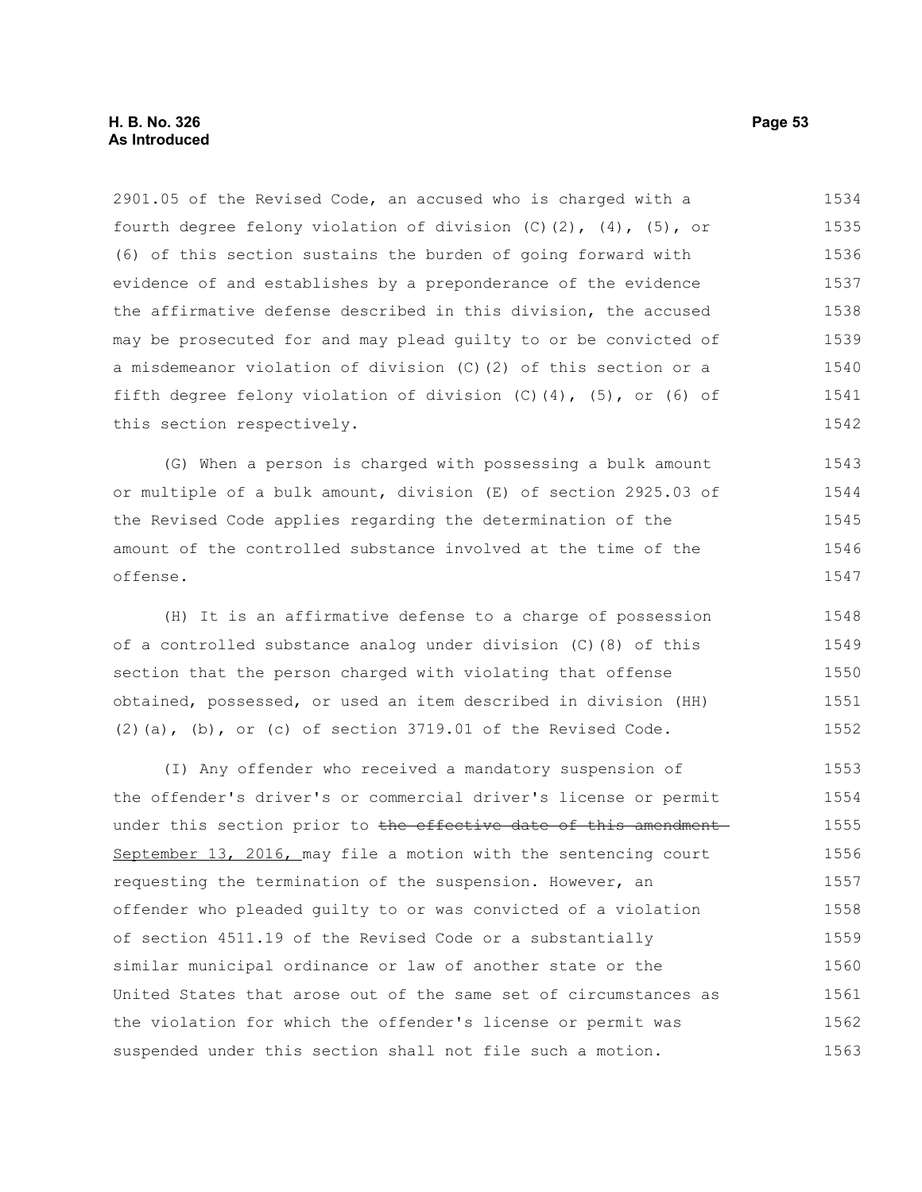2901.05 of the Revised Code, an accused who is charged with a fourth degree felony violation of division (C)(2), (4), (5), or (6) of this section sustains the burden of going forward with evidence of and establishes by a preponderance of the evidence the affirmative defense described in this division, the accused may be prosecuted for and may plead guilty to or be convicted of a misdemeanor violation of division (C)(2) of this section or a fifth degree felony violation of division (C)(4), (5), or (6) of this section respectively.

(G) When a person is charged with possessing a bulk amount or multiple of a bulk amount, division (E) of section 2925.03 of the Revised Code applies regarding the determination of the amount of the controlled substance involved at the time of the offense.

(H) It is an affirmative defense to a charge of possession of a controlled substance analog under division (C)(8) of this section that the person charged with violating that offense obtained, possessed, or used an item described in division (HH)(2)(a), (b), or (c) of section 3719.01 of the Revised Code.

(I) Any offender who received a mandatory suspension of the offender's driver's or commercial driver's license or permit under this section prior to ~~the effective date of this amendment~~ <u>September 13, 2016,</u> may file a motion with the sentencing court requesting the termination of the suspension. However, an offender who pleaded guilty to or was convicted of a violation of section 4511.19 of the Revised Code or a substantially similar municipal ordinance or law of another state or the United States that arose out of the same set of circumstances as the violation for which the offender's license or permit was suspended under this section shall not file such a motion.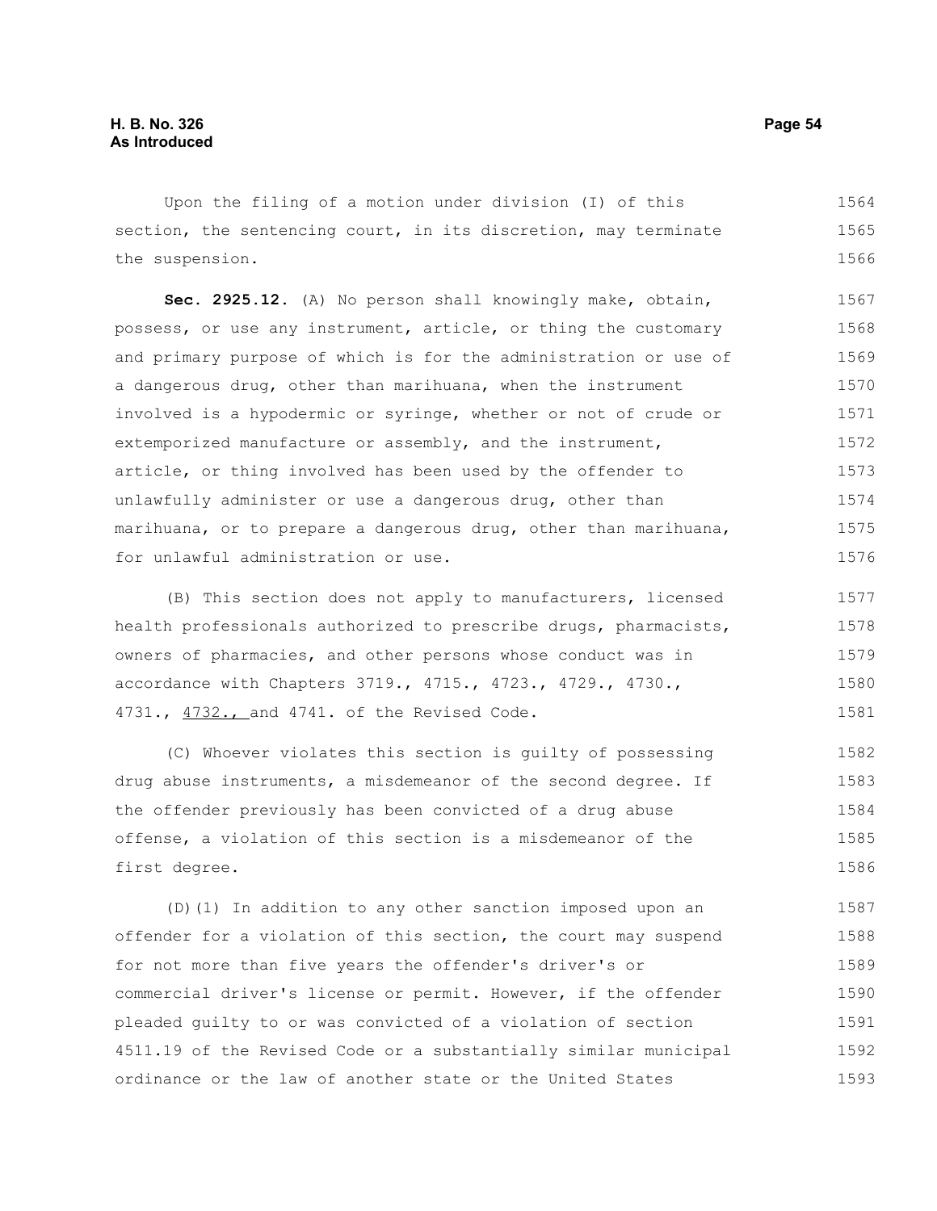Upon the filing of a motion under division (I) of this section, the sentencing court, in its discretion, may terminate the suspension.

**Sec. 2925.12.** (A) No person shall knowingly make, obtain, possess, or use any instrument, article, or thing the customary and primary purpose of which is for the administration or use of a dangerous drug, other than marihuana, when the instrument involved is a hypodermic or syringe, whether or not of crude or extemporized manufacture or assembly, and the instrument, article, or thing involved has been used by the offender to unlawfully administer or use a dangerous drug, other than marihuana, or to prepare a dangerous drug, other than marihuana, for unlawful administration or use.

(B) This section does not apply to manufacturers, licensed health professionals authorized to prescribe drugs, pharmacists, owners of pharmacies, and other persons whose conduct was in accordance with Chapters 3719., 4715., 4723., 4729., 4730., 4731., 4732., and 4741. of the Revised Code.

(C) Whoever violates this section is guilty of possessing drug abuse instruments, a misdemeanor of the second degree. If the offender previously has been convicted of a drug abuse offense, a violation of this section is a misdemeanor of the first degree.

(D)(1) In addition to any other sanction imposed upon an offender for a violation of this section, the court may suspend for not more than five years the offender's driver's or commercial driver's license or permit. However, if the offender pleaded guilty to or was convicted of a violation of section 4511.19 of the Revised Code or a substantially similar municipal ordinance or the law of another state or the United States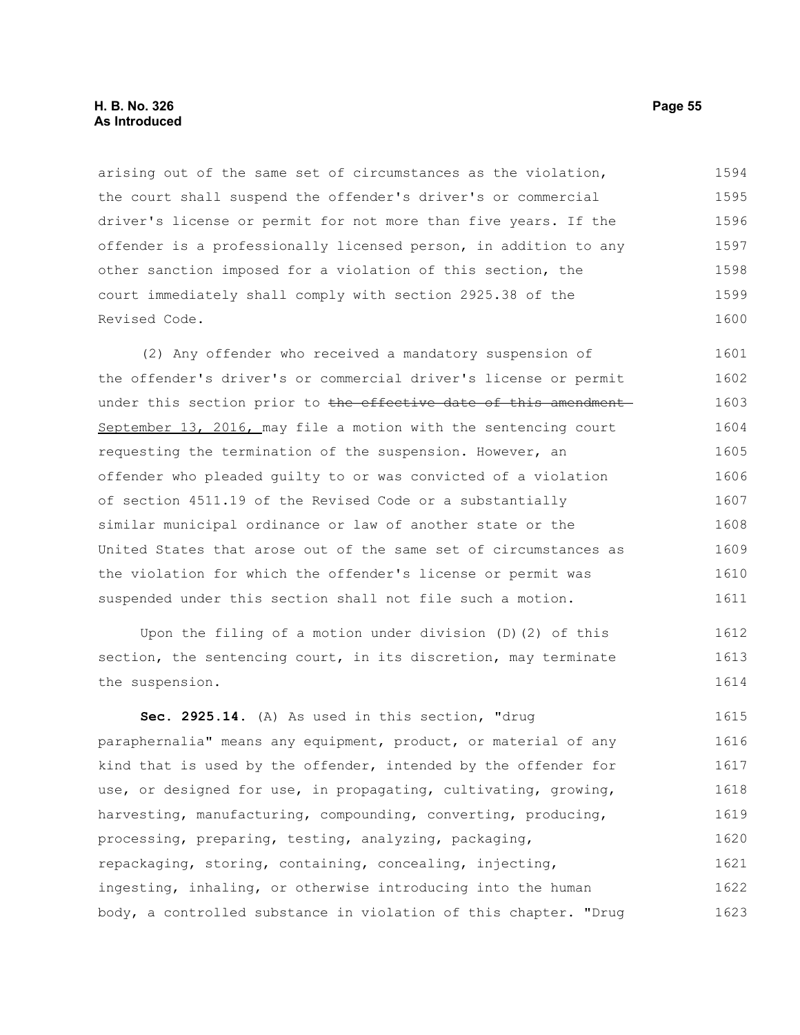arising out of the same set of circumstances as the violation, the court shall suspend the offender's driver's or commercial driver's license or permit for not more than five years. If the offender is a professionally licensed person, in addition to any other sanction imposed for a violation of this section, the court immediately shall comply with section 2925.38 of the Revised Code.

(2) Any offender who received a mandatory suspension of the offender's driver's or commercial driver's license or permit under this section prior to ~~the effective date of this amendment~~ September 13, 2016, may file a motion with the sentencing court requesting the termination of the suspension. However, an offender who pleaded guilty to or was convicted of a violation of section 4511.19 of the Revised Code or a substantially similar municipal ordinance or law of another state or the United States that arose out of the same set of circumstances as the violation for which the offender's license or permit was suspended under this section shall not file such a motion.

Upon the filing of a motion under division (D)(2) of this section, the sentencing court, in its discretion, may terminate the suspension.

**Sec. 2925.14.** (A) As used in this section, "drug paraphernalia" means any equipment, product, or material of any kind that is used by the offender, intended by the offender for use, or designed for use, in propagating, cultivating, growing, harvesting, manufacturing, compounding, converting, producing, processing, preparing, testing, analyzing, packaging, repackaging, storing, containing, concealing, injecting, ingesting, inhaling, or otherwise introducing into the human body, a controlled substance in violation of this chapter. "Drug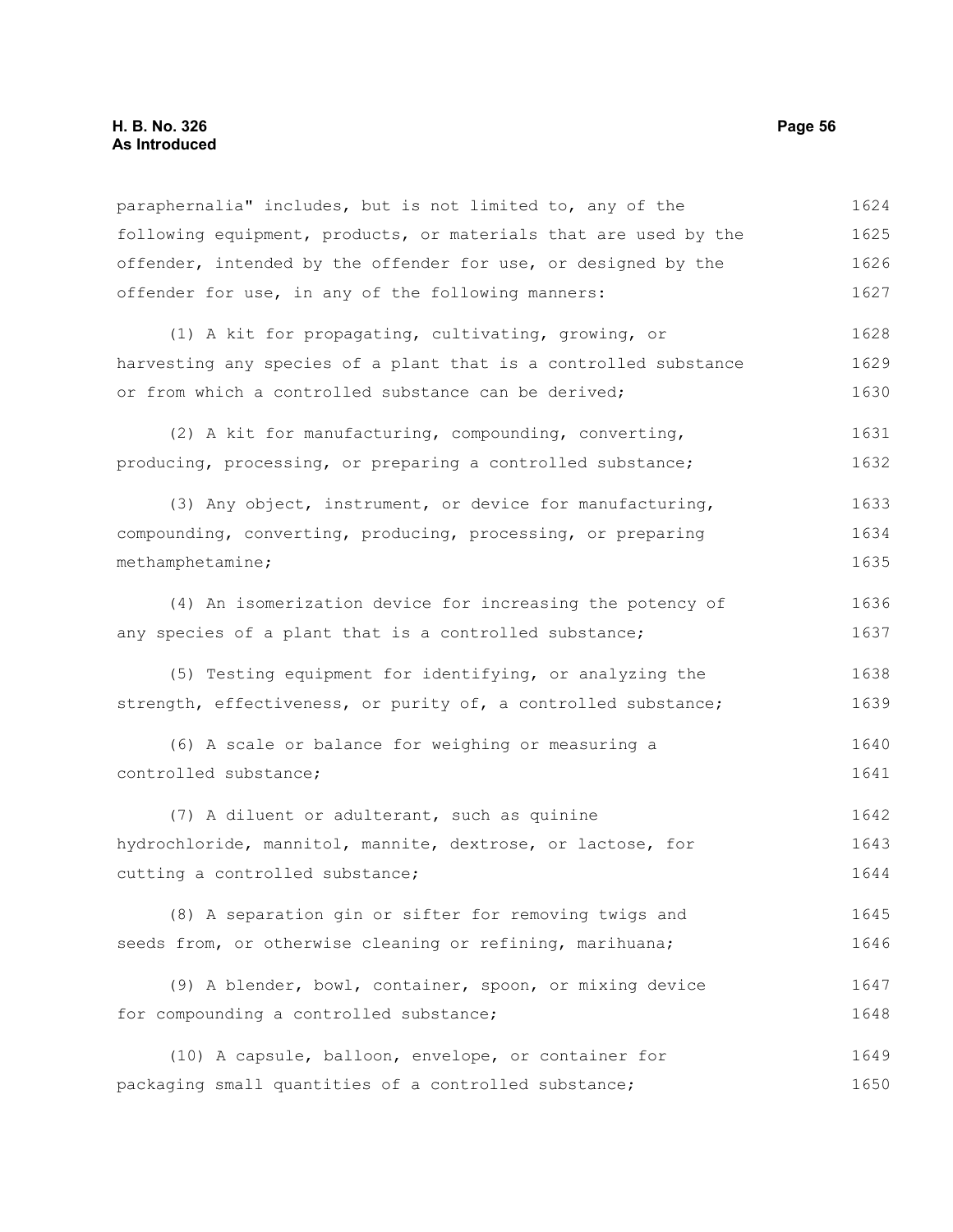paraphernalia" includes, but is not limited to, any of the following equipment, products, or materials that are used by the offender, intended by the offender for use, or designed by the offender for use, in any of the following manners:

(1) A kit for propagating, cultivating, growing, or harvesting any species of a plant that is a controlled substance or from which a controlled substance can be derived;

(2) A kit for manufacturing, compounding, converting, producing, processing, or preparing a controlled substance;

(3) Any object, instrument, or device for manufacturing, compounding, converting, producing, processing, or preparing methamphetamine;

(4) An isomerization device for increasing the potency of any species of a plant that is a controlled substance;

(5) Testing equipment for identifying, or analyzing the strength, effectiveness, or purity of, a controlled substance;

(6) A scale or balance for weighing or measuring a controlled substance;

(7) A diluent or adulterant, such as quinine hydrochloride, mannitol, mannite, dextrose, or lactose, for cutting a controlled substance;

(8) A separation gin or sifter for removing twigs and seeds from, or otherwise cleaning or refining, marihuana;

(9) A blender, bowl, container, spoon, or mixing device for compounding a controlled substance;

(10) A capsule, balloon, envelope, or container for packaging small quantities of a controlled substance;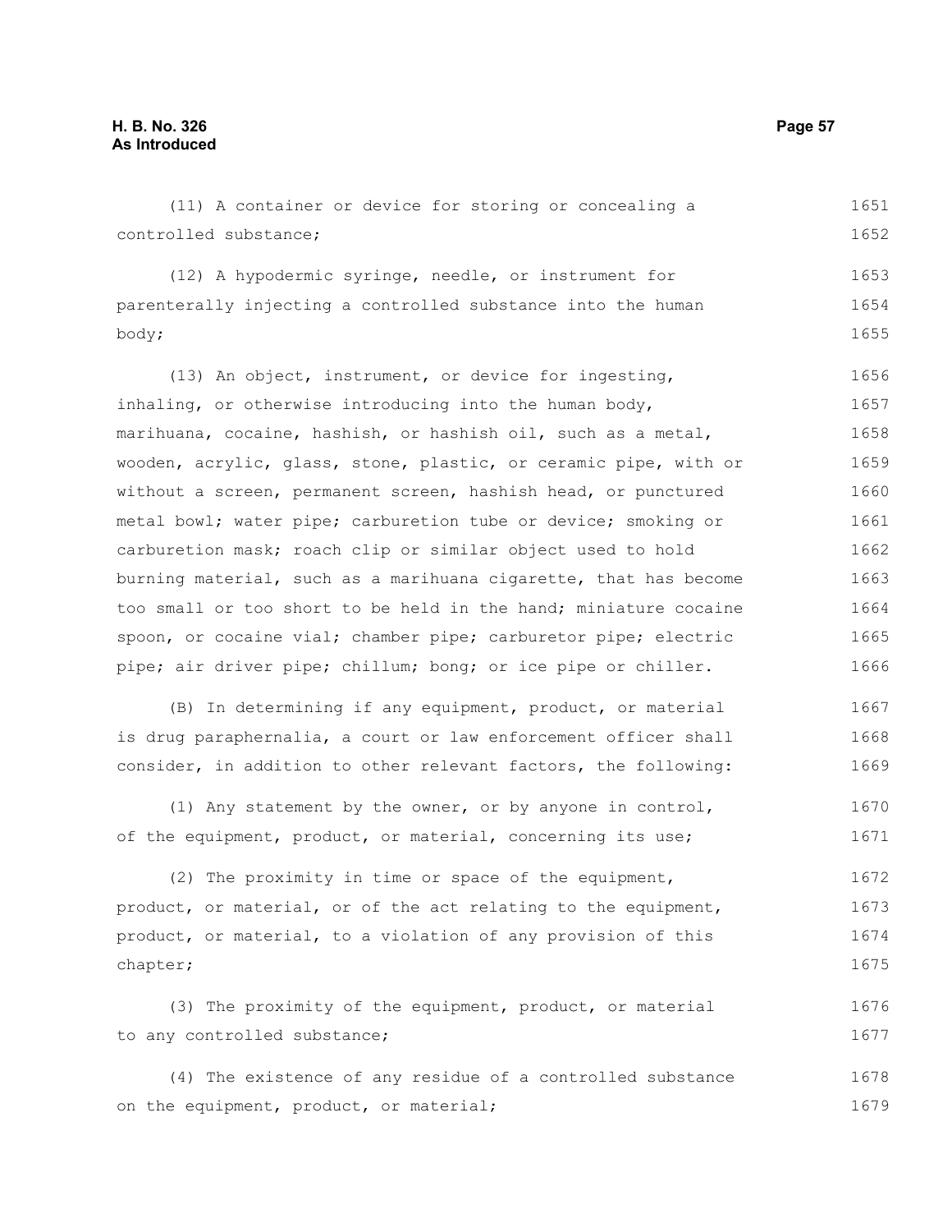(11) A container or device for storing or concealing a controlled substance;

(12) A hypodermic syringe, needle, or instrument for parenterally injecting a controlled substance into the human body;

(13) An object, instrument, or device for ingesting, inhaling, or otherwise introducing into the human body, marihuana, cocaine, hashish, or hashish oil, such as a metal, wooden, acrylic, glass, stone, plastic, or ceramic pipe, with or without a screen, permanent screen, hashish head, or punctured metal bowl; water pipe; carburetion tube or device; smoking or carburetion mask; roach clip or similar object used to hold burning material, such as a marihuana cigarette, that has become too small or too short to be held in the hand; miniature cocaine spoon, or cocaine vial; chamber pipe; carburetor pipe; electric pipe; air driver pipe; chillum; bong; or ice pipe or chiller.

(B) In determining if any equipment, product, or material is drug paraphernalia, a court or law enforcement officer shall consider, in addition to other relevant factors, the following:

(1) Any statement by the owner, or by anyone in control, of the equipment, product, or material, concerning its use;

(2) The proximity in time or space of the equipment, product, or material, or of the act relating to the equipment, product, or material, to a violation of any provision of this chapter;

(3) The proximity of the equipment, product, or material to any controlled substance;

(4) The existence of any residue of a controlled substance on the equipment, product, or material;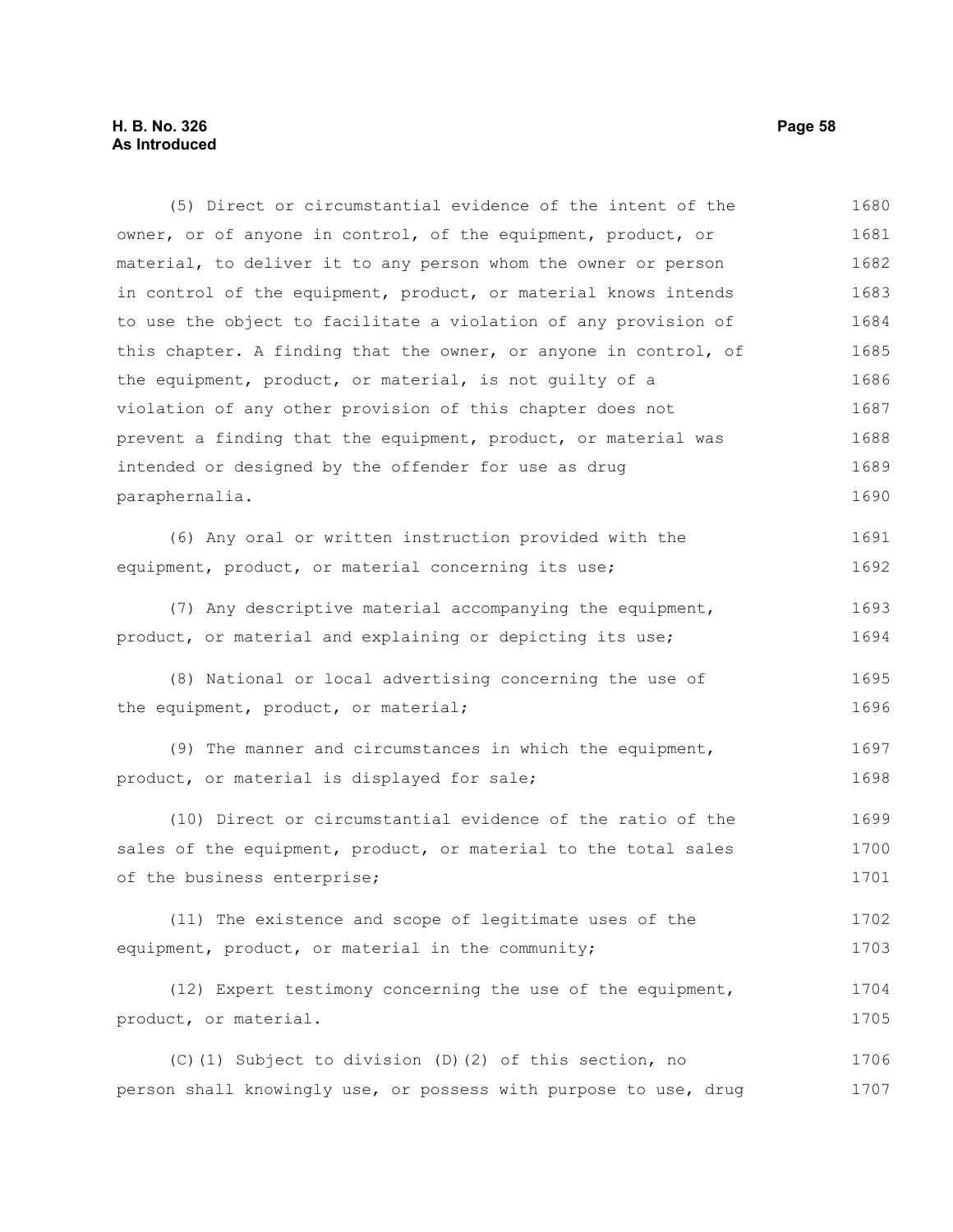(5) Direct or circumstantial evidence of the intent of the owner, or of anyone in control, of the equipment, product, or material, to deliver it to any person whom the owner or person in control of the equipment, product, or material knows intends to use the object to facilitate a violation of any provision of this chapter. A finding that the owner, or anyone in control, of the equipment, product, or material, is not guilty of a violation of any other provision of this chapter does not prevent a finding that the equipment, product, or material was intended or designed by the offender for use as drug paraphernalia.

(6) Any oral or written instruction provided with the equipment, product, or material concerning its use;

(7) Any descriptive material accompanying the equipment, product, or material and explaining or depicting its use;

(8) National or local advertising concerning the use of the equipment, product, or material;

(9) The manner and circumstances in which the equipment, product, or material is displayed for sale;

(10) Direct or circumstantial evidence of the ratio of the sales of the equipment, product, or material to the total sales of the business enterprise;

(11) The existence and scope of legitimate uses of the equipment, product, or material in the community;

(12) Expert testimony concerning the use of the equipment, product, or material.

(C)(1) Subject to division (D)(2) of this section, no person shall knowingly use, or possess with purpose to use, drug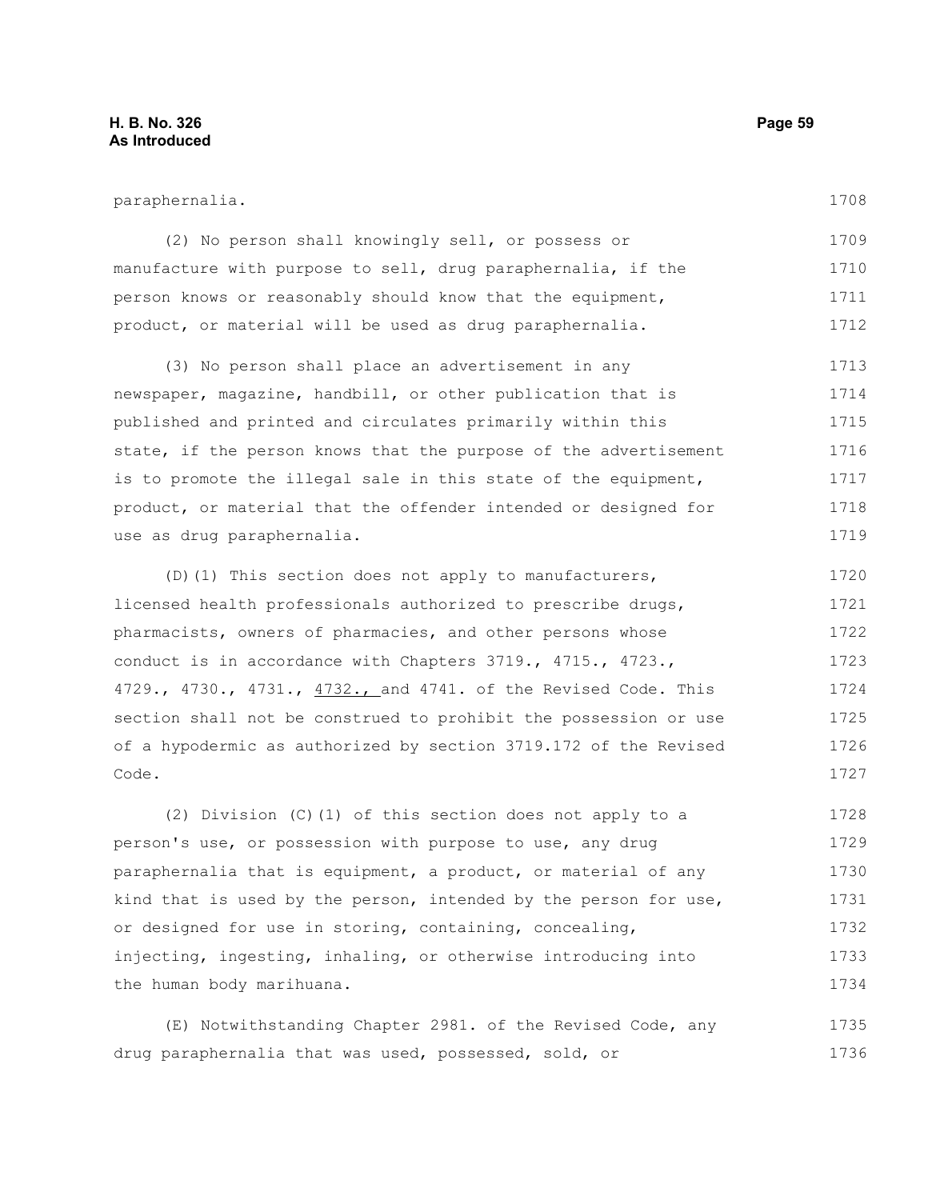paraphernalia.

(2) No person shall knowingly sell, or possess or manufacture with purpose to sell, drug paraphernalia, if the person knows or reasonably should know that the equipment, product, or material will be used as drug paraphernalia.

(3) No person shall place an advertisement in any newspaper, magazine, handbill, or other publication that is published and printed and circulates primarily within this state, if the person knows that the purpose of the advertisement is to promote the illegal sale in this state of the equipment, product, or material that the offender intended or designed for use as drug paraphernalia.

(D)(1) This section does not apply to manufacturers, licensed health professionals authorized to prescribe drugs, pharmacists, owners of pharmacies, and other persons whose conduct is in accordance with Chapters 3719., 4715., 4723., 4729., 4730., 4731., 4732., and 4741. of the Revised Code. This section shall not be construed to prohibit the possession or use of a hypodermic as authorized by section 3719.172 of the Revised Code.

(2) Division (C)(1) of this section does not apply to a person's use, or possession with purpose to use, any drug paraphernalia that is equipment, a product, or material of any kind that is used by the person, intended by the person for use, or designed for use in storing, containing, concealing, injecting, ingesting, inhaling, or otherwise introducing into the human body marihuana.

(E) Notwithstanding Chapter 2981. of the Revised Code, any drug paraphernalia that was used, possessed, sold, or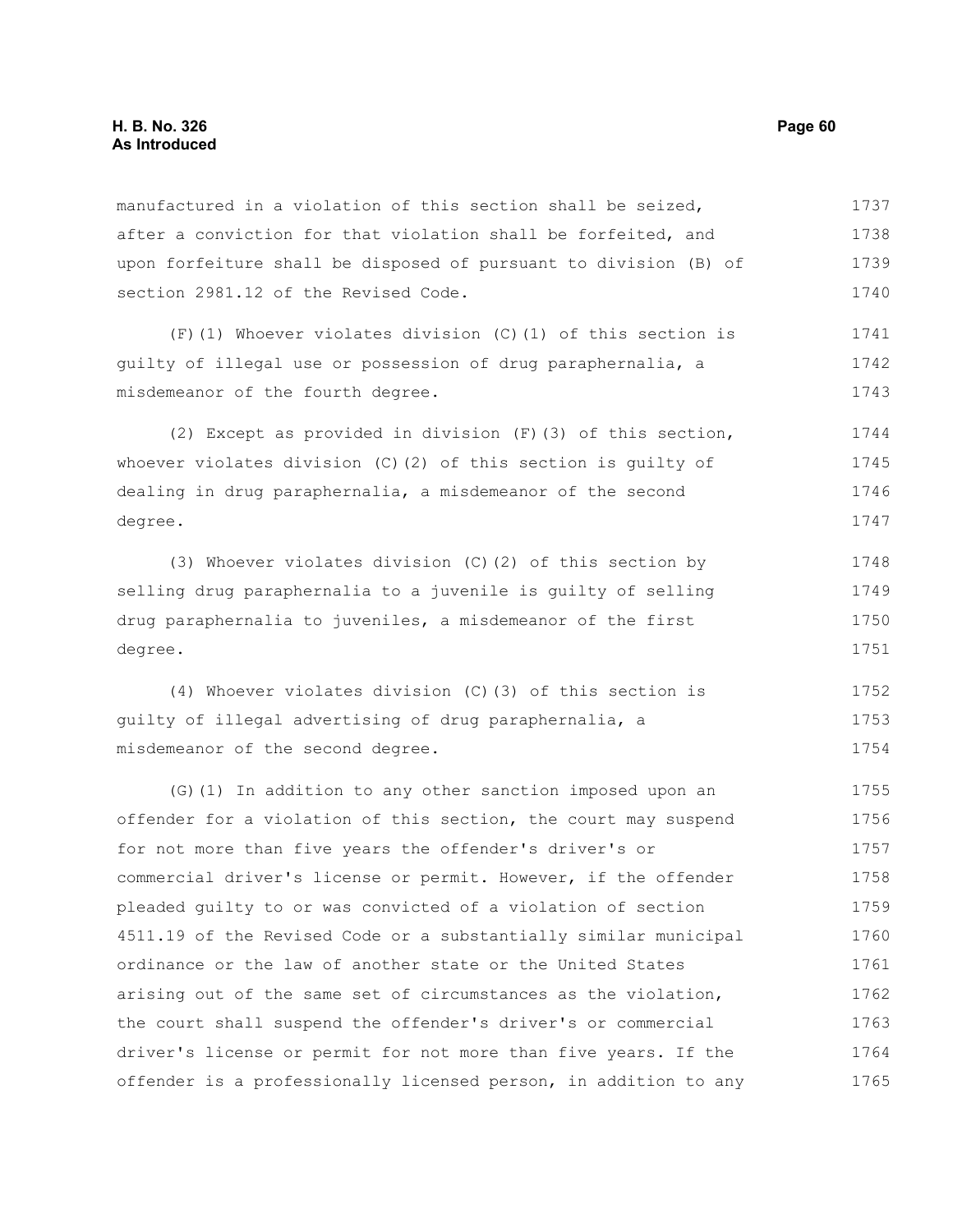manufactured in a violation of this section shall be seized, after a conviction for that violation shall be forfeited, and upon forfeiture shall be disposed of pursuant to division (B) of section 2981.12 of the Revised Code.

(F)(1) Whoever violates division (C)(1) of this section is guilty of illegal use or possession of drug paraphernalia, a misdemeanor of the fourth degree.

(2) Except as provided in division (F)(3) of this section, whoever violates division (C)(2) of this section is guilty of dealing in drug paraphernalia, a misdemeanor of the second degree.

(3) Whoever violates division (C)(2) of this section by selling drug paraphernalia to a juvenile is guilty of selling drug paraphernalia to juveniles, a misdemeanor of the first degree.

(4) Whoever violates division (C)(3) of this section is guilty of illegal advertising of drug paraphernalia, a misdemeanor of the second degree.

(G)(1) In addition to any other sanction imposed upon an offender for a violation of this section, the court may suspend for not more than five years the offender's driver's or commercial driver's license or permit. However, if the offender pleaded guilty to or was convicted of a violation of section 4511.19 of the Revised Code or a substantially similar municipal ordinance or the law of another state or the United States arising out of the same set of circumstances as the violation, the court shall suspend the offender's driver's or commercial driver's license or permit for not more than five years. If the offender is a professionally licensed person, in addition to any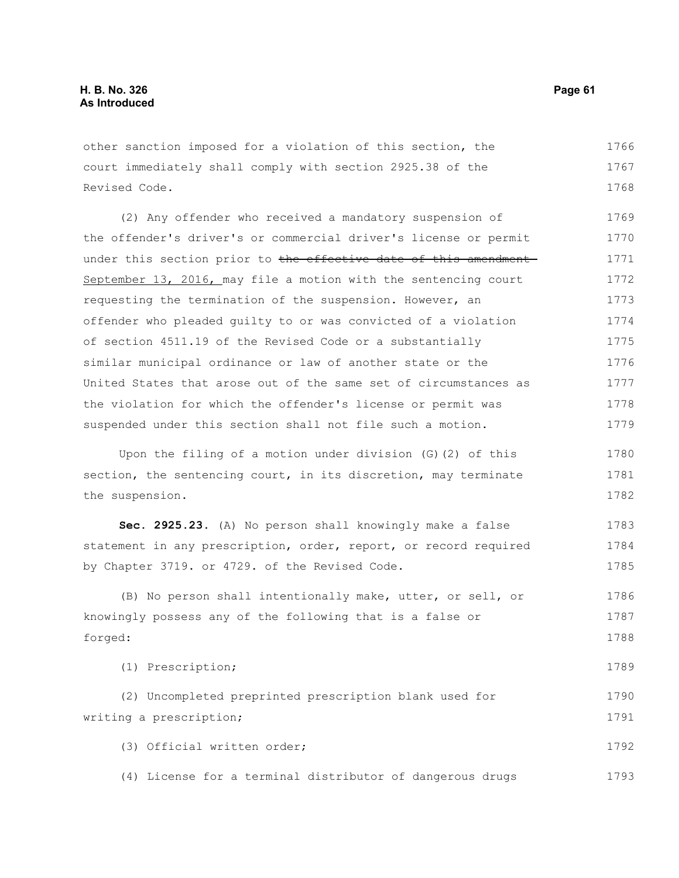other sanction imposed for a violation of this section, the court immediately shall comply with section 2925.38 of the Revised Code.

(2) Any offender who received a mandatory suspension of the offender's driver's or commercial driver's license or permit under this section prior to ~~the effective date of this amendment~~ <u>September 13, 2016,</u> may file a motion with the sentencing court requesting the termination of the suspension. However, an offender who pleaded guilty to or was convicted of a violation of section 4511.19 of the Revised Code or a substantially similar municipal ordinance or law of another state or the United States that arose out of the same set of circumstances as the violation for which the offender's license or permit was suspended under this section shall not file such a motion.

Upon the filing of a motion under division (G)(2) of this section, the sentencing court, in its discretion, may terminate the suspension.

**Sec. 2925.23.** (A) No person shall knowingly make a false statement in any prescription, order, report, or record required by Chapter 3719. or 4729. of the Revised Code.

(B) No person shall intentionally make, utter, or sell, or knowingly possess any of the following that is a false or forged:

(1) Prescription;

(2) Uncompleted preprinted prescription blank used for writing a prescription;

(3) Official written order;

(4) License for a terminal distributor of dangerous drugs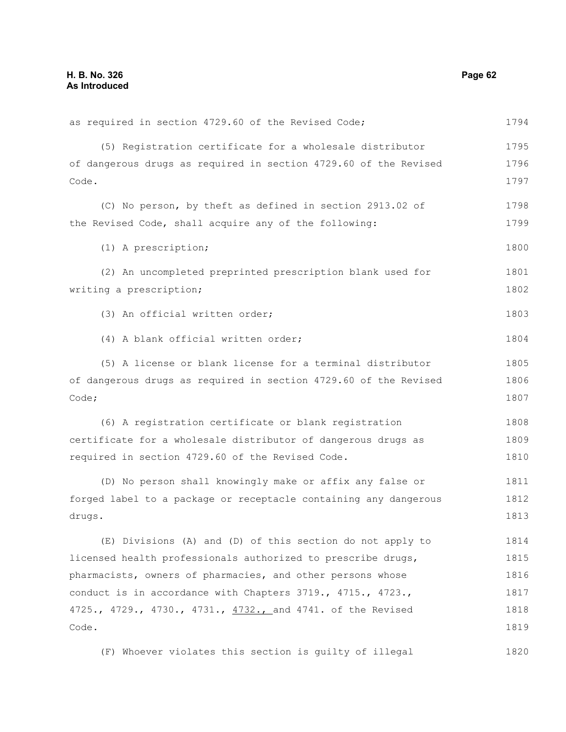as required in section 4729.60 of the Revised Code;

(5) Registration certificate for a wholesale distributor of dangerous drugs as required in section 4729.60 of the Revised Code.

(C) No person, by theft as defined in section 2913.02 of the Revised Code, shall acquire any of the following:

(1) A prescription;

(2) An uncompleted preprinted prescription blank used for writing a prescription;

(3) An official written order;

(4) A blank official written order;

(5) A license or blank license for a terminal distributor of dangerous drugs as required in section 4729.60 of the Revised Code;

(6) A registration certificate or blank registration certificate for a wholesale distributor of dangerous drugs as required in section 4729.60 of the Revised Code.

(D) No person shall knowingly make or affix any false or forged label to a package or receptacle containing any dangerous drugs.

(E) Divisions (A) and (D) of this section do not apply to licensed health professionals authorized to prescribe drugs, pharmacists, owners of pharmacies, and other persons whose conduct is in accordance with Chapters 3719., 4715., 4723., 4725., 4729., 4730., 4731., 4732., and 4741. of the Revised Code.

(F) Whoever violates this section is guilty of illegal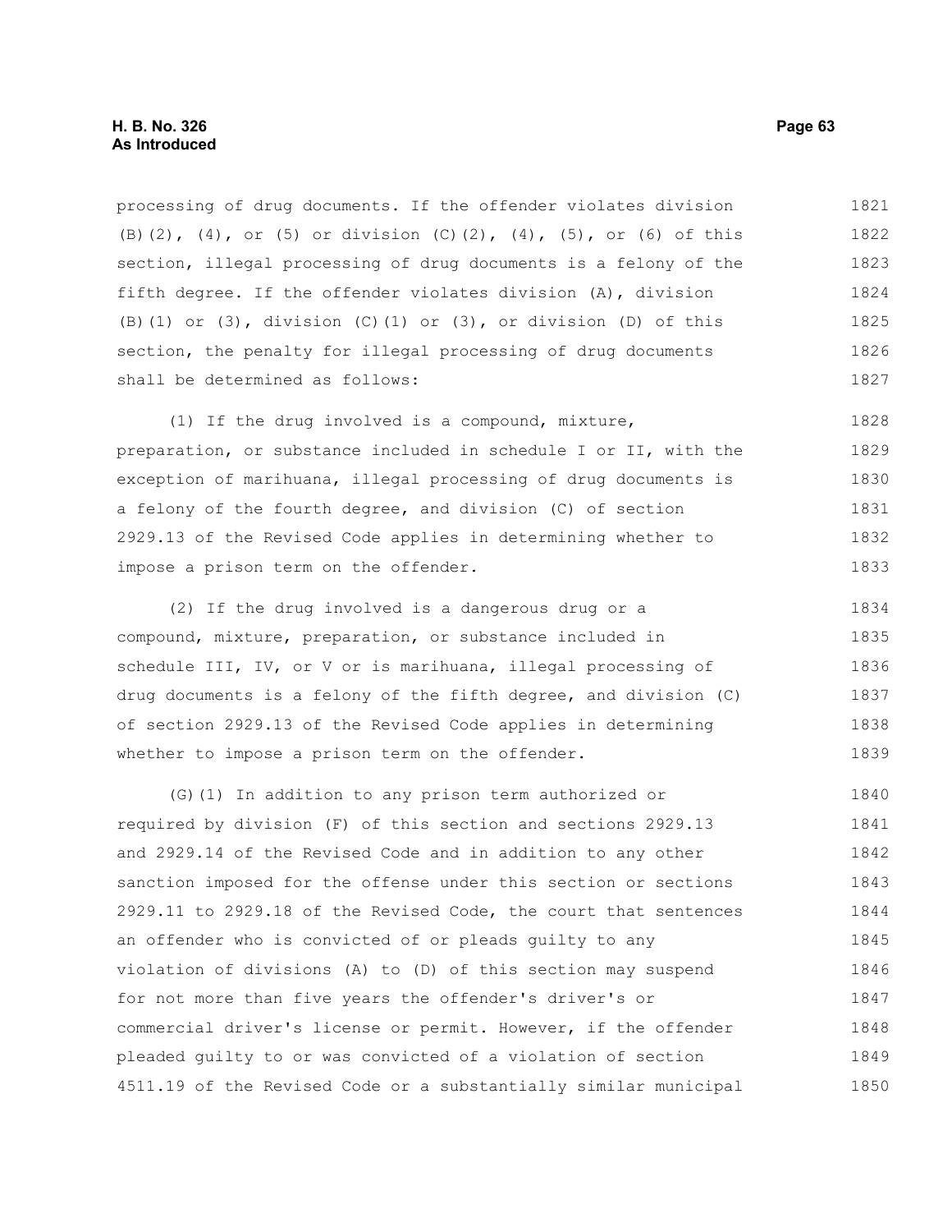processing of drug documents. If the offender violates division (B)(2), (4), or (5) or division (C)(2), (4), (5), or (6) of this section, illegal processing of drug documents is a felony of the fifth degree. If the offender violates division (A), division (B)(1) or (3), division (C)(1) or (3), or division (D) of this section, the penalty for illegal processing of drug documents shall be determined as follows:

(1) If the drug involved is a compound, mixture, preparation, or substance included in schedule I or II, with the exception of marihuana, illegal processing of drug documents is a felony of the fourth degree, and division (C) of section 2929.13 of the Revised Code applies in determining whether to impose a prison term on the offender.

(2) If the drug involved is a dangerous drug or a compound, mixture, preparation, or substance included in schedule III, IV, or V or is marihuana, illegal processing of drug documents is a felony of the fifth degree, and division (C) of section 2929.13 of the Revised Code applies in determining whether to impose a prison term on the offender.

(G)(1) In addition to any prison term authorized or required by division (F) of this section and sections 2929.13 and 2929.14 of the Revised Code and in addition to any other sanction imposed for the offense under this section or sections 2929.11 to 2929.18 of the Revised Code, the court that sentences an offender who is convicted of or pleads guilty to any violation of divisions (A) to (D) of this section may suspend for not more than five years the offender's driver's or commercial driver's license or permit. However, if the offender pleaded guilty to or was convicted of a violation of section 4511.19 of the Revised Code or a substantially similar municipal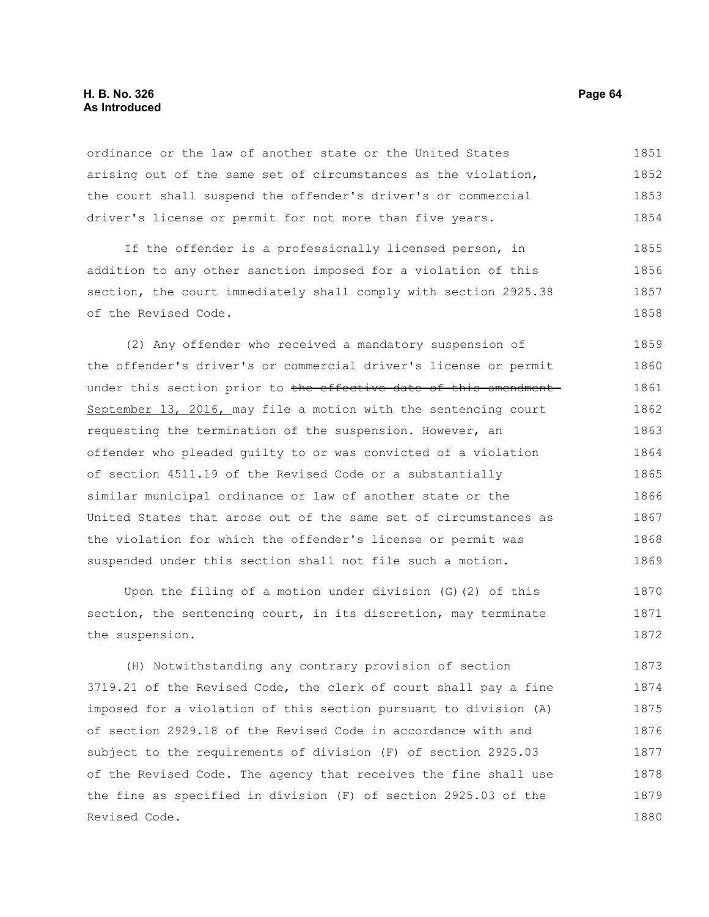ordinance or the law of another state or the United States arising out of the same set of circumstances as the violation, the court shall suspend the offender's driver's or commercial driver's license or permit for not more than five years.

If the offender is a professionally licensed person, in addition to any other sanction imposed for a violation of this section, the court immediately shall comply with section 2925.38 of the Revised Code.

(2) Any offender who received a mandatory suspension of the offender's driver's or commercial driver's license or permit under this section prior to ~~the effective date of this amendment~~ September 13, 2016, may file a motion with the sentencing court requesting the termination of the suspension. However, an offender who pleaded guilty to or was convicted of a violation of section 4511.19 of the Revised Code or a substantially similar municipal ordinance or law of another state or the United States that arose out of the same set of circumstances as the violation for which the offender's license or permit was suspended under this section shall not file such a motion.

Upon the filing of a motion under division (G)(2) of this section, the sentencing court, in its discretion, may terminate the suspension.

(H) Notwithstanding any contrary provision of section 3719.21 of the Revised Code, the clerk of court shall pay a fine imposed for a violation of this section pursuant to division (A) of section 2929.18 of the Revised Code in accordance with and subject to the requirements of division (F) of section 2925.03 of the Revised Code. The agency that receives the fine shall use the fine as specified in division (F) of section 2925.03 of the Revised Code.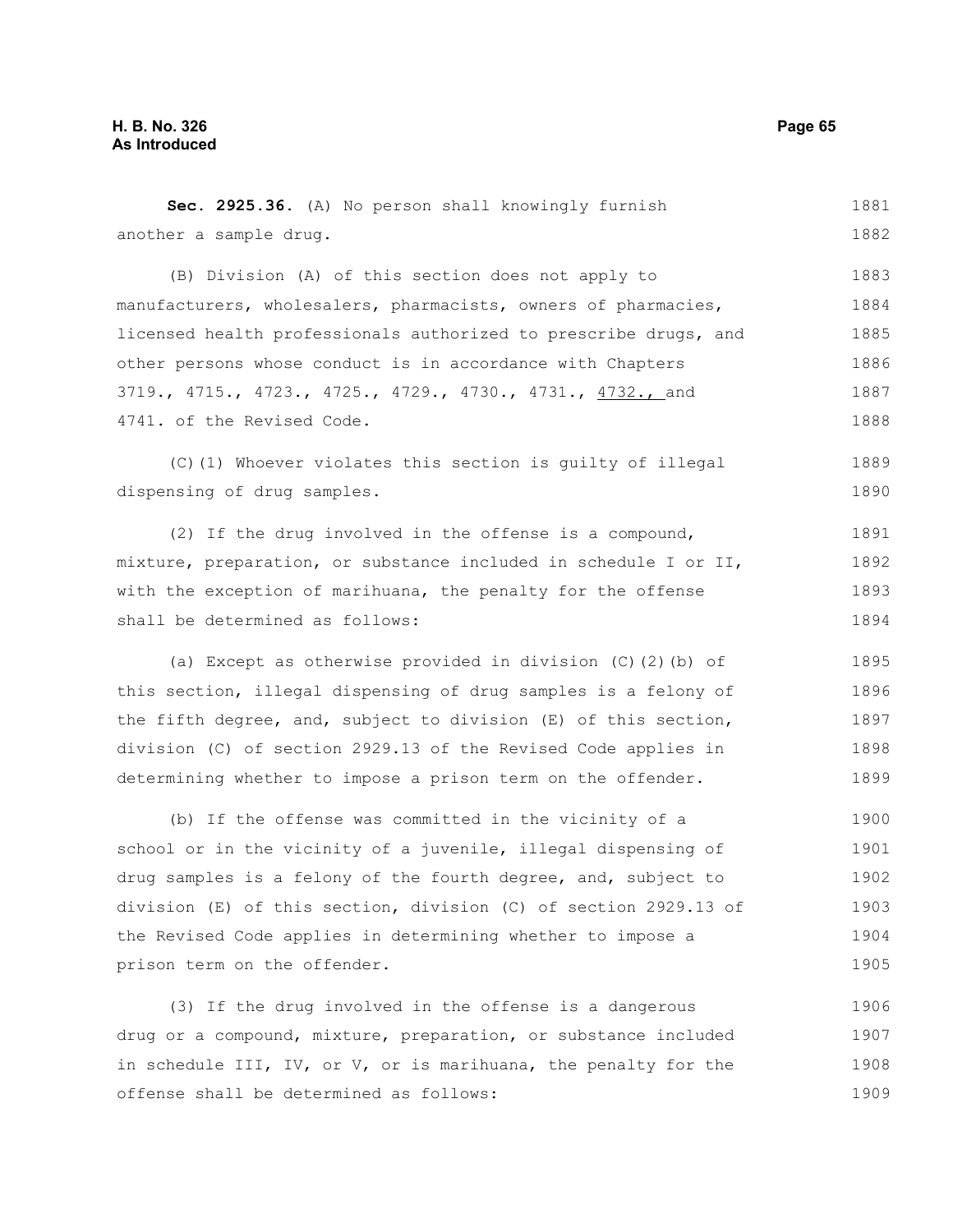**Sec. 2925.36.** (A) No person shall knowingly furnish another a sample drug.

(B) Division (A) of this section does not apply to manufacturers, wholesalers, pharmacists, owners of pharmacies, licensed health professionals authorized to prescribe drugs, and other persons whose conduct is in accordance with Chapters 3719., 4715., 4723., 4725., 4729., 4730., 4731., 4732., and 4741. of the Revised Code.

(C)(1) Whoever violates this section is guilty of illegal dispensing of drug samples.

(2) If the drug involved in the offense is a compound, mixture, preparation, or substance included in schedule I or II, with the exception of marihuana, the penalty for the offense shall be determined as follows:

(a) Except as otherwise provided in division (C)(2)(b) of this section, illegal dispensing of drug samples is a felony of the fifth degree, and, subject to division (E) of this section, division (C) of section 2929.13 of the Revised Code applies in determining whether to impose a prison term on the offender.

(b) If the offense was committed in the vicinity of a school or in the vicinity of a juvenile, illegal dispensing of drug samples is a felony of the fourth degree, and, subject to division (E) of this section, division (C) of section 2929.13 of the Revised Code applies in determining whether to impose a prison term on the offender.

(3) If the drug involved in the offense is a dangerous drug or a compound, mixture, preparation, or substance included in schedule III, IV, or V, or is marihuana, the penalty for the offense shall be determined as follows: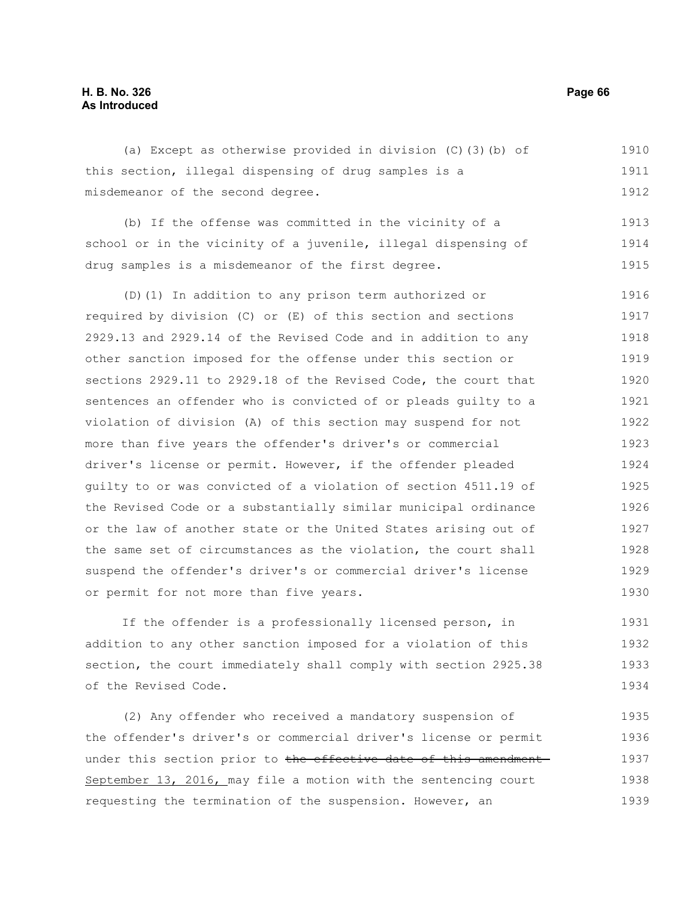(a) Except as otherwise provided in division (C)(3)(b) of this section, illegal dispensing of drug samples is a misdemeanor of the second degree.

(b) If the offense was committed in the vicinity of a school or in the vicinity of a juvenile, illegal dispensing of drug samples is a misdemeanor of the first degree.

(D)(1) In addition to any prison term authorized or required by division (C) or (E) of this section and sections 2929.13 and 2929.14 of the Revised Code and in addition to any other sanction imposed for the offense under this section or sections 2929.11 to 2929.18 of the Revised Code, the court that sentences an offender who is convicted of or pleads guilty to a violation of division (A) of this section may suspend for not more than five years the offender's driver's or commercial driver's license or permit. However, if the offender pleaded guilty to or was convicted of a violation of section 4511.19 of the Revised Code or a substantially similar municipal ordinance or the law of another state or the United States arising out of the same set of circumstances as the violation, the court shall suspend the offender's driver's or commercial driver's license or permit for not more than five years.

If the offender is a professionally licensed person, in addition to any other sanction imposed for a violation of this section, the court immediately shall comply with section 2925.38 of the Revised Code.

(2) Any offender who received a mandatory suspension of the offender's driver's or commercial driver's license or permit under this section prior to ~~the effective date of this amendment~~ September 13, 2016, may file a motion with the sentencing court requesting the termination of the suspension. However, an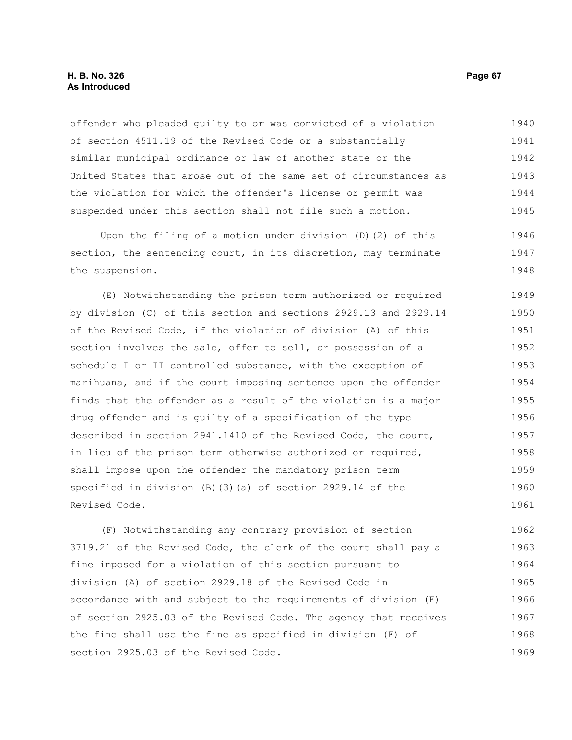offender who pleaded guilty to or was convicted of a violation of section 4511.19 of the Revised Code or a substantially similar municipal ordinance or law of another state or the United States that arose out of the same set of circumstances as the violation for which the offender's license or permit was suspended under this section shall not file such a motion.

Upon the filing of a motion under division (D)(2) of this section, the sentencing court, in its discretion, may terminate the suspension.

(E) Notwithstanding the prison term authorized or required by division (C) of this section and sections 2929.13 and 2929.14 of the Revised Code, if the violation of division (A) of this section involves the sale, offer to sell, or possession of a schedule I or II controlled substance, with the exception of marihuana, and if the court imposing sentence upon the offender finds that the offender as a result of the violation is a major drug offender and is guilty of a specification of the type described in section 2941.1410 of the Revised Code, the court, in lieu of the prison term otherwise authorized or required, shall impose upon the offender the mandatory prison term specified in division (B)(3)(a) of section 2929.14 of the Revised Code.

(F) Notwithstanding any contrary provision of section 3719.21 of the Revised Code, the clerk of the court shall pay a fine imposed for a violation of this section pursuant to division (A) of section 2929.18 of the Revised Code in accordance with and subject to the requirements of division (F) of section 2925.03 of the Revised Code. The agency that receives the fine shall use the fine as specified in division (F) of section 2925.03 of the Revised Code.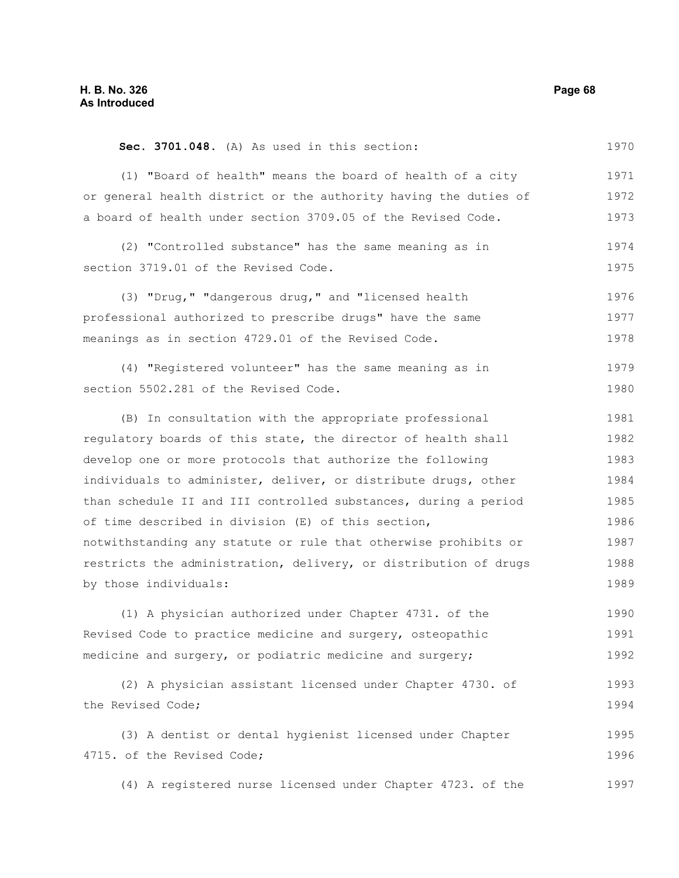**Sec. 3701.048.** (A) As used in this section:

(1) "Board of health" means the board of health of a city or general health district or the authority having the duties of a board of health under section 3709.05 of the Revised Code.

(2) "Controlled substance" has the same meaning as in section 3719.01 of the Revised Code.

(3) "Drug," "dangerous drug," and "licensed health professional authorized to prescribe drugs" have the same meanings as in section 4729.01 of the Revised Code.

(4) "Registered volunteer" has the same meaning as in section 5502.281 of the Revised Code.

(B) In consultation with the appropriate professional regulatory boards of this state, the director of health shall develop one or more protocols that authorize the following individuals to administer, deliver, or distribute drugs, other than schedule II and III controlled substances, during a period of time described in division (E) of this section, notwithstanding any statute or rule that otherwise prohibits or restricts the administration, delivery, or distribution of drugs by those individuals:

(1) A physician authorized under Chapter 4731. of the Revised Code to practice medicine and surgery, osteopathic medicine and surgery, or podiatric medicine and surgery;

(2) A physician assistant licensed under Chapter 4730. of the Revised Code;

(3) A dentist or dental hygienist licensed under Chapter 4715. of the Revised Code;

(4) A registered nurse licensed under Chapter 4723. of the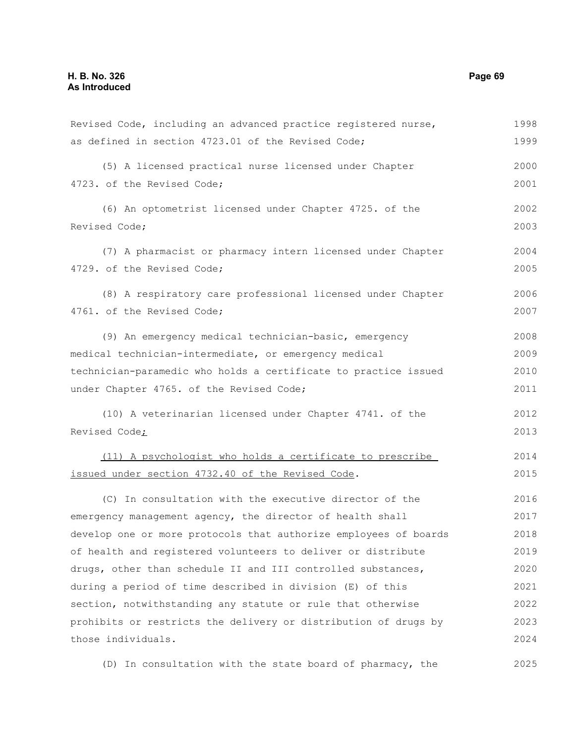Revised Code, including an advanced practice registered nurse, as defined in section 4723.01 of the Revised Code;

(5) A licensed practical nurse licensed under Chapter 4723. of the Revised Code;

(6) An optometrist licensed under Chapter 4725. of the Revised Code;

(7) A pharmacist or pharmacy intern licensed under Chapter 4729. of the Revised Code;

(8) A respiratory care professional licensed under Chapter 4761. of the Revised Code;

(9) An emergency medical technician-basic, emergency medical technician-intermediate, or emergency medical technician-paramedic who holds a certificate to practice issued under Chapter 4765. of the Revised Code;

(10) A veterinarian licensed under Chapter 4741. of the Revised Code;

(11) A psychologist who holds a certificate to prescribe issued under section 4732.40 of the Revised Code.

(C) In consultation with the executive director of the emergency management agency, the director of health shall develop one or more protocols that authorize employees of boards of health and registered volunteers to deliver or distribute drugs, other than schedule II and III controlled substances, during a period of time described in division (E) of this section, notwithstanding any statute or rule that otherwise prohibits or restricts the delivery or distribution of drugs by those individuals.

(D) In consultation with the state board of pharmacy, the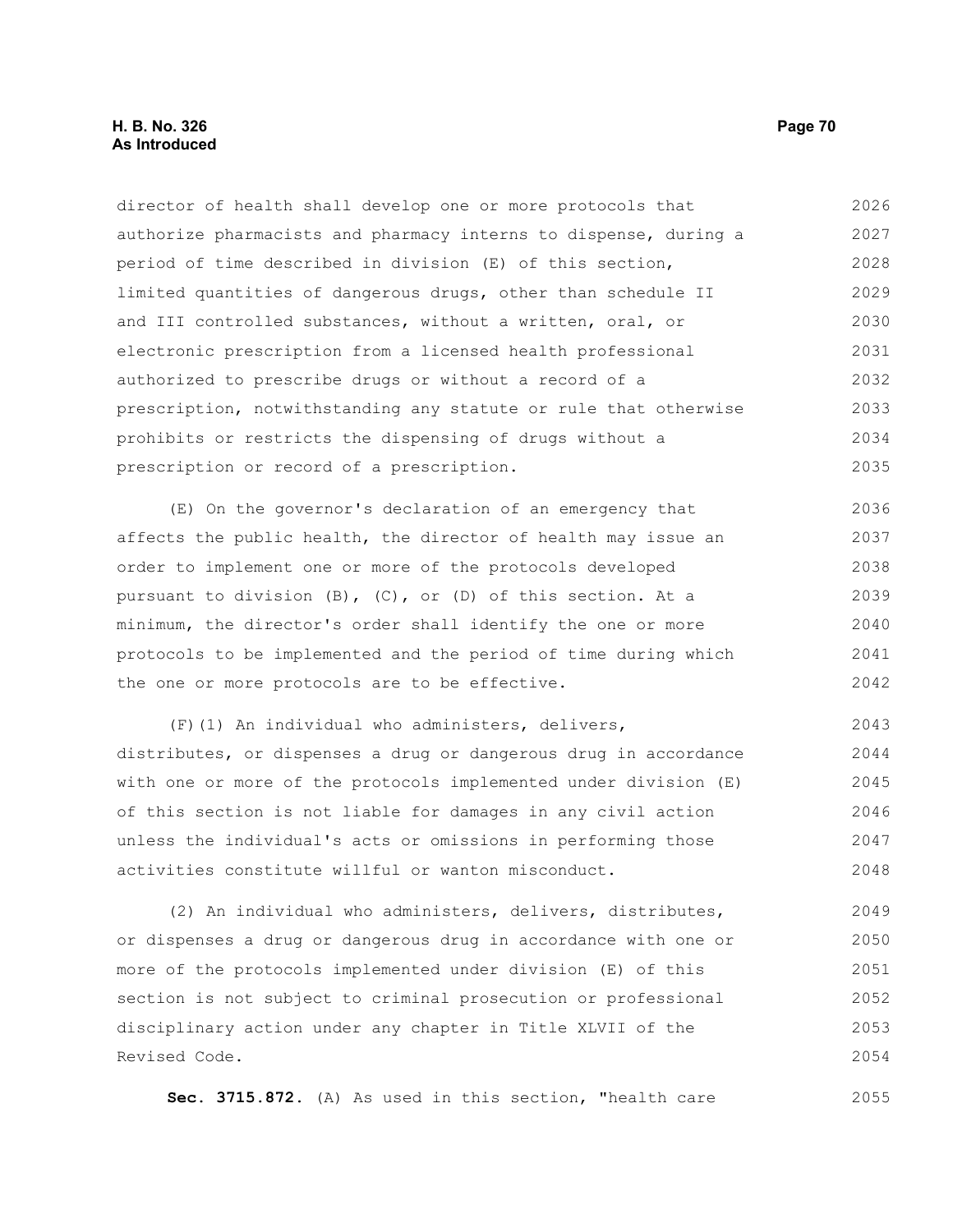director of health shall develop one or more protocols that authorize pharmacists and pharmacy interns to dispense, during a period of time described in division (E) of this section, limited quantities of dangerous drugs, other than schedule II and III controlled substances, without a written, oral, or electronic prescription from a licensed health professional authorized to prescribe drugs or without a record of a prescription, notwithstanding any statute or rule that otherwise prohibits or restricts the dispensing of drugs without a prescription or record of a prescription.

(E) On the governor's declaration of an emergency that affects the public health, the director of health may issue an order to implement one or more of the protocols developed pursuant to division (B), (C), or (D) of this section. At a minimum, the director's order shall identify the one or more protocols to be implemented and the period of time during which the one or more protocols are to be effective.

(F)(1) An individual who administers, delivers, distributes, or dispenses a drug or dangerous drug in accordance with one or more of the protocols implemented under division (E) of this section is not liable for damages in any civil action unless the individual's acts or omissions in performing those activities constitute willful or wanton misconduct.

(2) An individual who administers, delivers, distributes, or dispenses a drug or dangerous drug in accordance with one or more of the protocols implemented under division (E) of this section is not subject to criminal prosecution or professional disciplinary action under any chapter in Title XLVII of the Revised Code.

**Sec. 3715.872.** (A) As used in this section, "health care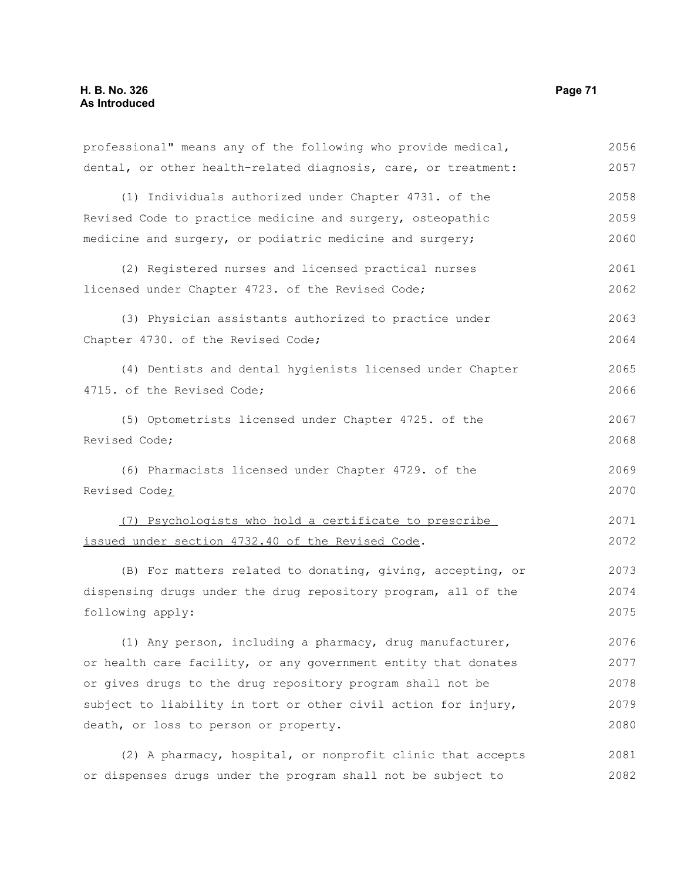professional" means any of the following who provide medical, dental, or other health-related diagnosis, care, or treatment:

(1) Individuals authorized under Chapter 4731. of the Revised Code to practice medicine and surgery, osteopathic medicine and surgery, or podiatric medicine and surgery;

(2) Registered nurses and licensed practical nurses licensed under Chapter 4723. of the Revised Code;

(3) Physician assistants authorized to practice under Chapter 4730. of the Revised Code;

(4) Dentists and dental hygienists licensed under Chapter 4715. of the Revised Code;

(5) Optometrists licensed under Chapter 4725. of the Revised Code;

(6) Pharmacists licensed under Chapter 4729. of the Revised Code;

(7) Psychologists who hold a certificate to prescribe issued under section 4732.40 of the Revised Code.

(B) For matters related to donating, giving, accepting, or dispensing drugs under the drug repository program, all of the following apply:

(1) Any person, including a pharmacy, drug manufacturer, or health care facility, or any government entity that donates or gives drugs to the drug repository program shall not be subject to liability in tort or other civil action for injury, death, or loss to person or property.

(2) A pharmacy, hospital, or nonprofit clinic that accepts or dispenses drugs under the program shall not be subject to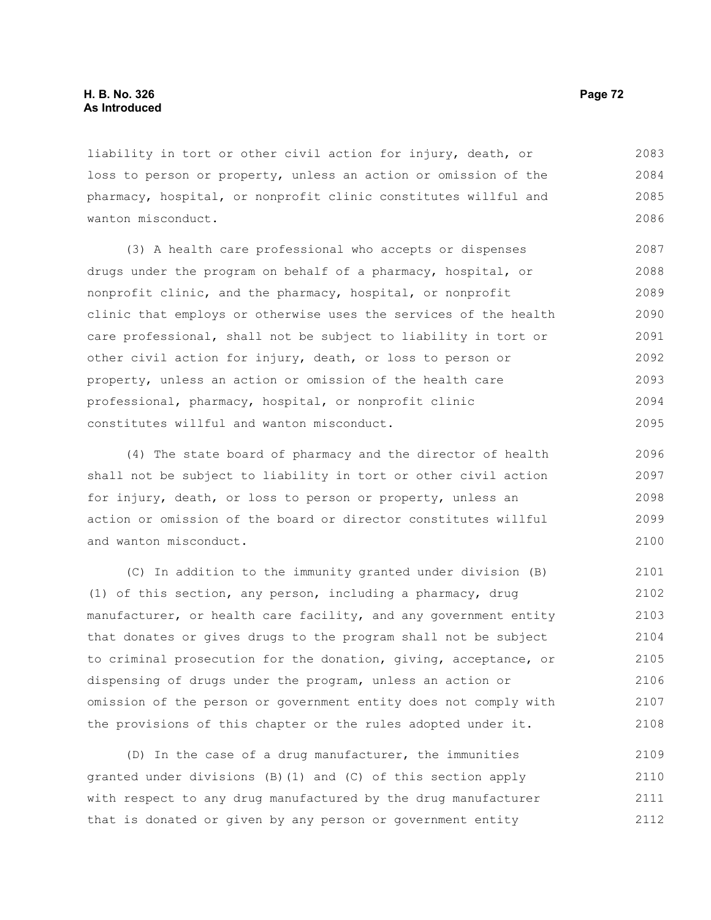liability in tort or other civil action for injury, death, or loss to person or property, unless an action or omission of the pharmacy, hospital, or nonprofit clinic constitutes willful and wanton misconduct.

(3) A health care professional who accepts or dispenses drugs under the program on behalf of a pharmacy, hospital, or nonprofit clinic, and the pharmacy, hospital, or nonprofit clinic that employs or otherwise uses the services of the health care professional, shall not be subject to liability in tort or other civil action for injury, death, or loss to person or property, unless an action or omission of the health care professional, pharmacy, hospital, or nonprofit clinic constitutes willful and wanton misconduct.

(4) The state board of pharmacy and the director of health shall not be subject to liability in tort or other civil action for injury, death, or loss to person or property, unless an action or omission of the board or director constitutes willful and wanton misconduct.

(C) In addition to the immunity granted under division (B)(1) of this section, any person, including a pharmacy, drug manufacturer, or health care facility, and any government entity that donates or gives drugs to the program shall not be subject to criminal prosecution for the donation, giving, acceptance, or dispensing of drugs under the program, unless an action or omission of the person or government entity does not comply with the provisions of this chapter or the rules adopted under it.

(D) In the case of a drug manufacturer, the immunities granted under divisions (B)(1) and (C) of this section apply with respect to any drug manufactured by the drug manufacturer that is donated or given by any person or government entity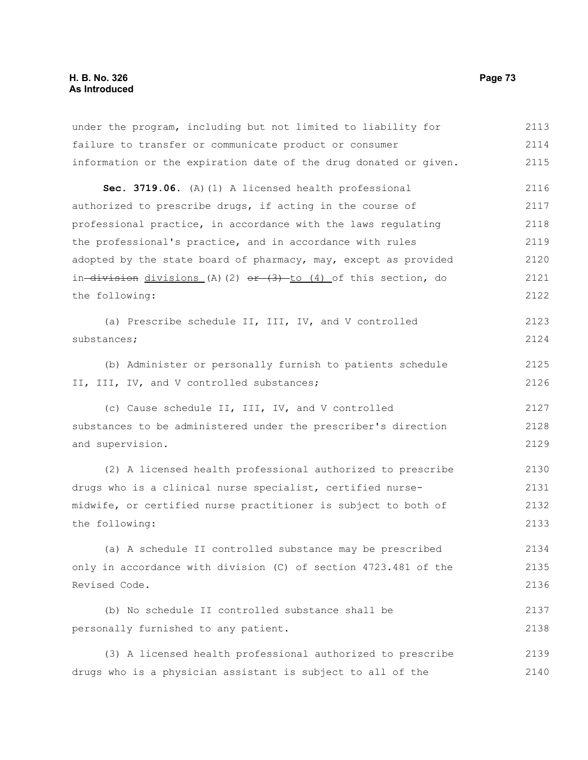under the program, including but not limited to liability for failure to transfer or communicate product or consumer information or the expiration date of the drug donated or given.

**Sec. 3719.06.** (A)(1) A licensed health professional authorized to prescribe drugs, if acting in the course of professional practice, in accordance with the laws regulating the professional's practice, and in accordance with rules adopted by the state board of pharmacy, may, except as provided in ~~division~~ divisions (A)(2) ~~or (3)~~ to (4) of this section, do the following:

(a) Prescribe schedule II, III, IV, and V controlled substances;

(b) Administer or personally furnish to patients schedule II, III, IV, and V controlled substances;

(c) Cause schedule II, III, IV, and V controlled substances to be administered under the prescriber's direction and supervision.

(2) A licensed health professional authorized to prescribe drugs who is a clinical nurse specialist, certified nurse-midwife, or certified nurse practitioner is subject to both of the following:

(a) A schedule II controlled substance may be prescribed only in accordance with division (C) of section 4723.481 of the Revised Code.

(b) No schedule II controlled substance shall be personally furnished to any patient.

(3) A licensed health professional authorized to prescribe drugs who is a physician assistant is subject to all of the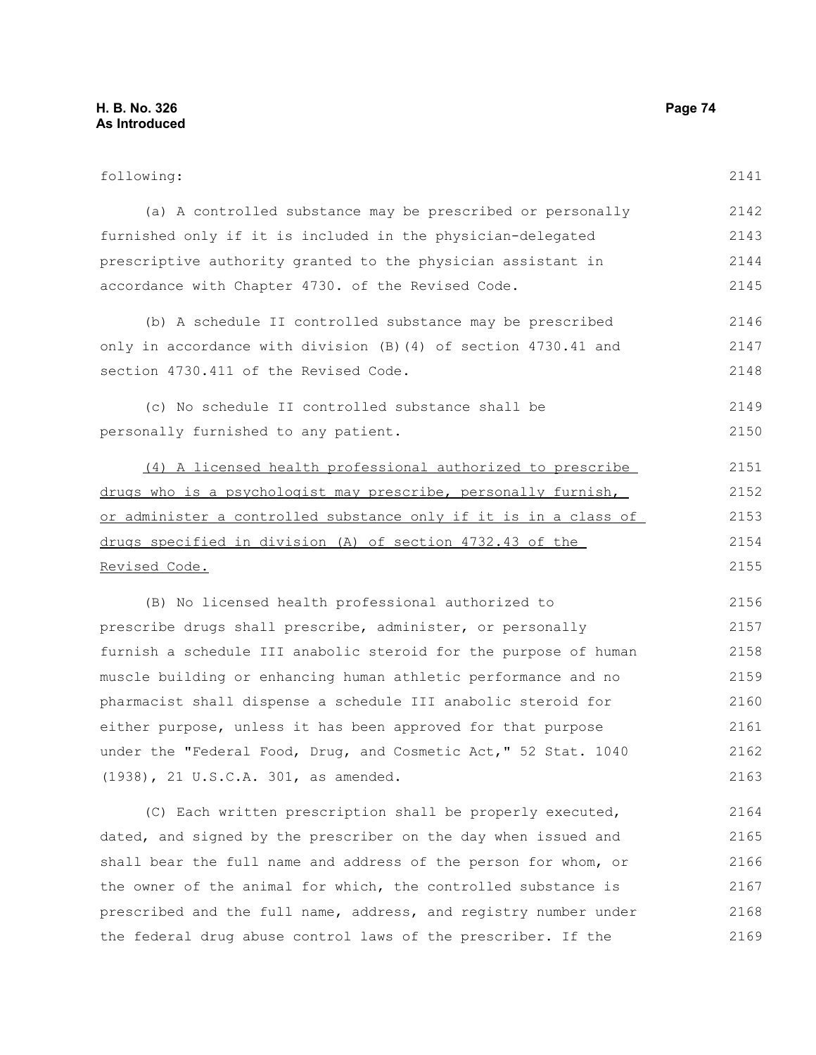following:

(a) A controlled substance may be prescribed or personally furnished only if it is included in the physician-delegated prescriptive authority granted to the physician assistant in accordance with Chapter 4730. of the Revised Code.

(b) A schedule II controlled substance may be prescribed only in accordance with division (B)(4) of section 4730.41 and section 4730.411 of the Revised Code.

(c) No schedule II controlled substance shall be personally furnished to any patient.

<u>(4) A licensed health professional authorized to prescribe drugs who is a psychologist may prescribe, personally furnish, or administer a controlled substance only if it is in a class of drugs specified in division (A) of section 4732.43 of the Revised Code.</u>

(B) No licensed health professional authorized to prescribe drugs shall prescribe, administer, or personally furnish a schedule III anabolic steroid for the purpose of human muscle building or enhancing human athletic performance and no pharmacist shall dispense a schedule III anabolic steroid for either purpose, unless it has been approved for that purpose under the "Federal Food, Drug, and Cosmetic Act," 52 Stat. 1040 (1938), 21 U.S.C.A. 301, as amended.

(C) Each written prescription shall be properly executed, dated, and signed by the prescriber on the day when issued and shall bear the full name and address of the person for whom, or the owner of the animal for which, the controlled substance is prescribed and the full name, address, and registry number under the federal drug abuse control laws of the prescriber. If the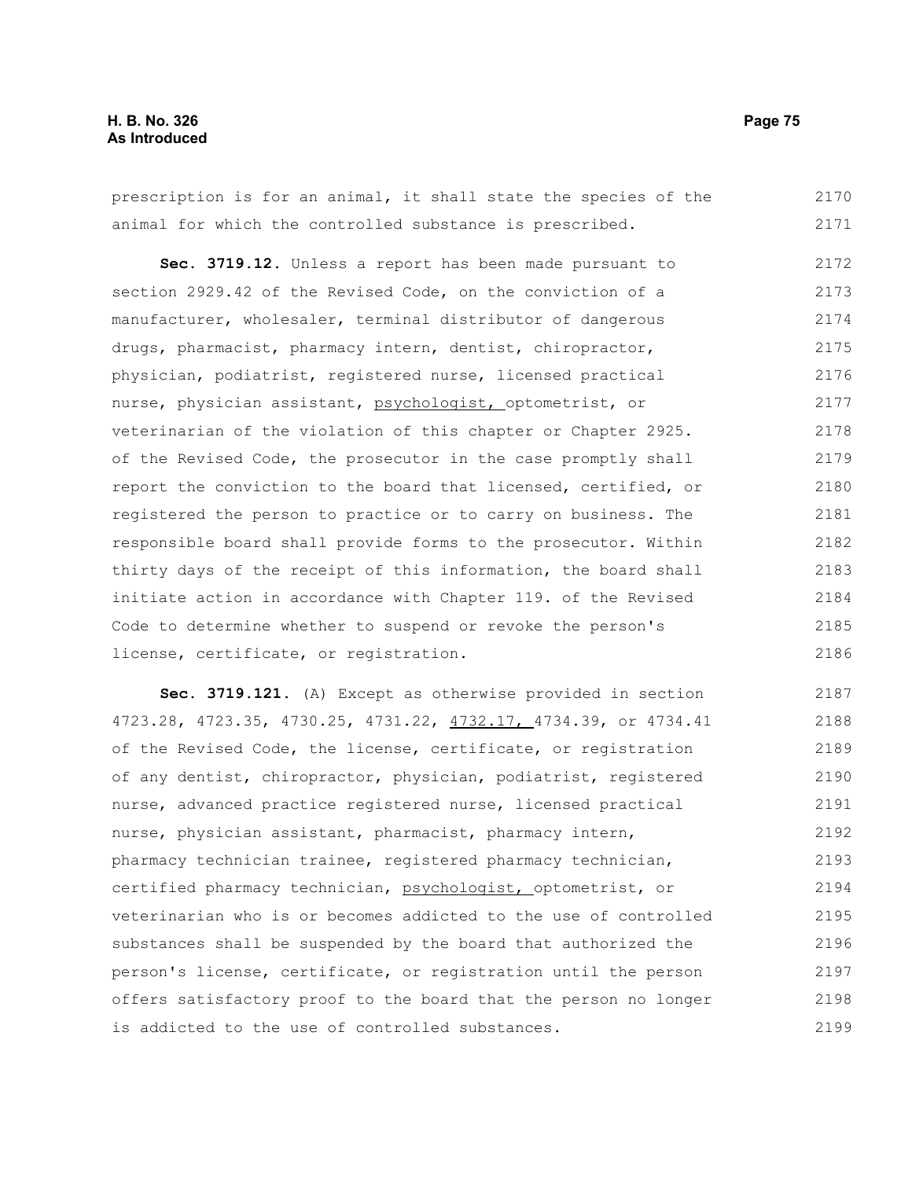prescription is for an animal, it shall state the species of the animal for which the controlled substance is prescribed.

**Sec. 3719.12.** Unless a report has been made pursuant to section 2929.42 of the Revised Code, on the conviction of a manufacturer, wholesaler, terminal distributor of dangerous drugs, pharmacist, pharmacy intern, dentist, chiropractor, physician, podiatrist, registered nurse, licensed practical nurse, physician assistant, psychologist, optometrist, or veterinarian of the violation of this chapter or Chapter 2925. of the Revised Code, the prosecutor in the case promptly shall report the conviction to the board that licensed, certified, or registered the person to practice or to carry on business. The responsible board shall provide forms to the prosecutor. Within thirty days of the receipt of this information, the board shall initiate action in accordance with Chapter 119. of the Revised Code to determine whether to suspend or revoke the person's license, certificate, or registration.

**Sec. 3719.121.** (A) Except as otherwise provided in section 4723.28, 4723.35, 4730.25, 4731.22, 4732.17, 4734.39, or 4734.41 of the Revised Code, the license, certificate, or registration of any dentist, chiropractor, physician, podiatrist, registered nurse, advanced practice registered nurse, licensed practical nurse, physician assistant, pharmacist, pharmacy intern, pharmacy technician trainee, registered pharmacy technician, certified pharmacy technician, psychologist, optometrist, or veterinarian who is or becomes addicted to the use of controlled substances shall be suspended by the board that authorized the person's license, certificate, or registration until the person offers satisfactory proof to the board that the person no longer is addicted to the use of controlled substances.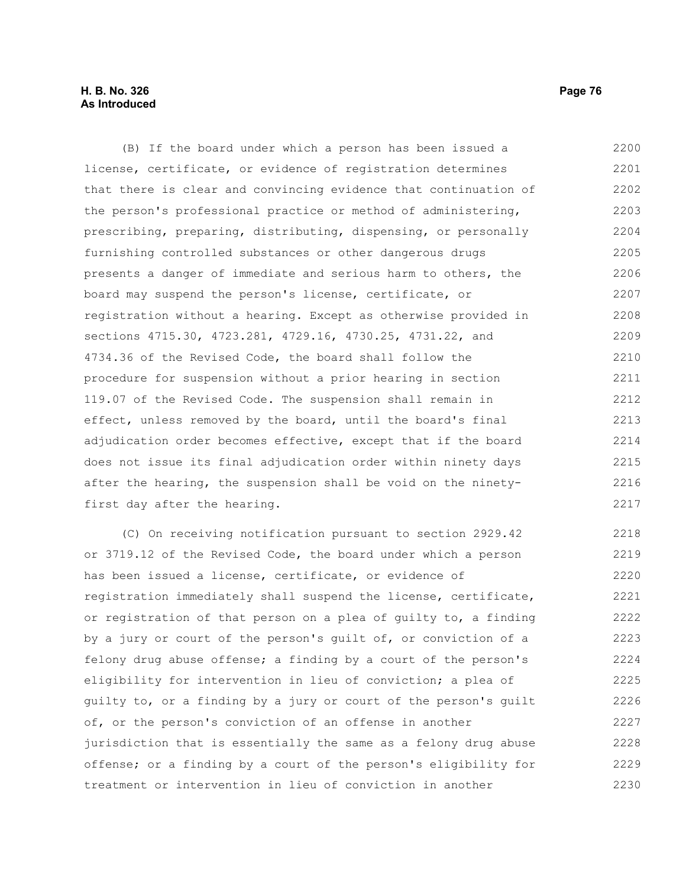(B) If the board under which a person has been issued a license, certificate, or evidence of registration determines that there is clear and convincing evidence that continuation of the person's professional practice or method of administering, prescribing, preparing, distributing, dispensing, or personally furnishing controlled substances or other dangerous drugs presents a danger of immediate and serious harm to others, the board may suspend the person's license, certificate, or registration without a hearing. Except as otherwise provided in sections 4715.30, 4723.281, 4729.16, 4730.25, 4731.22, and 4734.36 of the Revised Code, the board shall follow the procedure for suspension without a prior hearing in section 119.07 of the Revised Code. The suspension shall remain in effect, unless removed by the board, until the board's final adjudication order becomes effective, except that if the board does not issue its final adjudication order within ninety days after the hearing, the suspension shall be void on the ninety-first day after the hearing.

(C) On receiving notification pursuant to section 2929.42 or 3719.12 of the Revised Code, the board under which a person has been issued a license, certificate, or evidence of registration immediately shall suspend the license, certificate, or registration of that person on a plea of guilty to, a finding by a jury or court of the person's guilt of, or conviction of a felony drug abuse offense; a finding by a court of the person's eligibility for intervention in lieu of conviction; a plea of guilty to, or a finding by a jury or court of the person's guilt of, or the person's conviction of an offense in another jurisdiction that is essentially the same as a felony drug abuse offense; or a finding by a court of the person's eligibility for treatment or intervention in lieu of conviction in another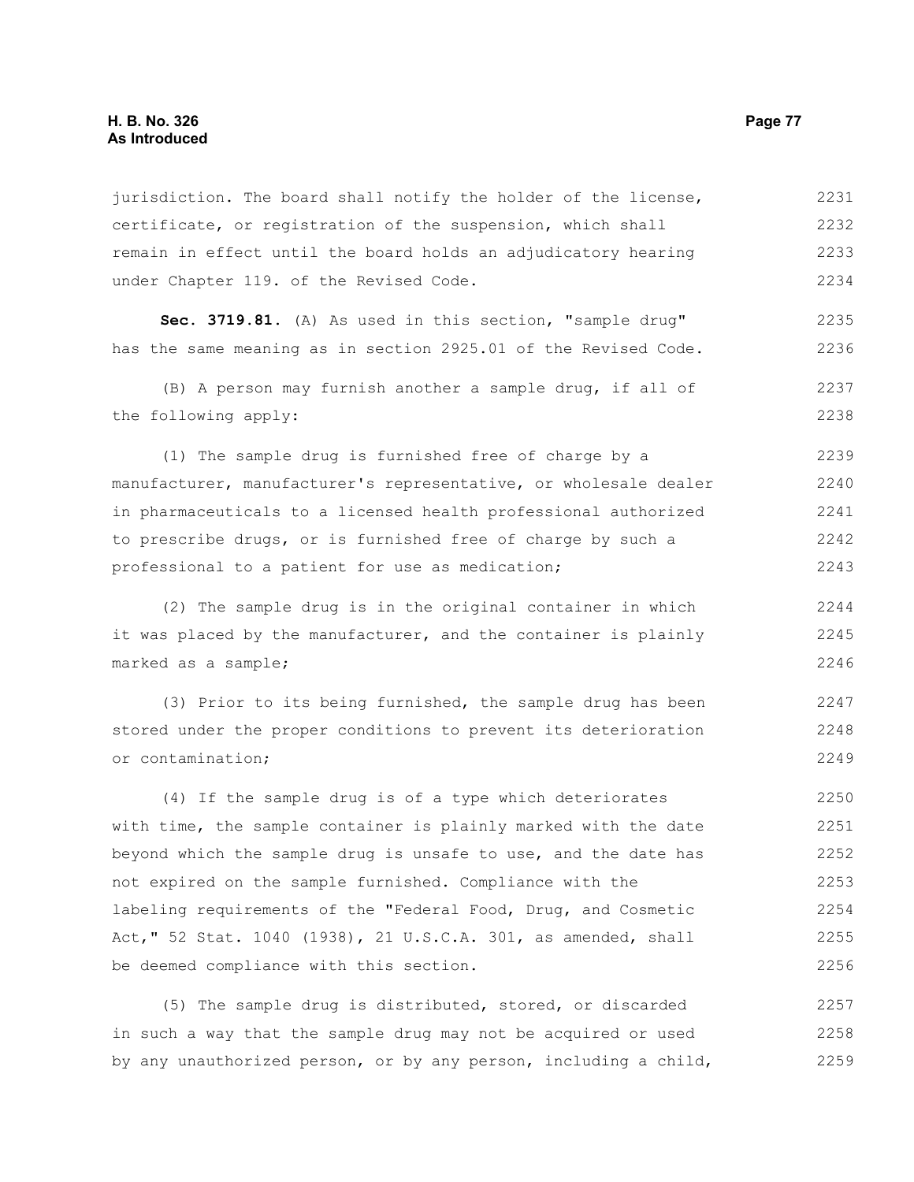jurisdiction. The board shall notify the holder of the license, certificate, or registration of the suspension, which shall remain in effect until the board holds an adjudicatory hearing under Chapter 119. of the Revised Code.

**Sec. 3719.81.** (A) As used in this section, "sample drug" has the same meaning as in section 2925.01 of the Revised Code.

(B) A person may furnish another a sample drug, if all of the following apply:

(1) The sample drug is furnished free of charge by a manufacturer, manufacturer's representative, or wholesale dealer in pharmaceuticals to a licensed health professional authorized to prescribe drugs, or is furnished free of charge by such a professional to a patient for use as medication;

(2) The sample drug is in the original container in which it was placed by the manufacturer, and the container is plainly marked as a sample;

(3) Prior to its being furnished, the sample drug has been stored under the proper conditions to prevent its deterioration or contamination;

(4) If the sample drug is of a type which deteriorates with time, the sample container is plainly marked with the date beyond which the sample drug is unsafe to use, and the date has not expired on the sample furnished. Compliance with the labeling requirements of the "Federal Food, Drug, and Cosmetic Act," 52 Stat. 1040 (1938), 21 U.S.C.A. 301, as amended, shall be deemed compliance with this section.

(5) The sample drug is distributed, stored, or discarded in such a way that the sample drug may not be acquired or used by any unauthorized person, or by any person, including a child,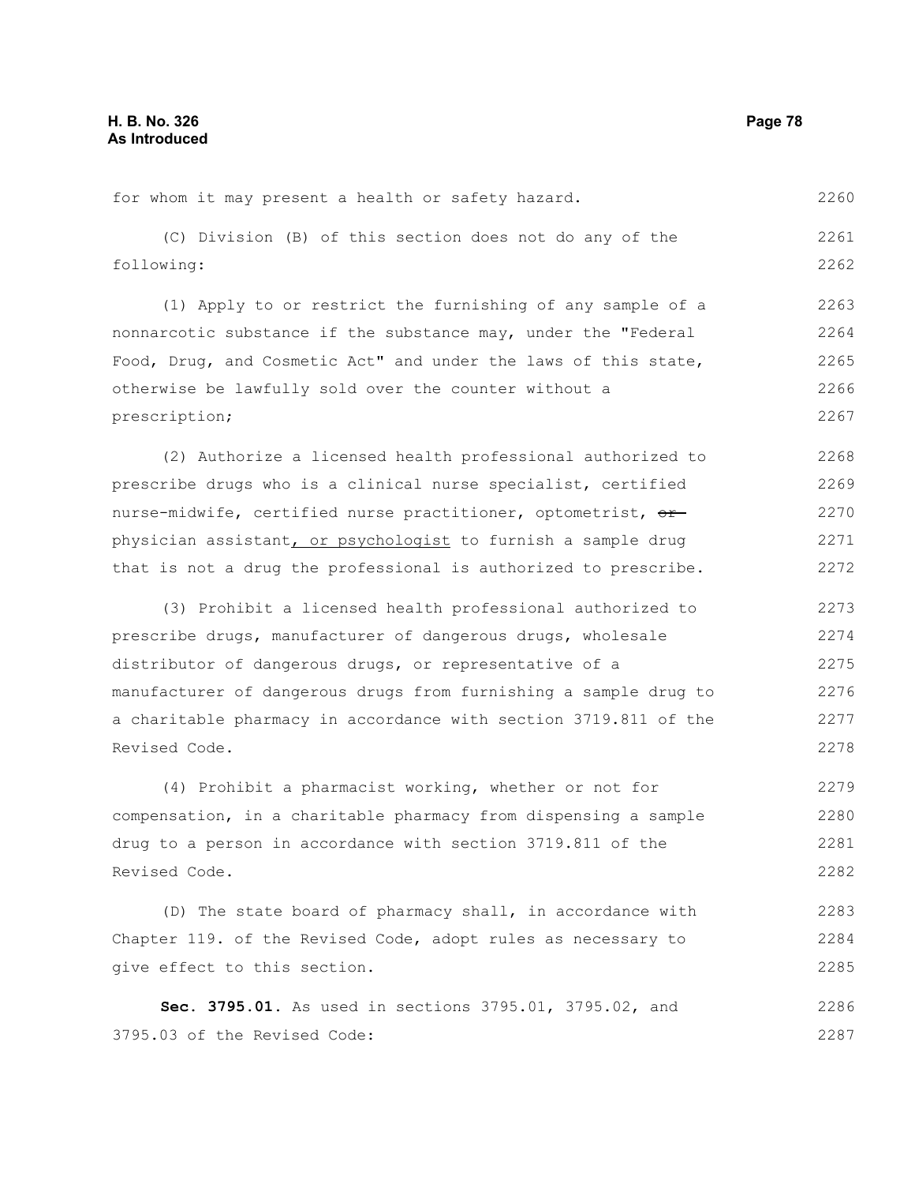for whom it may present a health or safety hazard.

(C) Division (B) of this section does not do any of the following:

(1) Apply to or restrict the furnishing of any sample of a nonnarcotic substance if the substance may, under the "Federal Food, Drug, and Cosmetic Act" and under the laws of this state, otherwise be lawfully sold over the counter without a prescription;

(2) Authorize a licensed health professional authorized to prescribe drugs who is a clinical nurse specialist, certified nurse-midwife, certified nurse practitioner, optometrist, ~~or~~ physician assistant, or psychologist to furnish a sample drug that is not a drug the professional is authorized to prescribe.

(3) Prohibit a licensed health professional authorized to prescribe drugs, manufacturer of dangerous drugs, wholesale distributor of dangerous drugs, or representative of a manufacturer of dangerous drugs from furnishing a sample drug to a charitable pharmacy in accordance with section 3719.811 of the Revised Code.

(4) Prohibit a pharmacist working, whether or not for compensation, in a charitable pharmacy from dispensing a sample drug to a person in accordance with section 3719.811 of the Revised Code.

(D) The state board of pharmacy shall, in accordance with Chapter 119. of the Revised Code, adopt rules as necessary to give effect to this section.

**Sec. 3795.01.** As used in sections 3795.01, 3795.02, and 3795.03 of the Revised Code: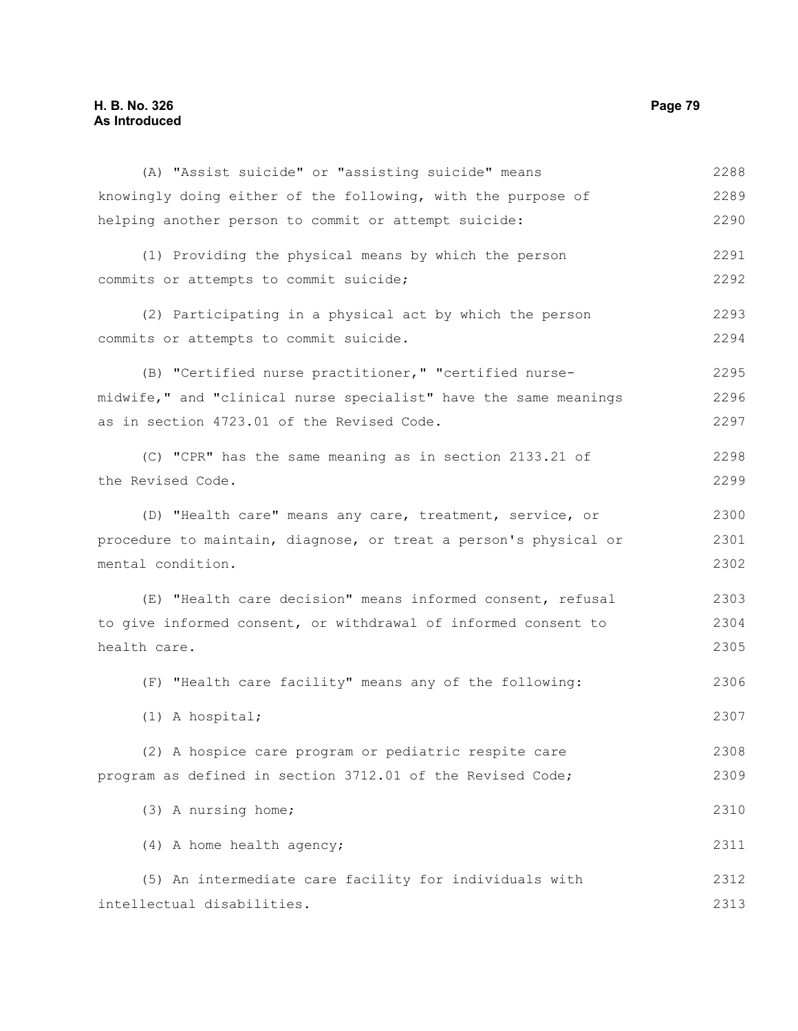(A) "Assist suicide" or "assisting suicide" means knowingly doing either of the following, with the purpose of helping another person to commit or attempt suicide:

(1) Providing the physical means by which the person commits or attempts to commit suicide;

(2) Participating in a physical act by which the person commits or attempts to commit suicide.

(B) "Certified nurse practitioner," "certified nurse-midwife," and "clinical nurse specialist" have the same meanings as in section 4723.01 of the Revised Code.

(C) "CPR" has the same meaning as in section 2133.21 of the Revised Code.

(D) "Health care" means any care, treatment, service, or procedure to maintain, diagnose, or treat a person's physical or mental condition.

(E) "Health care decision" means informed consent, refusal to give informed consent, or withdrawal of informed consent to health care.

(F) "Health care facility" means any of the following:

(1) A hospital;

(2) A hospice care program or pediatric respite care program as defined in section 3712.01 of the Revised Code;

(3) A nursing home;

(4) A home health agency;

(5) An intermediate care facility for individuals with intellectual disabilities.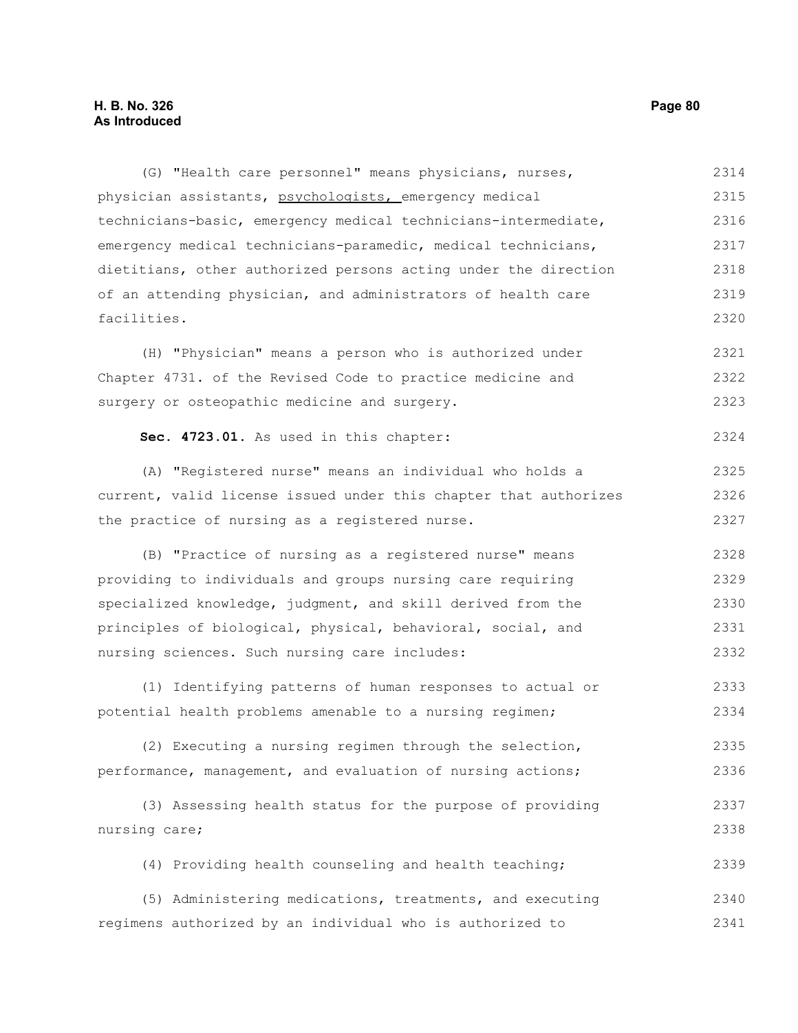(G) "Health care personnel" means physicians, nurses, physician assistants, <u>psychologists,</u> emergency medical technicians-basic, emergency medical technicians-intermediate, emergency medical technicians-paramedic, medical technicians, dietitians, other authorized persons acting under the direction of an attending physician, and administrators of health care facilities.

(H) "Physician" means a person who is authorized under Chapter 4731. of the Revised Code to practice medicine and surgery or osteopathic medicine and surgery.

**Sec. 4723.01.** As used in this chapter:

(A) "Registered nurse" means an individual who holds a current, valid license issued under this chapter that authorizes the practice of nursing as a registered nurse.

(B) "Practice of nursing as a registered nurse" means providing to individuals and groups nursing care requiring specialized knowledge, judgment, and skill derived from the principles of biological, physical, behavioral, social, and nursing sciences. Such nursing care includes:

(1) Identifying patterns of human responses to actual or potential health problems amenable to a nursing regimen;

(2) Executing a nursing regimen through the selection, performance, management, and evaluation of nursing actions;

(3) Assessing health status for the purpose of providing nursing care;

(4) Providing health counseling and health teaching;

(5) Administering medications, treatments, and executing regimens authorized by an individual who is authorized to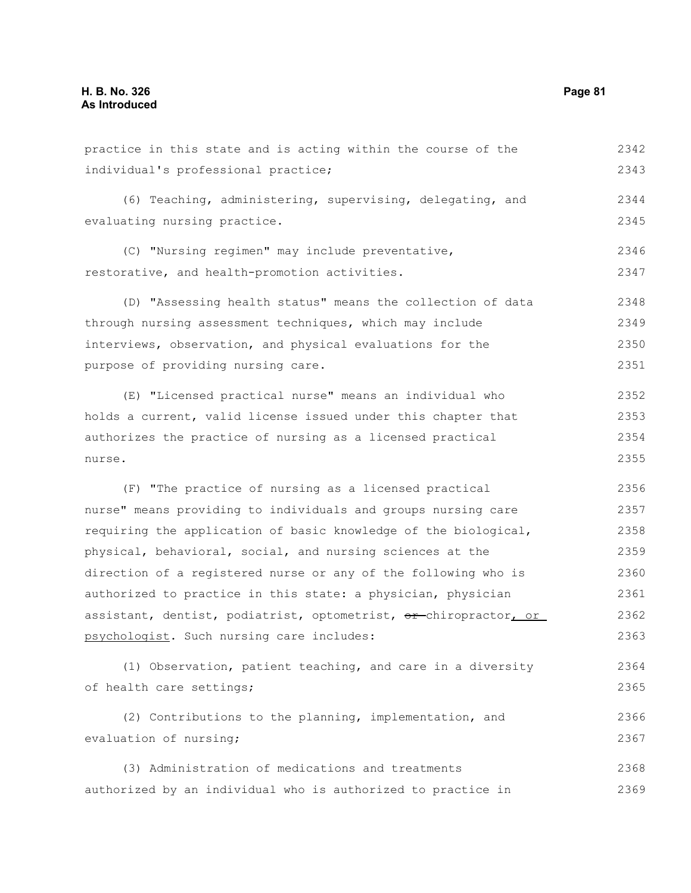practice in this state and is acting within the course of the individual's professional practice;

(6) Teaching, administering, supervising, delegating, and evaluating nursing practice.

(C) "Nursing regimen" may include preventative, restorative, and health-promotion activities.

(D) "Assessing health status" means the collection of data through nursing assessment techniques, which may include interviews, observation, and physical evaluations for the purpose of providing nursing care.

(E) "Licensed practical nurse" means an individual who holds a current, valid license issued under this chapter that authorizes the practice of nursing as a licensed practical nurse.

(F) "The practice of nursing as a licensed practical nurse" means providing to individuals and groups nursing care requiring the application of basic knowledge of the biological, physical, behavioral, social, and nursing sciences at the direction of a registered nurse or any of the following who is authorized to practice in this state: a physician, physician assistant, dentist, podiatrist, optometrist, ~~or~~ chiropractor, or psychologist. Such nursing care includes:

(1) Observation, patient teaching, and care in a diversity of health care settings;

(2) Contributions to the planning, implementation, and evaluation of nursing;

(3) Administration of medications and treatments authorized by an individual who is authorized to practice in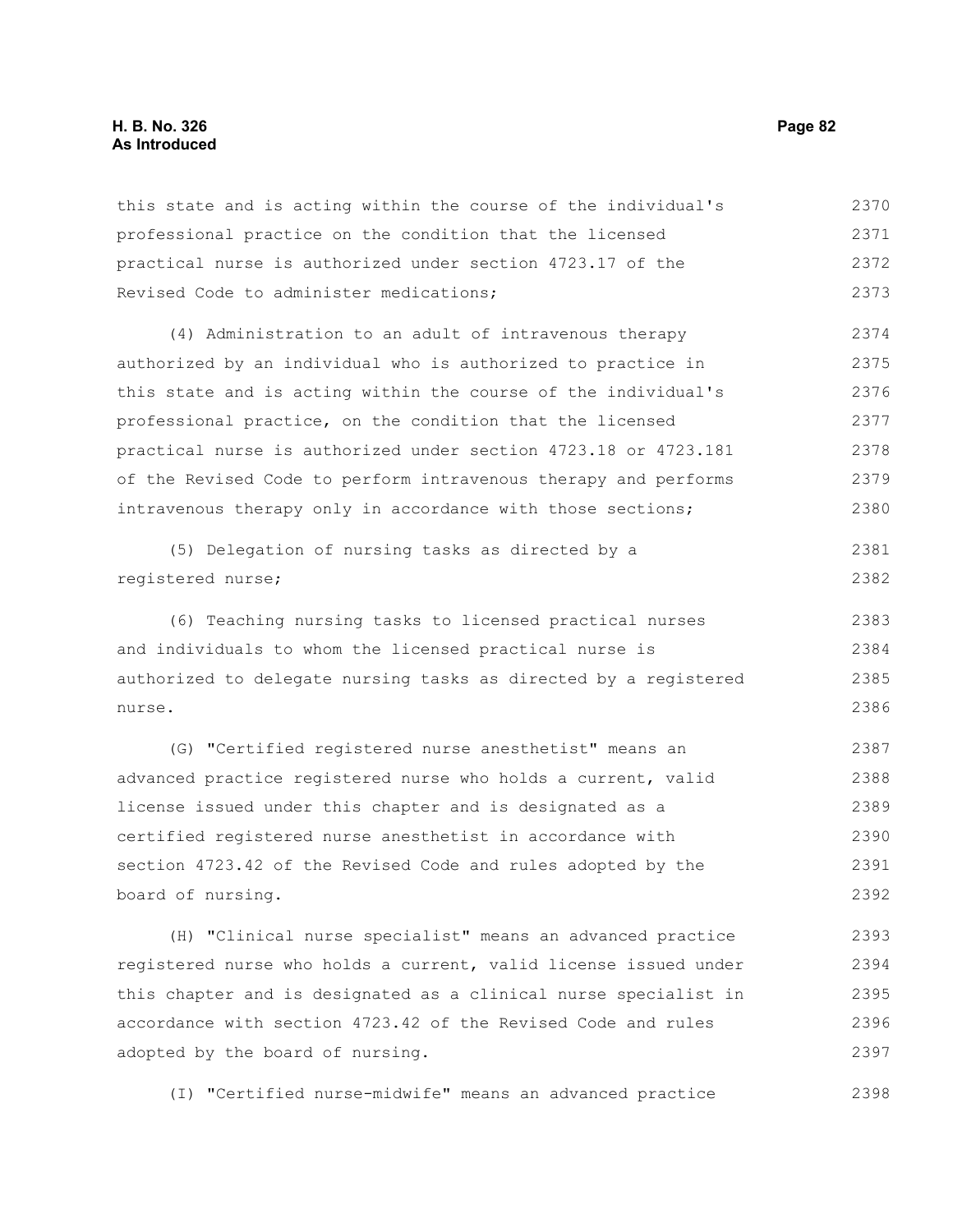this state and is acting within the course of the individual's professional practice on the condition that the licensed practical nurse is authorized under section 4723.17 of the Revised Code to administer medications;

(4) Administration to an adult of intravenous therapy authorized by an individual who is authorized to practice in this state and is acting within the course of the individual's professional practice, on the condition that the licensed practical nurse is authorized under section 4723.18 or 4723.181 of the Revised Code to perform intravenous therapy and performs intravenous therapy only in accordance with those sections;

(5) Delegation of nursing tasks as directed by a registered nurse;

(6) Teaching nursing tasks to licensed practical nurses and individuals to whom the licensed practical nurse is authorized to delegate nursing tasks as directed by a registered nurse.

(G) "Certified registered nurse anesthetist" means an advanced practice registered nurse who holds a current, valid license issued under this chapter and is designated as a certified registered nurse anesthetist in accordance with section 4723.42 of the Revised Code and rules adopted by the board of nursing.

(H) "Clinical nurse specialist" means an advanced practice registered nurse who holds a current, valid license issued under this chapter and is designated as a clinical nurse specialist in accordance with section 4723.42 of the Revised Code and rules adopted by the board of nursing.

(I) "Certified nurse-midwife" means an advanced practice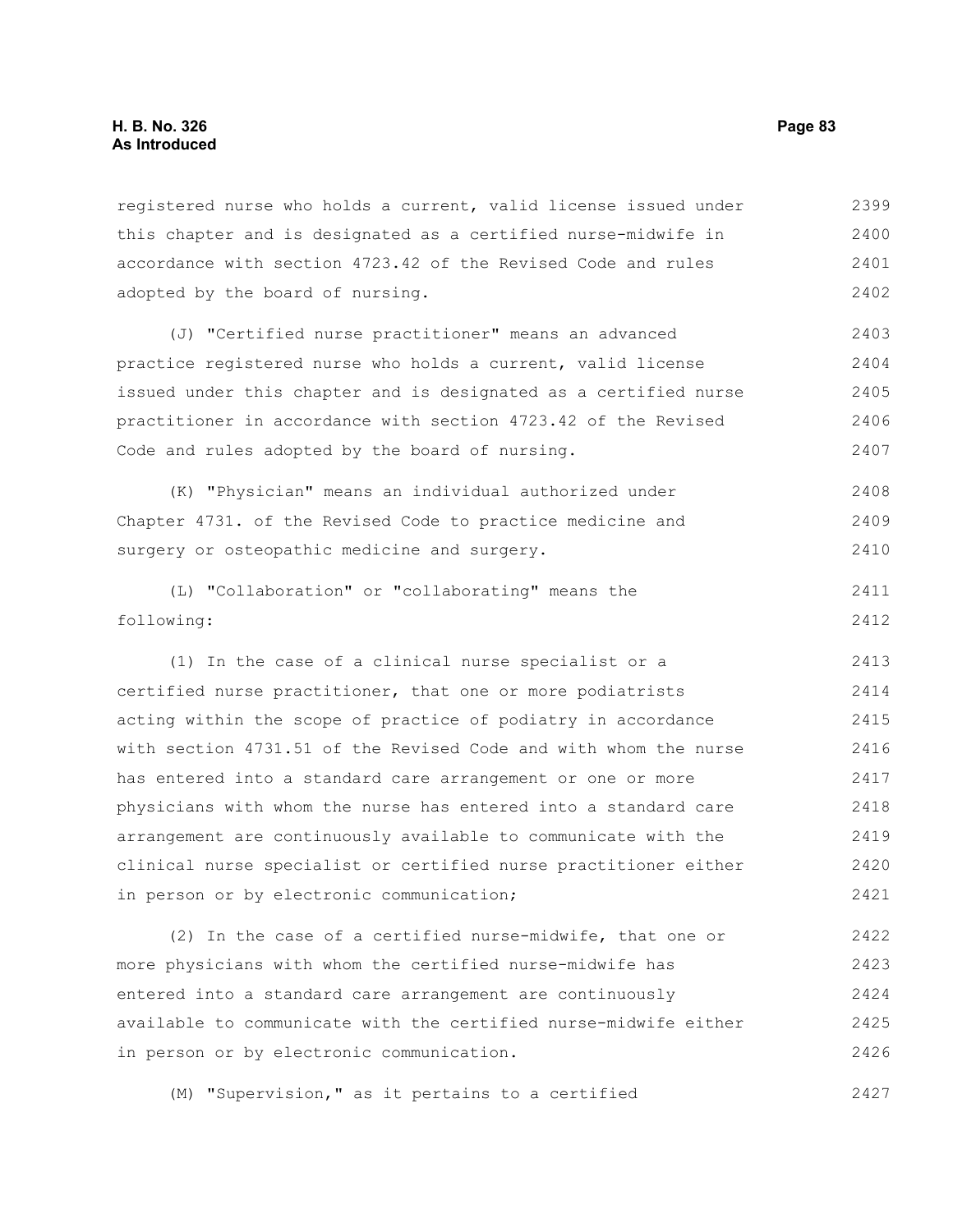registered nurse who holds a current, valid license issued under this chapter and is designated as a certified nurse-midwife in accordance with section 4723.42 of the Revised Code and rules adopted by the board of nursing.

(J) "Certified nurse practitioner" means an advanced practice registered nurse who holds a current, valid license issued under this chapter and is designated as a certified nurse practitioner in accordance with section 4723.42 of the Revised Code and rules adopted by the board of nursing.

(K) "Physician" means an individual authorized under Chapter 4731. of the Revised Code to practice medicine and surgery or osteopathic medicine and surgery.

(L) "Collaboration" or "collaborating" means the following:

(1) In the case of a clinical nurse specialist or a certified nurse practitioner, that one or more podiatrists acting within the scope of practice of podiatry in accordance with section 4731.51 of the Revised Code and with whom the nurse has entered into a standard care arrangement or one or more physicians with whom the nurse has entered into a standard care arrangement are continuously available to communicate with the clinical nurse specialist or certified nurse practitioner either in person or by electronic communication;

(2) In the case of a certified nurse-midwife, that one or more physicians with whom the certified nurse-midwife has entered into a standard care arrangement are continuously available to communicate with the certified nurse-midwife either in person or by electronic communication.

(M) "Supervision," as it pertains to a certified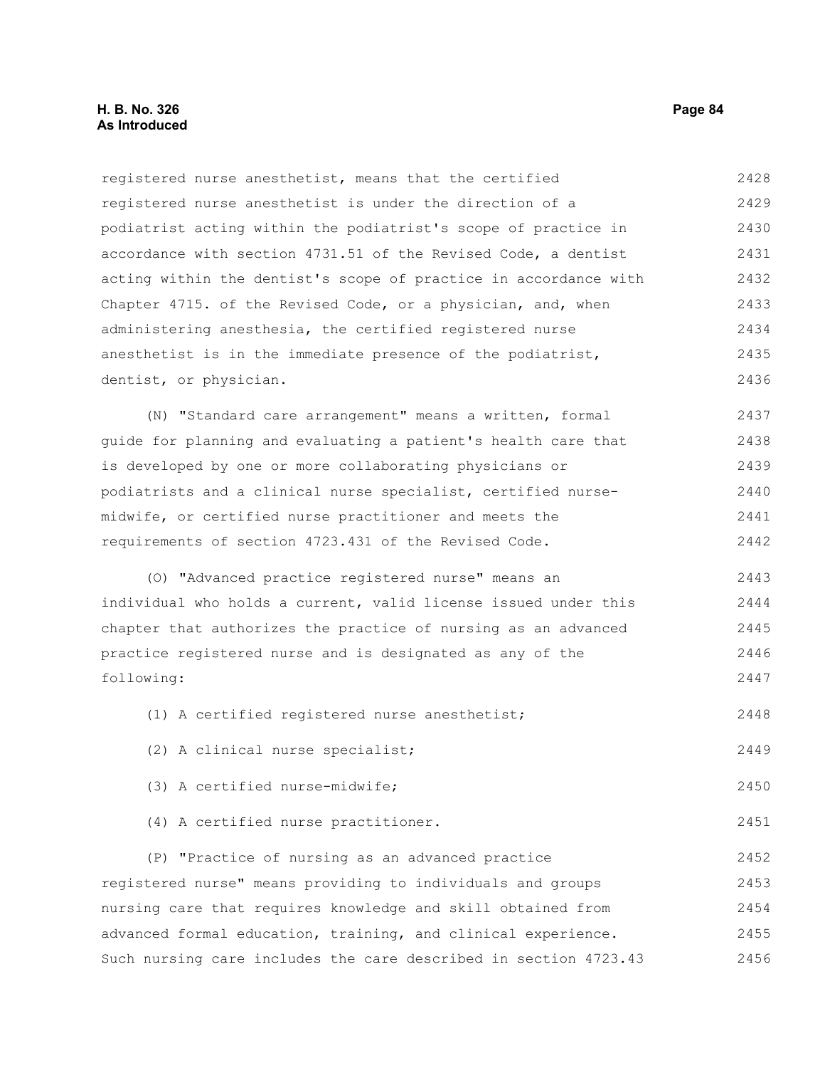registered nurse anesthetist, means that the certified registered nurse anesthetist is under the direction of a podiatrist acting within the podiatrist's scope of practice in accordance with section 4731.51 of the Revised Code, a dentist acting within the dentist's scope of practice in accordance with Chapter 4715. of the Revised Code, or a physician, and, when administering anesthesia, the certified registered nurse anesthetist is in the immediate presence of the podiatrist, dentist, or physician.

(N) "Standard care arrangement" means a written, formal guide for planning and evaluating a patient's health care that is developed by one or more collaborating physicians or podiatrists and a clinical nurse specialist, certified nurse-midwife, or certified nurse practitioner and meets the requirements of section 4723.431 of the Revised Code.

(O) "Advanced practice registered nurse" means an individual who holds a current, valid license issued under this chapter that authorizes the practice of nursing as an advanced practice registered nurse and is designated as any of the following:

(1) A certified registered nurse anesthetist;

(2) A clinical nurse specialist;

(3) A certified nurse-midwife;

(4) A certified nurse practitioner.

(P) "Practice of nursing as an advanced practice registered nurse" means providing to individuals and groups nursing care that requires knowledge and skill obtained from advanced formal education, training, and clinical experience. Such nursing care includes the care described in section 4723.43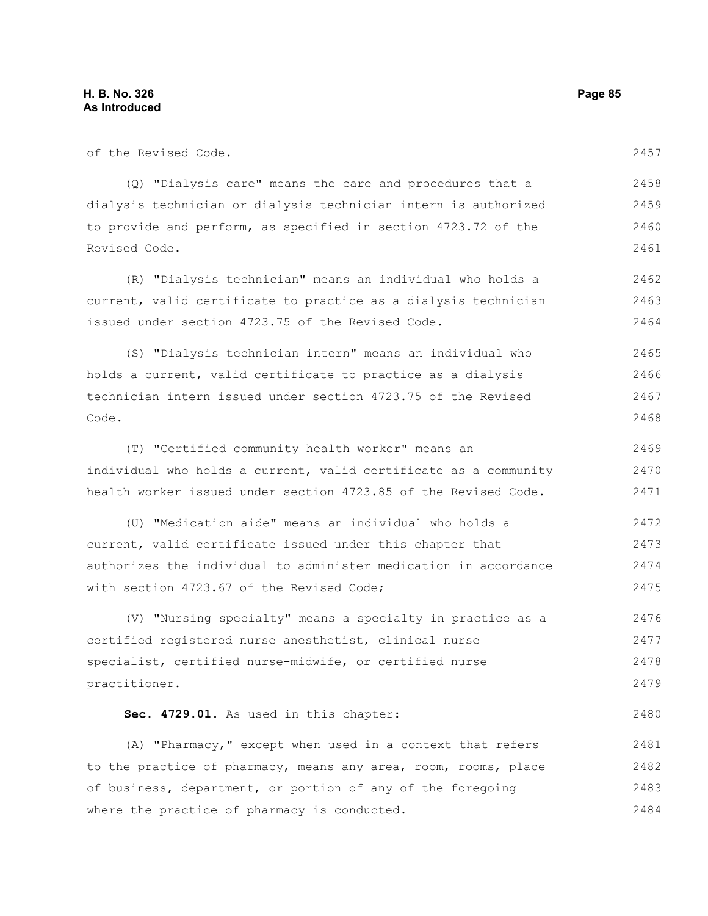of the Revised Code.

(Q) "Dialysis care" means the care and procedures that a dialysis technician or dialysis technician intern is authorized to provide and perform, as specified in section 4723.72 of the Revised Code.

(R) "Dialysis technician" means an individual who holds a current, valid certificate to practice as a dialysis technician issued under section 4723.75 of the Revised Code.

(S) "Dialysis technician intern" means an individual who holds a current, valid certificate to practice as a dialysis technician intern issued under section 4723.75 of the Revised Code.

(T) "Certified community health worker" means an individual who holds a current, valid certificate as a community health worker issued under section 4723.85 of the Revised Code.

(U) "Medication aide" means an individual who holds a current, valid certificate issued under this chapter that authorizes the individual to administer medication in accordance with section 4723.67 of the Revised Code;

(V) "Nursing specialty" means a specialty in practice as a certified registered nurse anesthetist, clinical nurse specialist, certified nurse-midwife, or certified nurse practitioner.

**Sec. 4729.01.** As used in this chapter:

(A) "Pharmacy," except when used in a context that refers to the practice of pharmacy, means any area, room, rooms, place of business, department, or portion of any of the foregoing where the practice of pharmacy is conducted.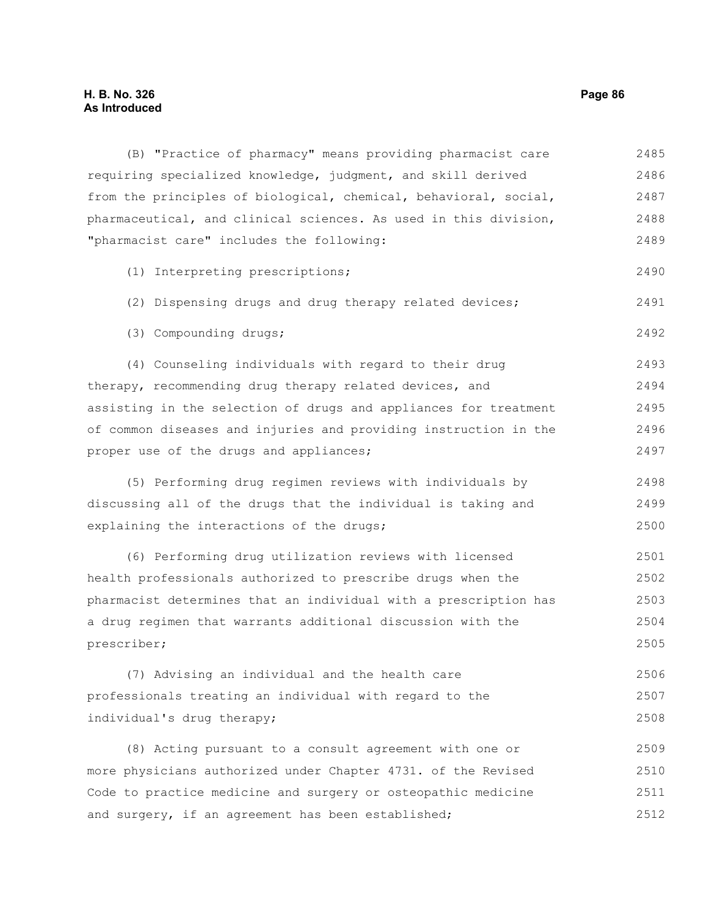(B) "Practice of pharmacy" means providing pharmacist care requiring specialized knowledge, judgment, and skill derived from the principles of biological, chemical, behavioral, social, pharmaceutical, and clinical sciences. As used in this division, "pharmacist care" includes the following:

(1) Interpreting prescriptions;

(2) Dispensing drugs and drug therapy related devices;

(3) Compounding drugs;

(4) Counseling individuals with regard to their drug therapy, recommending drug therapy related devices, and assisting in the selection of drugs and appliances for treatment of common diseases and injuries and providing instruction in the proper use of the drugs and appliances;

(5) Performing drug regimen reviews with individuals by discussing all of the drugs that the individual is taking and explaining the interactions of the drugs;

(6) Performing drug utilization reviews with licensed health professionals authorized to prescribe drugs when the pharmacist determines that an individual with a prescription has a drug regimen that warrants additional discussion with the prescriber;

(7) Advising an individual and the health care professionals treating an individual with regard to the individual's drug therapy;

(8) Acting pursuant to a consult agreement with one or more physicians authorized under Chapter 4731. of the Revised Code to practice medicine and surgery or osteopathic medicine and surgery, if an agreement has been established;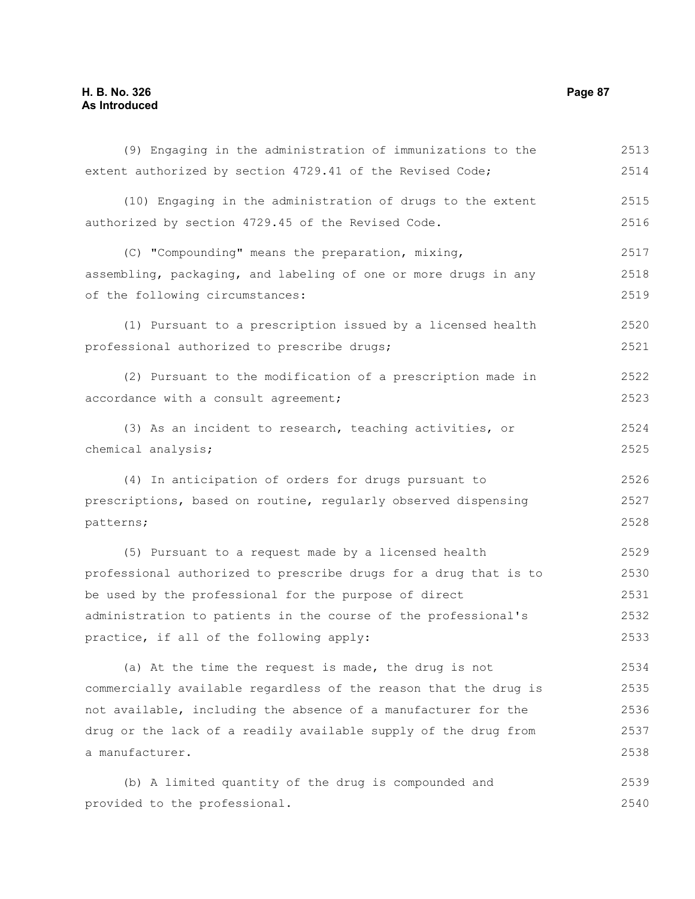(9) Engaging in the administration of immunizations to the extent authorized by section 4729.41 of the Revised Code;

(10) Engaging in the administration of drugs to the extent authorized by section 4729.45 of the Revised Code.

(C) "Compounding" means the preparation, mixing, assembling, packaging, and labeling of one or more drugs in any of the following circumstances:

(1) Pursuant to a prescription issued by a licensed health professional authorized to prescribe drugs;

(2) Pursuant to the modification of a prescription made in accordance with a consult agreement;

(3) As an incident to research, teaching activities, or chemical analysis;

(4) In anticipation of orders for drugs pursuant to prescriptions, based on routine, regularly observed dispensing patterns;

(5) Pursuant to a request made by a licensed health professional authorized to prescribe drugs for a drug that is to be used by the professional for the purpose of direct administration to patients in the course of the professional's practice, if all of the following apply:

(a) At the time the request is made, the drug is not commercially available regardless of the reason that the drug is not available, including the absence of a manufacturer for the drug or the lack of a readily available supply of the drug from a manufacturer.

(b) A limited quantity of the drug is compounded and provided to the professional.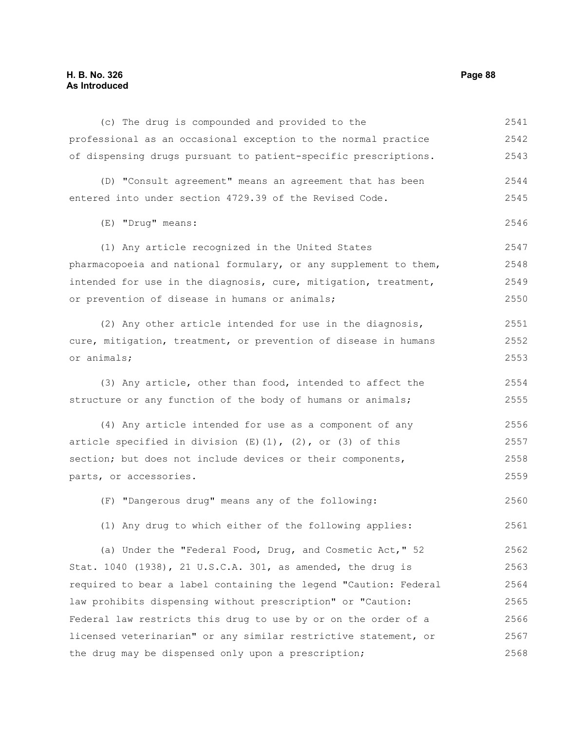(c) The drug is compounded and provided to the professional as an occasional exception to the normal practice of dispensing drugs pursuant to patient-specific prescriptions.

(D) "Consult agreement" means an agreement that has been entered into under section 4729.39 of the Revised Code.

(E) "Drug" means:

(1) Any article recognized in the United States pharmacopoeia and national formulary, or any supplement to them, intended for use in the diagnosis, cure, mitigation, treatment, or prevention of disease in humans or animals;

(2) Any other article intended for use in the diagnosis, cure, mitigation, treatment, or prevention of disease in humans or animals;

(3) Any article, other than food, intended to affect the structure or any function of the body of humans or animals;

(4) Any article intended for use as a component of any article specified in division (E)(1), (2), or (3) of this section; but does not include devices or their components, parts, or accessories.

(F) "Dangerous drug" means any of the following:

(1) Any drug to which either of the following applies:

(a) Under the "Federal Food, Drug, and Cosmetic Act," 52 Stat. 1040 (1938), 21 U.S.C.A. 301, as amended, the drug is required to bear a label containing the legend "Caution: Federal law prohibits dispensing without prescription" or "Caution: Federal law restricts this drug to use by or on the order of a licensed veterinarian" or any similar restrictive statement, or the drug may be dispensed only upon a prescription;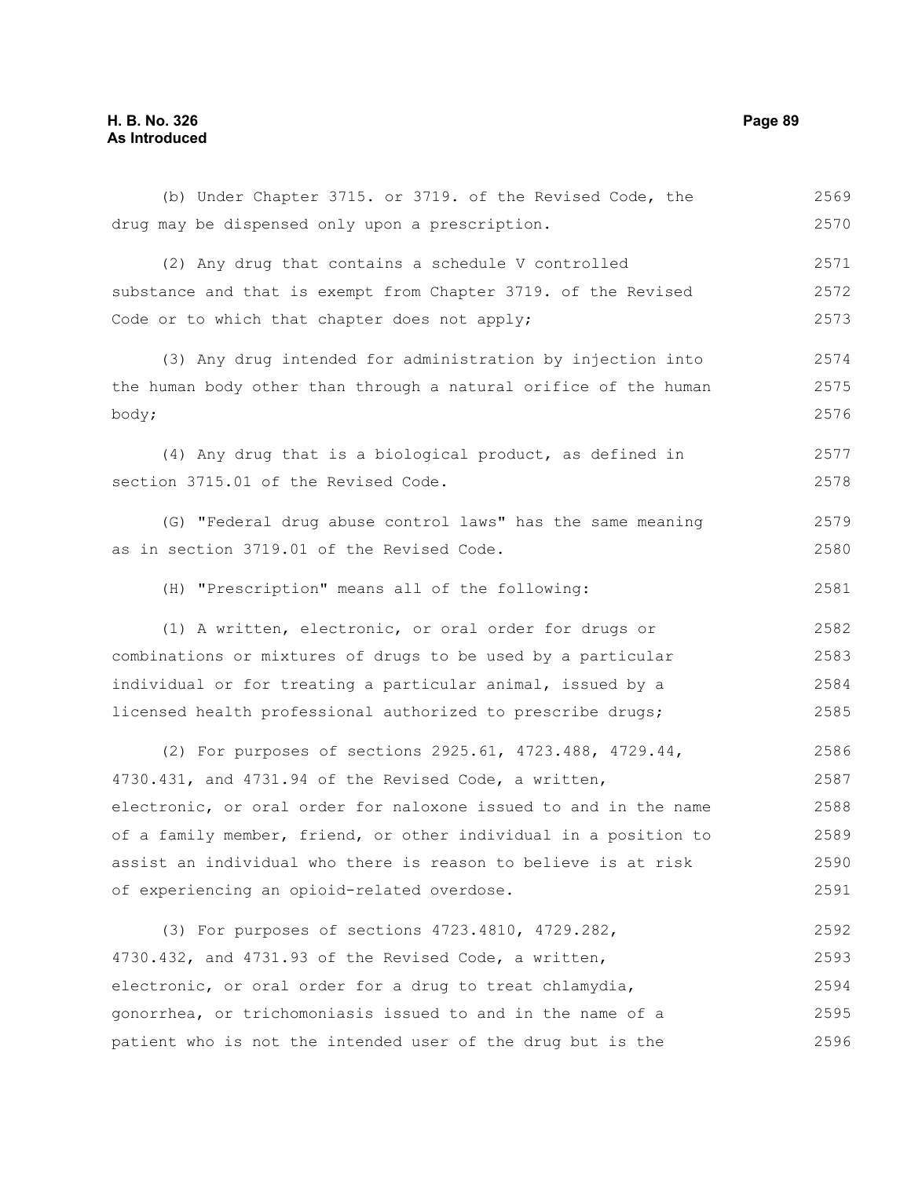(b) Under Chapter 3715. or 3719. of the Revised Code, the drug may be dispensed only upon a prescription.

(2) Any drug that contains a schedule V controlled substance and that is exempt from Chapter 3719. of the Revised Code or to which that chapter does not apply;

(3) Any drug intended for administration by injection into the human body other than through a natural orifice of the human body;

(4) Any drug that is a biological product, as defined in section 3715.01 of the Revised Code.

(G) "Federal drug abuse control laws" has the same meaning as in section 3719.01 of the Revised Code.

(H) "Prescription" means all of the following:

(1) A written, electronic, or oral order for drugs or combinations or mixtures of drugs to be used by a particular individual or for treating a particular animal, issued by a licensed health professional authorized to prescribe drugs;

(2) For purposes of sections 2925.61, 4723.488, 4729.44, 4730.431, and 4731.94 of the Revised Code, a written, electronic, or oral order for naloxone issued to and in the name of a family member, friend, or other individual in a position to assist an individual who there is reason to believe is at risk of experiencing an opioid-related overdose.

(3) For purposes of sections 4723.4810, 4729.282, 4730.432, and 4731.93 of the Revised Code, a written, electronic, or oral order for a drug to treat chlamydia, gonorrhea, or trichomoniasis issued to and in the name of a patient who is not the intended user of the drug but is the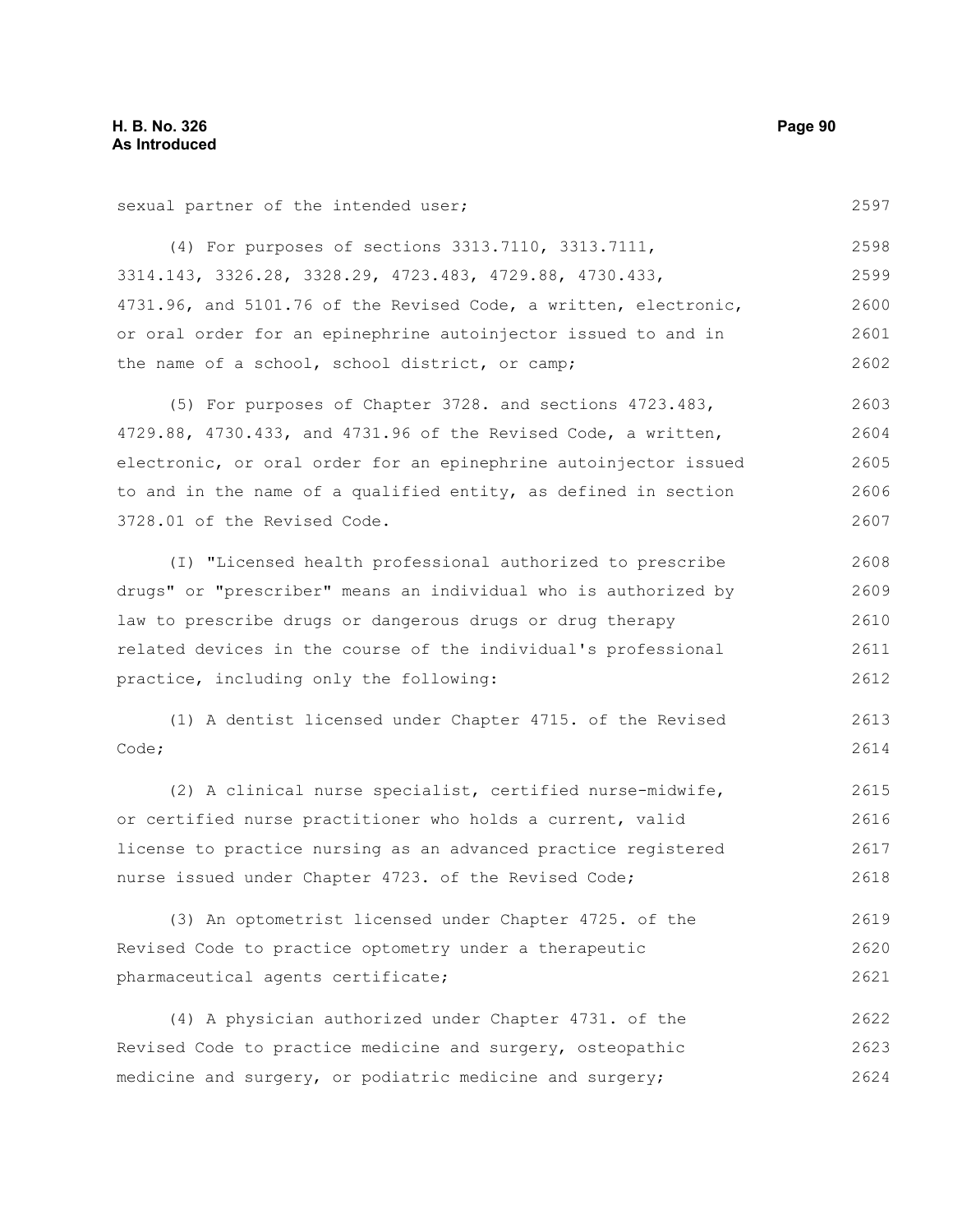sexual partner of the intended user;

(4) For purposes of sections 3313.7110, 3313.7111, 3314.143, 3326.28, 3328.29, 4723.483, 4729.88, 4730.433, 4731.96, and 5101.76 of the Revised Code, a written, electronic, or oral order for an epinephrine autoinjector issued to and in the name of a school, school district, or camp;

(5) For purposes of Chapter 3728. and sections 4723.483, 4729.88, 4730.433, and 4731.96 of the Revised Code, a written, electronic, or oral order for an epinephrine autoinjector issued to and in the name of a qualified entity, as defined in section 3728.01 of the Revised Code.

(I) "Licensed health professional authorized to prescribe drugs" or "prescriber" means an individual who is authorized by law to prescribe drugs or dangerous drugs or drug therapy related devices in the course of the individual's professional practice, including only the following:

(1) A dentist licensed under Chapter 4715. of the Revised Code;

(2) A clinical nurse specialist, certified nurse-midwife, or certified nurse practitioner who holds a current, valid license to practice nursing as an advanced practice registered nurse issued under Chapter 4723. of the Revised Code;

(3) An optometrist licensed under Chapter 4725. of the Revised Code to practice optometry under a therapeutic pharmaceutical agents certificate;

(4) A physician authorized under Chapter 4731. of the Revised Code to practice medicine and surgery, osteopathic medicine and surgery, or podiatric medicine and surgery;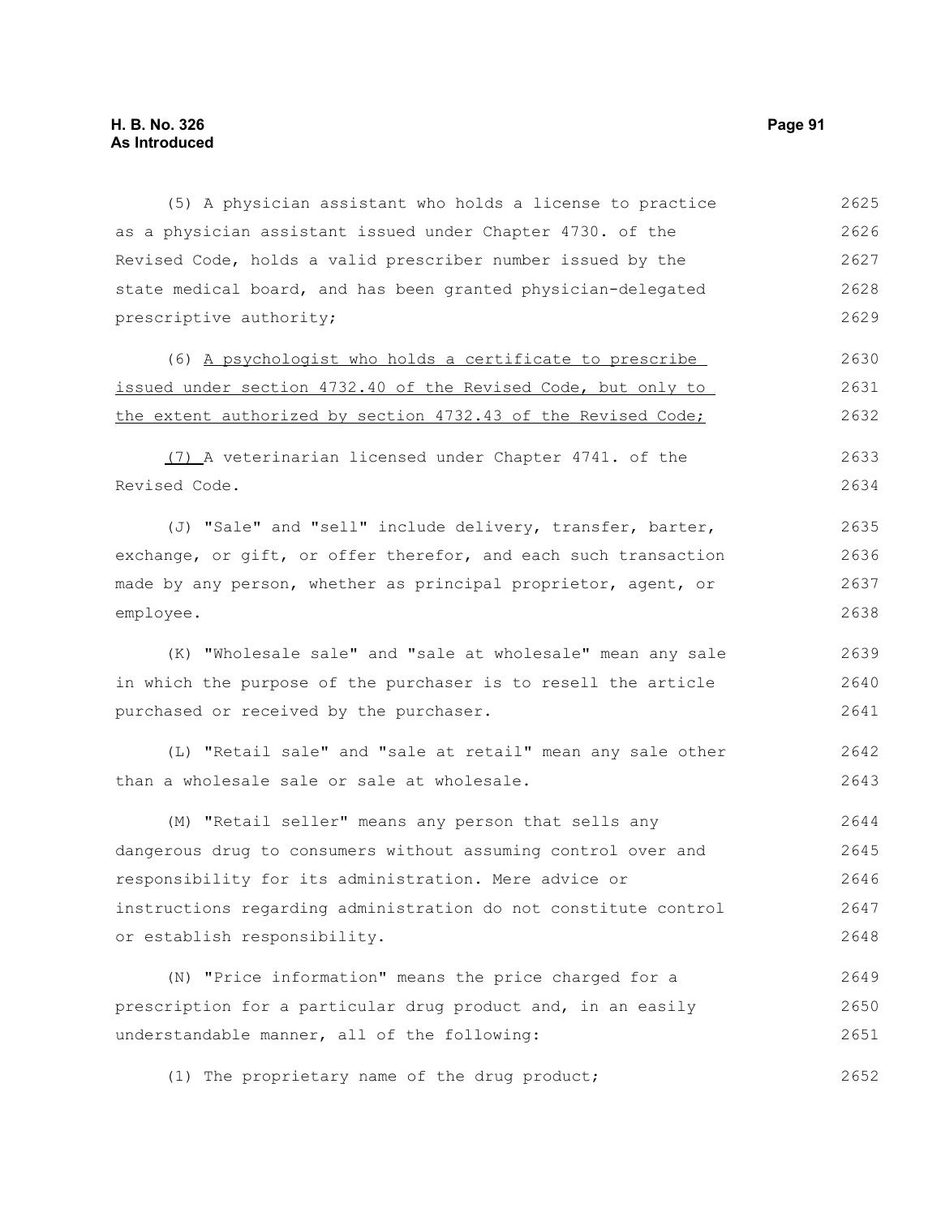(5) A physician assistant who holds a license to practice as a physician assistant issued under Chapter 4730. of the Revised Code, holds a valid prescriber number issued by the state medical board, and has been granted physician-delegated prescriptive authority;

(6) <u>A psychologist who holds a certificate to prescribe issued under section 4732.40 of the Revised Code, but only to the extent authorized by section 4732.43 of the Revised Code;</u>

<u>(7)</u> A veterinarian licensed under Chapter 4741. of the Revised Code.

(J) "Sale" and "sell" include delivery, transfer, barter, exchange, or gift, or offer therefor, and each such transaction made by any person, whether as principal proprietor, agent, or employee.

(K) "Wholesale sale" and "sale at wholesale" mean any sale in which the purpose of the purchaser is to resell the article purchased or received by the purchaser.

(L) "Retail sale" and "sale at retail" mean any sale other than a wholesale sale or sale at wholesale.

(M) "Retail seller" means any person that sells any dangerous drug to consumers without assuming control over and responsibility for its administration. Mere advice or instructions regarding administration do not constitute control or establish responsibility.

(N) "Price information" means the price charged for a prescription for a particular drug product and, in an easily understandable manner, all of the following:

(1) The proprietary name of the drug product;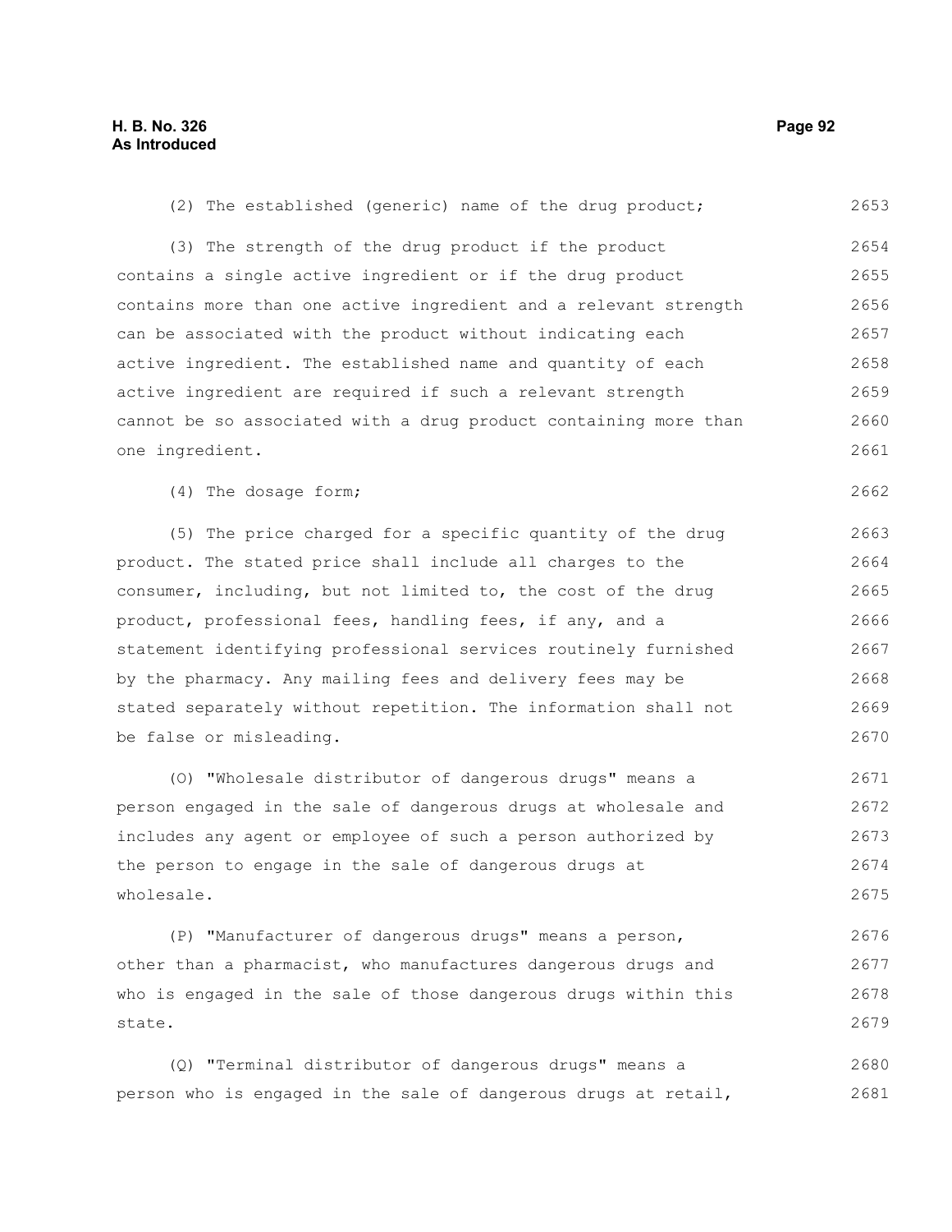(2) The established (generic) name of the drug product;

(3) The strength of the drug product if the product contains a single active ingredient or if the drug product contains more than one active ingredient and a relevant strength can be associated with the product without indicating each active ingredient. The established name and quantity of each active ingredient are required if such a relevant strength cannot be so associated with a drug product containing more than one ingredient.

(4) The dosage form;

(5) The price charged for a specific quantity of the drug product. The stated price shall include all charges to the consumer, including, but not limited to, the cost of the drug product, professional fees, handling fees, if any, and a statement identifying professional services routinely furnished by the pharmacy. Any mailing fees and delivery fees may be stated separately without repetition. The information shall not be false or misleading.

(O) "Wholesale distributor of dangerous drugs" means a person engaged in the sale of dangerous drugs at wholesale and includes any agent or employee of such a person authorized by the person to engage in the sale of dangerous drugs at wholesale.

(P) "Manufacturer of dangerous drugs" means a person, other than a pharmacist, who manufactures dangerous drugs and who is engaged in the sale of those dangerous drugs within this state.

(Q) "Terminal distributor of dangerous drugs" means a person who is engaged in the sale of dangerous drugs at retail,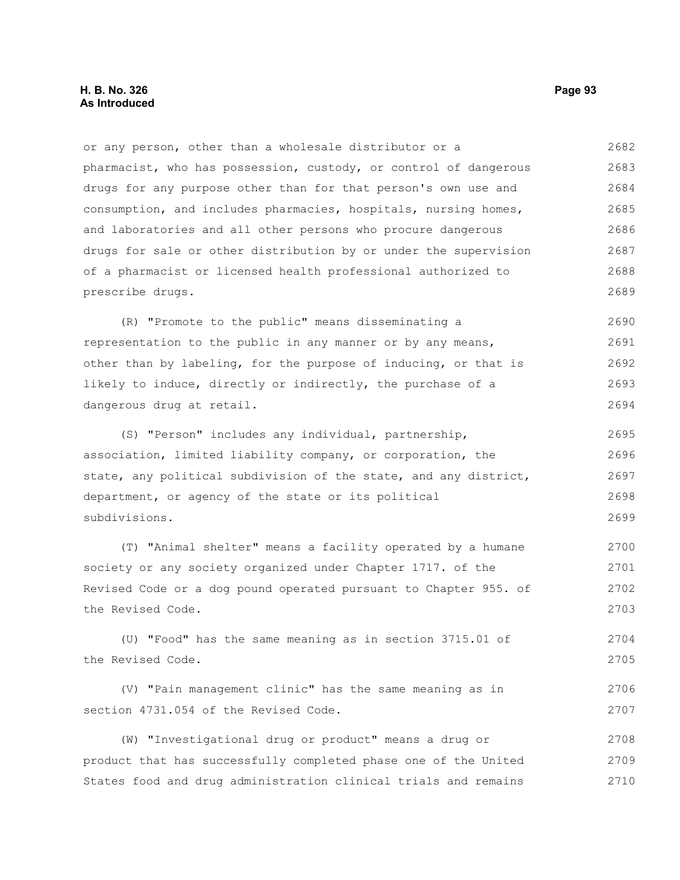or any person, other than a wholesale distributor or a pharmacist, who has possession, custody, or control of dangerous drugs for any purpose other than for that person's own use and consumption, and includes pharmacies, hospitals, nursing homes, and laboratories and all other persons who procure dangerous drugs for sale or other distribution by or under the supervision of a pharmacist or licensed health professional authorized to prescribe drugs.

(R) "Promote to the public" means disseminating a representation to the public in any manner or by any means, other than by labeling, for the purpose of inducing, or that is likely to induce, directly or indirectly, the purchase of a dangerous drug at retail.

(S) "Person" includes any individual, partnership, association, limited liability company, or corporation, the state, any political subdivision of the state, and any district, department, or agency of the state or its political subdivisions.

(T) "Animal shelter" means a facility operated by a humane society or any society organized under Chapter 1717. of the Revised Code or a dog pound operated pursuant to Chapter 955. of the Revised Code.

(U) "Food" has the same meaning as in section 3715.01 of the Revised Code.

(V) "Pain management clinic" has the same meaning as in section 4731.054 of the Revised Code.

(W) "Investigational drug or product" means a drug or product that has successfully completed phase one of the United States food and drug administration clinical trials and remains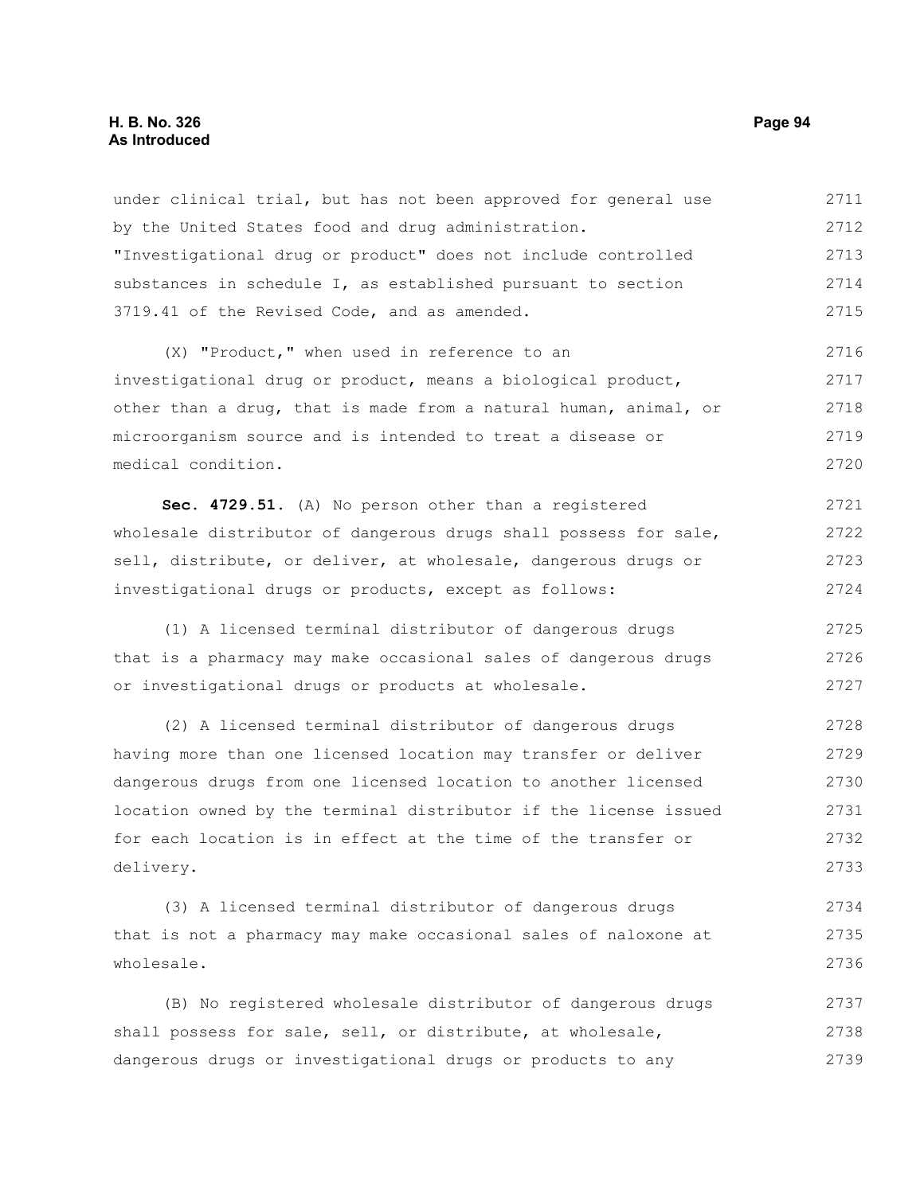under clinical trial, but has not been approved for general use by the United States food and drug administration. "Investigational drug or product" does not include controlled substances in schedule I, as established pursuant to section 3719.41 of the Revised Code, and as amended.

(X) "Product," when used in reference to an investigational drug or product, means a biological product, other than a drug, that is made from a natural human, animal, or microorganism source and is intended to treat a disease or medical condition.

**Sec. 4729.51.** (A) No person other than a registered wholesale distributor of dangerous drugs shall possess for sale, sell, distribute, or deliver, at wholesale, dangerous drugs or investigational drugs or products, except as follows:

(1) A licensed terminal distributor of dangerous drugs that is a pharmacy may make occasional sales of dangerous drugs or investigational drugs or products at wholesale.

(2) A licensed terminal distributor of dangerous drugs having more than one licensed location may transfer or deliver dangerous drugs from one licensed location to another licensed location owned by the terminal distributor if the license issued for each location is in effect at the time of the transfer or delivery.

(3) A licensed terminal distributor of dangerous drugs that is not a pharmacy may make occasional sales of naloxone at wholesale.

(B) No registered wholesale distributor of dangerous drugs shall possess for sale, sell, or distribute, at wholesale, dangerous drugs or investigational drugs or products to any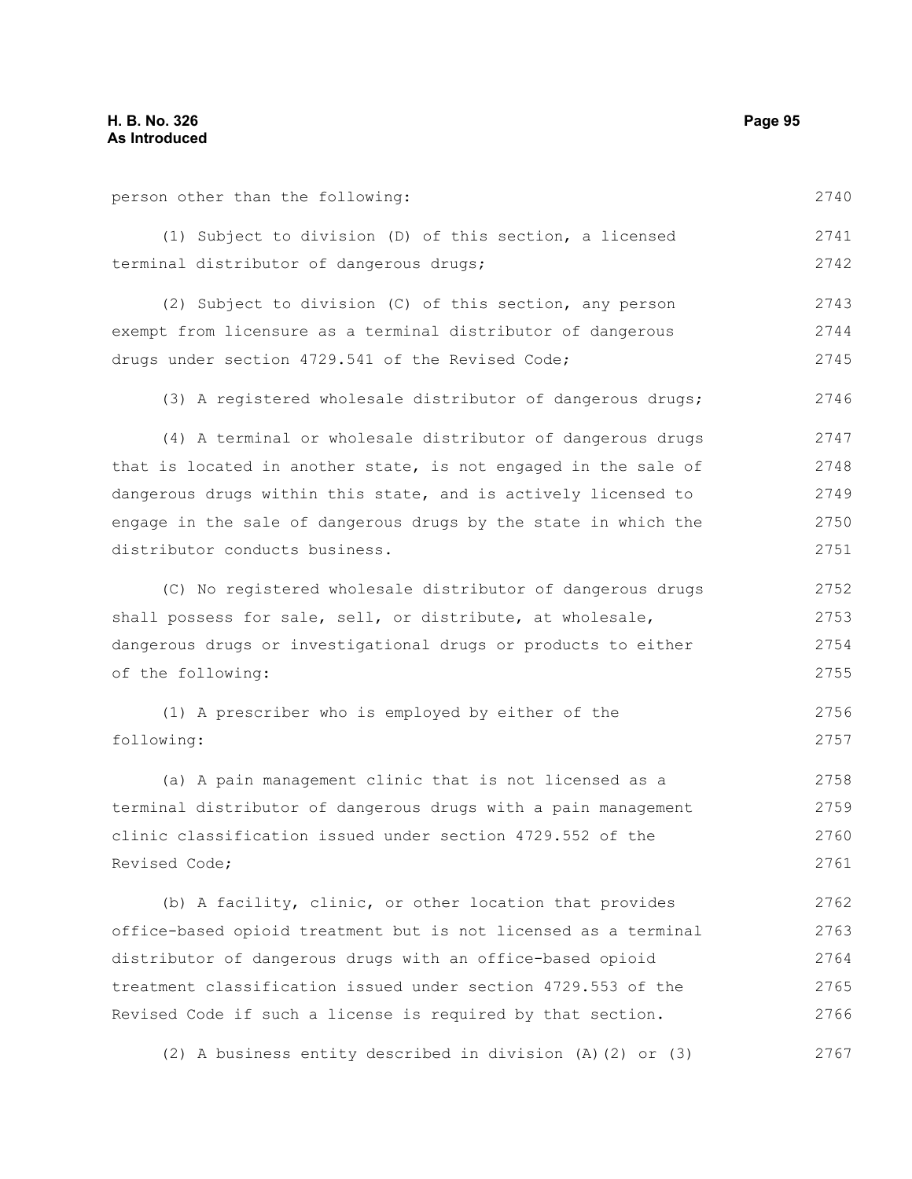person other than the following:

(1) Subject to division (D) of this section, a licensed terminal distributor of dangerous drugs;

(2) Subject to division (C) of this section, any person exempt from licensure as a terminal distributor of dangerous drugs under section 4729.541 of the Revised Code;

(3) A registered wholesale distributor of dangerous drugs;

(4) A terminal or wholesale distributor of dangerous drugs that is located in another state, is not engaged in the sale of dangerous drugs within this state, and is actively licensed to engage in the sale of dangerous drugs by the state in which the distributor conducts business.

(C) No registered wholesale distributor of dangerous drugs shall possess for sale, sell, or distribute, at wholesale, dangerous drugs or investigational drugs or products to either of the following:

(1) A prescriber who is employed by either of the following:

(a) A pain management clinic that is not licensed as a terminal distributor of dangerous drugs with a pain management clinic classification issued under section 4729.552 of the Revised Code;

(b) A facility, clinic, or other location that provides office-based opioid treatment but is not licensed as a terminal distributor of dangerous drugs with an office-based opioid treatment classification issued under section 4729.553 of the Revised Code if such a license is required by that section.

(2) A business entity described in division (A)(2) or (3)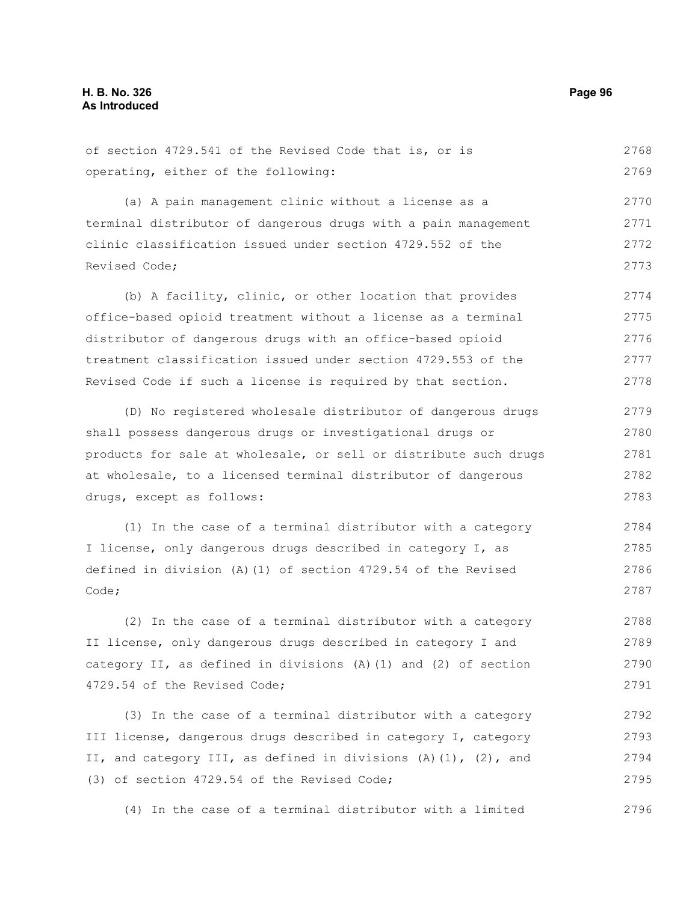of section 4729.541 of the Revised Code that is, or is operating, either of the following:

(a) A pain management clinic without a license as a terminal distributor of dangerous drugs with a pain management clinic classification issued under section 4729.552 of the Revised Code;

(b) A facility, clinic, or other location that provides office-based opioid treatment without a license as a terminal distributor of dangerous drugs with an office-based opioid treatment classification issued under section 4729.553 of the Revised Code if such a license is required by that section.

(D) No registered wholesale distributor of dangerous drugs shall possess dangerous drugs or investigational drugs or products for sale at wholesale, or sell or distribute such drugs at wholesale, to a licensed terminal distributor of dangerous drugs, except as follows:

(1) In the case of a terminal distributor with a category I license, only dangerous drugs described in category I, as defined in division (A)(1) of section 4729.54 of the Revised Code;

(2) In the case of a terminal distributor with a category II license, only dangerous drugs described in category I and category II, as defined in divisions (A)(1) and (2) of section 4729.54 of the Revised Code;

(3) In the case of a terminal distributor with a category III license, dangerous drugs described in category I, category II, and category III, as defined in divisions (A)(1), (2), and (3) of section 4729.54 of the Revised Code;

(4) In the case of a terminal distributor with a limited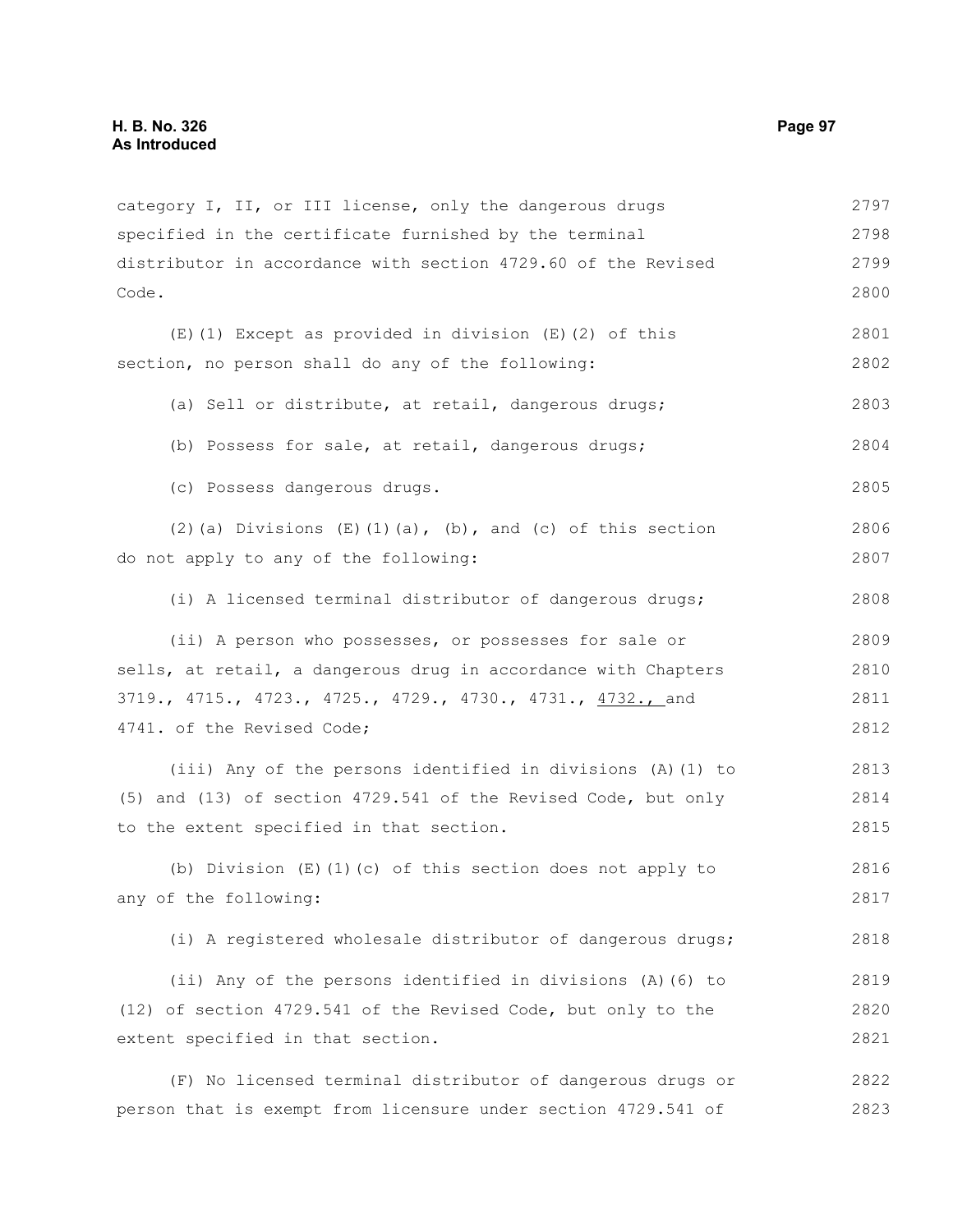category I, II, or III license, only the dangerous drugs specified in the certificate furnished by the terminal distributor in accordance with section 4729.60 of the Revised Code.

(E)(1) Except as provided in division (E)(2) of this section, no person shall do any of the following:

(a) Sell or distribute, at retail, dangerous drugs;

(b) Possess for sale, at retail, dangerous drugs;

(c) Possess dangerous drugs.

(2)(a) Divisions (E)(1)(a), (b), and (c) of this section do not apply to any of the following:

(i) A licensed terminal distributor of dangerous drugs;

(ii) A person who possesses, or possesses for sale or sells, at retail, a dangerous drug in accordance with Chapters 3719., 4715., 4723., 4725., 4729., 4730., 4731., <u>4732.,</u> and 4741. of the Revised Code;

(iii) Any of the persons identified in divisions (A)(1) to (5) and (13) of section 4729.541 of the Revised Code, but only to the extent specified in that section.

(b) Division (E)(1)(c) of this section does not apply to any of the following:

(i) A registered wholesale distributor of dangerous drugs;

(ii) Any of the persons identified in divisions (A)(6) to (12) of section 4729.541 of the Revised Code, but only to the extent specified in that section.

(F) No licensed terminal distributor of dangerous drugs or person that is exempt from licensure under section 4729.541 of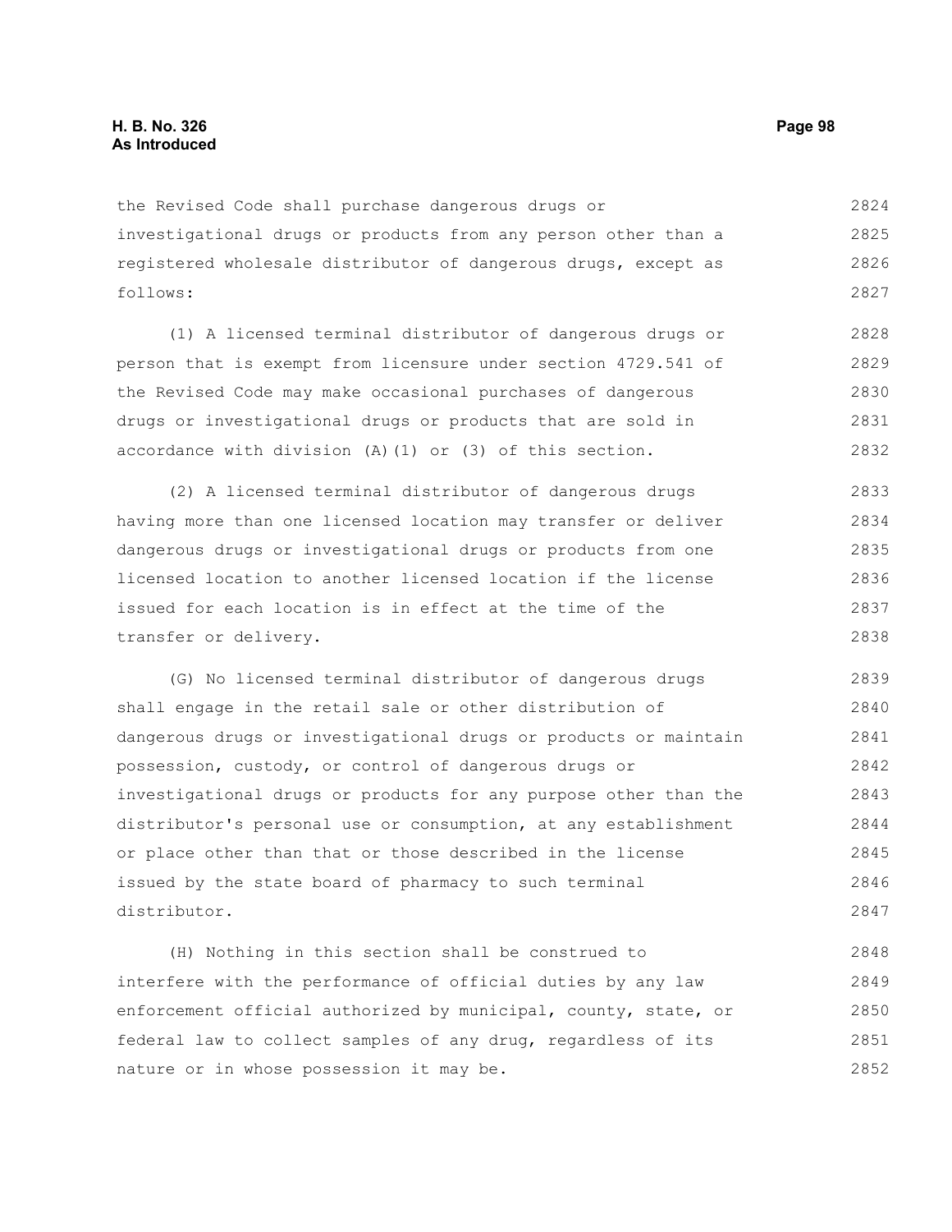the Revised Code shall purchase dangerous drugs or investigational drugs or products from any person other than a registered wholesale distributor of dangerous drugs, except as follows:

(1) A licensed terminal distributor of dangerous drugs or person that is exempt from licensure under section 4729.541 of the Revised Code may make occasional purchases of dangerous drugs or investigational drugs or products that are sold in accordance with division (A)(1) or (3) of this section.

(2) A licensed terminal distributor of dangerous drugs having more than one licensed location may transfer or deliver dangerous drugs or investigational drugs or products from one licensed location to another licensed location if the license issued for each location is in effect at the time of the transfer or delivery.

(G) No licensed terminal distributor of dangerous drugs shall engage in the retail sale or other distribution of dangerous drugs or investigational drugs or products or maintain possession, custody, or control of dangerous drugs or investigational drugs or products for any purpose other than the distributor's personal use or consumption, at any establishment or place other than that or those described in the license issued by the state board of pharmacy to such terminal distributor.

(H) Nothing in this section shall be construed to interfere with the performance of official duties by any law enforcement official authorized by municipal, county, state, or federal law to collect samples of any drug, regardless of its nature or in whose possession it may be.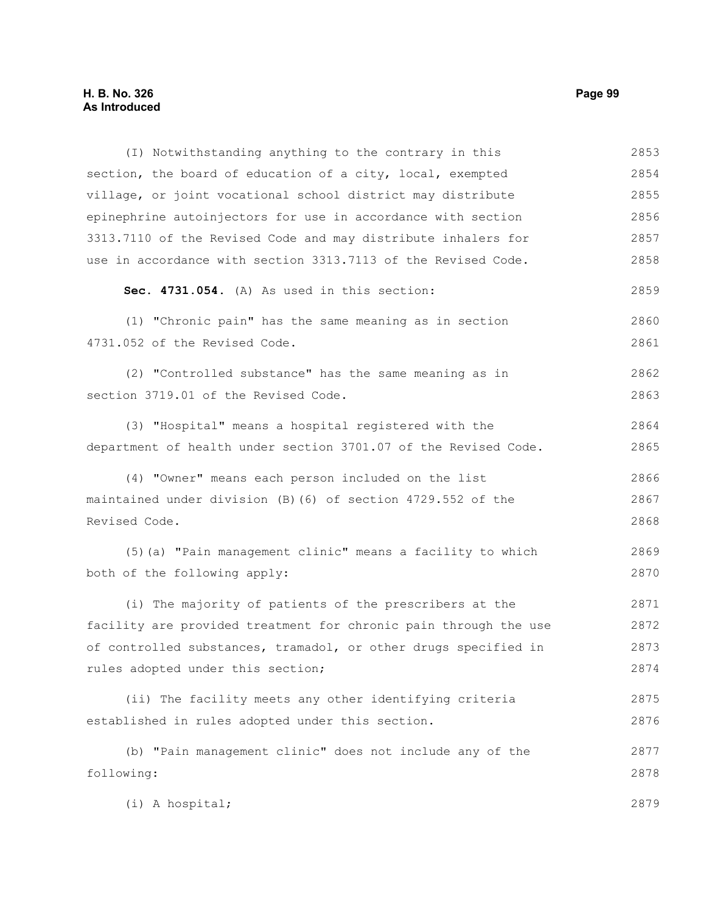(I) Notwithstanding anything to the contrary in this section, the board of education of a city, local, exempted village, or joint vocational school district may distribute epinephrine autoinjectors for use in accordance with section 3313.7110 of the Revised Code and may distribute inhalers for use in accordance with section 3313.7113 of the Revised Code.

**Sec. 4731.054.** (A) As used in this section:

(1) "Chronic pain" has the same meaning as in section 4731.052 of the Revised Code.

(2) "Controlled substance" has the same meaning as in section 3719.01 of the Revised Code.

(3) "Hospital" means a hospital registered with the department of health under section 3701.07 of the Revised Code.

(4) "Owner" means each person included on the list maintained under division (B)(6) of section 4729.552 of the Revised Code.

(5)(a) "Pain management clinic" means a facility to which both of the following apply:

(i) The majority of patients of the prescribers at the facility are provided treatment for chronic pain through the use of controlled substances, tramadol, or other drugs specified in rules adopted under this section;

(ii) The facility meets any other identifying criteria established in rules adopted under this section.

(b) "Pain management clinic" does not include any of the following:

(i) A hospital;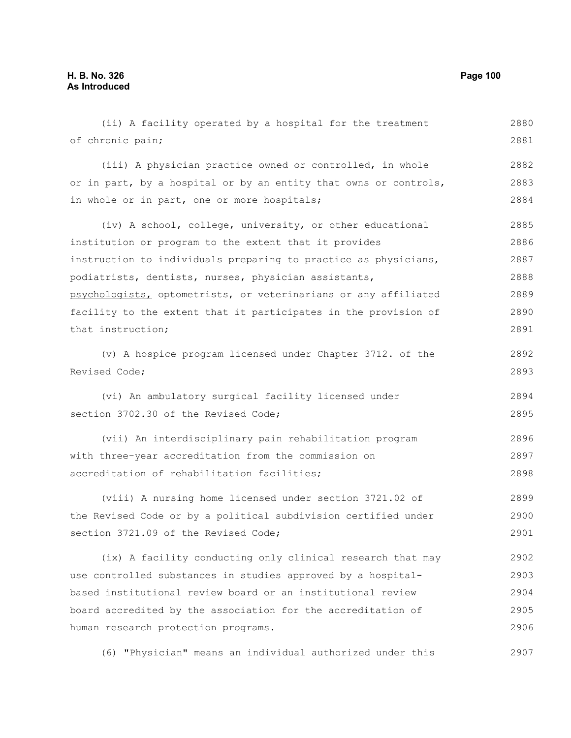(ii) A facility operated by a hospital for the treatment of chronic pain;

(iii) A physician practice owned or controlled, in whole or in part, by a hospital or by an entity that owns or controls, in whole or in part, one or more hospitals;

(iv) A school, college, university, or other educational institution or program to the extent that it provides instruction to individuals preparing to practice as physicians, podiatrists, dentists, nurses, physician assistants, psychologists, optometrists, or veterinarians or any affiliated facility to the extent that it participates in the provision of that instruction;

(v) A hospice program licensed under Chapter 3712. of the Revised Code;

(vi) An ambulatory surgical facility licensed under section 3702.30 of the Revised Code;

(vii) An interdisciplinary pain rehabilitation program with three-year accreditation from the commission on accreditation of rehabilitation facilities;

(viii) A nursing home licensed under section 3721.02 of the Revised Code or by a political subdivision certified under section 3721.09 of the Revised Code;

(ix) A facility conducting only clinical research that may use controlled substances in studies approved by a hospital-based institutional review board or an institutional review board accredited by the association for the accreditation of human research protection programs.

(6) "Physician" means an individual authorized under this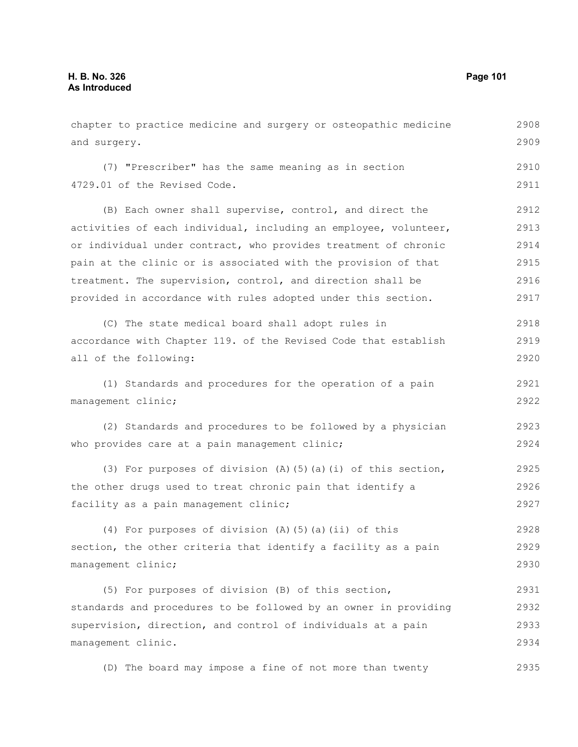chapter to practice medicine and surgery or osteopathic medicine and surgery.

(7) "Prescriber" has the same meaning as in section 4729.01 of the Revised Code.

(B) Each owner shall supervise, control, and direct the activities of each individual, including an employee, volunteer, or individual under contract, who provides treatment of chronic pain at the clinic or is associated with the provision of that treatment. The supervision, control, and direction shall be provided in accordance with rules adopted under this section.

(C) The state medical board shall adopt rules in accordance with Chapter 119. of the Revised Code that establish all of the following:

(1) Standards and procedures for the operation of a pain management clinic;

(2) Standards and procedures to be followed by a physician who provides care at a pain management clinic;

(3) For purposes of division (A)(5)(a)(i) of this section, the other drugs used to treat chronic pain that identify a facility as a pain management clinic;

(4) For purposes of division (A)(5)(a)(ii) of this section, the other criteria that identify a facility as a pain management clinic;

(5) For purposes of division (B) of this section, standards and procedures to be followed by an owner in providing supervision, direction, and control of individuals at a pain management clinic.

(D) The board may impose a fine of not more than twenty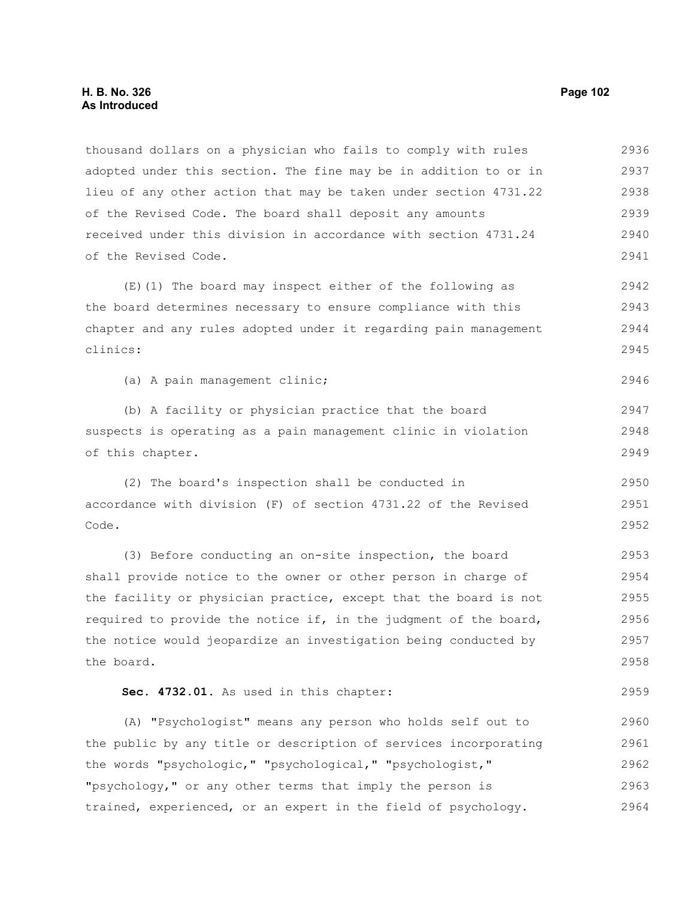thousand dollars on a physician who fails to comply with rules adopted under this section. The fine may be in addition to or in lieu of any other action that may be taken under section 4731.22 of the Revised Code. The board shall deposit any amounts received under this division in accordance with section 4731.24 of the Revised Code.

(E)(1) The board may inspect either of the following as the board determines necessary to ensure compliance with this chapter and any rules adopted under it regarding pain management clinics:

(a) A pain management clinic;

(b) A facility or physician practice that the board suspects is operating as a pain management clinic in violation of this chapter.

(2) The board's inspection shall be conducted in accordance with division (F) of section 4731.22 of the Revised Code.

(3) Before conducting an on-site inspection, the board shall provide notice to the owner or other person in charge of the facility or physician practice, except that the board is not required to provide the notice if, in the judgment of the board, the notice would jeopardize an investigation being conducted by the board.

**Sec. 4732.01.** As used in this chapter:

(A) "Psychologist" means any person who holds self out to the public by any title or description of services incorporating the words "psychologic," "psychological," "psychologist," "psychology," or any other terms that imply the person is trained, experienced, or an expert in the field of psychology.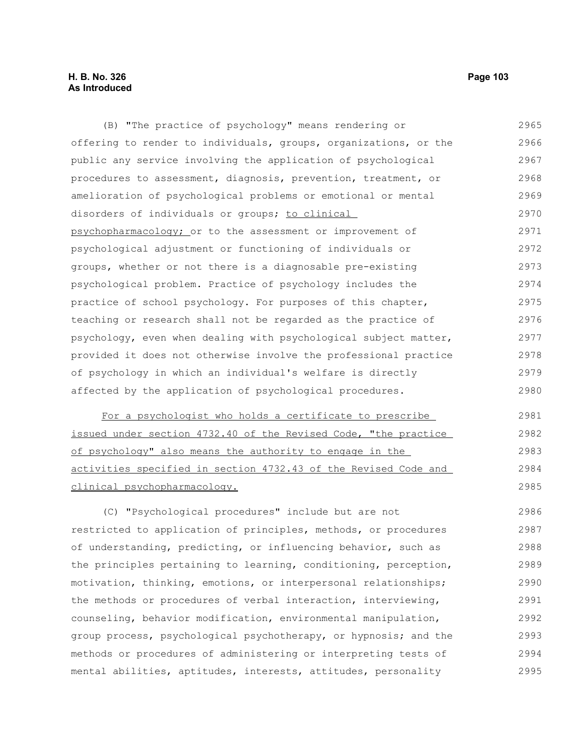(B) "The practice of psychology" means rendering or offering to render to individuals, groups, organizations, or the public any service involving the application of psychological procedures to assessment, diagnosis, prevention, treatment, or amelioration of psychological problems or emotional or mental disorders of individuals or groups; <u>to clinical psychopharmacology;</u> or to the assessment or improvement of psychological adjustment or functioning of individuals or groups, whether or not there is a diagnosable pre-existing psychological problem. Practice of psychology includes the practice of school psychology. For purposes of this chapter, teaching or research shall not be regarded as the practice of psychology, even when dealing with psychological subject matter, provided it does not otherwise involve the professional practice of psychology in which an individual's welfare is directly affected by the application of psychological procedures.

<u>For a psychologist who holds a certificate to prescribe issued under section 4732.40 of the Revised Code, "the practice of psychology" also means the authority to engage in the activities specified in section 4732.43 of the Revised Code and clinical psychopharmacology.</u>

(C) "Psychological procedures" include but are not restricted to application of principles, methods, or procedures of understanding, predicting, or influencing behavior, such as the principles pertaining to learning, conditioning, perception, motivation, thinking, emotions, or interpersonal relationships; the methods or procedures of verbal interaction, interviewing, counseling, behavior modification, environmental manipulation, group process, psychological psychotherapy, or hypnosis; and the methods or procedures of administering or interpreting tests of mental abilities, aptitudes, interests, attitudes, personality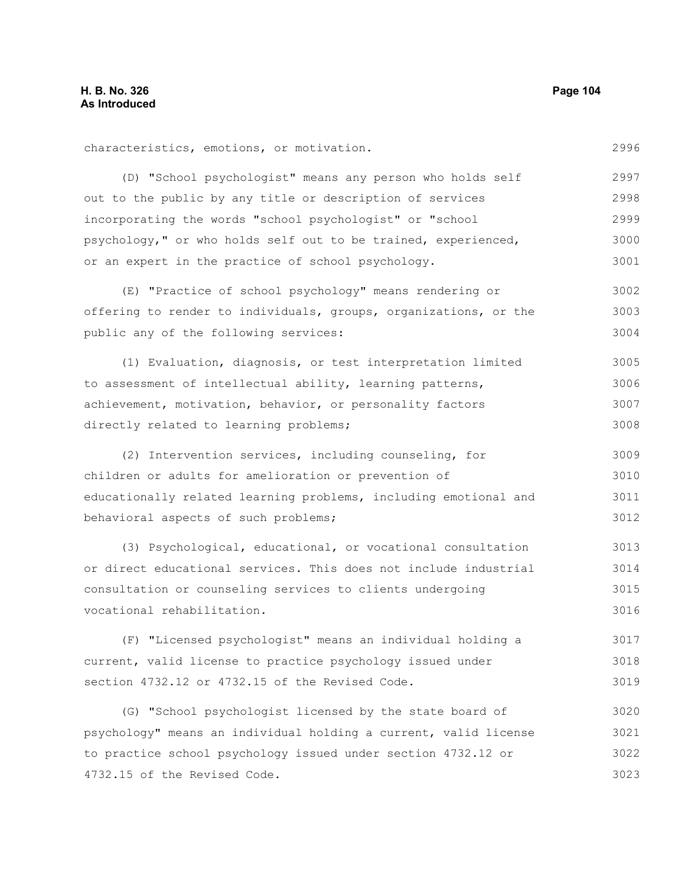characteristics, emotions, or motivation.

(D) "School psychologist" means any person who holds self out to the public by any title or description of services incorporating the words "school psychologist" or "school psychology," or who holds self out to be trained, experienced, or an expert in the practice of school psychology.

(E) "Practice of school psychology" means rendering or offering to render to individuals, groups, organizations, or the public any of the following services:

(1) Evaluation, diagnosis, or test interpretation limited to assessment of intellectual ability, learning patterns, achievement, motivation, behavior, or personality factors directly related to learning problems;

(2) Intervention services, including counseling, for children or adults for amelioration or prevention of educationally related learning problems, including emotional and behavioral aspects of such problems;

(3) Psychological, educational, or vocational consultation or direct educational services. This does not include industrial consultation or counseling services to clients undergoing vocational rehabilitation.

(F) "Licensed psychologist" means an individual holding a current, valid license to practice psychology issued under section 4732.12 or 4732.15 of the Revised Code.

(G) "School psychologist licensed by the state board of psychology" means an individual holding a current, valid license to practice school psychology issued under section 4732.12 or 4732.15 of the Revised Code.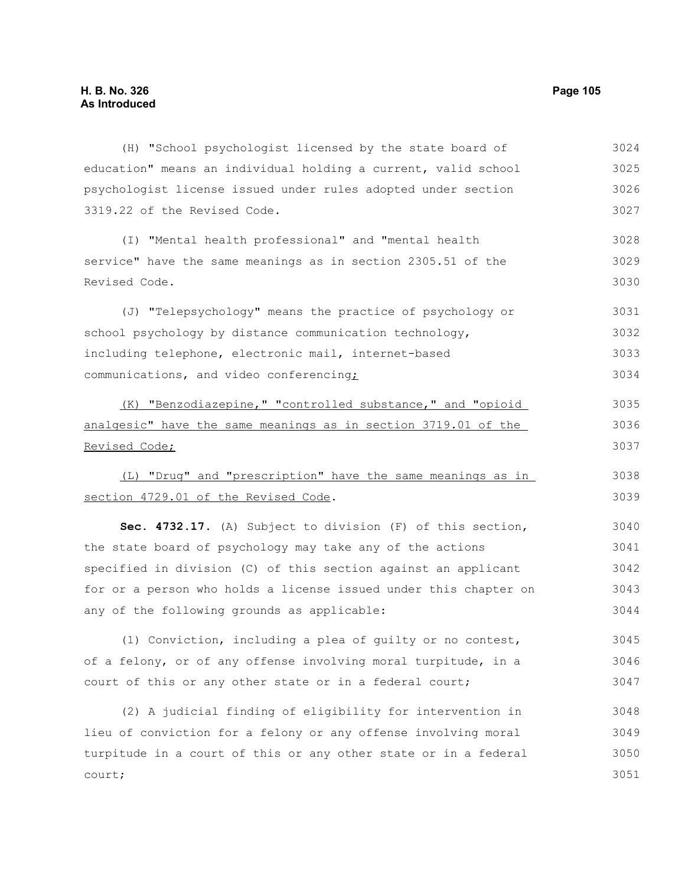(H) "School psychologist licensed by the state board of education" means an individual holding a current, valid school psychologist license issued under rules adopted under section 3319.22 of the Revised Code.

(I) "Mental health professional" and "mental health service" have the same meanings as in section 2305.51 of the Revised Code.

(J) "Telepsychology" means the practice of psychology or school psychology by distance communication technology, including telephone, electronic mail, internet-based communications, and video conferencing;

(K) "Benzodiazepine," "controlled substance," and "opioid analgesic" have the same meanings as in section 3719.01 of the Revised Code;

(L) "Drug" and "prescription" have the same meanings as in section 4729.01 of the Revised Code.

**Sec. 4732.17.** (A) Subject to division (F) of this section, the state board of psychology may take any of the actions specified in division (C) of this section against an applicant for or a person who holds a license issued under this chapter on any of the following grounds as applicable:

(1) Conviction, including a plea of guilty or no contest, of a felony, or of any offense involving moral turpitude, in a court of this or any other state or in a federal court;

(2) A judicial finding of eligibility for intervention in lieu of conviction for a felony or any offense involving moral turpitude in a court of this or any other state or in a federal court;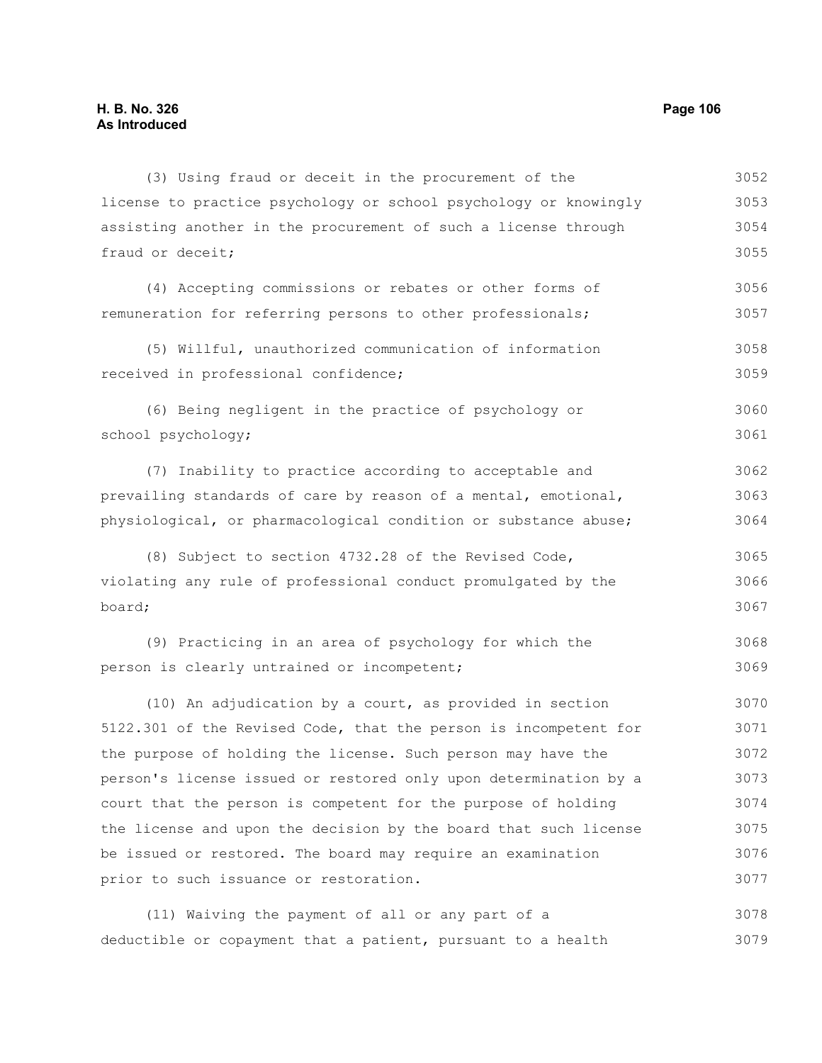(3) Using fraud or deceit in the procurement of the license to practice psychology or school psychology or knowingly assisting another in the procurement of such a license through fraud or deceit;

(4) Accepting commissions or rebates or other forms of remuneration for referring persons to other professionals;

(5) Willful, unauthorized communication of information received in professional confidence;

(6) Being negligent in the practice of psychology or school psychology;

(7) Inability to practice according to acceptable and prevailing standards of care by reason of a mental, emotional, physiological, or pharmacological condition or substance abuse;

(8) Subject to section 4732.28 of the Revised Code, violating any rule of professional conduct promulgated by the board;

(9) Practicing in an area of psychology for which the person is clearly untrained or incompetent;

(10) An adjudication by a court, as provided in section 5122.301 of the Revised Code, that the person is incompetent for the purpose of holding the license. Such person may have the person's license issued or restored only upon determination by a court that the person is competent for the purpose of holding the license and upon the decision by the board that such license be issued or restored. The board may require an examination prior to such issuance or restoration.

(11) Waiving the payment of all or any part of a deductible or copayment that a patient, pursuant to a health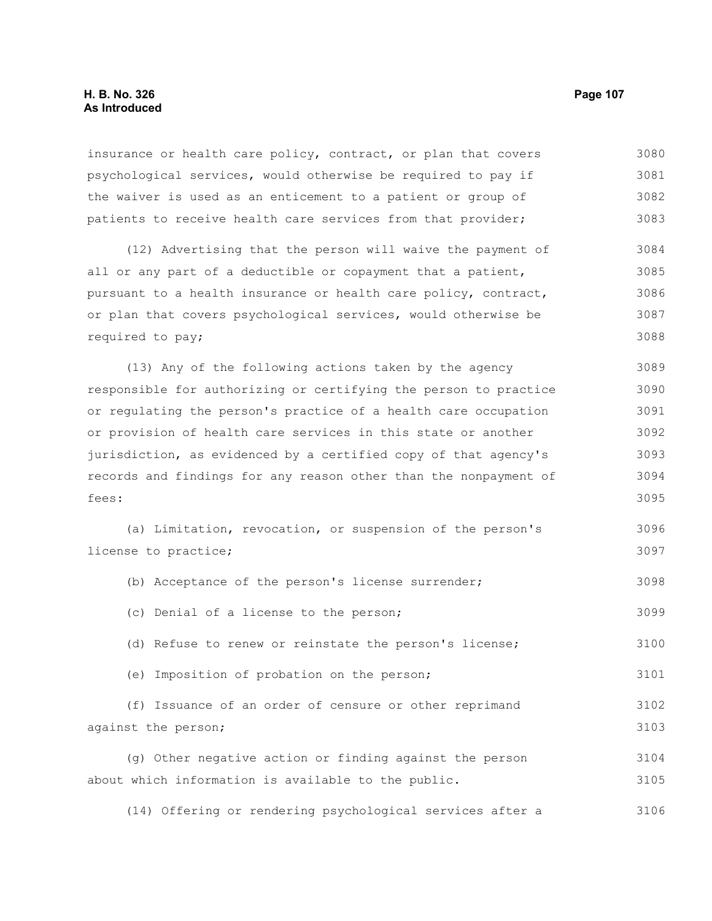insurance or health care policy, contract, or plan that covers psychological services, would otherwise be required to pay if the waiver is used as an enticement to a patient or group of patients to receive health care services from that provider;

(12) Advertising that the person will waive the payment of all or any part of a deductible or copayment that a patient, pursuant to a health insurance or health care policy, contract, or plan that covers psychological services, would otherwise be required to pay;

(13) Any of the following actions taken by the agency responsible for authorizing or certifying the person to practice or regulating the person's practice of a health care occupation or provision of health care services in this state or another jurisdiction, as evidenced by a certified copy of that agency's records and findings for any reason other than the nonpayment of fees:

(a) Limitation, revocation, or suspension of the person's license to practice;

(b) Acceptance of the person's license surrender;

(c) Denial of a license to the person;

(d) Refuse to renew or reinstate the person's license;

(e) Imposition of probation on the person;

(f) Issuance of an order of censure or other reprimand against the person;

(g) Other negative action or finding against the person about which information is available to the public.

(14) Offering or rendering psychological services after a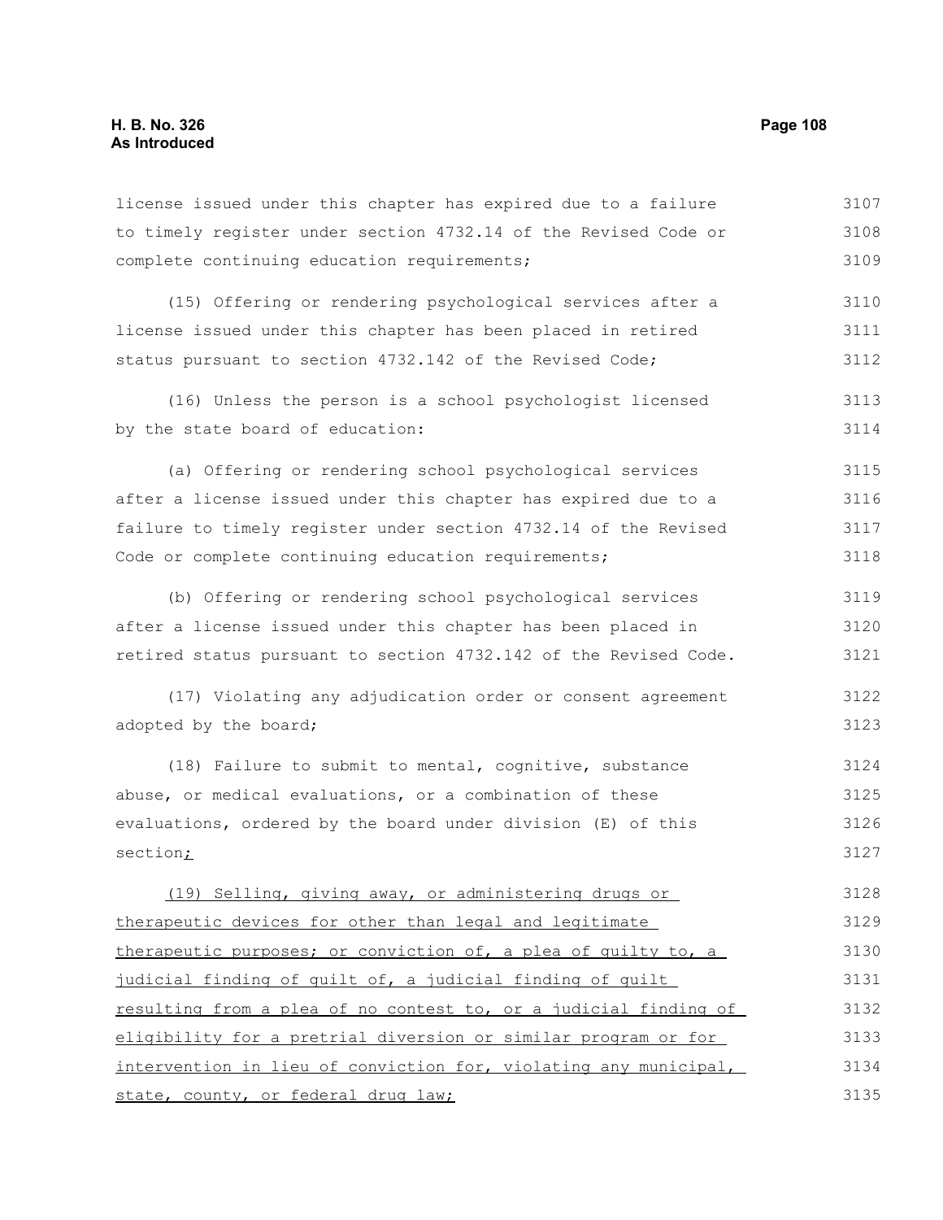license issued under this chapter has expired due to a failure to timely register under section 4732.14 of the Revised Code or complete continuing education requirements;

(15) Offering or rendering psychological services after a license issued under this chapter has been placed in retired status pursuant to section 4732.142 of the Revised Code;

(16) Unless the person is a school psychologist licensed by the state board of education:

(a) Offering or rendering school psychological services after a license issued under this chapter has expired due to a failure to timely register under section 4732.14 of the Revised Code or complete continuing education requirements;

(b) Offering or rendering school psychological services after a license issued under this chapter has been placed in retired status pursuant to section 4732.142 of the Revised Code.

(17) Violating any adjudication order or consent agreement adopted by the board;

(18) Failure to submit to mental, cognitive, substance abuse, or medical evaluations, or a combination of these evaluations, ordered by the board under division (E) of this section;

(19) Selling, giving away, or administering drugs or therapeutic devices for other than legal and legitimate therapeutic purposes; or conviction of, a plea of guilty to, a judicial finding of guilt of, a judicial finding of guilt resulting from a plea of no contest to, or a judicial finding of eligibility for a pretrial diversion or similar program or for intervention in lieu of conviction for, violating any municipal, state, county, or federal drug law;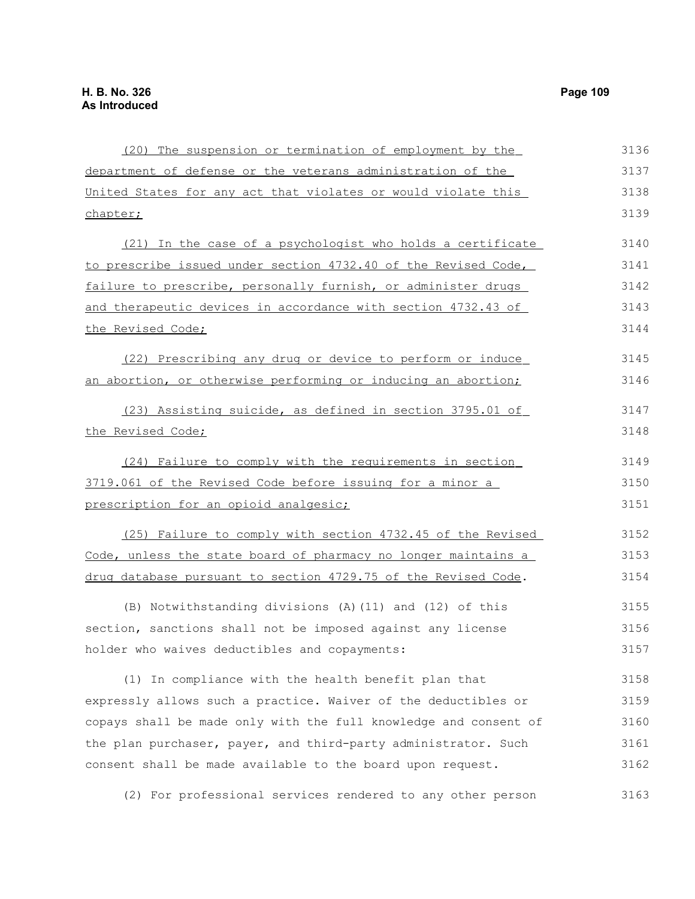(20) The suspension or termination of employment by the department of defense or the veterans administration of the United States for any act that violates or would violate this chapter;

(21) In the case of a psychologist who holds a certificate to prescribe issued under section 4732.40 of the Revised Code, failure to prescribe, personally furnish, or administer drugs and therapeutic devices in accordance with section 4732.43 of the Revised Code;

(22) Prescribing any drug or device to perform or induce an abortion, or otherwise performing or inducing an abortion;

(23) Assisting suicide, as defined in section 3795.01 of the Revised Code;

(24) Failure to comply with the requirements in section 3719.061 of the Revised Code before issuing for a minor a prescription for an opioid analgesic;

(25) Failure to comply with section 4732.45 of the Revised Code, unless the state board of pharmacy no longer maintains a drug database pursuant to section 4729.75 of the Revised Code.

(B) Notwithstanding divisions (A)(11) and (12) of this section, sanctions shall not be imposed against any license holder who waives deductibles and copayments:

(1) In compliance with the health benefit plan that expressly allows such a practice. Waiver of the deductibles or copays shall be made only with the full knowledge and consent of the plan purchaser, payer, and third-party administrator. Such consent shall be made available to the board upon request.

(2) For professional services rendered to any other person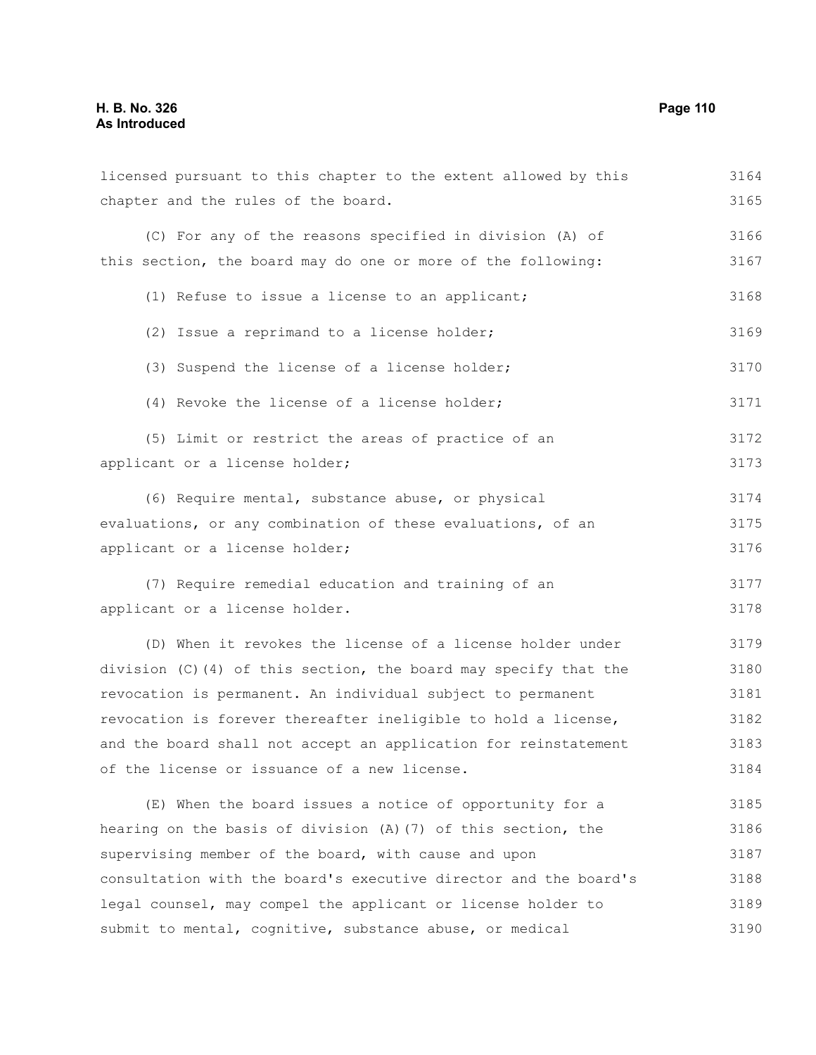licensed pursuant to this chapter to the extent allowed by this chapter and the rules of the board.

(C) For any of the reasons specified in division (A) of this section, the board may do one or more of the following:

(1) Refuse to issue a license to an applicant;

(2) Issue a reprimand to a license holder;

(3) Suspend the license of a license holder;

(4) Revoke the license of a license holder;

(5) Limit or restrict the areas of practice of an applicant or a license holder;

(6) Require mental, substance abuse, or physical evaluations, or any combination of these evaluations, of an applicant or a license holder;

(7) Require remedial education and training of an applicant or a license holder.

(D) When it revokes the license of a license holder under division (C)(4) of this section, the board may specify that the revocation is permanent. An individual subject to permanent revocation is forever thereafter ineligible to hold a license, and the board shall not accept an application for reinstatement of the license or issuance of a new license.

(E) When the board issues a notice of opportunity for a hearing on the basis of division (A)(7) of this section, the supervising member of the board, with cause and upon consultation with the board's executive director and the board's legal counsel, may compel the applicant or license holder to submit to mental, cognitive, substance abuse, or medical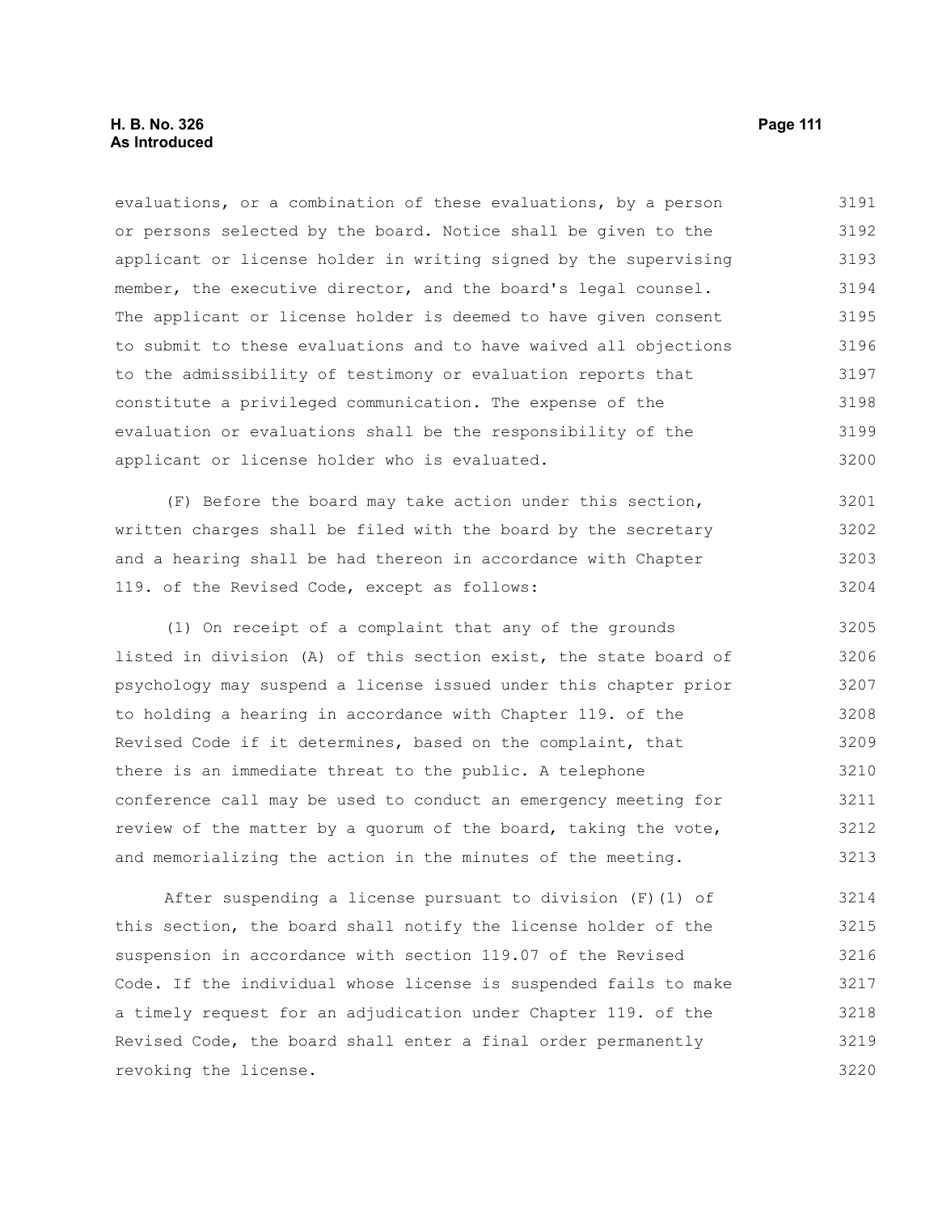evaluations, or a combination of these evaluations, by a person or persons selected by the board. Notice shall be given to the applicant or license holder in writing signed by the supervising member, the executive director, and the board's legal counsel. The applicant or license holder is deemed to have given consent to submit to these evaluations and to have waived all objections to the admissibility of testimony or evaluation reports that constitute a privileged communication. The expense of the evaluation or evaluations shall be the responsibility of the applicant or license holder who is evaluated.

(F) Before the board may take action under this section, written charges shall be filed with the board by the secretary and a hearing shall be had thereon in accordance with Chapter 119. of the Revised Code, except as follows:

(1) On receipt of a complaint that any of the grounds listed in division (A) of this section exist, the state board of psychology may suspend a license issued under this chapter prior to holding a hearing in accordance with Chapter 119. of the Revised Code if it determines, based on the complaint, that there is an immediate threat to the public. A telephone conference call may be used to conduct an emergency meeting for review of the matter by a quorum of the board, taking the vote, and memorializing the action in the minutes of the meeting.

After suspending a license pursuant to division (F)(1) of this section, the board shall notify the license holder of the suspension in accordance with section 119.07 of the Revised Code. If the individual whose license is suspended fails to make a timely request for an adjudication under Chapter 119. of the Revised Code, the board shall enter a final order permanently revoking the license.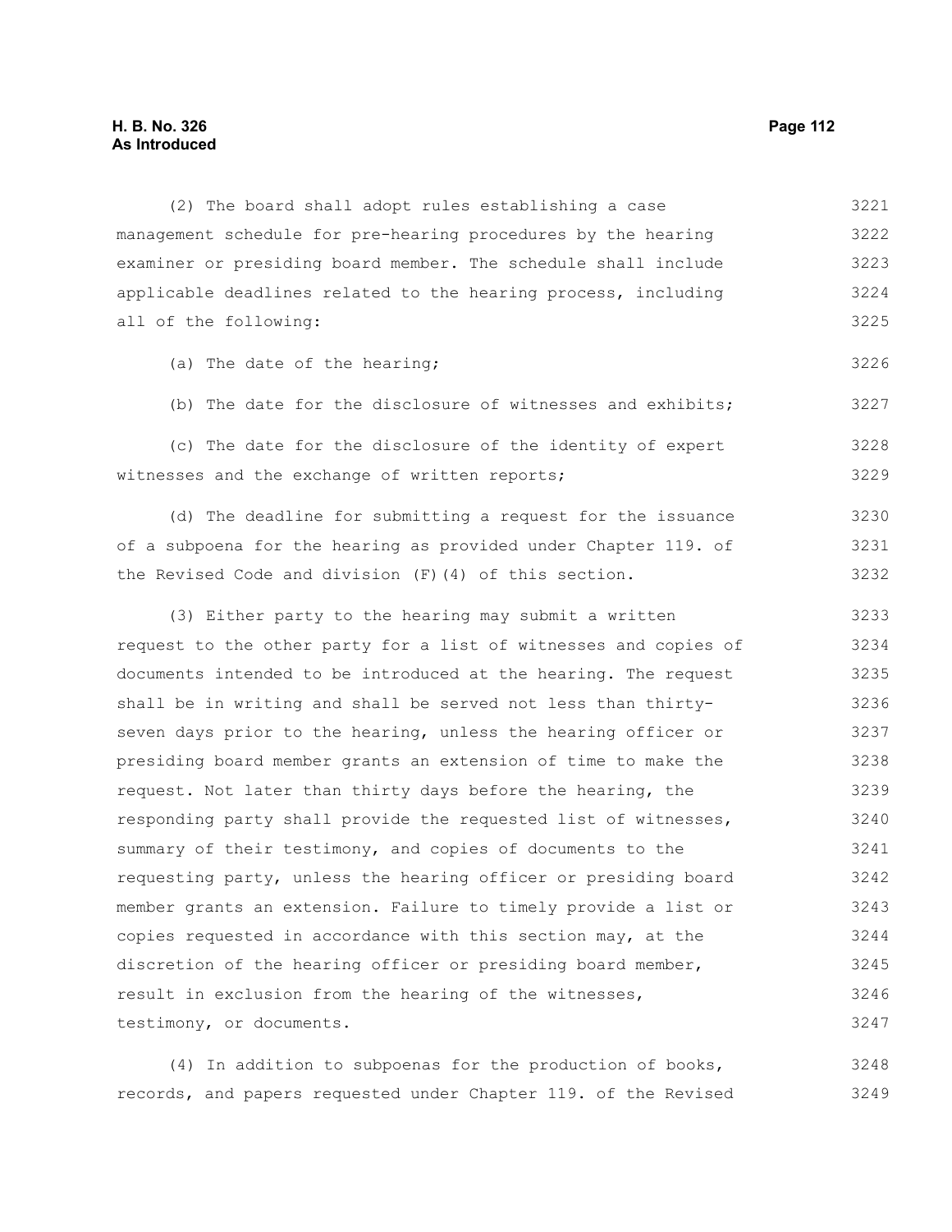(2) The board shall adopt rules establishing a case management schedule for pre-hearing procedures by the hearing examiner or presiding board member. The schedule shall include applicable deadlines related to the hearing process, including all of the following:

(a) The date of the hearing;

(b) The date for the disclosure of witnesses and exhibits;

(c) The date for the disclosure of the identity of expert witnesses and the exchange of written reports;

(d) The deadline for submitting a request for the issuance of a subpoena for the hearing as provided under Chapter 119. of the Revised Code and division (F)(4) of this section.

(3) Either party to the hearing may submit a written request to the other party for a list of witnesses and copies of documents intended to be introduced at the hearing. The request shall be in writing and shall be served not less than thirty-seven days prior to the hearing, unless the hearing officer or presiding board member grants an extension of time to make the request. Not later than thirty days before the hearing, the responding party shall provide the requested list of witnesses, summary of their testimony, and copies of documents to the requesting party, unless the hearing officer or presiding board member grants an extension. Failure to timely provide a list or copies requested in accordance with this section may, at the discretion of the hearing officer or presiding board member, result in exclusion from the hearing of the witnesses, testimony, or documents.

(4) In addition to subpoenas for the production of books, records, and papers requested under Chapter 119. of the Revised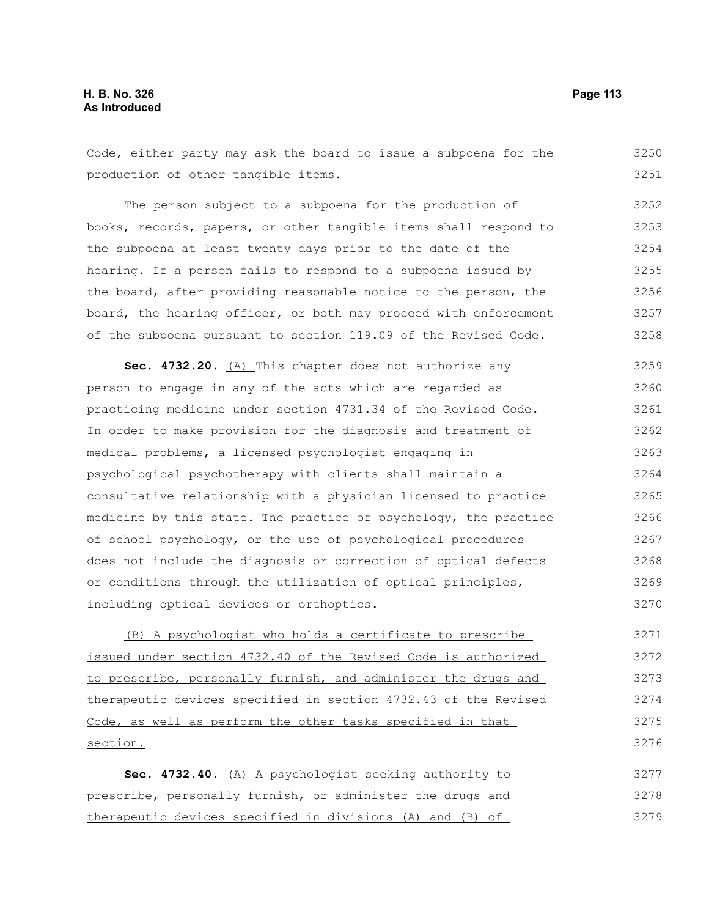Code, either party may ask the board to issue a subpoena for the production of other tangible items.

The person subject to a subpoena for the production of books, records, papers, or other tangible items shall respond to the subpoena at least twenty days prior to the date of the hearing. If a person fails to respond to a subpoena issued by the board, after providing reasonable notice to the person, the board, the hearing officer, or both may proceed with enforcement of the subpoena pursuant to section 119.09 of the Revised Code.

**Sec. 4732.20.** (A) This chapter does not authorize any person to engage in any of the acts which are regarded as practicing medicine under section 4731.34 of the Revised Code. In order to make provision for the diagnosis and treatment of medical problems, a licensed psychologist engaging in psychological psychotherapy with clients shall maintain a consultative relationship with a physician licensed to practice medicine by this state. The practice of psychology, the practice of school psychology, or the use of psychological procedures does not include the diagnosis or correction of optical defects or conditions through the utilization of optical principles, including optical devices or orthoptics.

(B) A psychologist who holds a certificate to prescribe issued under section 4732.40 of the Revised Code is authorized to prescribe, personally furnish, and administer the drugs and therapeutic devices specified in section 4732.43 of the Revised Code, as well as perform the other tasks specified in that section.

**Sec. 4732.40.** (A) A psychologist seeking authority to prescribe, personally furnish, or administer the drugs and therapeutic devices specified in divisions (A) and (B) of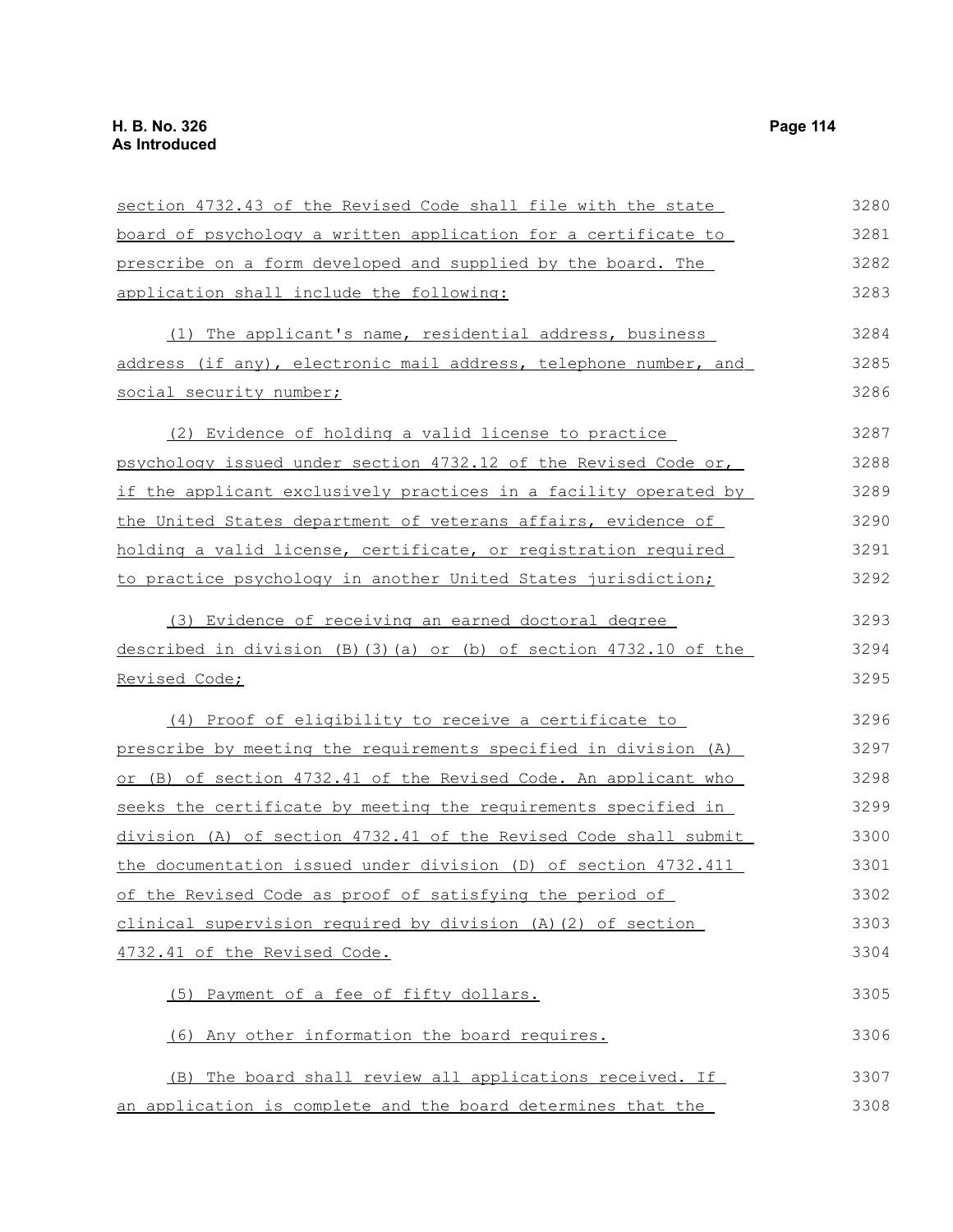section 4732.43 of the Revised Code shall file with the state board of psychology a written application for a certificate to prescribe on a form developed and supplied by the board. The application shall include the following:

(1) The applicant's name, residential address, business address (if any), electronic mail address, telephone number, and social security number;

(2) Evidence of holding a valid license to practice psychology issued under section 4732.12 of the Revised Code or, if the applicant exclusively practices in a facility operated by the United States department of veterans affairs, evidence of holding a valid license, certificate, or registration required to practice psychology in another United States jurisdiction;

(3) Evidence of receiving an earned doctoral degree described in division (B)(3)(a) or (b) of section 4732.10 of the Revised Code;

(4) Proof of eligibility to receive a certificate to prescribe by meeting the requirements specified in division (A) or (B) of section 4732.41 of the Revised Code. An applicant who seeks the certificate by meeting the requirements specified in division (A) of section 4732.41 of the Revised Code shall submit the documentation issued under division (D) of section 4732.411 of the Revised Code as proof of satisfying the period of clinical supervision required by division (A)(2) of section 4732.41 of the Revised Code.

(5) Payment of a fee of fifty dollars.

(6) Any other information the board requires.

(B) The board shall review all applications received. If an application is complete and the board determines that the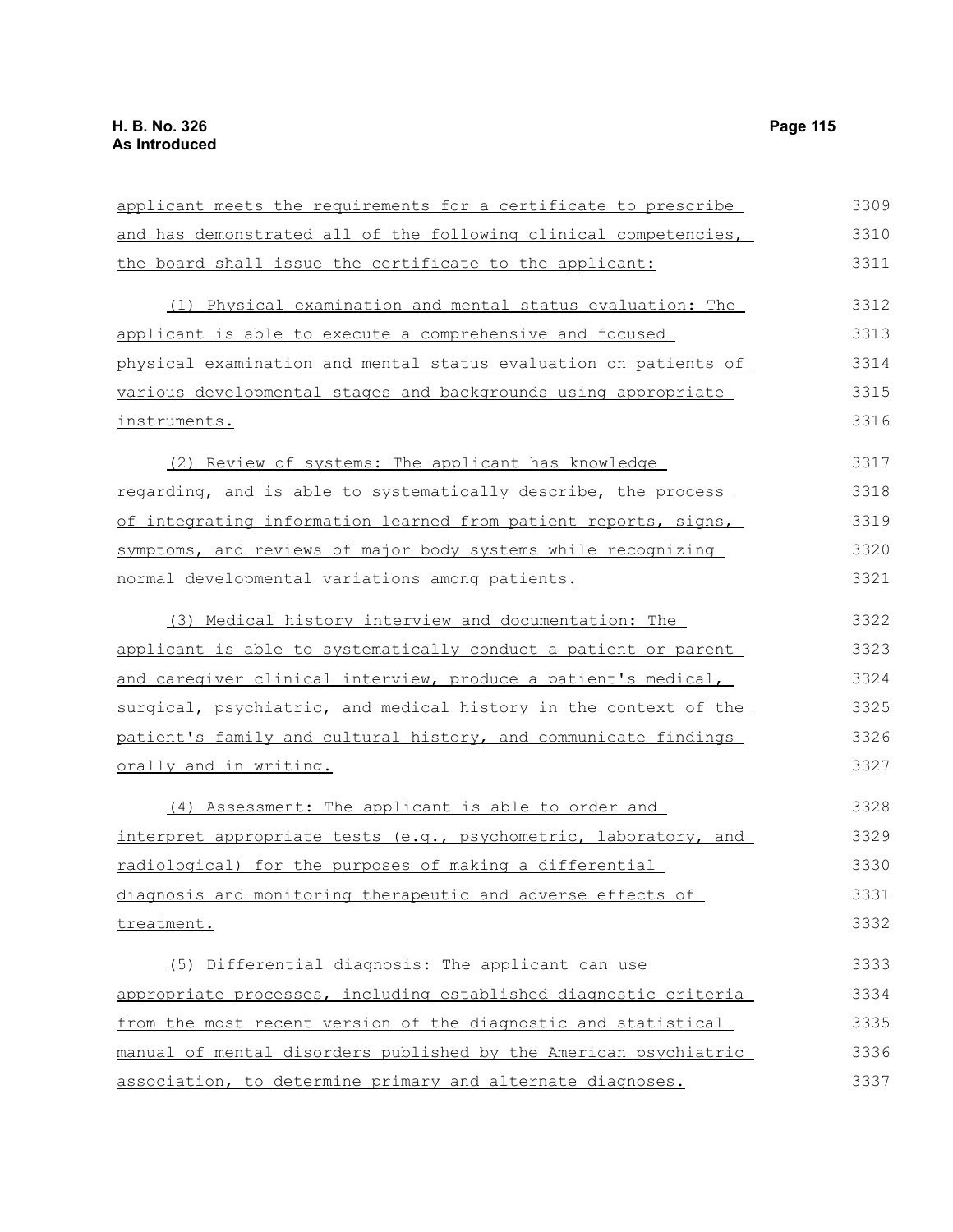applicant meets the requirements for a certificate to prescribe and has demonstrated all of the following clinical competencies, the board shall issue the certificate to the applicant:

(1) Physical examination and mental status evaluation: The applicant is able to execute a comprehensive and focused physical examination and mental status evaluation on patients of various developmental stages and backgrounds using appropriate instruments.

(2) Review of systems: The applicant has knowledge regarding, and is able to systematically describe, the process of integrating information learned from patient reports, signs, symptoms, and reviews of major body systems while recognizing normal developmental variations among patients.

(3) Medical history interview and documentation: The applicant is able to systematically conduct a patient or parent and caregiver clinical interview, produce a patient's medical, surgical, psychiatric, and medical history in the context of the patient's family and cultural history, and communicate findings orally and in writing.

(4) Assessment: The applicant is able to order and interpret appropriate tests (e.g., psychometric, laboratory, and radiological) for the purposes of making a differential diagnosis and monitoring therapeutic and adverse effects of treatment.

(5) Differential diagnosis: The applicant can use appropriate processes, including established diagnostic criteria from the most recent version of the diagnostic and statistical manual of mental disorders published by the American psychiatric association, to determine primary and alternate diagnoses.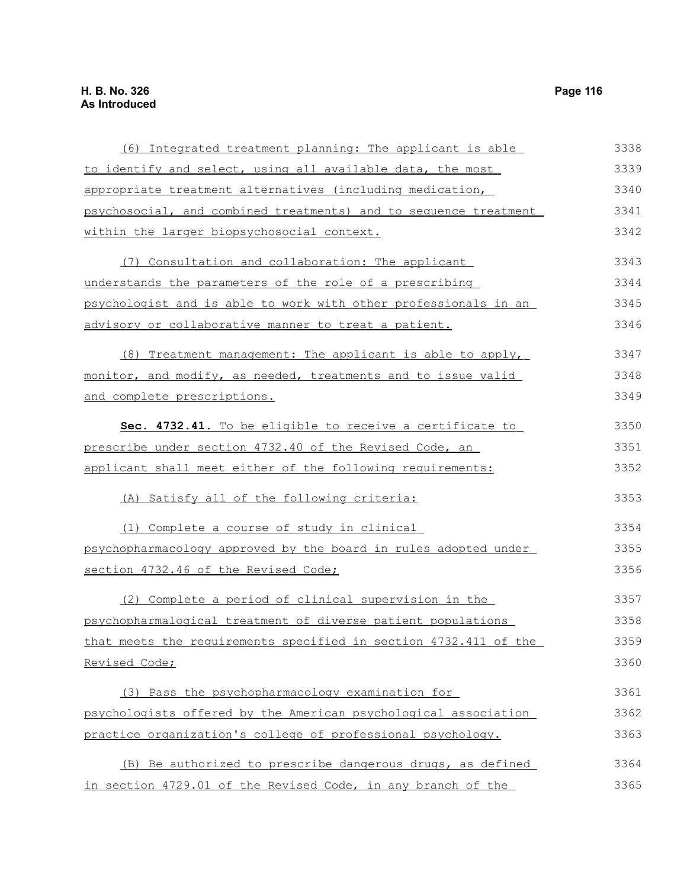(6) Integrated treatment planning: The applicant is able to identify and select, using all available data, the most appropriate treatment alternatives (including medication, psychosocial, and combined treatments) and to sequence treatment within the larger biopsychosocial context.

(7) Consultation and collaboration: The applicant understands the parameters of the role of a prescribing psychologist and is able to work with other professionals in an advisory or collaborative manner to treat a patient.

(8) Treatment management: The applicant is able to apply, monitor, and modify, as needed, treatments and to issue valid and complete prescriptions.

**Sec. 4732.41.** To be eligible to receive a certificate to prescribe under section 4732.40 of the Revised Code, an applicant shall meet either of the following requirements:

(A) Satisfy all of the following criteria:

(1) Complete a course of study in clinical psychopharmacology approved by the board in rules adopted under section 4732.46 of the Revised Code;

(2) Complete a period of clinical supervision in the psychopharmalogical treatment of diverse patient populations that meets the requirements specified in section 4732.411 of the Revised Code;

(3) Pass the psychopharmacology examination for psychologists offered by the American psychological association practice organization's college of professional psychology.

(B) Be authorized to prescribe dangerous drugs, as defined in section 4729.01 of the Revised Code, in any branch of the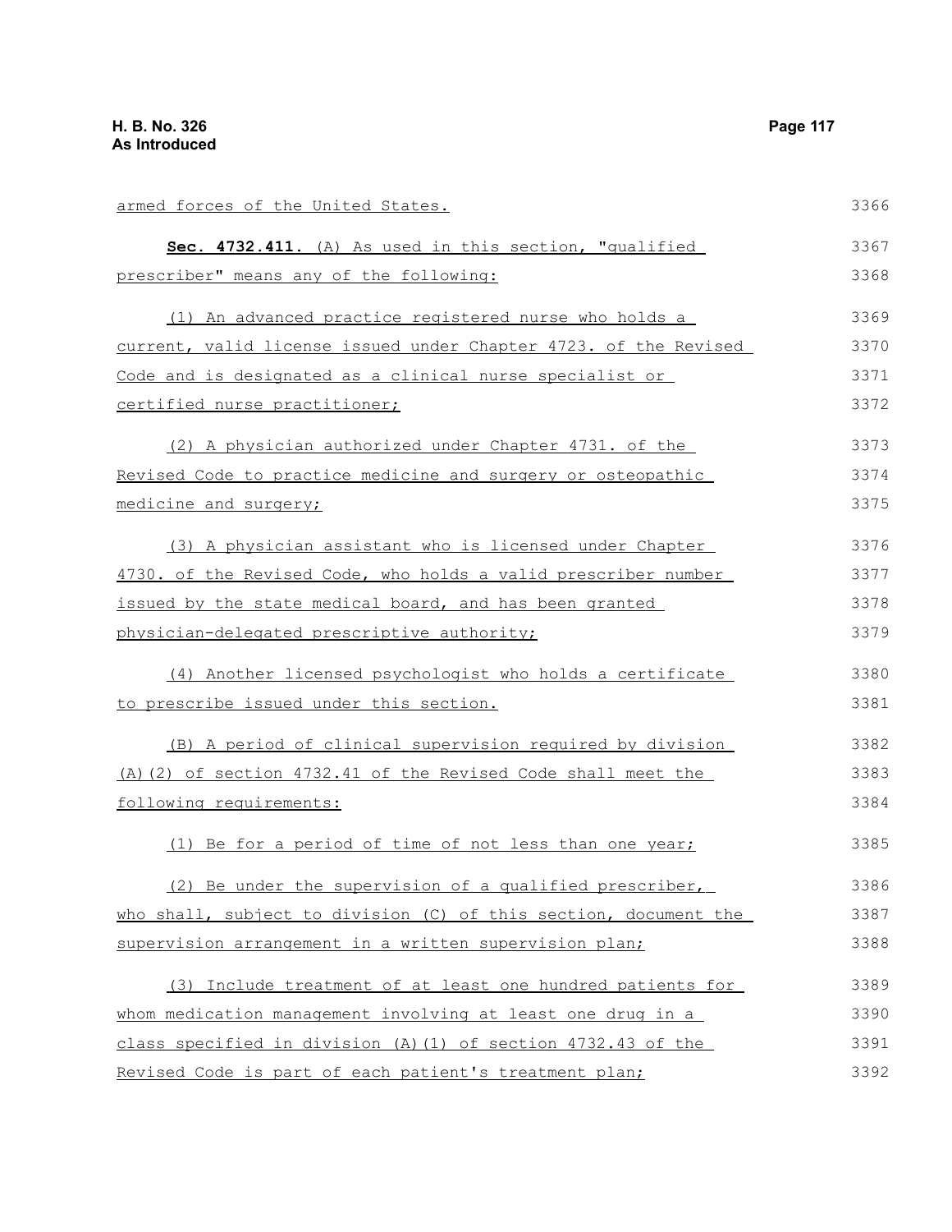armed forces of the United States.

**Sec. 4732.411.** (A) As used in this section, "qualified prescriber" means any of the following:

(1) An advanced practice registered nurse who holds a current, valid license issued under Chapter 4723. of the Revised Code and is designated as a clinical nurse specialist or certified nurse practitioner;

(2) A physician authorized under Chapter 4731. of the Revised Code to practice medicine and surgery or osteopathic medicine and surgery;

(3) A physician assistant who is licensed under Chapter 4730. of the Revised Code, who holds a valid prescriber number issued by the state medical board, and has been granted physician-delegated prescriptive authority;

(4) Another licensed psychologist who holds a certificate to prescribe issued under this section.

(B) A period of clinical supervision required by division (A)(2) of section 4732.41 of the Revised Code shall meet the following requirements:

(1) Be for a period of time of not less than one year;

(2) Be under the supervision of a qualified prescriber, who shall, subject to division (C) of this section, document the supervision arrangement in a written supervision plan;

(3) Include treatment of at least one hundred patients for whom medication management involving at least one drug in a class specified in division (A)(1) of section 4732.43 of the Revised Code is part of each patient's treatment plan;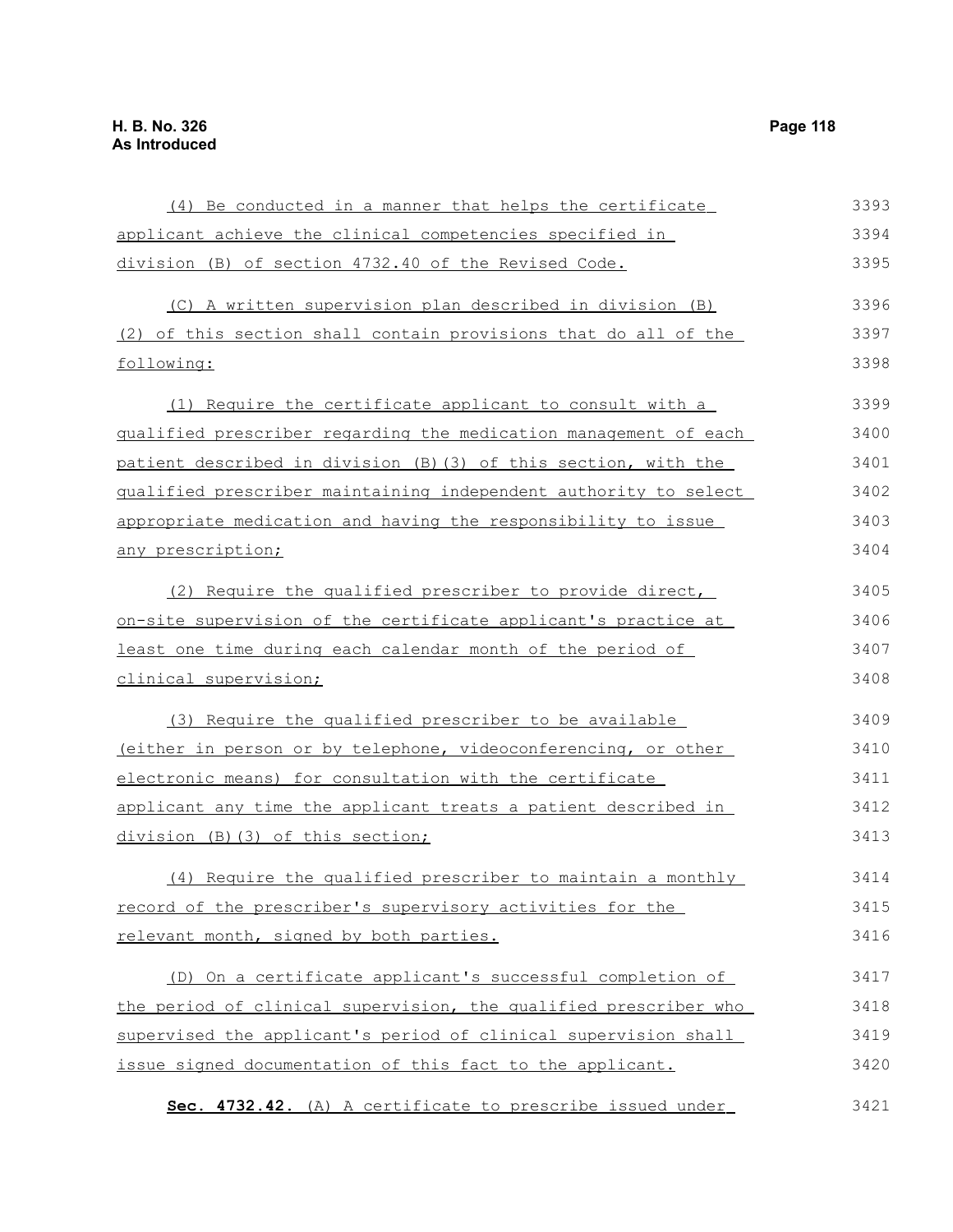(4) Be conducted in a manner that helps the certificate applicant achieve the clinical competencies specified in division (B) of section 4732.40 of the Revised Code.

(C) A written supervision plan described in division (B)(2) of this section shall contain provisions that do all of the following:

(1) Require the certificate applicant to consult with a qualified prescriber regarding the medication management of each patient described in division (B)(3) of this section, with the qualified prescriber maintaining independent authority to select appropriate medication and having the responsibility to issue any prescription;

(2) Require the qualified prescriber to provide direct, on-site supervision of the certificate applicant's practice at least one time during each calendar month of the period of clinical supervision;

(3) Require the qualified prescriber to be available (either in person or by telephone, videoconferencing, or other electronic means) for consultation with the certificate applicant any time the applicant treats a patient described in division (B)(3) of this section;

(4) Require the qualified prescriber to maintain a monthly record of the prescriber's supervisory activities for the relevant month, signed by both parties.

(D) On a certificate applicant's successful completion of the period of clinical supervision, the qualified prescriber who supervised the applicant's period of clinical supervision shall issue signed documentation of this fact to the applicant.

**Sec. 4732.42.** (A) A certificate to prescribe issued under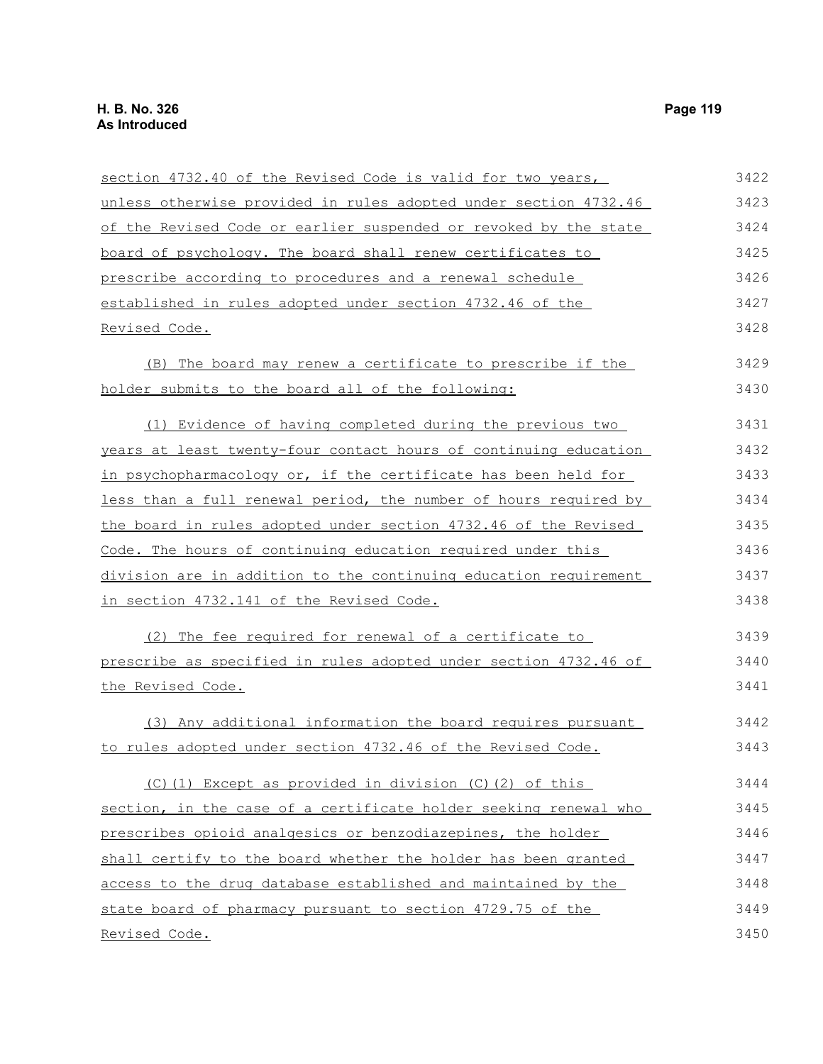section 4732.40 of the Revised Code is valid for two years, unless otherwise provided in rules adopted under section 4732.46 of the Revised Code or earlier suspended or revoked by the state board of psychology. The board shall renew certificates to prescribe according to procedures and a renewal schedule established in rules adopted under section 4732.46 of the Revised Code.

(B) The board may renew a certificate to prescribe if the holder submits to the board all of the following:

(1) Evidence of having completed during the previous two years at least twenty-four contact hours of continuing education in psychopharmacology or, if the certificate has been held for less than a full renewal period, the number of hours required by the board in rules adopted under section 4732.46 of the Revised Code. The hours of continuing education required under this division are in addition to the continuing education requirement in section 4732.141 of the Revised Code.

(2) The fee required for renewal of a certificate to prescribe as specified in rules adopted under section 4732.46 of the Revised Code.

(3) Any additional information the board requires pursuant to rules adopted under section 4732.46 of the Revised Code.

(C)(1) Except as provided in division (C)(2) of this section, in the case of a certificate holder seeking renewal who prescribes opioid analgesics or benzodiazepines, the holder shall certify to the board whether the holder has been granted access to the drug database established and maintained by the state board of pharmacy pursuant to section 4729.75 of the Revised Code.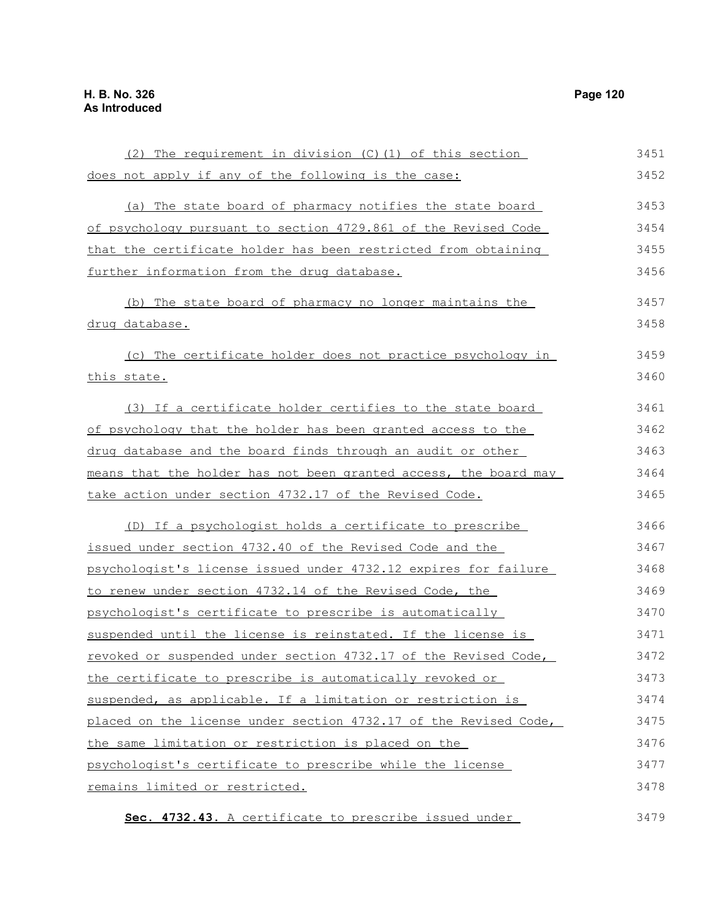(2) The requirement in division (C)(1) of this section does not apply if any of the following is the case:

(a) The state board of pharmacy notifies the state board of psychology pursuant to section 4729.861 of the Revised Code that the certificate holder has been restricted from obtaining further information from the drug database.

(b) The state board of pharmacy no longer maintains the drug database.

(c) The certificate holder does not practice psychology in this state.

(3) If a certificate holder certifies to the state board of psychology that the holder has been granted access to the drug database and the board finds through an audit or other means that the holder has not been granted access, the board may take action under section 4732.17 of the Revised Code.

(D) If a psychologist holds a certificate to prescribe issued under section 4732.40 of the Revised Code and the psychologist's license issued under 4732.12 expires for failure to renew under section 4732.14 of the Revised Code, the psychologist's certificate to prescribe is automatically suspended until the license is reinstated. If the license is revoked or suspended under section 4732.17 of the Revised Code, the certificate to prescribe is automatically revoked or suspended, as applicable. If a limitation or restriction is placed on the license under section 4732.17 of the Revised Code, the same limitation or restriction is placed on the psychologist's certificate to prescribe while the license remains limited or restricted.

**Sec. 4732.43.** A certificate to prescribe issued under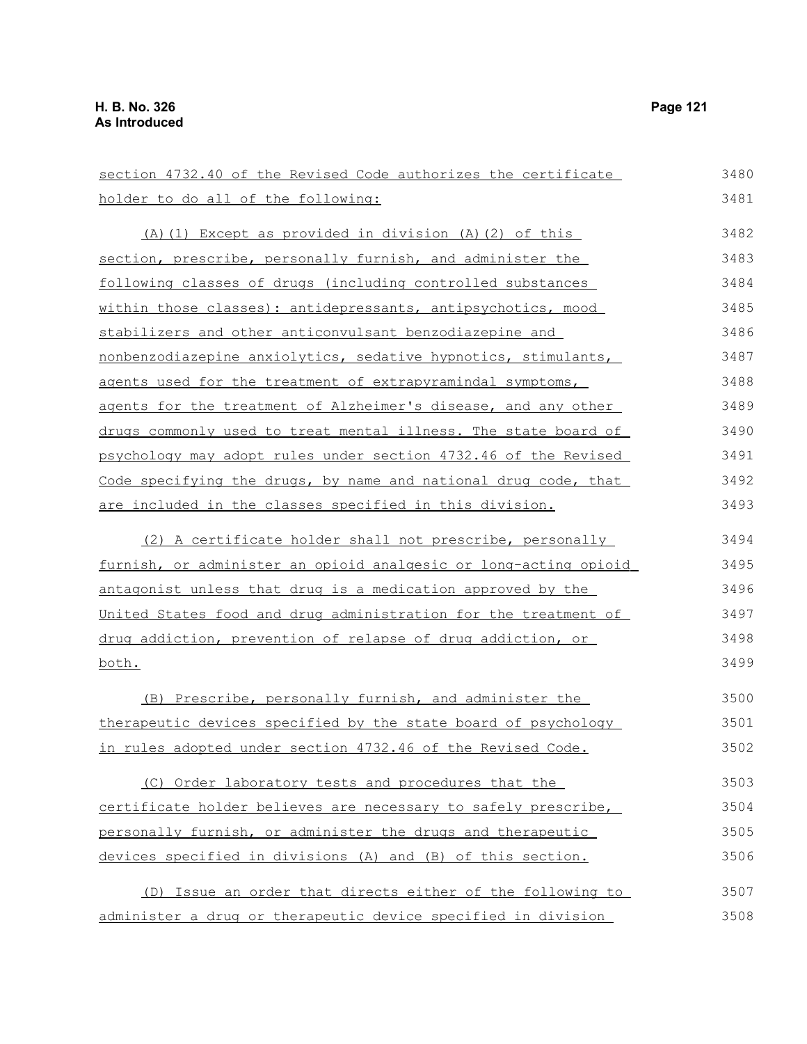section 4732.40 of the Revised Code authorizes the certificate holder to do all of the following:

(A)(1) Except as provided in division (A)(2) of this section, prescribe, personally furnish, and administer the following classes of drugs (including controlled substances within those classes): antidepressants, antipsychotics, mood stabilizers and other anticonvulsant benzodiazepine and nonbenzodiazepine anxiolytics, sedative hypnotics, stimulants, agents used for the treatment of extrapyramindal symptoms, agents for the treatment of Alzheimer's disease, and any other drugs commonly used to treat mental illness. The state board of psychology may adopt rules under section 4732.46 of the Revised Code specifying the drugs, by name and national drug code, that are included in the classes specified in this division.

(2) A certificate holder shall not prescribe, personally furnish, or administer an opioid analgesic or long-acting opioid antagonist unless that drug is a medication approved by the United States food and drug administration for the treatment of drug addiction, prevention of relapse of drug addiction, or both.

(B) Prescribe, personally furnish, and administer the therapeutic devices specified by the state board of psychology in rules adopted under section 4732.46 of the Revised Code.

(C) Order laboratory tests and procedures that the certificate holder believes are necessary to safely prescribe, personally furnish, or administer the drugs and therapeutic devices specified in divisions (A) and (B) of this section.

(D) Issue an order that directs either of the following to administer a drug or therapeutic device specified in division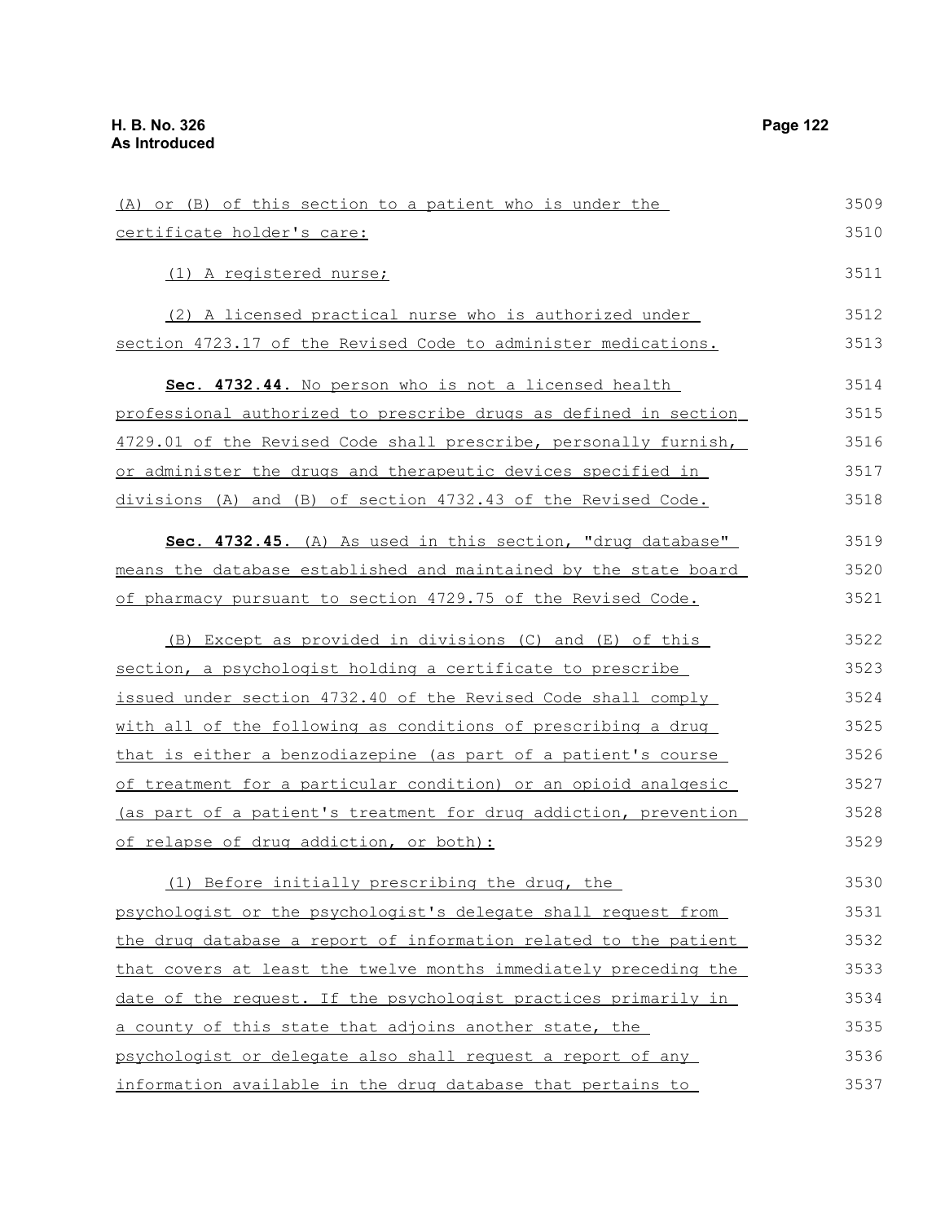(A) or (B) of this section to a patient who is under the certificate holder's care:

(1) A registered nurse;

(2) A licensed practical nurse who is authorized under section 4723.17 of the Revised Code to administer medications.

**Sec. 4732.44.** No person who is not a licensed health professional authorized to prescribe drugs as defined in section 4729.01 of the Revised Code shall prescribe, personally furnish, or administer the drugs and therapeutic devices specified in divisions (A) and (B) of section 4732.43 of the Revised Code.

**Sec. 4732.45.** (A) As used in this section, "drug database" means the database established and maintained by the state board of pharmacy pursuant to section 4729.75 of the Revised Code.

(B) Except as provided in divisions (C) and (E) of this section, a psychologist holding a certificate to prescribe issued under section 4732.40 of the Revised Code shall comply with all of the following as conditions of prescribing a drug that is either a benzodiazepine (as part of a patient's course of treatment for a particular condition) or an opioid analgesic (as part of a patient's treatment for drug addiction, prevention of relapse of drug addiction, or both):

(1) Before initially prescribing the drug, the psychologist or the psychologist's delegate shall request from the drug database a report of information related to the patient that covers at least the twelve months immediately preceding the date of the request. If the psychologist practices primarily in a county of this state that adjoins another state, the psychologist or delegate also shall request a report of any information available in the drug database that pertains to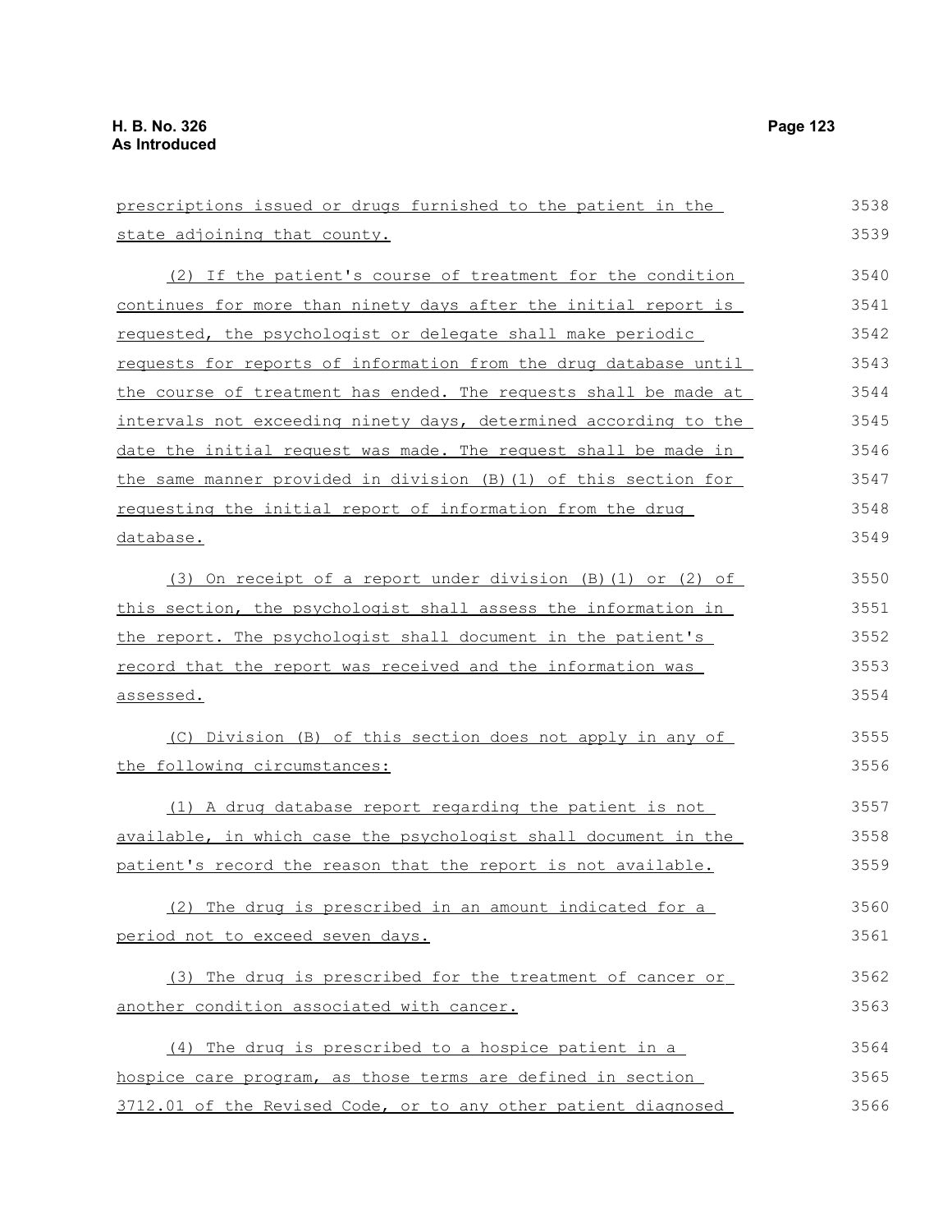prescriptions issued or drugs furnished to the patient in the state adjoining that county.

(2) If the patient's course of treatment for the condition continues for more than ninety days after the initial report is requested, the psychologist or delegate shall make periodic requests for reports of information from the drug database until the course of treatment has ended. The requests shall be made at intervals not exceeding ninety days, determined according to the date the initial request was made. The request shall be made in the same manner provided in division (B)(1) of this section for requesting the initial report of information from the drug database.

(3) On receipt of a report under division (B)(1) or (2) of this section, the psychologist shall assess the information in the report. The psychologist shall document in the patient's record that the report was received and the information was assessed.

(C) Division (B) of this section does not apply in any of the following circumstances:

(1) A drug database report regarding the patient is not available, in which case the psychologist shall document in the patient's record the reason that the report is not available.

(2) The drug is prescribed in an amount indicated for a period not to exceed seven days.

(3) The drug is prescribed for the treatment of cancer or another condition associated with cancer.

(4) The drug is prescribed to a hospice patient in a hospice care program, as those terms are defined in section 3712.01 of the Revised Code, or to any other patient diagnosed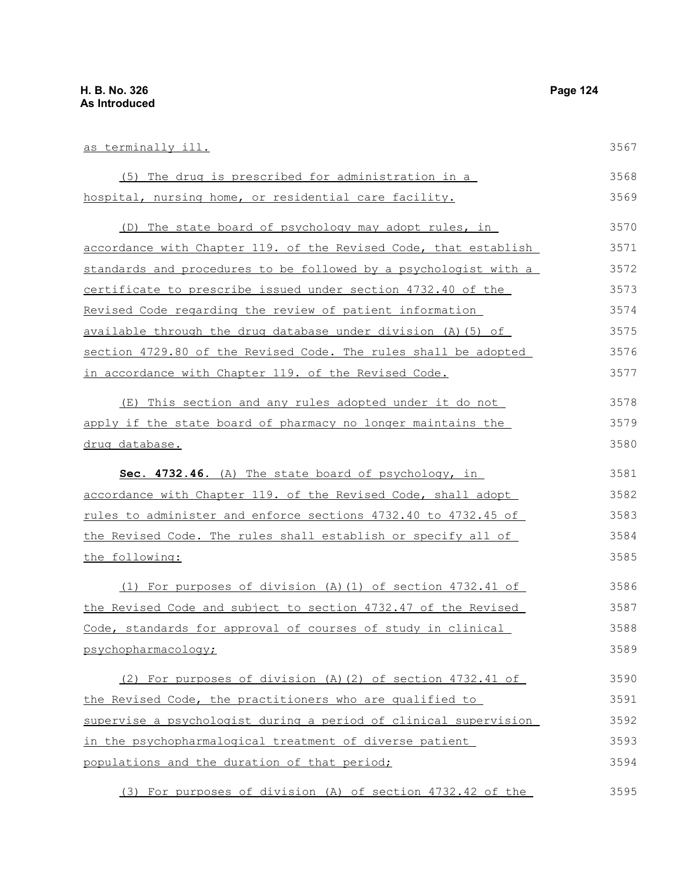as terminally ill.

(5) The drug is prescribed for administration in a hospital, nursing home, or residential care facility.

(D) The state board of psychology may adopt rules, in accordance with Chapter 119. of the Revised Code, that establish standards and procedures to be followed by a psychologist with a certificate to prescribe issued under section 4732.40 of the Revised Code regarding the review of patient information available through the drug database under division (A)(5) of section 4729.80 of the Revised Code. The rules shall be adopted in accordance with Chapter 119. of the Revised Code.

(E) This section and any rules adopted under it do not apply if the state board of pharmacy no longer maintains the drug database.

**Sec. 4732.46.** (A) The state board of psychology, in accordance with Chapter 119. of the Revised Code, shall adopt rules to administer and enforce sections 4732.40 to 4732.45 of the Revised Code. The rules shall establish or specify all of the following:

(1) For purposes of division (A)(1) of section 4732.41 of the Revised Code and subject to section 4732.47 of the Revised Code, standards for approval of courses of study in clinical psychopharmacology;

(2) For purposes of division (A)(2) of section 4732.41 of the Revised Code, the practitioners who are qualified to supervise a psychologist during a period of clinical supervision in the psychopharmalogical treatment of diverse patient populations and the duration of that period;

(3) For purposes of division (A) of section 4732.42 of the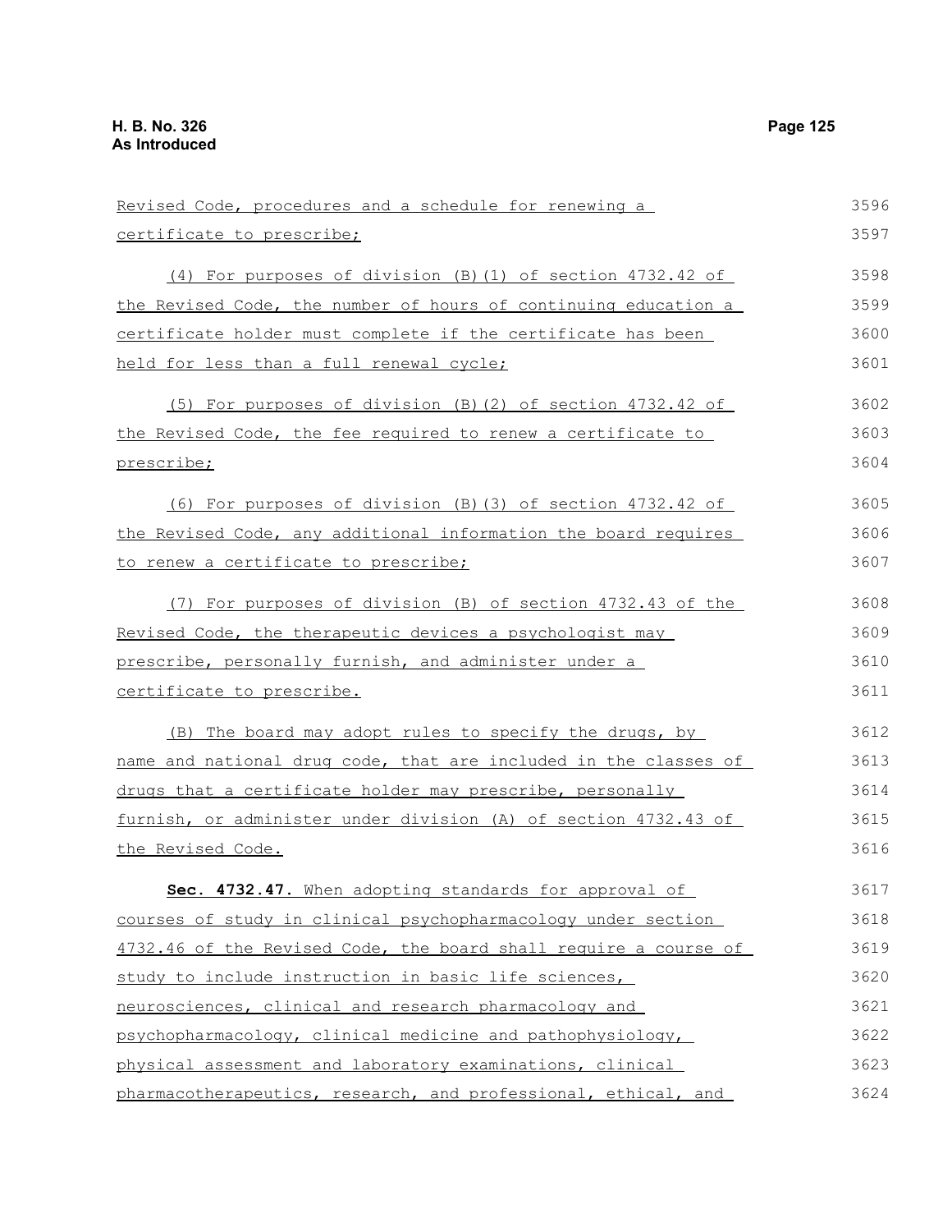Revised Code, procedures and a schedule for renewing a certificate to prescribe;

(4) For purposes of division (B)(1) of section 4732.42 of the Revised Code, the number of hours of continuing education a certificate holder must complete if the certificate has been held for less than a full renewal cycle;

(5) For purposes of division (B)(2) of section 4732.42 of the Revised Code, the fee required to renew a certificate to prescribe;

(6) For purposes of division (B)(3) of section 4732.42 of the Revised Code, any additional information the board requires to renew a certificate to prescribe;

(7) For purposes of division (B) of section 4732.43 of the Revised Code, the therapeutic devices a psychologist may prescribe, personally furnish, and administer under a certificate to prescribe.

(B) The board may adopt rules to specify the drugs, by name and national drug code, that are included in the classes of drugs that a certificate holder may prescribe, personally furnish, or administer under division (A) of section 4732.43 of the Revised Code.

**Sec. 4732.47.** When adopting standards for approval of courses of study in clinical psychopharmacology under section 4732.46 of the Revised Code, the board shall require a course of study to include instruction in basic life sciences, neurosciences, clinical and research pharmacology and psychopharmacology, clinical medicine and pathophysiology, physical assessment and laboratory examinations, clinical pharmacotherapeutics, research, and professional, ethical, and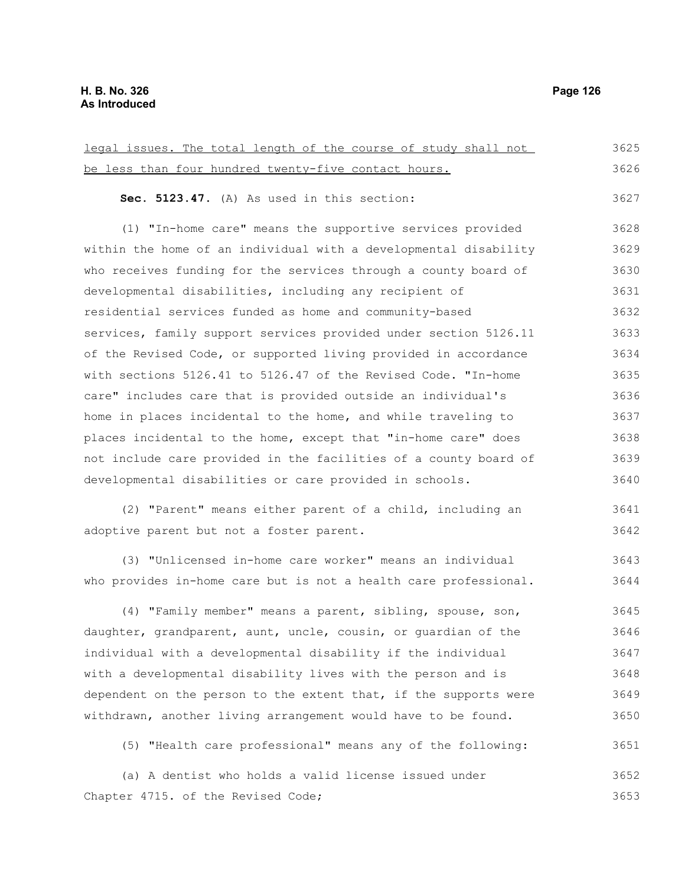legal issues. The total length of the course of study shall not be less than four hundred twenty-five contact hours.

**Sec. 5123.47.** (A) As used in this section:

(1) "In-home care" means the supportive services provided within the home of an individual with a developmental disability who receives funding for the services through a county board of developmental disabilities, including any recipient of residential services funded as home and community-based services, family support services provided under section 5126.11 of the Revised Code, or supported living provided in accordance with sections 5126.41 to 5126.47 of the Revised Code. "In-home care" includes care that is provided outside an individual's home in places incidental to the home, and while traveling to places incidental to the home, except that "in-home care" does not include care provided in the facilities of a county board of developmental disabilities or care provided in schools.

(2) "Parent" means either parent of a child, including an adoptive parent but not a foster parent.

(3) "Unlicensed in-home care worker" means an individual who provides in-home care but is not a health care professional.

(4) "Family member" means a parent, sibling, spouse, son, daughter, grandparent, aunt, uncle, cousin, or guardian of the individual with a developmental disability if the individual with a developmental disability lives with the person and is dependent on the person to the extent that, if the supports were withdrawn, another living arrangement would have to be found.

(5) "Health care professional" means any of the following:

(a) A dentist who holds a valid license issued under Chapter 4715. of the Revised Code;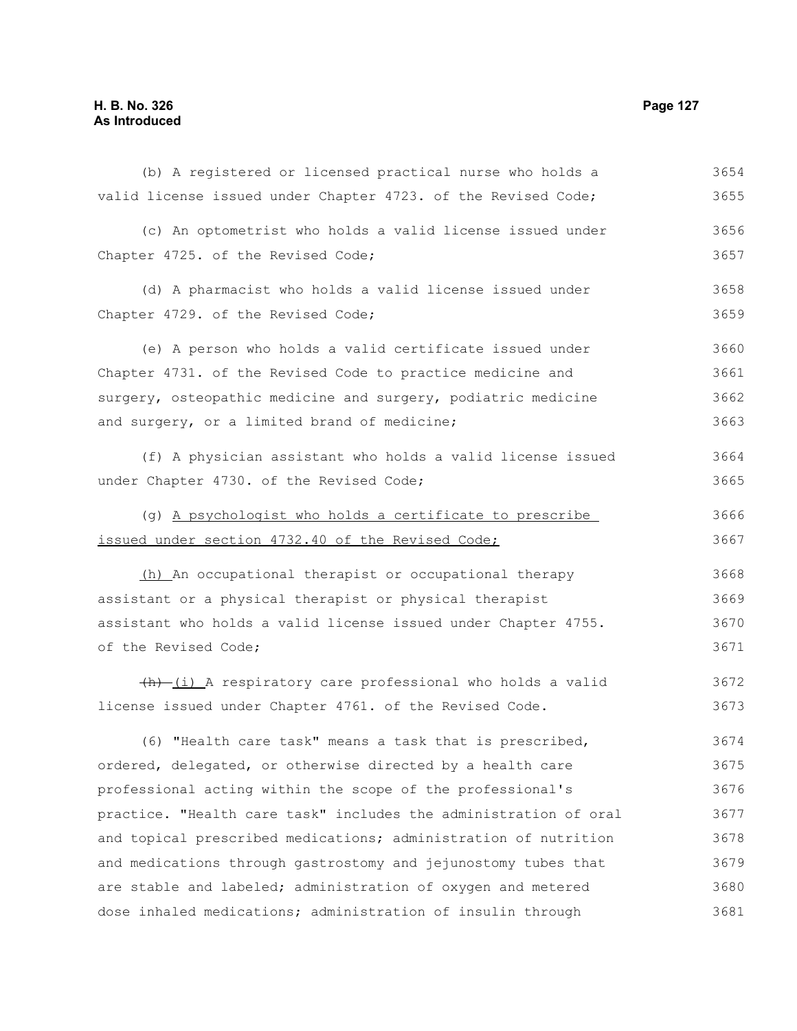(b) A registered or licensed practical nurse who holds a valid license issued under Chapter 4723. of the Revised Code;

(c) An optometrist who holds a valid license issued under Chapter 4725. of the Revised Code;

(d) A pharmacist who holds a valid license issued under Chapter 4729. of the Revised Code;

(e) A person who holds a valid certificate issued under Chapter 4731. of the Revised Code to practice medicine and surgery, osteopathic medicine and surgery, podiatric medicine and surgery, or a limited brand of medicine;

(f) A physician assistant who holds a valid license issued under Chapter 4730. of the Revised Code;

(g) A psychologist who holds a certificate to prescribe issued under section 4732.40 of the Revised Code;

(h) An occupational therapist or occupational therapy assistant or a physical therapist or physical therapist assistant who holds a valid license issued under Chapter 4755. of the Revised Code;

~~(h)~~ (i) A respiratory care professional who holds a valid license issued under Chapter 4761. of the Revised Code.

(6) "Health care task" means a task that is prescribed, ordered, delegated, or otherwise directed by a health care professional acting within the scope of the professional's practice. "Health care task" includes the administration of oral and topical prescribed medications; administration of nutrition and medications through gastrostomy and jejunostomy tubes that are stable and labeled; administration of oxygen and metered dose inhaled medications; administration of insulin through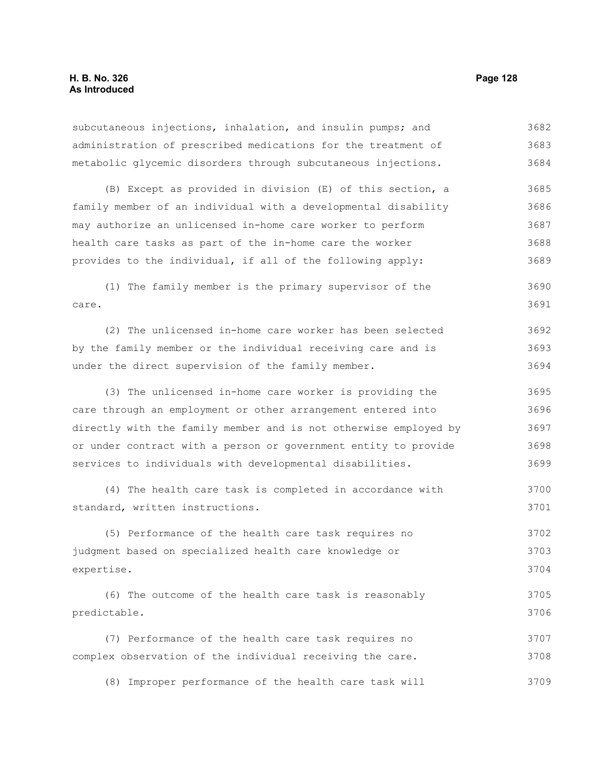subcutaneous injections, inhalation, and insulin pumps; and administration of prescribed medications for the treatment of metabolic glycemic disorders through subcutaneous injections.

(B) Except as provided in division (E) of this section, a family member of an individual with a developmental disability may authorize an unlicensed in-home care worker to perform health care tasks as part of the in-home care the worker provides to the individual, if all of the following apply:

(1) The family member is the primary supervisor of the care.

(2) The unlicensed in-home care worker has been selected by the family member or the individual receiving care and is under the direct supervision of the family member.

(3) The unlicensed in-home care worker is providing the care through an employment or other arrangement entered into directly with the family member and is not otherwise employed by or under contract with a person or government entity to provide services to individuals with developmental disabilities.

(4) The health care task is completed in accordance with standard, written instructions.

(5) Performance of the health care task requires no judgment based on specialized health care knowledge or expertise.

(6) The outcome of the health care task is reasonably predictable.

(7) Performance of the health care task requires no complex observation of the individual receiving the care.

(8) Improper performance of the health care task will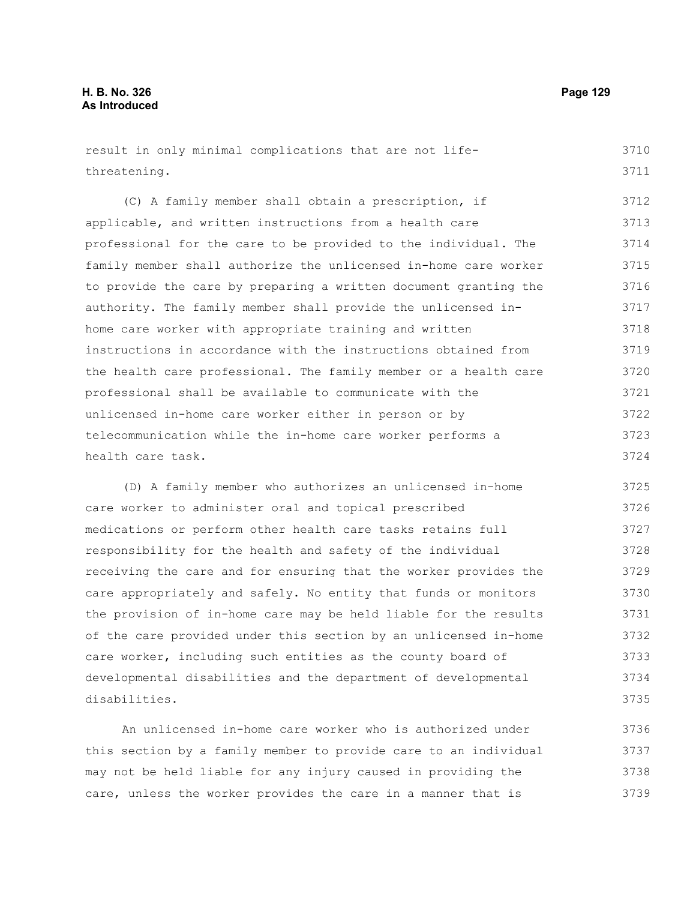result in only minimal complications that are not life-threatening.

(C) A family member shall obtain a prescription, if applicable, and written instructions from a health care professional for the care to be provided to the individual. The family member shall authorize the unlicensed in-home care worker to provide the care by preparing a written document granting the authority. The family member shall provide the unlicensed in-home care worker with appropriate training and written instructions in accordance with the instructions obtained from the health care professional. The family member or a health care professional shall be available to communicate with the unlicensed in-home care worker either in person or by telecommunication while the in-home care worker performs a health care task.

(D) A family member who authorizes an unlicensed in-home care worker to administer oral and topical prescribed medications or perform other health care tasks retains full responsibility for the health and safety of the individual receiving the care and for ensuring that the worker provides the care appropriately and safely. No entity that funds or monitors the provision of in-home care may be held liable for the results of the care provided under this section by an unlicensed in-home care worker, including such entities as the county board of developmental disabilities and the department of developmental disabilities.

An unlicensed in-home care worker who is authorized under this section by a family member to provide care to an individual may not be held liable for any injury caused in providing the care, unless the worker provides the care in a manner that is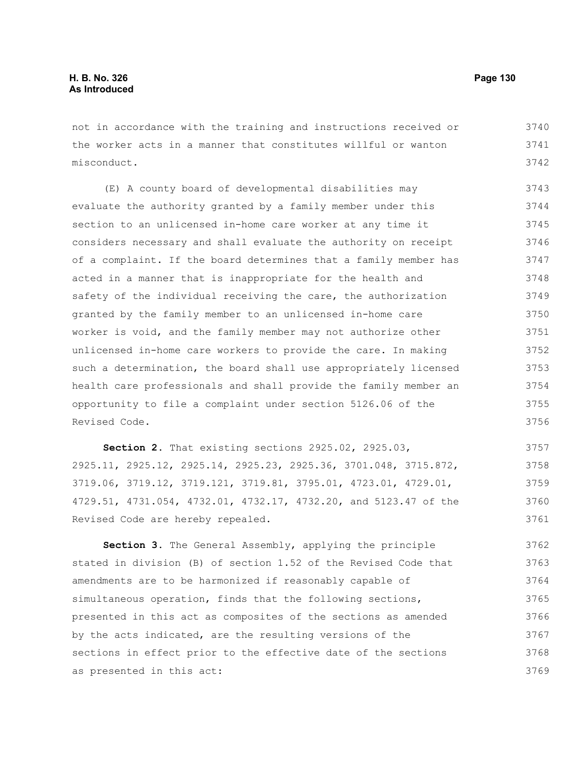not in accordance with the training and instructions received or the worker acts in a manner that constitutes willful or wanton misconduct.

(E) A county board of developmental disabilities may evaluate the authority granted by a family member under this section to an unlicensed in-home care worker at any time it considers necessary and shall evaluate the authority on receipt of a complaint. If the board determines that a family member has acted in a manner that is inappropriate for the health and safety of the individual receiving the care, the authorization granted by the family member to an unlicensed in-home care worker is void, and the family member may not authorize other unlicensed in-home care workers to provide the care. In making such a determination, the board shall use appropriately licensed health care professionals and shall provide the family member an opportunity to file a complaint under section 5126.06 of the Revised Code.

**Section 2.** That existing sections 2925.02, 2925.03, 2925.11, 2925.12, 2925.14, 2925.23, 2925.36, 3701.048, 3715.872, 3719.06, 3719.12, 3719.121, 3719.81, 3795.01, 4723.01, 4729.01, 4729.51, 4731.054, 4732.01, 4732.17, 4732.20, and 5123.47 of the Revised Code are hereby repealed.

**Section 3.** The General Assembly, applying the principle stated in division (B) of section 1.52 of the Revised Code that amendments are to be harmonized if reasonably capable of simultaneous operation, finds that the following sections, presented in this act as composites of the sections as amended by the acts indicated, are the resulting versions of the sections in effect prior to the effective date of the sections as presented in this act: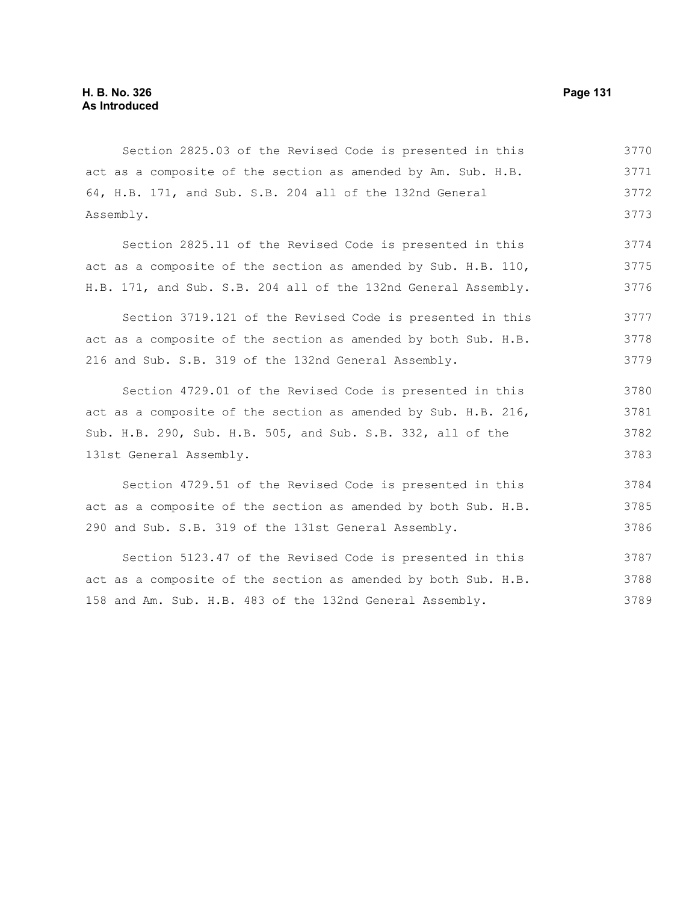Section 2825.03 of the Revised Code is presented in this act as a composite of the section as amended by Am. Sub. H.B. 64, H.B. 171, and Sub. S.B. 204 all of the 132nd General Assembly.

Section 2825.11 of the Revised Code is presented in this act as a composite of the section as amended by Sub. H.B. 110, H.B. 171, and Sub. S.B. 204 all of the 132nd General Assembly.

Section 3719.121 of the Revised Code is presented in this act as a composite of the section as amended by both Sub. H.B. 216 and Sub. S.B. 319 of the 132nd General Assembly.

Section 4729.01 of the Revised Code is presented in this act as a composite of the section as amended by Sub. H.B. 216, Sub. H.B. 290, Sub. H.B. 505, and Sub. S.B. 332, all of the 131st General Assembly.

Section 4729.51 of the Revised Code is presented in this act as a composite of the section as amended by both Sub. H.B. 290 and Sub. S.B. 319 of the 131st General Assembly.

Section 5123.47 of the Revised Code is presented in this act as a composite of the section as amended by both Sub. H.B. 158 and Am. Sub. H.B. 483 of the 132nd General Assembly.